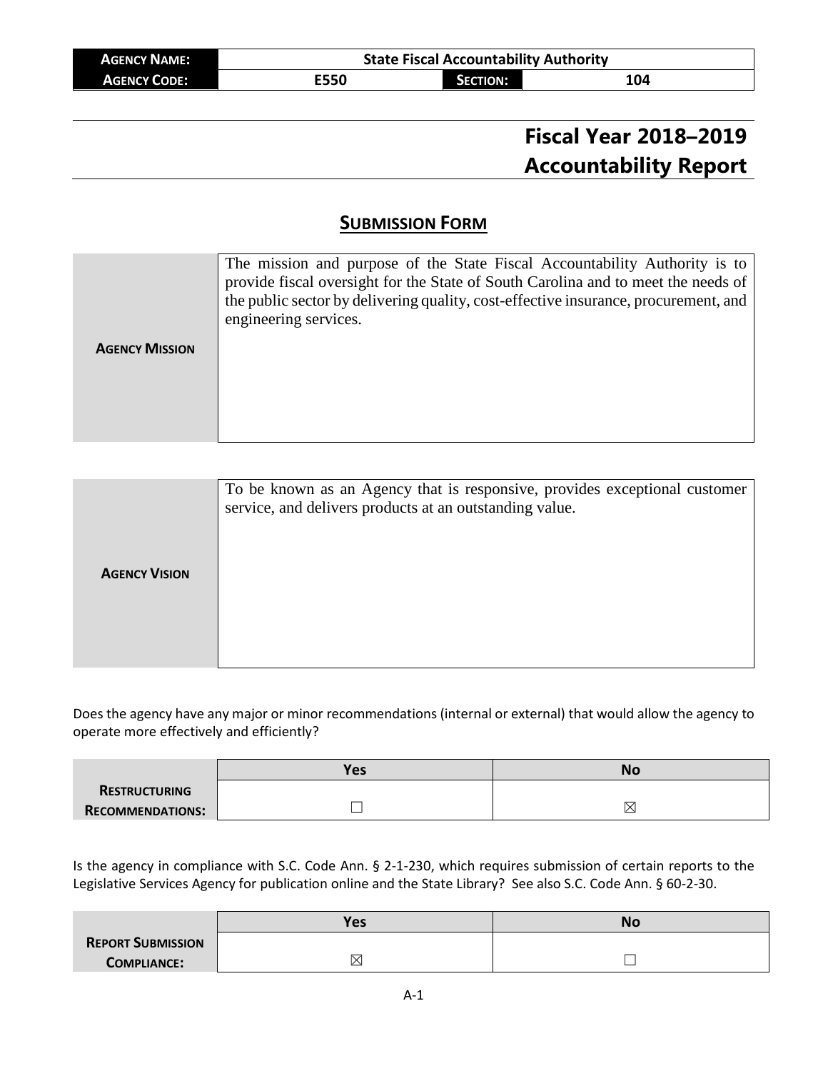| **Agency Name:** | **State Fiscal Accountability Authority** | | |
|---|---|---|---|
| **Agency Code:** | **E550** | **Section:** | **104** |

# Fiscal Year 2018–2019 Accountability Report

## Submission Form

| | |
|---|---|
| **Agency Mission** | The mission and purpose of the State Fiscal Accountability Authority is to provide fiscal oversight for the State of South Carolina and to meet the needs of the public sector by delivering quality, cost-effective insurance, procurement, and engineering services. |

| | |
|---|---|
| **Agency Vision** | To be known as an Agency that is responsive, provides exceptional customer service, and delivers products at an outstanding value. |

Does the agency have any major or minor recommendations (internal or external) that would allow the agency to operate more effectively and efficiently?

| | Yes | No |
|---|---|---|
| **Restructuring Recommendations:** | ☐ | ☒ |

Is the agency in compliance with S.C. Code Ann. § 2-1-230, which requires submission of certain reports to the Legislative Services Agency for publication online and the State Library? See also S.C. Code Ann. § 60-2-30.

| | Yes | No |
|---|---|---|
| **Report Submission Compliance:** | ☒ | ☐ |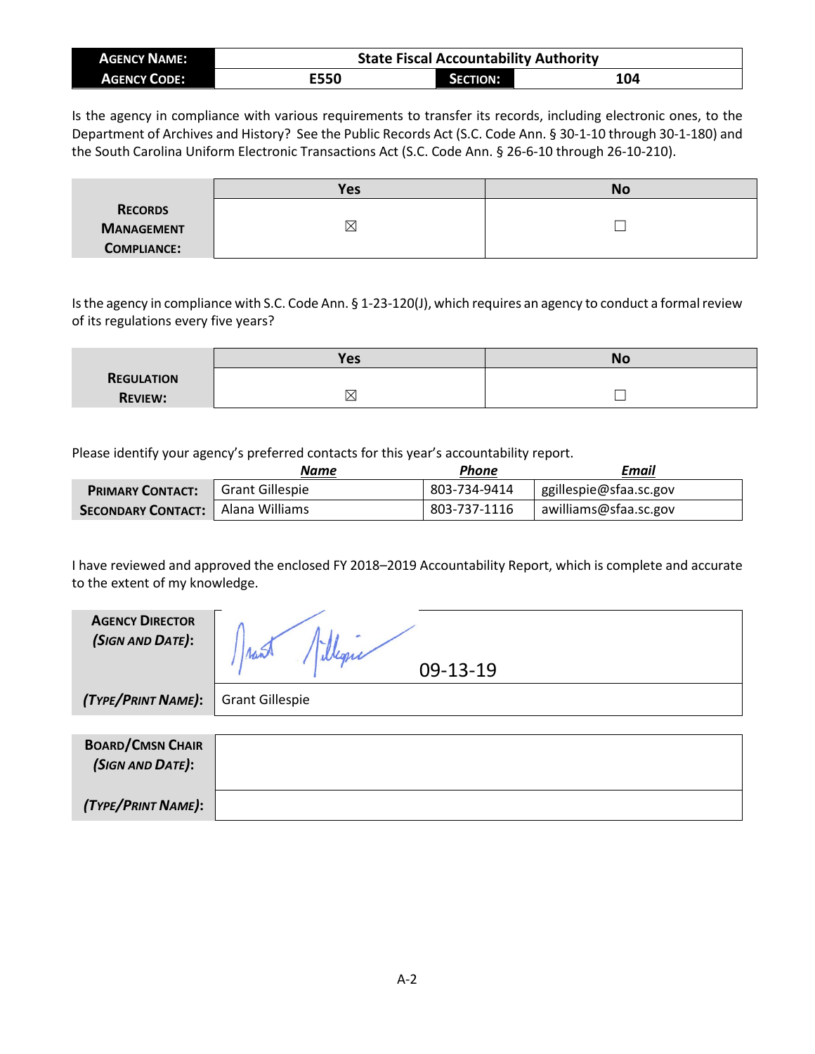| **Agency Name:** | State Fiscal Accountability Authority | | |
|---|---|---|---|
| **Agency Code:** | E550 | **Section:** | 104 |

Is the agency in compliance with various requirements to transfer its records, including electronic ones, to the Department of Archives and History? See the Public Records Act (S.C. Code Ann. § 30-1-10 through 30-1-180) and the South Carolina Uniform Electronic Transactions Act (S.C. Code Ann. § 26-6-10 through 26-10-210).

| | Yes | No |
|---|---|---|
| **Records Management Compliance:** | ☒ | ☐ |

Is the agency in compliance with S.C. Code Ann. § 1-23-120(J), which requires an agency to conduct a formal review of its regulations every five years?

| | Yes | No |
|---|---|---|
| **Regulation Review:** | ☒ | ☐ |

Please identify your agency's preferred contacts for this year's accountability report.

| | *Name* | *Phone* | *Email* |
|---|---|---|---|
| **Primary Contact:** | Grant Gillespie | 803-734-9414 | ggillespie@sfaa.sc.gov |
| **Secondary Contact:** | Alana Williams | 803-737-1116 | awilliams@sfaa.sc.gov |

I have reviewed and approved the enclosed FY 2018–2019 Accountability Report, which is complete and accurate to the extent of my knowledge.

| | |
|---|---|
| **Agency Director *(Sign and Date)*:** | [Signature] 09-13-19 |
| ***(Type/Print Name)*:** | Grant Gillespie |

| | |
|---|---|
| **Board/Cmsn Chair *(Sign and Date)*:** | |
| ***(Type/Print Name)*:** | |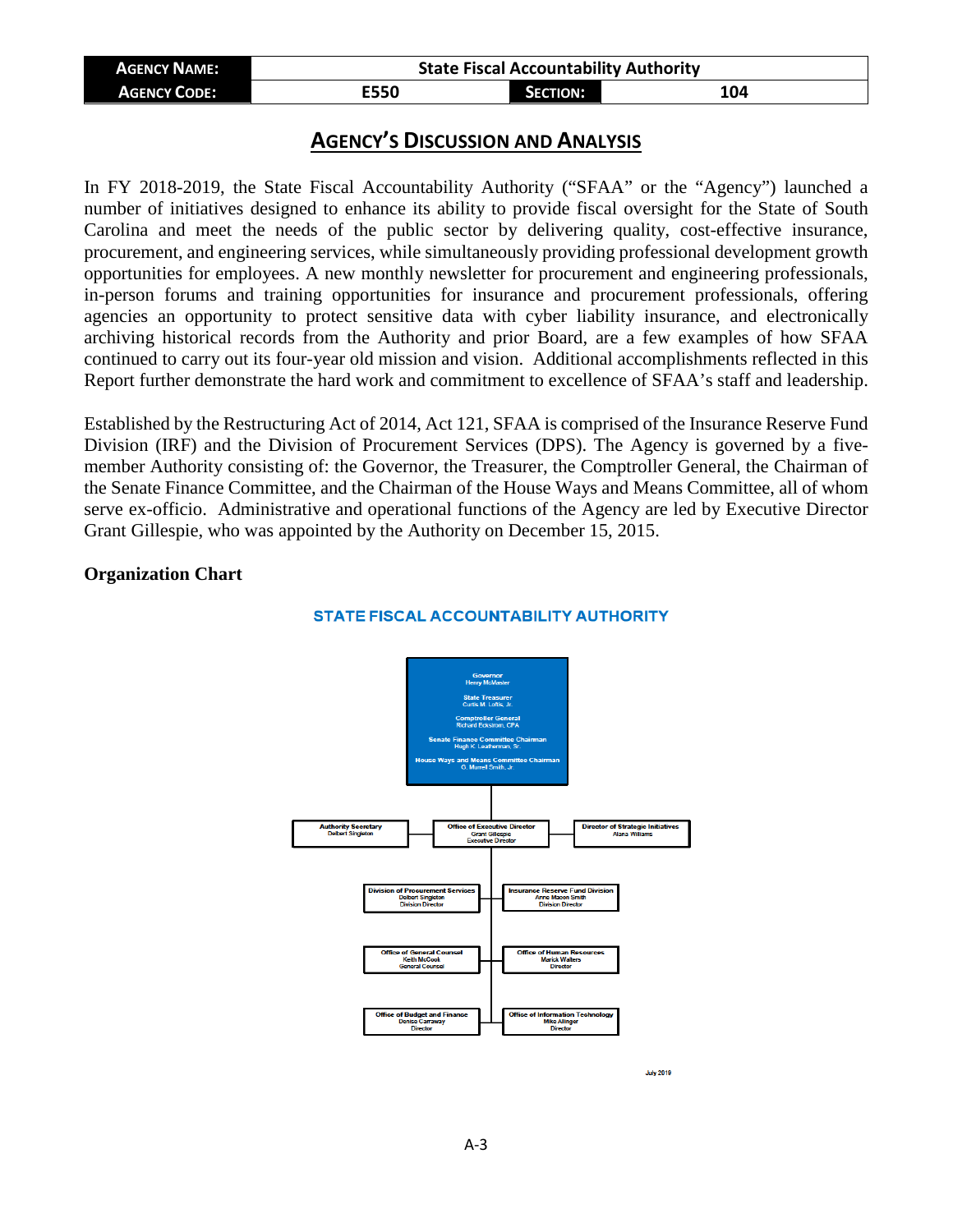| AGENCY NAME: | State Fiscal Accountability Authority | | |
| --- | --- | --- | --- |
| AGENCY CODE: | E550 | SECTION: | 104 |

## AGENCY'S DISCUSSION AND ANALYSIS

In FY 2018-2019, the State Fiscal Accountability Authority ("SFAA" or the "Agency") launched a number of initiatives designed to enhance its ability to provide fiscal oversight for the State of South Carolina and meet the needs of the public sector by delivering quality, cost-effective insurance, procurement, and engineering services, while simultaneously providing professional development growth opportunities for employees. A new monthly newsletter for procurement and engineering professionals, in-person forums and training opportunities for insurance and procurement professionals, offering agencies an opportunity to protect sensitive data with cyber liability insurance, and electronically archiving historical records from the Authority and prior Board, are a few examples of how SFAA continued to carry out its four-year old mission and vision. Additional accomplishments reflected in this Report further demonstrate the hard work and commitment to excellence of SFAA's staff and leadership.

Established by the Restructuring Act of 2014, Act 121, SFAA is comprised of the Insurance Reserve Fund Division (IRF) and the Division of Procurement Services (DPS). The Agency is governed by a five-member Authority consisting of: the Governor, the Treasurer, the Comptroller General, the Chairman of the Senate Finance Committee, and the Chairman of the House Ways and Means Committee, all of whom serve ex-officio. Administrative and operational functions of the Agency are led by Executive Director Grant Gillespie, who was appointed by the Authority on December 15, 2015.

**Organization Chart**

STATE FISCAL ACCOUNTABILITY AUTHORITY

- Governor – Henry McMaster
- State Treasurer – Curtis M. Loftis, Jr.
- Comptroller General – Richard Eckstrom, CPA
- Senate Finance Committee Chairman – Hugh K. Leatherman, Sr.
- House Ways and Means Committee Chairman – G. Murrell Smith, Jr.

Office of Executive Director – Grant Gillespie, Executive Director
- Authority Secretary – Delbert Singleton
- Director of Strategic Initiatives – Alana Williams
- Division of Procurement Services – Delbert Singleton, Division Director
- Insurance Reserve Fund Division – Anne Macon Smith, Division Director
- Office of General Counsel – Keith McCook, General Counsel
- Office of Human Resources – Marick Walters, Director
- Office of Budget and Finance – Denise Carraway, Director
- Office of Information Technology – Mike Allinger, Director

July 2019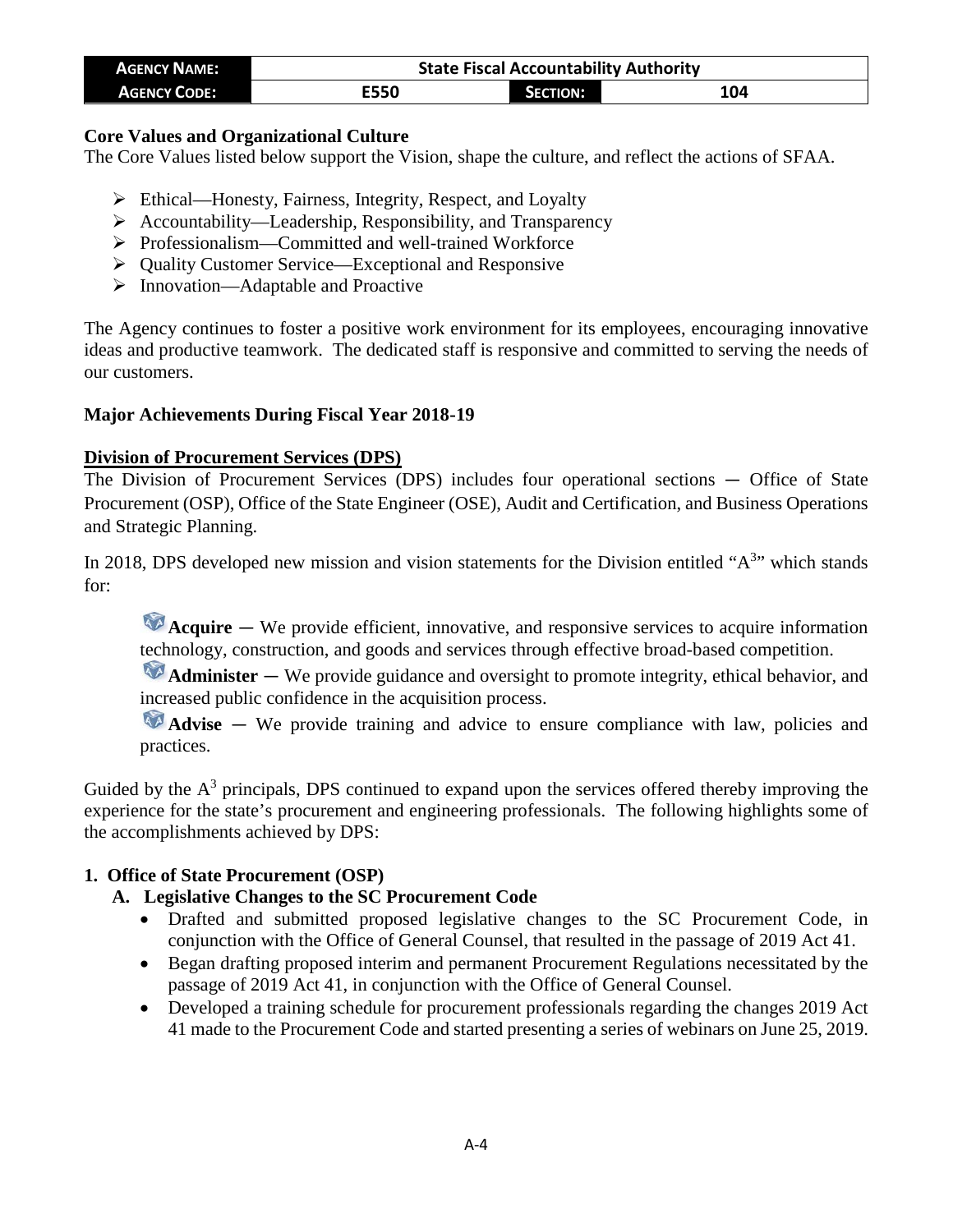| AGENCY NAME: | State Fiscal Accountability Authority | | |
| --- | --- | --- | --- |
| AGENCY CODE: | E550 | SECTION: | 104 |

**Core Values and Organizational Culture**

The Core Values listed below support the Vision, shape the culture, and reflect the actions of SFAA.

- Ethical—Honesty, Fairness, Integrity, Respect, and Loyalty
- Accountability—Leadership, Responsibility, and Transparency
- Professionalism—Committed and well-trained Workforce
- Quality Customer Service—Exceptional and Responsive
- Innovation—Adaptable and Proactive

The Agency continues to foster a positive work environment for its employees, encouraging innovative ideas and productive teamwork. The dedicated staff is responsive and committed to serving the needs of our customers.

**Major Achievements During Fiscal Year 2018-19**

**Division of Procurement Services (DPS)**

The Division of Procurement Services (DPS) includes four operational sections — Office of State Procurement (OSP), Office of the State Engineer (OSE), Audit and Certification, and Business Operations and Strategic Planning.

In 2018, DPS developed new mission and vision statements for the Division entitled "A$^3$" which stands for:

**Acquire** — We provide efficient, innovative, and responsive services to acquire information technology, construction, and goods and services through effective broad-based competition.

**Administer** — We provide guidance and oversight to promote integrity, ethical behavior, and increased public confidence in the acquisition process.

**Advise** — We provide training and advice to ensure compliance with law, policies and practices.

Guided by the A$^3$ principals, DPS continued to expand upon the services offered thereby improving the experience for the state's procurement and engineering professionals. The following highlights some of the accomplishments achieved by DPS:

**1. Office of State Procurement (OSP)**

**A. Legislative Changes to the SC Procurement Code**

- Drafted and submitted proposed legislative changes to the SC Procurement Code, in conjunction with the Office of General Counsel, that resulted in the passage of 2019 Act 41.
- Began drafting proposed interim and permanent Procurement Regulations necessitated by the passage of 2019 Act 41, in conjunction with the Office of General Counsel.
- Developed a training schedule for procurement professionals regarding the changes 2019 Act 41 made to the Procurement Code and started presenting a series of webinars on June 25, 2019.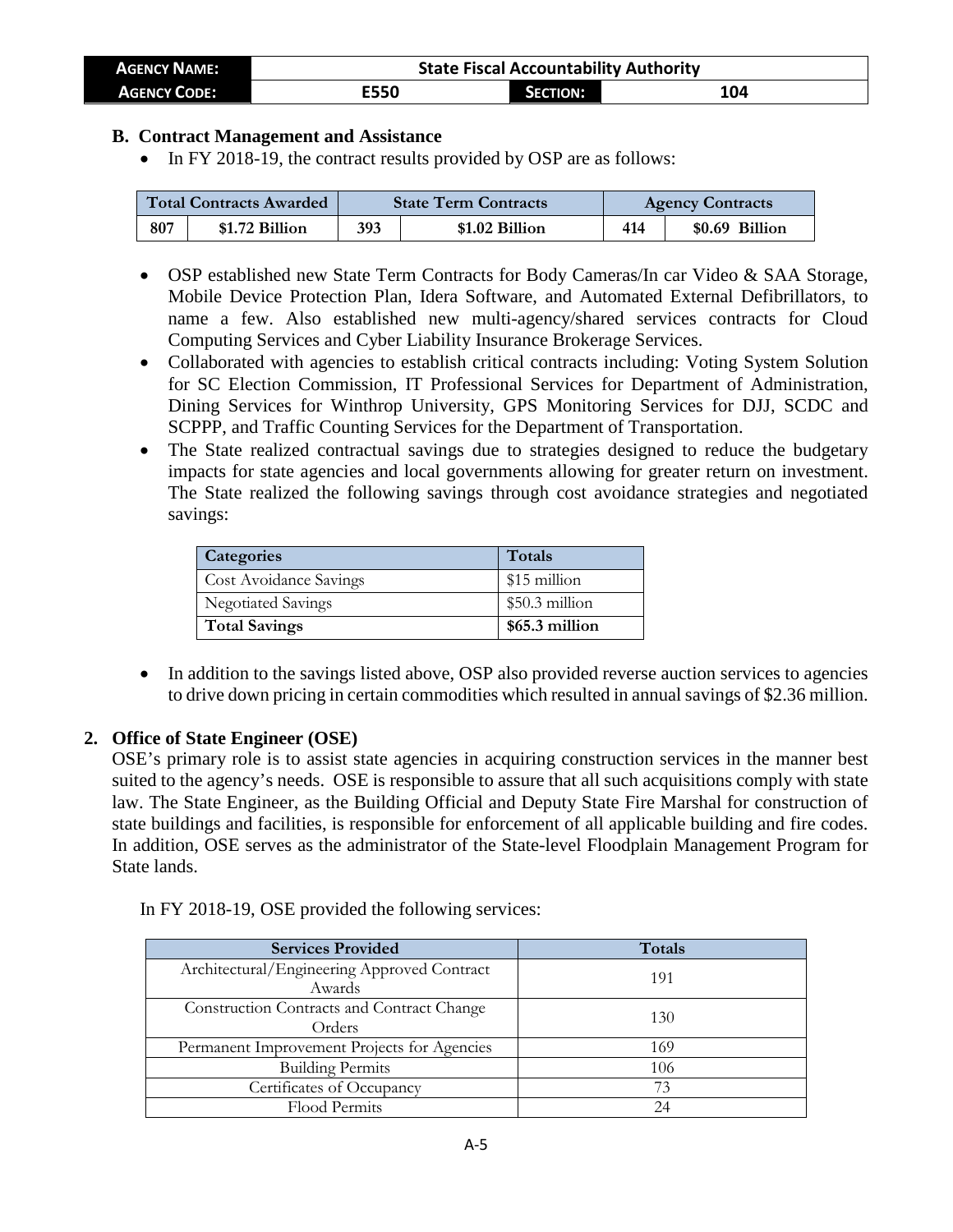**B. Contract Management and Assistance**

- In FY 2018-19, the contract results provided by OSP are as follows:

| Total Contracts Awarded | | State Term Contracts | | Agency Contracts | |
|---|---|---|---|---|---|
| 807 | $1.72 Billion | 393 | $1.02 Billion | 414 | $0.69 Billion |

- OSP established new State Term Contracts for Body Cameras/In car Video & SAA Storage, Mobile Device Protection Plan, Idera Software, and Automated External Defibrillators, to name a few. Also established new multi-agency/shared services contracts for Cloud Computing Services and Cyber Liability Insurance Brokerage Services.
- Collaborated with agencies to establish critical contracts including: Voting System Solution for SC Election Commission, IT Professional Services for Department of Administration, Dining Services for Winthrop University, GPS Monitoring Services for DJJ, SCDC and SCPPP, and Traffic Counting Services for the Department of Transportation.
- The State realized contractual savings due to strategies designed to reduce the budgetary impacts for state agencies and local governments allowing for greater return on investment. The State realized the following savings through cost avoidance strategies and negotiated savings:

| Categories | Totals |
|---|---|
| Cost Avoidance Savings | $15 million |
| Negotiated Savings | $50.3 million |
| **Total Savings** | **$65.3 million** |

- In addition to the savings listed above, OSP also provided reverse auction services to agencies to drive down pricing in certain commodities which resulted in annual savings of $2.36 million.

**2. Office of State Engineer (OSE)**

OSE's primary role is to assist state agencies in acquiring construction services in the manner best suited to the agency's needs. OSE is responsible to assure that all such acquisitions comply with state law. The State Engineer, as the Building Official and Deputy State Fire Marshal for construction of state buildings and facilities, is responsible for enforcement of all applicable building and fire codes. In addition, OSE serves as the administrator of the State-level Floodplain Management Program for State lands.

In FY 2018-19, OSE provided the following services:

| Services Provided | Totals |
|---|---|
| Architectural/Engineering Approved Contract Awards | 191 |
| Construction Contracts and Contract Change Orders | 130 |
| Permanent Improvement Projects for Agencies | 169 |
| Building Permits | 106 |
| Certificates of Occupancy | 73 |
| Flood Permits | 24 |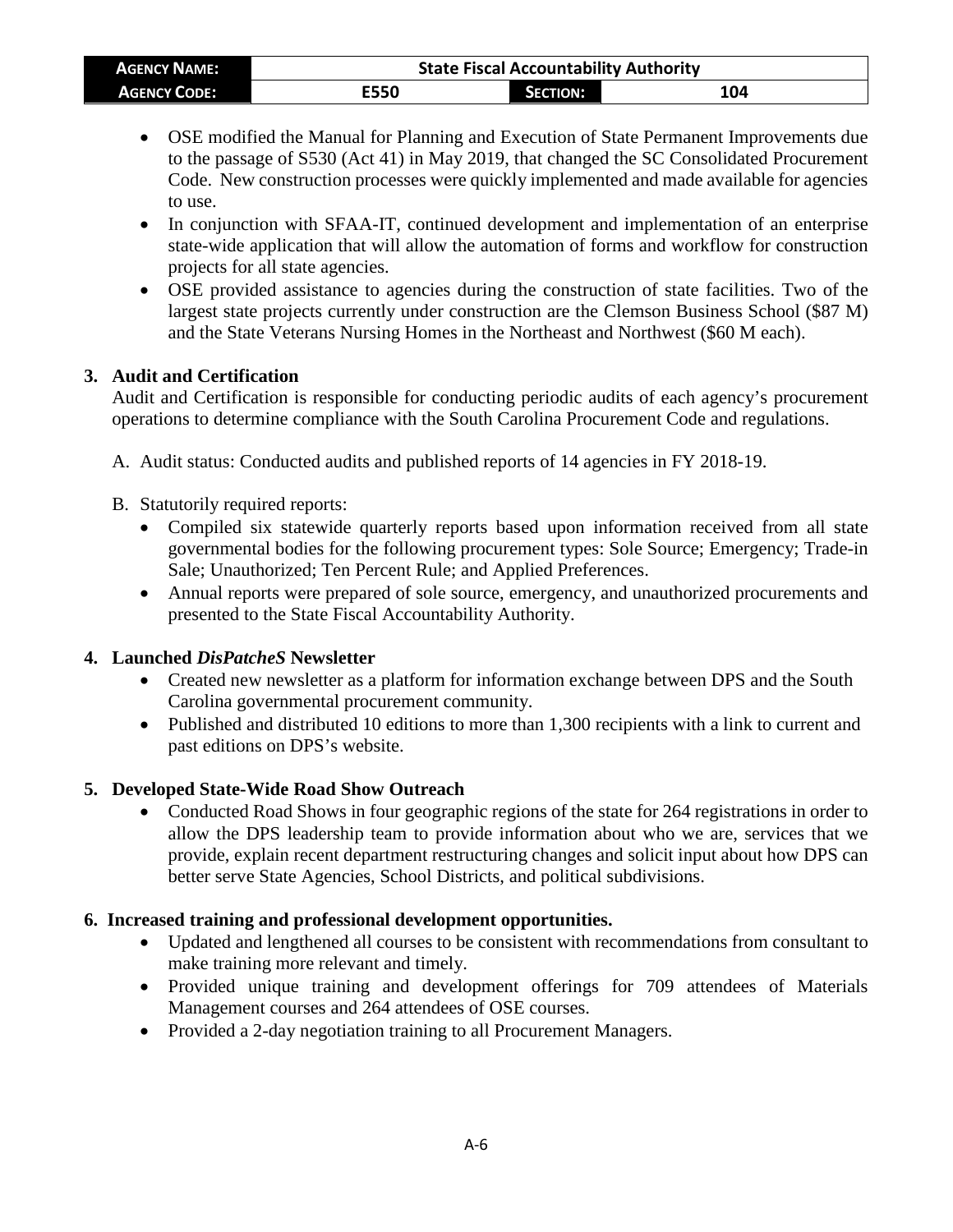- OSE modified the Manual for Planning and Execution of State Permanent Improvements due to the passage of S530 (Act 41) in May 2019, that changed the SC Consolidated Procurement Code. New construction processes were quickly implemented and made available for agencies to use.
- In conjunction with SFAA-IT, continued development and implementation of an enterprise state-wide application that will allow the automation of forms and workflow for construction projects for all state agencies.
- OSE provided assistance to agencies during the construction of state facilities. Two of the largest state projects currently under construction are the Clemson Business School ($87 M) and the State Veterans Nursing Homes in the Northeast and Northwest ($60 M each).

**3. Audit and Certification**

Audit and Certification is responsible for conducting periodic audits of each agency's procurement operations to determine compliance with the South Carolina Procurement Code and regulations.

A. Audit status: Conducted audits and published reports of 14 agencies in FY 2018-19.

B. Statutorily required reports:
   - Compiled six statewide quarterly reports based upon information received from all state governmental bodies for the following procurement types: Sole Source; Emergency; Trade-in Sale; Unauthorized; Ten Percent Rule; and Applied Preferences.
   - Annual reports were prepared of sole source, emergency, and unauthorized procurements and presented to the State Fiscal Accountability Authority.

**4. Launched *DisPatcheS* Newsletter**

- Created new newsletter as a platform for information exchange between DPS and the South Carolina governmental procurement community.
- Published and distributed 10 editions to more than 1,300 recipients with a link to current and past editions on DPS's website.

**5. Developed State-Wide Road Show Outreach**

- Conducted Road Shows in four geographic regions of the state for 264 registrations in order to allow the DPS leadership team to provide information about who we are, services that we provide, explain recent department restructuring changes and solicit input about how DPS can better serve State Agencies, School Districts, and political subdivisions.

**6. Increased training and professional development opportunities.**

- Updated and lengthened all courses to be consistent with recommendations from consultant to make training more relevant and timely.
- Provided unique training and development offerings for 709 attendees of Materials Management courses and 264 attendees of OSE courses.
- Provided a 2-day negotiation training to all Procurement Managers.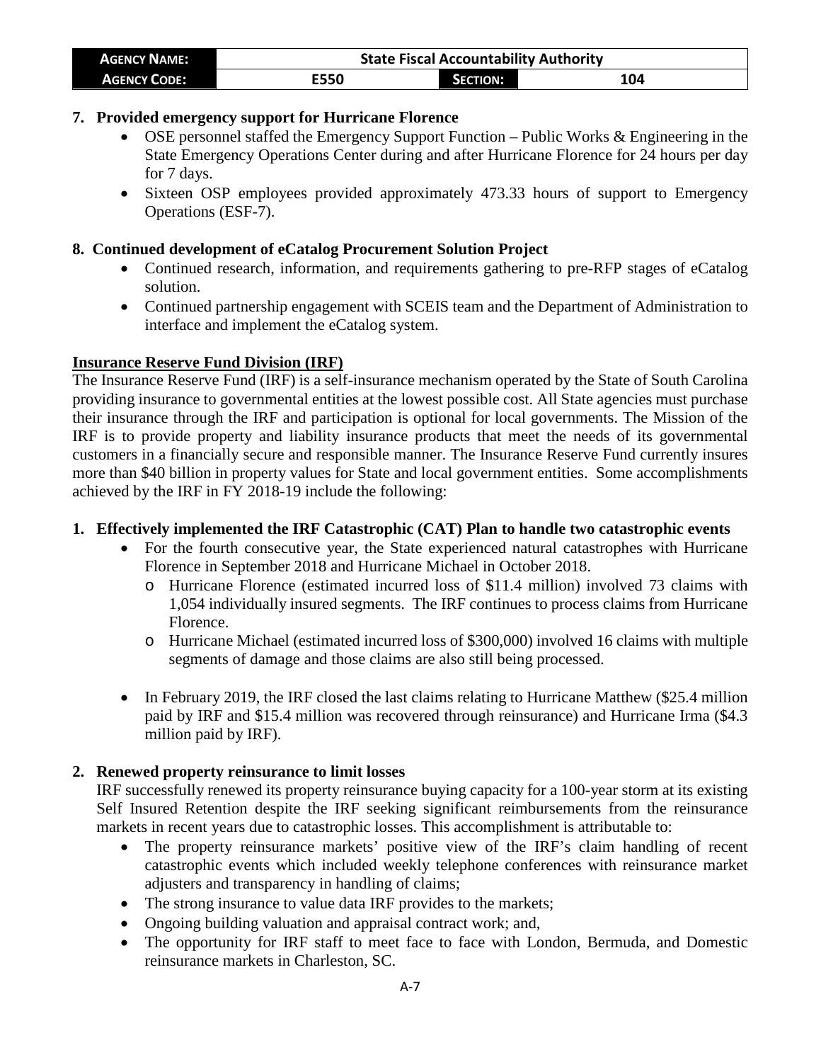**7. Provided emergency support for Hurricane Florence**

- OSE personnel staffed the Emergency Support Function – Public Works & Engineering in the State Emergency Operations Center during and after Hurricane Florence for 24 hours per day for 7 days.
- Sixteen OSP employees provided approximately 473.33 hours of support to Emergency Operations (ESF-7).

**8. Continued development of eCatalog Procurement Solution Project**

- Continued research, information, and requirements gathering to pre-RFP stages of eCatalog solution.
- Continued partnership engagement with SCEIS team and the Department of Administration to interface and implement the eCatalog system.

**Insurance Reserve Fund Division (IRF)**

The Insurance Reserve Fund (IRF) is a self-insurance mechanism operated by the State of South Carolina providing insurance to governmental entities at the lowest possible cost. All State agencies must purchase their insurance through the IRF and participation is optional for local governments. The Mission of the IRF is to provide property and liability insurance products that meet the needs of its governmental customers in a financially secure and responsible manner. The Insurance Reserve Fund currently insures more than $40 billion in property values for State and local government entities. Some accomplishments achieved by the IRF in FY 2018-19 include the following:

**1. Effectively implemented the IRF Catastrophic (CAT) Plan to handle two catastrophic events**

- For the fourth consecutive year, the State experienced natural catastrophes with Hurricane Florence in September 2018 and Hurricane Michael in October 2018.
  - Hurricane Florence (estimated incurred loss of $11.4 million) involved 73 claims with 1,054 individually insured segments. The IRF continues to process claims from Hurricane Florence.
  - Hurricane Michael (estimated incurred loss of $300,000) involved 16 claims with multiple segments of damage and those claims are also still being processed.
- In February 2019, the IRF closed the last claims relating to Hurricane Matthew ($25.4 million paid by IRF and $15.4 million was recovered through reinsurance) and Hurricane Irma ($4.3 million paid by IRF).

**2. Renewed property reinsurance to limit losses**

IRF successfully renewed its property reinsurance buying capacity for a 100-year storm at its existing Self Insured Retention despite the IRF seeking significant reimbursements from the reinsurance markets in recent years due to catastrophic losses. This accomplishment is attributable to:

- The property reinsurance markets' positive view of the IRF's claim handling of recent catastrophic events which included weekly telephone conferences with reinsurance market adjusters and transparency in handling of claims;
- The strong insurance to value data IRF provides to the markets;
- Ongoing building valuation and appraisal contract work; and,
- The opportunity for IRF staff to meet face to face with London, Bermuda, and Domestic reinsurance markets in Charleston, SC.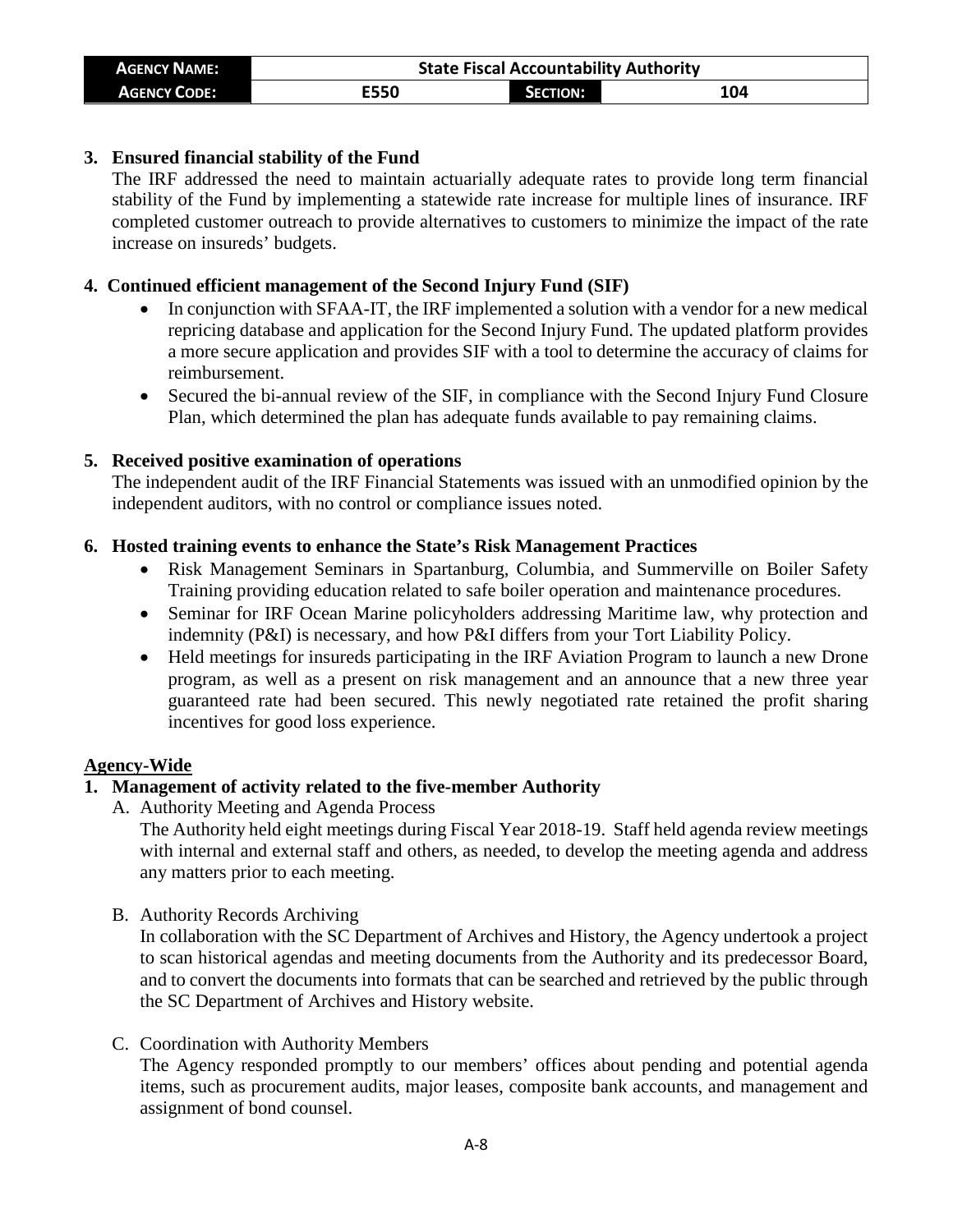**3. Ensured financial stability of the Fund**

The IRF addressed the need to maintain actuarially adequate rates to provide long term financial stability of the Fund by implementing a statewide rate increase for multiple lines of insurance. IRF completed customer outreach to provide alternatives to customers to minimize the impact of the rate increase on insureds' budgets.

**4. Continued efficient management of the Second Injury Fund (SIF)**

- In conjunction with SFAA-IT, the IRF implemented a solution with a vendor for a new medical repricing database and application for the Second Injury Fund. The updated platform provides a more secure application and provides SIF with a tool to determine the accuracy of claims for reimbursement.
- Secured the bi-annual review of the SIF, in compliance with the Second Injury Fund Closure Plan, which determined the plan has adequate funds available to pay remaining claims.

**5. Received positive examination of operations**

The independent audit of the IRF Financial Statements was issued with an unmodified opinion by the independent auditors, with no control or compliance issues noted.

**6. Hosted training events to enhance the State's Risk Management Practices**

- Risk Management Seminars in Spartanburg, Columbia, and Summerville on Boiler Safety Training providing education related to safe boiler operation and maintenance procedures.
- Seminar for IRF Ocean Marine policyholders addressing Maritime law, why protection and indemnity (P&I) is necessary, and how P&I differs from your Tort Liability Policy.
- Held meetings for insureds participating in the IRF Aviation Program to launch a new Drone program, as well as a present on risk management and an announce that a new three year guaranteed rate had been secured. This newly negotiated rate retained the profit sharing incentives for good loss experience.

**Agency-Wide**

**1. Management of activity related to the five-member Authority**

A. Authority Meeting and Agenda Process

The Authority held eight meetings during Fiscal Year 2018-19. Staff held agenda review meetings with internal and external staff and others, as needed, to develop the meeting agenda and address any matters prior to each meeting.

B. Authority Records Archiving

In collaboration with the SC Department of Archives and History, the Agency undertook a project to scan historical agendas and meeting documents from the Authority and its predecessor Board, and to convert the documents into formats that can be searched and retrieved by the public through the SC Department of Archives and History website.

C. Coordination with Authority Members

The Agency responded promptly to our members' offices about pending and potential agenda items, such as procurement audits, major leases, composite bank accounts, and management and assignment of bond counsel.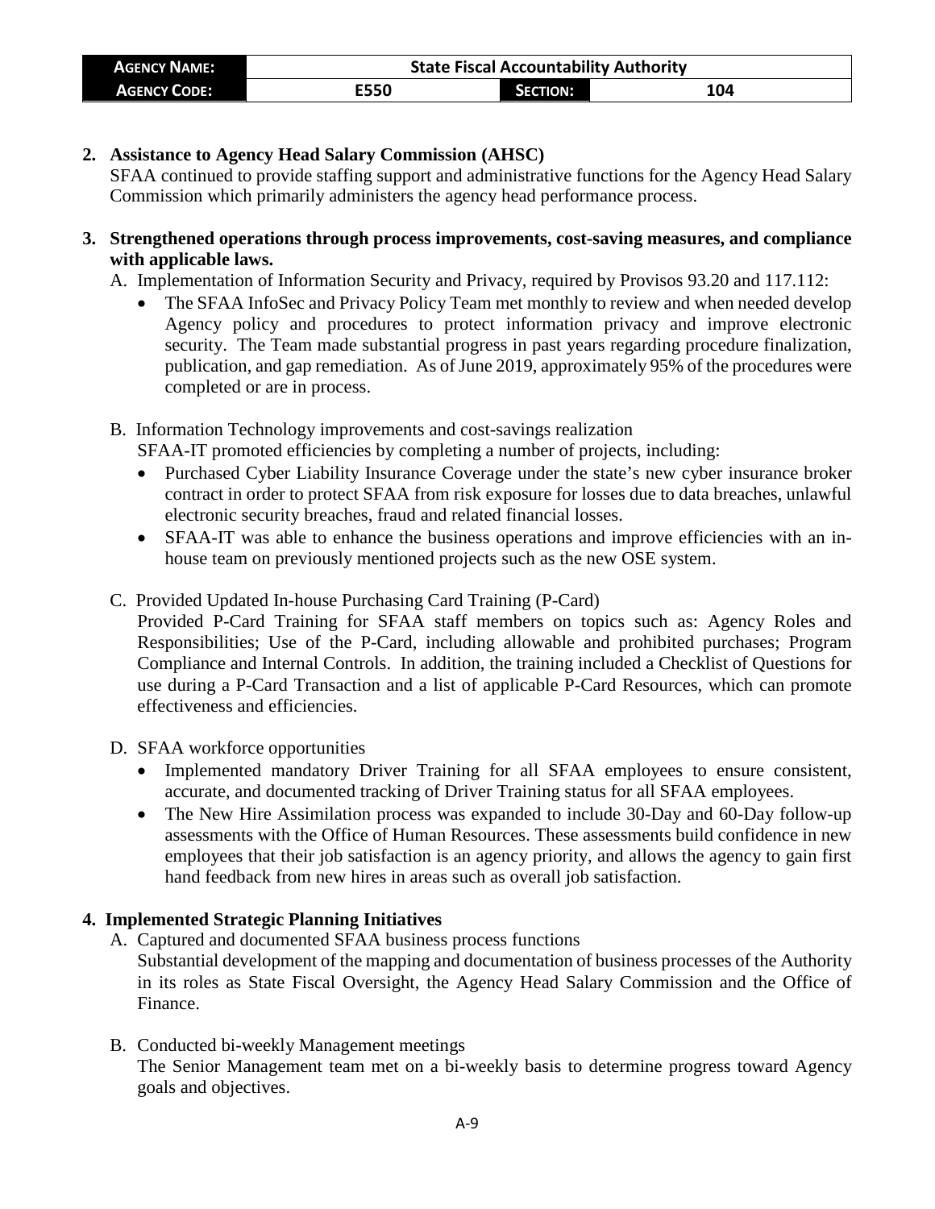**2. Assistance to Agency Head Salary Commission (AHSC)**

SFAA continued to provide staffing support and administrative functions for the Agency Head Salary Commission which primarily administers the agency head performance process.

**3. Strengthened operations through process improvements, cost-saving measures, and compliance with applicable laws.**

A. Implementation of Information Security and Privacy, required by Provisos 93.20 and 117.112:

- The SFAA InfoSec and Privacy Policy Team met monthly to review and when needed develop Agency policy and procedures to protect information privacy and improve electronic security. The Team made substantial progress in past years regarding procedure finalization, publication, and gap remediation. As of June 2019, approximately 95% of the procedures were completed or are in process.

B. Information Technology improvements and cost-savings realization

SFAA-IT promoted efficiencies by completing a number of projects, including:

- Purchased Cyber Liability Insurance Coverage under the state's new cyber insurance broker contract in order to protect SFAA from risk exposure for losses due to data breaches, unlawful electronic security breaches, fraud and related financial losses.
- SFAA-IT was able to enhance the business operations and improve efficiencies with an in-house team on previously mentioned projects such as the new OSE system.

C. Provided Updated In-house Purchasing Card Training (P-Card)

Provided P-Card Training for SFAA staff members on topics such as: Agency Roles and Responsibilities; Use of the P-Card, including allowable and prohibited purchases; Program Compliance and Internal Controls. In addition, the training included a Checklist of Questions for use during a P-Card Transaction and a list of applicable P-Card Resources, which can promote effectiveness and efficiencies.

D. SFAA workforce opportunities

- Implemented mandatory Driver Training for all SFAA employees to ensure consistent, accurate, and documented tracking of Driver Training status for all SFAA employees.
- The New Hire Assimilation process was expanded to include 30-Day and 60-Day follow-up assessments with the Office of Human Resources. These assessments build confidence in new employees that their job satisfaction is an agency priority, and allows the agency to gain first hand feedback from new hires in areas such as overall job satisfaction.

**4. Implemented Strategic Planning Initiatives**

A. Captured and documented SFAA business process functions

Substantial development of the mapping and documentation of business processes of the Authority in its roles as State Fiscal Oversight, the Agency Head Salary Commission and the Office of Finance.

B. Conducted bi-weekly Management meetings

The Senior Management team met on a bi-weekly basis to determine progress toward Agency goals and objectives.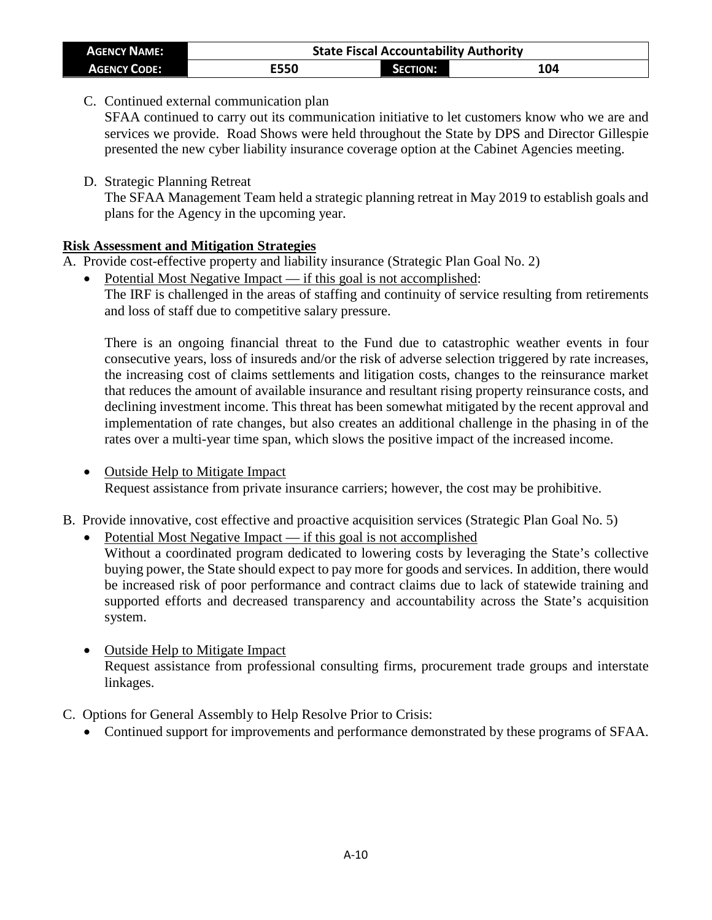C. Continued external communication plan

SFAA continued to carry out its communication initiative to let customers know who we are and services we provide. Road Shows were held throughout the State by DPS and Director Gillespie presented the new cyber liability insurance coverage option at the Cabinet Agencies meeting.

D. Strategic Planning Retreat

The SFAA Management Team held a strategic planning retreat in May 2019 to establish goals and plans for the Agency in the upcoming year.

**Risk Assessment and Mitigation Strategies**

A. Provide cost-effective property and liability insurance (Strategic Plan Goal No. 2)

- Potential Most Negative Impact — if this goal is not accomplished:

  The IRF is challenged in the areas of staffing and continuity of service resulting from retirements and loss of staff due to competitive salary pressure.

  There is an ongoing financial threat to the Fund due to catastrophic weather events in four consecutive years, loss of insureds and/or the risk of adverse selection triggered by rate increases, the increasing cost of claims settlements and litigation costs, changes to the reinsurance market that reduces the amount of available insurance and resultant rising property reinsurance costs, and declining investment income. This threat has been somewhat mitigated by the recent approval and implementation of rate changes, but also creates an additional challenge in the phasing in of the rates over a multi-year time span, which slows the positive impact of the increased income.

- Outside Help to Mitigate Impact

  Request assistance from private insurance carriers; however, the cost may be prohibitive.

B. Provide innovative, cost effective and proactive acquisition services (Strategic Plan Goal No. 5)

- Potential Most Negative Impact — if this goal is not accomplished

  Without a coordinated program dedicated to lowering costs by leveraging the State's collective buying power, the State should expect to pay more for goods and services. In addition, there would be increased risk of poor performance and contract claims due to lack of statewide training and supported efforts and decreased transparency and accountability across the State's acquisition system.

- Outside Help to Mitigate Impact

  Request assistance from professional consulting firms, procurement trade groups and interstate linkages.

C. Options for General Assembly to Help Resolve Prior to Crisis:

- Continued support for improvements and performance demonstrated by these programs of SFAA.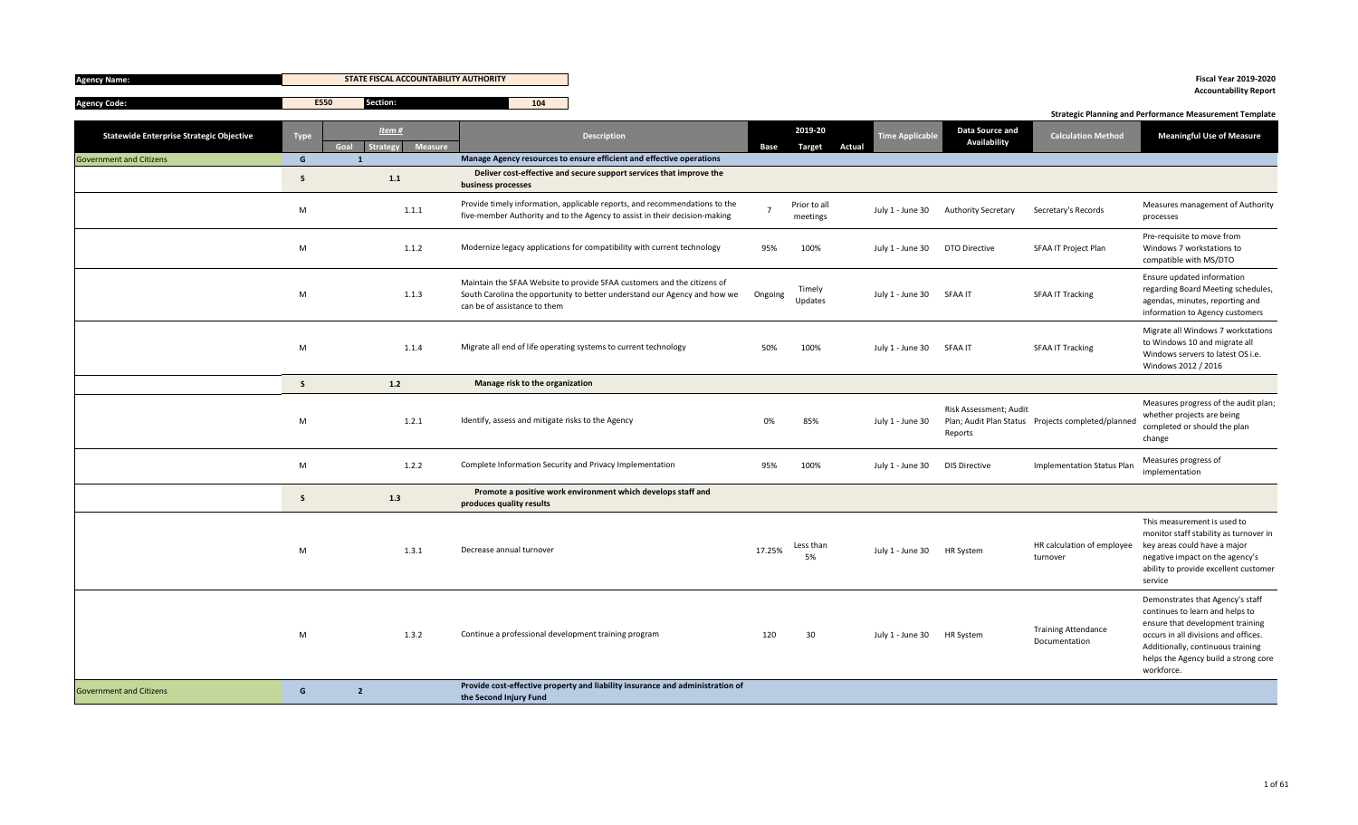| Agency Name: | STATE FISCAL ACCOUNTABILITY AUTHORITY |
|---|---|
| Agency Code: | E550 |
| Section: | 104 |

**Fiscal Year 2019-2020**
**Accountability Report**

**Strategic Planning and Performance Measurement Template**

| Statewide Enterprise Strategic Objective | Type | Item # Goal | Item # Strategy | Item # Measure | Description | 2019-20 Base | 2019-20 Target | 2019-20 Actual | Time Applicable | Data Source and Availability | Calculation Method | Meaningful Use of Measure |
|---|---|---|---|---|---|---|---|---|---|---|---|---|
| Government and Citizens | G | 1 | | | Manage Agency resources to ensure efficient and effective operations | | | | | | | |
| | S | | 1.1 | | Deliver cost-effective and secure support services that improve the business processes | | | | | | | |
| | M | | | 1.1.1 | Provide timely information, applicable reports, and recommendations to the five-member Authority and to the Agency to assist in their decision-making | 7 | Prior to all meetings | | July 1 - June 30 | Authority Secretary | Secretary's Records | Measures management of Authority processes |
| | M | | | 1.1.2 | Modernize legacy applications for compatibility with current technology | 95% | 100% | | July 1 - June 30 | DTO Directive | SFAA IT Project Plan | Pre-requisite to move from Windows 7 workstations to compatible with MS/DTO |
| | M | | | 1.1.3 | Maintain the SFAA Website to provide SFAA customers and the citizens of South Carolina the opportunity to better understand our Agency and how we can be of assistance to them | Ongoing | Timely Updates | | July 1 - June 30 | SFAA IT | SFAA IT Tracking | Ensure updated information regarding Board Meeting schedules, agendas, minutes, reporting and information to Agency customers |
| | M | | | 1.1.4 | Migrate all end of life operating systems to current technology | 50% | 100% | | July 1 - June 30 | SFAA IT | SFAA IT Tracking | Migrate all Windows 7 workstations to Windows 10 and migrate all Windows servers to latest OS i.e. Windows 2012 / 2016 |
| | S | | 1.2 | | Manage risk to the organization | | | | | | | |
| | M | | | 1.2.1 | Identify, assess and mitigate risks to the Agency | 0% | 85% | | July 1 - June 30 | Risk Assessment; Audit Plan; Audit Plan Status Reports | Projects completed/planned | Measures progress of the audit plan; whether projects are being completed or should the plan change |
| | M | | | 1.2.2 | Complete Information Security and Privacy Implementation | 95% | 100% | | July 1 - June 30 | DIS Directive | Implementation Status Plan | Measures progress of implementation |
| | S | | 1.3 | | Promote a positive work environment which develops staff and produces quality results | | | | | | | |
| | M | | | 1.3.1 | Decrease annual turnover | 17.25% | Less than 5% | | July 1 - June 30 | HR System | HR calculation of employee turnover | This measurement is used to monitor staff stability as turnover in key areas could have a major negative impact on the agency's ability to provide excellent customer service |
| | M | | | 1.3.2 | Continue a professional development training program | 120 | 30 | | July 1 - June 30 | HR System | Training Attendance Documentation | Demonstrates that Agency's staff continues to learn and helps to ensure that development training occurs in all divisions and offices. Additionally, continuous training helps the Agency build a strong core workforce. |
| Government and Citizens | G | 2 | | | Provide cost-effective property and liability insurance and administration of the Second Injury Fund | | | | | | | |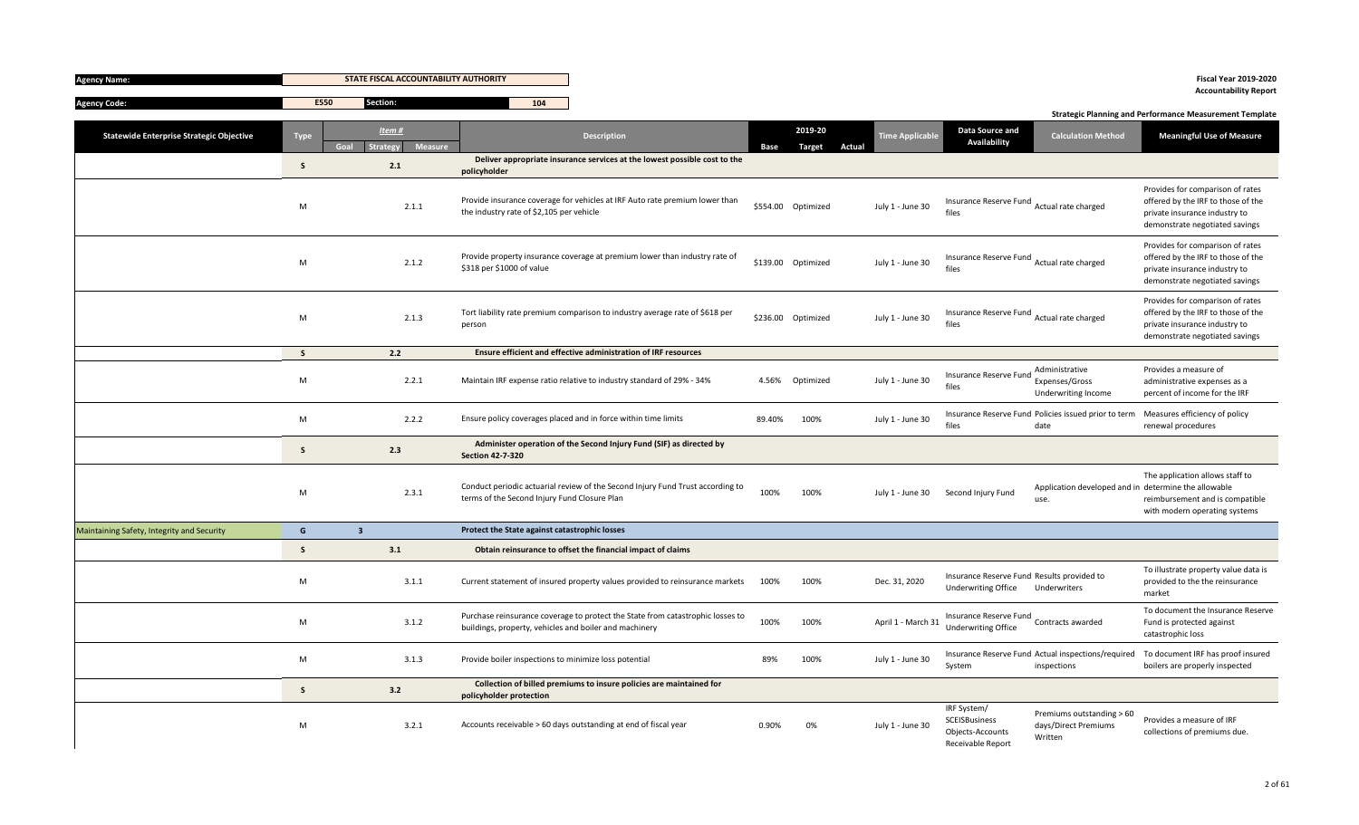| Agency Name: | STATE FISCAL ACCOUNTABILITY AUTHORITY |
|---|---|
| Agency Code: | E550 Section: 104 |

**Fiscal Year 2019-2020**
**Accountability Report**

**Strategic Planning and Performance Measurement Template**

| Statewide Enterprise Strategic Objective | Type | Item # Goal | Item # Strategy | Item # Measure | Description | 2019-20 Base | 2019-20 Target | 2019-20 Actual | Time Applicable | Data Source and Availability | Calculation Method | Meaningful Use of Measure |
|---|---|---|---|---|---|---|---|---|---|---|---|---|
| | S | | 2.1 | | **Deliver appropriate insurance services at the lowest possible cost to the policyholder** | | | | | | | |
| | M | | | 2.1.1 | Provide insurance coverage for vehicles at IRF Auto rate premium lower than the industry rate of $2,105 per vehicle | $554.00 | Optimized | | July 1 - June 30 | Insurance Reserve Fund files | Actual rate charged | Provides for comparison of rates offered by the IRF to those of the private insurance industry to demonstrate negotiated savings |
| | M | | | 2.1.2 | Provide property insurance coverage at premium lower than industry rate of $318 per $1000 of value | $139.00 | Optimized | | July 1 - June 30 | Insurance Reserve Fund files | Actual rate charged | Provides for comparison of rates offered by the IRF to those of the private insurance industry to demonstrate negotiated savings |
| | M | | | 2.1.3 | Tort liability rate premium comparison to industry average rate of $618 per person | $236.00 | Optimized | | July 1 - June 30 | Insurance Reserve Fund files | Actual rate charged | Provides for comparison of rates offered by the IRF to those of the private insurance industry to demonstrate negotiated savings |
| | S | | 2.2 | | **Ensure efficient and effective administration of IRF resources** | | | | | | | |
| | M | | | 2.2.1 | Maintain IRF expense ratio relative to industry standard of 29% - 34% | 4.56% | Optimized | | July 1 - June 30 | Insurance Reserve Fund files | Administrative Expenses/Gross Underwriting Income | Provides a measure of administrative expenses as a percent of income for the IRF |
| | M | | | 2.2.2 | Ensure policy coverages placed and in force within time limits | 89.40% | 100% | | July 1 - June 30 | Insurance Reserve Fund files | Policies issued prior to term date | Measures efficiency of policy renewal procedures |
| | S | | 2.3 | | **Administer operation of the Second Injury Fund (SIF) as directed by Section 42-7-320** | | | | | | | |
| | M | | | 2.3.1 | Conduct periodic actuarial review of the Second Injury Fund Trust according to terms of the Second Injury Fund Closure Plan | 100% | 100% | | July 1 - June 30 | Second Injury Fund | Application developed and in use. | The application allows staff to determine the allowable reimbursement and is compatible with modern operating systems |
| Maintaining Safety, Integrity and Security | G | 3 | | | **Protect the State against catastrophic losses** | | | | | | | |
| | S | | 3.1 | | **Obtain reinsurance to offset the financial impact of claims** | | | | | | | |
| | M | | | 3.1.1 | Current statement of insured property values provided to reinsurance markets | 100% | 100% | | Dec. 31, 2020 | Insurance Reserve Fund Underwriting Office | Results provided to Underwriters | To illustrate property value data is provided to the the reinsurance market |
| | M | | | 3.1.2 | Purchase reinsurance coverage to protect the State from catastrophic losses to buildings, property, vehicles and boiler and machinery | 100% | 100% | | April 1 - March 31 | Insurance Reserve Fund Underwriting Office | Contracts awarded | To document the Insurance Reserve Fund is protected against catastrophic loss |
| | M | | | 3.1.3 | Provide boiler inspections to minimize loss potential | 89% | 100% | | July 1 - June 30 | Insurance Reserve Fund System | Actual inspections/required inspections | To document IRF has proof insured boilers are properly inspected |
| | S | | 3.2 | | **Collection of billed premiums to insure policies are maintained for policyholder protection** | | | | | | | |
| | M | | | 3.2.1 | Accounts receivable > 60 days outstanding at end of fiscal year | 0.90% | 0% | | July 1 - June 30 | IRF System/ SCEISBusiness Objects-Accounts Receivable Report | Premiums outstanding > 60 days/Direct Premiums Written | Provides a measure of IRF collections of premiums due. |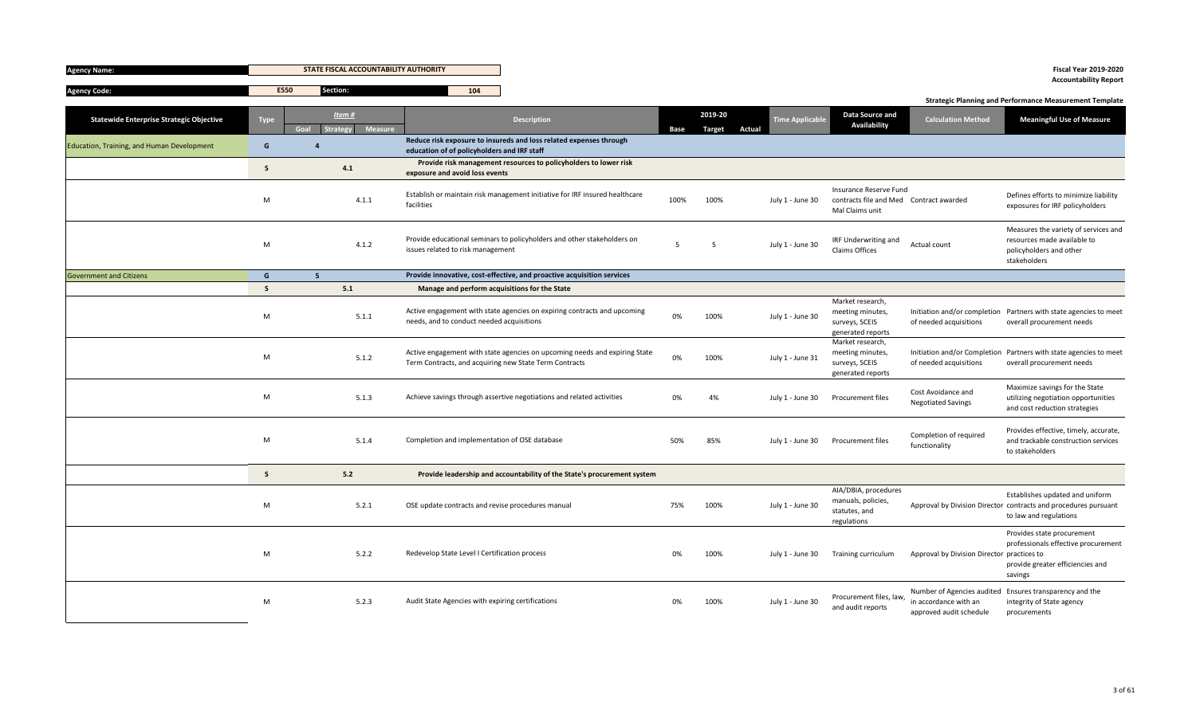**Agency Name:** STATE FISCAL ACCOUNTABILITY AUTHORITY

**Agency Code:** E550 **Section:** 104

**Fiscal Year 2019-2020**
**Accountability Report**

**Strategic Planning and Performance Measurement Template**

| Statewide Enterprise Strategic Objective | Type | Item # Goal | Item # Strategy | Item # Measure | Description | Base | 2019-20 Target | 2019-20 Actual | Time Applicable | Data Source and Availability | Calculation Method | Meaningful Use of Measure |
|---|---|---|---|---|---|---|---|---|---|---|---|---|
| Education, Training, and Human Development | G | 4 | | | Reduce risk exposure to insureds and loss related expenses through education of of policyholders and IRF staff | | | | | | | |
| | S | | 4.1 | | Provide risk management resources to policyholders to lower risk exposure and avoid loss events | | | | | | | |
| | M | | | 4.1.1 | Establish or maintain risk management initiative for IRF insured healthcare facilities | 100% | 100% | | July 1 - June 30 | Insurance Reserve Fund contracts file and Med Mal Claims unit | Contract awarded | Defines efforts to minimize liability exposures for IRF policyholders |
| | M | | | 4.1.2 | Provide educational seminars to policyholders and other stakeholders on issues related to risk management | 5 | 5 | | July 1 - June 30 | IRF Underwriting and Claims Offices | Actual count | Measures the variety of services and resources made available to policyholders and other stakeholders |
| Government and Citizens | G | 5 | | | Provide innovative, cost-effective, and proactive acquisition services | | | | | | | |
| | S | | 5.1 | | Manage and perform acquisitions for the State | | | | | | | |
| | M | | | 5.1.1 | Active engagement with state agencies on expiring contracts and upcoming needs, and to conduct needed acquisitions | 0% | 100% | | July 1 - June 30 | Market research, meeting minutes, surveys, SCEIS generated reports | Initiation and/or completion of needed acquisitions | Partners with state agencies to meet overall procurement needs |
| | M | | | 5.1.2 | Active engagement with state agencies on upcoming needs and expiring State Term Contracts, and acquiring new State Term Contracts | 0% | 100% | | July 1 - June 31 | Market research, meeting minutes, surveys, SCEIS generated reports | Initiation and/or Completion of needed acquisitions | Partners with state agencies to meet overall procurement needs |
| | M | | | 5.1.3 | Achieve savings through assertive negotiations and related activities | 0% | 4% | | July 1 - June 30 | Procurement files | Cost Avoidance and Negotiated Savings | Maximize savings for the State utilizing negotiation opportunities and cost reduction strategies |
| | M | | | 5.1.4 | Completion and implementation of OSE database | 50% | 85% | | July 1 - June 30 | Procurement files | Completion of required functionality | Provides effective, timely, accurate, and trackable construction services to stakeholders |
| | S | | 5.2 | | Provide leadership and accountability of the State's procurement system | | | | | | | |
| | M | | | 5.2.1 | OSE update contracts and revise procedures manual | 75% | 100% | | July 1 - June 30 | AIA/DBIA, procedures manuals, policies, statutes, and regulations | Approval by Division Director | Establishes updated and uniform contracts and procedures pursuant to law and regulations |
| | M | | | 5.2.2 | Redevelop State Level I Certification process | 0% | 100% | | July 1 - June 30 | Training curriculum | Approval by Division Director | Provides state procurement professionals effective procurement practices to provide greater efficiencies and savings |
| | M | | | 5.2.3 | Audit State Agencies with expiring certifications | 0% | 100% | | July 1 - June 30 | Procurement files, law, and audit reports | Number of Agencies audited in accordance with an approved audit schedule | Ensures transparency and the integrity of State agency procurements |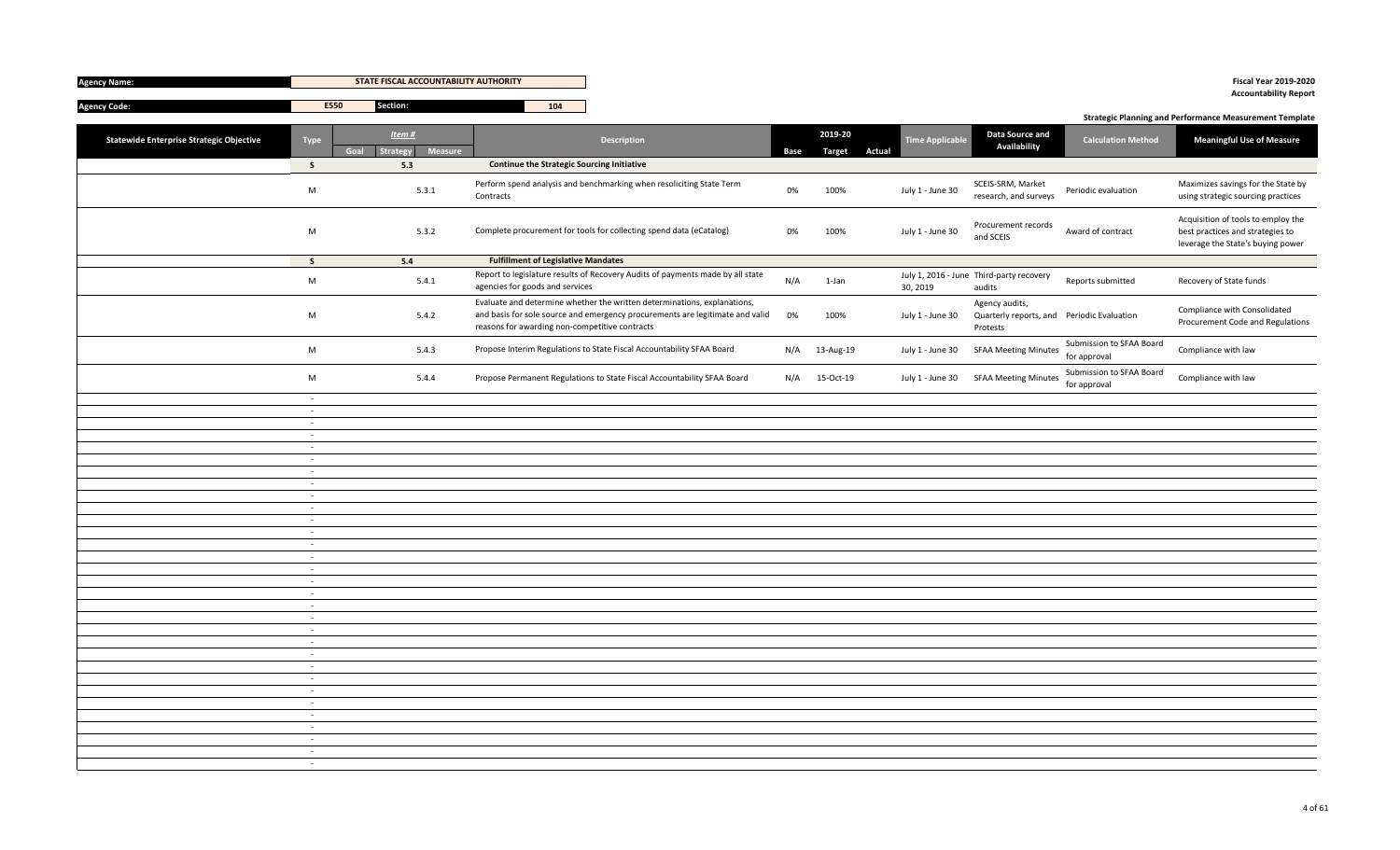| Agency Name: | STATE FISCAL ACCOUNTABILITY AUTHORITY |
|---|---|
| Agency Code: | E550 | Section: | 104 |

**Fiscal Year 2019-2020**
**Accountability Report**

**Strategic Planning and Performance Measurement Template**

| Statewide Enterprise Strategic Objective | Type | Item # Goal | Strategy | Measure | Description | 2019-20 Base | Target | Actual | Time Applicable | Data Source and Availability | Calculation Method | Meaningful Use of Measure |
|---|---|---|---|---|---|---|---|---|---|---|---|---|
| | S | | 5.3 | | **Continue the Strategic Sourcing Initiative** | | | | | | | |
| | M | | | 5.3.1 | Perform spend analysis and benchmarking when resoliciting State Term Contracts | 0% | 100% | | July 1 - June 30 | SCEIS-SRM, Market research, and surveys | Periodic evaluation | Maximizes savings for the State by using strategic sourcing practices |
| | M | | | 5.3.2 | Complete procurement for tools for collecting spend data (eCatalog) | 0% | 100% | | July 1 - June 30 | Procurement records and SCEIS | Award of contract | Acquisition of tools to employ the best practices and strategies to leverage the State's buying power |
| | S | | 5.4 | | **Fulfillment of Legislative Mandates** | | | | | | | |
| | M | | | 5.4.1 | Report to legislature results of Recovery Audits of payments made by all state agencies for goods and services | N/A | 1-Jan | | July 1, 2016 - June 30, 2019 | Third-party recovery audits | Reports submitted | Recovery of State funds |
| | M | | | 5.4.2 | Evaluate and determine whether the written determinations, explanations, and basis for sole source and emergency procurements are legitimate and valid reasons for awarding non-competitive contracts | 0% | 100% | | July 1 - June 30 | Agency audits, Quarterly reports, and Protests | Periodic Evaluation | Compliance with Consolidated Procurement Code and Regulations |
| | M | | | 5.4.3 | Propose Interim Regulations to State Fiscal Accountability SFAA Board | N/A | 13-Aug-19 | | July 1 - June 30 | SFAA Meeting Minutes | Submission to SFAA Board for approval | Compliance with law |
| | M | | | 5.4.4 | Propose Permanent Regulations to State Fiscal Accountability SFAA Board | N/A | 15-Oct-19 | | July 1 - June 30 | SFAA Meeting Minutes | Submission to SFAA Board for approval | Compliance with law |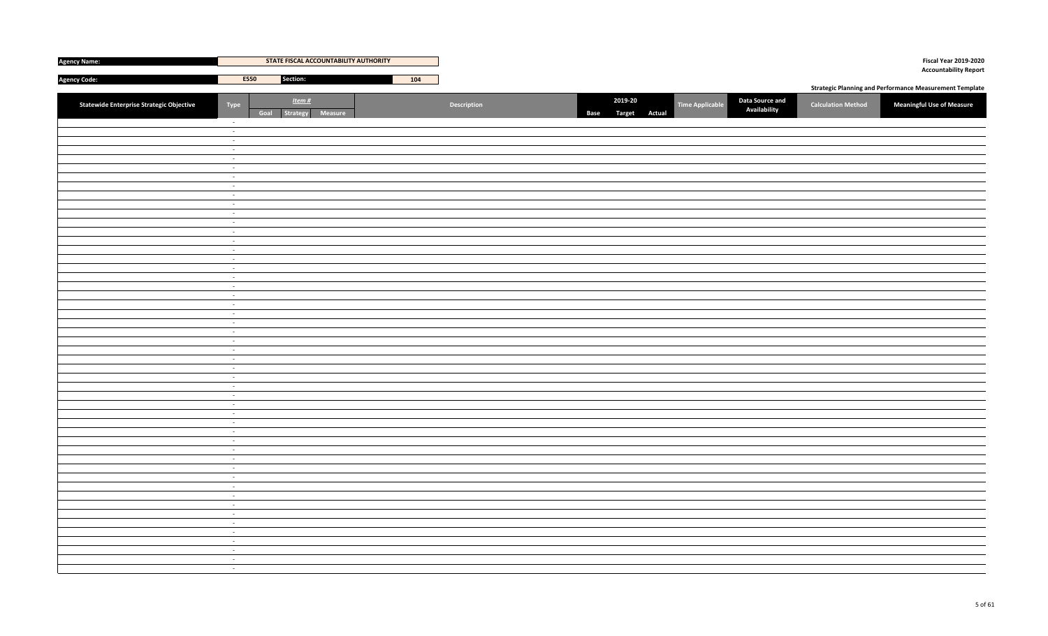| Agency Name: | STATE FISCAL ACCOUNTABILITY AUTHORITY | |
|---|---|---|
| Agency Code: | E550 | Section: 104 |

**Fiscal Year 2019-2020**
**Accountability Report**

**Strategic Planning and Performance Measurement Template**

| Statewide Enterprise Strategic Objective | Type | Item # | | | Description | 2019-20 | | | Time Applicable | Data Source and Availability | Calculation Method | Meaningful Use of Measure |
|---|---|---|---|---|---|---|---|---|---|---|---|---|
| | | Goal | Strategy | Measure | | Base | Target | Actual | | | | |
| | - | | | | | | | | | | | |
| | - | | | | | | | | | | | |
| | - | | | | | | | | | | | |
| | - | | | | | | | | | | | |
| | - | | | | | | | | | | | |
| | - | | | | | | | | | | | |
| | - | | | | | | | | | | | |
| | - | | | | | | | | | | | |
| | - | | | | | | | | | | | |
| | - | | | | | | | | | | | |
| | - | | | | | | | | | | | |
| | - | | | | | | | | | | | |
| | - | | | | | | | | | | | |
| | - | | | | | | | | | | | |
| | - | | | | | | | | | | | |
| | - | | | | | | | | | | | |
| | - | | | | | | | | | | | |
| | - | | | | | | | | | | | |
| | - | | | | | | | | | | | |
| | - | | | | | | | | | | | |
| | - | | | | | | | | | | | |
| | - | | | | | | | | | | | |
| | - | | | | | | | | | | | |
| | - | | | | | | | | | | | |
| | - | | | | | | | | | | | |
| | - | | | | | | | | | | | |
| | - | | | | | | | | | | | |
| | - | | | | | | | | | | | |
| | - | | | | | | | | | | | |
| | - | | | | | | | | | | | |
| | - | | | | | | | | | | | |
| | - | | | | | | | | | | | |
| | - | | | | | | | | | | | |
| | - | | | | | | | | | | | |
| | - | | | | | | | | | | | |
| | - | | | | | | | | | | | |
| | - | | | | | | | | | | | |
| | - | | | | | | | | | | | |
| | - | | | | | | | | | | | |
| | - | | | | | | | | | | | |
| | - | | | | | | | | | | | |
| | - | | | | | | | | | | | |
| | - | | | | | | | | | | | |
| | - | | | | | | | | | | | |
| | - | | | | | | | | | | | |
| | - | | | | | | | | | | | |
| | - | | | | | | | | | | | |
| | - | | | | | | | | | | | |
| | - | | | | | | | | | | | |
| | - | | | | | | | | | | | |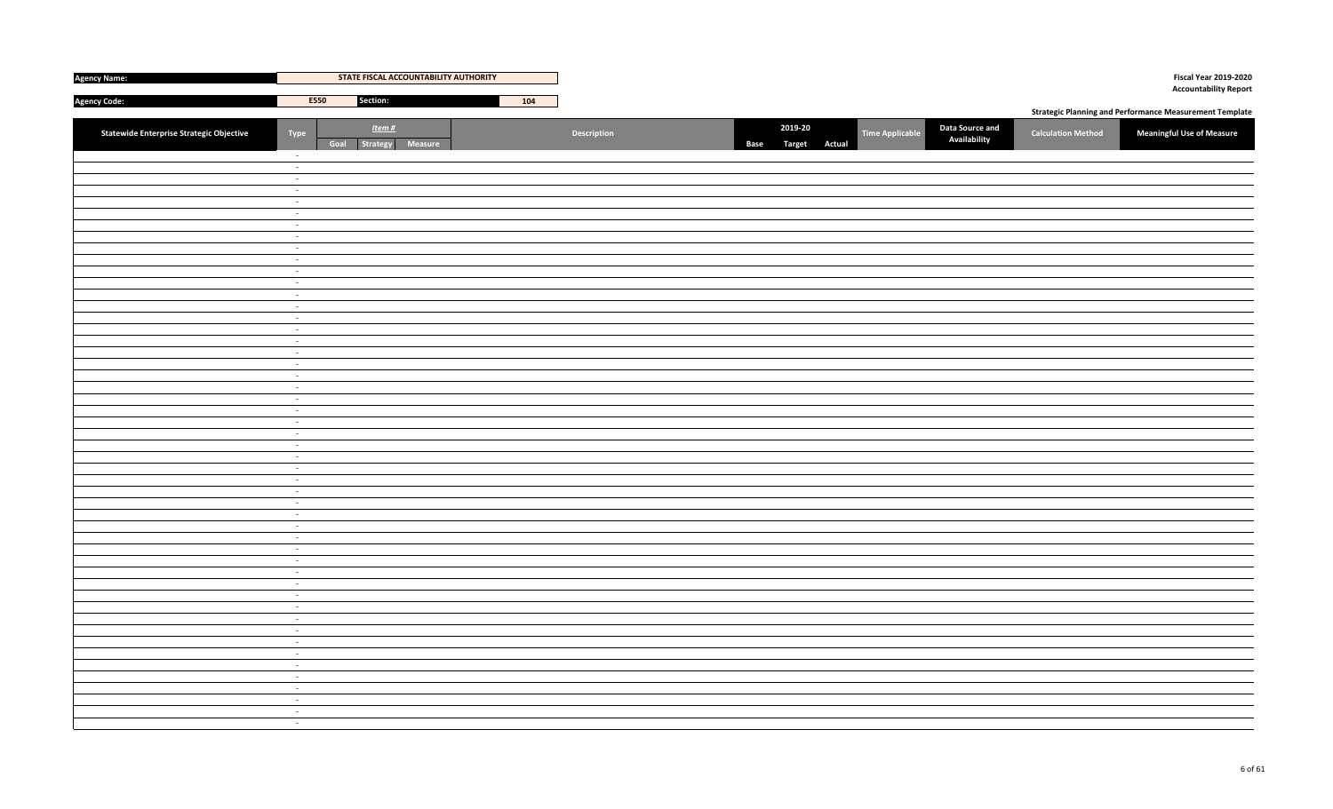| Agency Name: | STATE FISCAL ACCOUNTABILITY AUTHORITY | | |
|---|---|---|---|
| Agency Code: | E550 | Section: | 104 |

Fiscal Year 2019-2020
Accountability Report

Strategic Planning and Performance Measurement Template

| Statewide Enterprise Strategic Objective | Type | Item # | | | Description | 2019-20 | | | Time Applicable | Data Source and Availability | Calculation Method | Meaningful Use of Measure |
|---|---|---|---|---|---|---|---|---|---|---|---|---|
| | | Goal | Strategy | Measure | | Base | Target | Actual | | | | |
| | - | | | | | | | | | | | |
| | - | | | | | | | | | | | |
| | - | | | | | | | | | | | |
| | - | | | | | | | | | | | |
| | - | | | | | | | | | | | |
| | - | | | | | | | | | | | |
| | - | | | | | | | | | | | |
| | - | | | | | | | | | | | |
| | - | | | | | | | | | | | |
| | - | | | | | | | | | | | |
| | - | | | | | | | | | | | |
| | - | | | | | | | | | | | |
| | - | | | | | | | | | | | |
| | - | | | | | | | | | | | |
| | - | | | | | | | | | | | |
| | - | | | | | | | | | | | |
| | - | | | | | | | | | | | |
| | - | | | | | | | | | | | |
| | - | | | | | | | | | | | |
| | - | | | | | | | | | | | |
| | - | | | | | | | | | | | |
| | - | | | | | | | | | | | |
| | - | | | | | | | | | | | |
| | - | | | | | | | | | | | |
| | - | | | | | | | | | | | |
| | - | | | | | | | | | | | |
| | - | | | | | | | | | | | |
| | - | | | | | | | | | | | |
| | - | | | | | | | | | | | |
| | - | | | | | | | | | | | |
| | - | | | | | | | | | | | |
| | - | | | | | | | | | | | |
| | - | | | | | | | | | | | |
| | - | | | | | | | | | | | |
| | - | | | | | | | | | | | |
| | - | | | | | | | | | | | |
| | - | | | | | | | | | | | |
| | - | | | | | | | | | | | |
| | - | | | | | | | | | | | |
| | - | | | | | | | | | | | |
| | - | | | | | | | | | | | |
| | - | | | | | | | | | | | |
| | - | | | | | | | | | | | |
| | - | | | | | | | | | | | |
| | - | | | | | | | | | | | |
| | - | | | | | | | | | | | |
| | - | | | | | | | | | | | |
| | - | | | | | | | | | | | |
| | - | | | | | | | | | | | |
| | - | | | | | | | | | | | |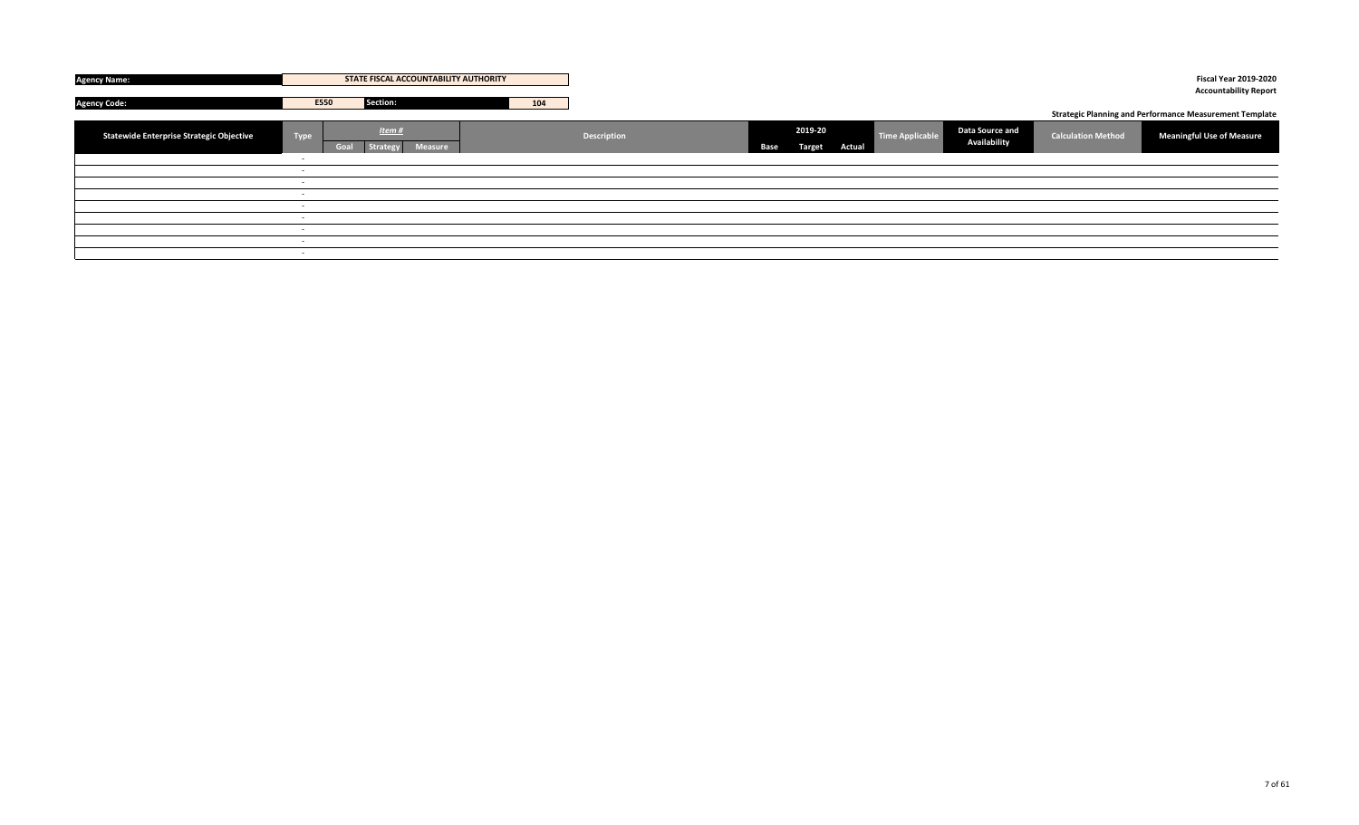| Agency Name: | STATE FISCAL ACCOUNTABILITY AUTHORITY | | |
|---|---|---|---|
| Agency Code: | E550 | Section: | 104 |

Fiscal Year 2019-2020
Accountability Report

Strategic Planning and Performance Measurement Template

| Statewide Enterprise Strategic Objective | Type | *Item #* | | | Description | 2019-20 | | | Time Applicable | Data Source and Availability | Calculation Method | Meaningful Use of Measure |
|---|---|---|---|---|---|---|---|---|---|---|---|---|
| | | Goal | Strategy | Measure | | Base | Target | Actual | | | | |
| | - | | | | | | | | | | | |
| | - | | | | | | | | | | | |
| | - | | | | | | | | | | | |
| | - | | | | | | | | | | | |
| | - | | | | | | | | | | | |
| | - | | | | | | | | | | | |
| | - | | | | | | | | | | | |
| | - | | | | | | | | | | | |
| | - | | | | | | | | | | | |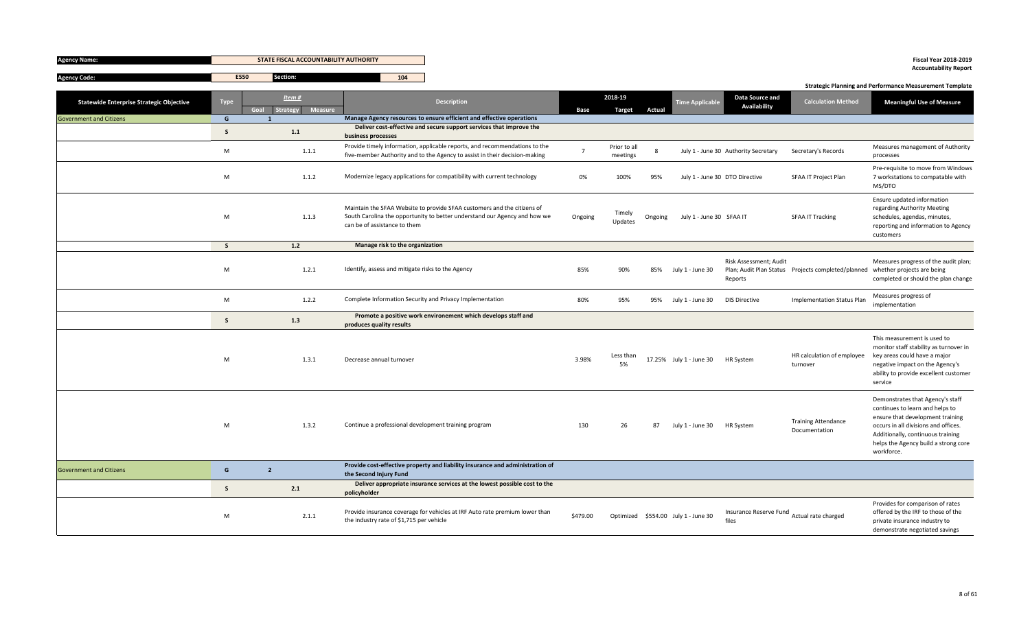| Agency Name: | STATE FISCAL ACCOUNTABILITY AUTHORITY |
|---|---|
| Agency Code: | E550 |
| Section: | 104 |

**Fiscal Year 2018-2019**
**Accountability Report**

**Strategic Planning and Performance Measurement Template**

| Statewide Enterprise Strategic Objective | Type | Item # Goal | Item # Strategy | Item # Measure | Description | Base | 2018-19 Target | 2018-19 Actual | Time Applicable | Data Source and Availability | Calculation Method | Meaningful Use of Measure |
|---|---|---|---|---|---|---|---|---|---|---|---|---|
| Government and Citizens | G | 1 | | | Manage Agency resources to ensure efficient and effective operations | | | | | | | |
| | S | | 1.1 | | Deliver cost-effective and secure support services that improve the business processes | | | | | | | |
| | M | | | 1.1.1 | Provide timely information, applicable reports, and recommendations to the five-member Authority and to the Agency to assist in their decision-making | 7 | Prior to all meetings | 8 | July 1 - June 30 | Authority Secretary | Secretary's Records | Measures management of Authority processes |
| | M | | | 1.1.2 | Modernize legacy applications for compatibility with current technology | 0% | 100% | 95% | July 1 - June 30 | DTO Directive | SFAA IT Project Plan | Pre-requisite to move from Windows 7 workstations to compatable with MS/DTO |
| | M | | | 1.1.3 | Maintain the SFAA Website to provide SFAA customers and the citizens of South Carolina the opportunity to better understand our Agency and how we can be of assistance to them | Ongoing | Timely Updates | Ongoing | July 1 - June 30 | SFAA IT | SFAA IT Tracking | Ensure updated information regarding Authority Meeting schedules, agendas, minutes, reporting and information to Agency customers |
| | S | | 1.2 | | Manage risk to the organization | | | | | | | |
| | M | | | 1.2.1 | Identify, assess and mitigate risks to the Agency | 85% | 90% | 85% | July 1 - June 30 | Risk Assessment; Audit Plan; Audit Plan Status Reports | Projects completed/planned | Measures progress of the audit plan; whether projects are being completed or should the plan change |
| | M | | | 1.2.2 | Complete Information Security and Privacy Implementation | 80% | 95% | 95% | July 1 - June 30 | DIS Directive | Implementation Status Plan | Measures progress of implementation |
| | S | | 1.3 | | Promote a positive work environement which develops staff and produces quality results | | | | | | | |
| | M | | | 1.3.1 | Decrease annual turnover | 3.98% | Less than 5% | 17.25% | July 1 - June 30 | HR System | HR calculation of employee turnover | This measurement is used to monitor staff stability as turnover in key areas could have a major negative impact on the Agency's ability to provide excellent customer service |
| | M | | | 1.3.2 | Continue a professional development training program | 130 | 26 | 87 | July 1 - June 30 | HR System | Training Attendance Documentation | Demonstrates that Agency's staff continues to learn and helps to ensure that development training occurs in all divisions and offices. Additionally, continuous training helps the Agency build a strong core workforce. |
| Government and Citizens | G | 2 | | | Provide cost-effective property and liability insurance and administration of the Second Injury Fund | | | | | | | |
| | S | | 2.1 | | Deliver appropriate insurance services at the lowest possible cost to the policyholder | | | | | | | |
| | M | | | 2.1.1 | Provide insurance coverage for vehicles at IRF Auto rate premium lower than the industry rate of $1,715 per vehicle | $479.00 | Optimized | $554.00 | July 1 - June 30 | Insurance Reserve Fund files | Actual rate charged | Provides for comparison of rates offered by the IRF to those of the private insurance industry to demonstrate negotiated savings |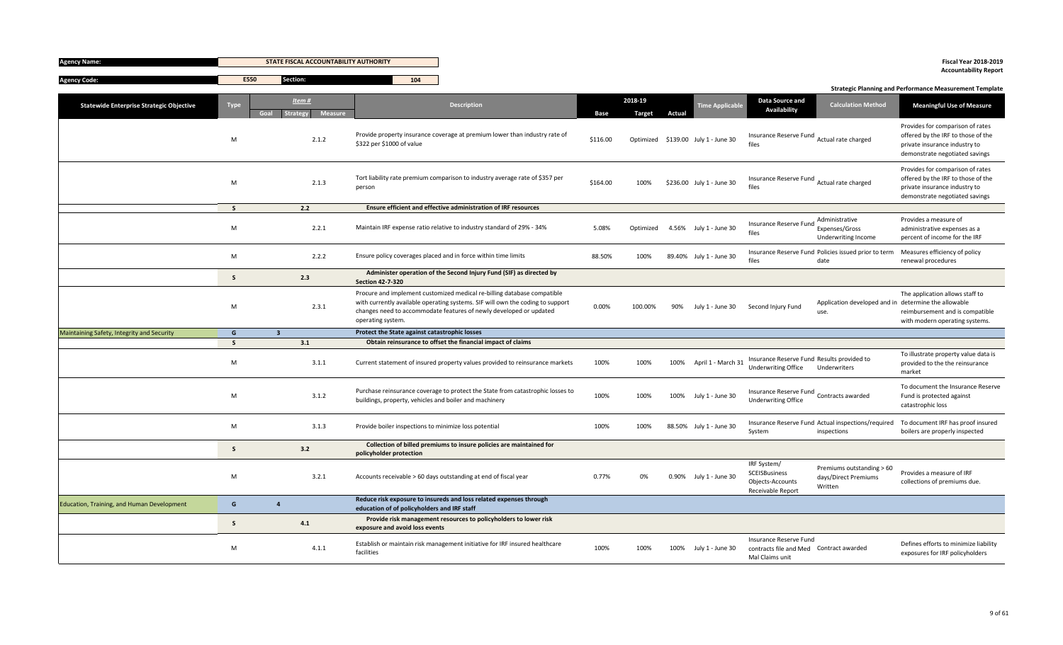| Agency Name: | STATE FISCAL ACCOUNTABILITY AUTHORITY | | Fiscal Year 2018-2019 Accountability Report |
|---|---|---|---|
| Agency Code: | E550 | Section: 104 | Strategic Planning and Performance Measurement Template |

| Statewide Enterprise Strategic Objective | Type | Item # Goal | Item # Strategy | Item # Measure | Description | Base | 2018-19 Target | 2018-19 Actual | Time Applicable | Data Source and Availability | Calculation Method | Meaningful Use of Measure |
|---|---|---|---|---|---|---|---|---|---|---|---|---|
| | M | | | 2.1.2 | Provide property insurance coverage at premium lower than industry rate of $322 per $1000 of value | $116.00 | Optimized | $139.00 | July 1 - June 30 | Insurance Reserve Fund files | Actual rate charged | Provides for comparison of rates offered by the IRF to those of the private insurance industry to demonstrate negotiated savings |
| | M | | | 2.1.3 | Tort liability rate premium comparison to industry average rate of $357 per person | $164.00 | 100% | $236.00 | July 1 - June 30 | Insurance Reserve Fund files | Actual rate charged | Provides for comparison of rates offered by the IRF to those of the private insurance industry to demonstrate negotiated savings |
| | S | | 2.2 | | Ensure efficient and effective administration of IRF resources | | | | | | | |
| | M | | | 2.2.1 | Maintain IRF expense ratio relative to industry standard of 29% - 34% | 5.08% | Optimized | 4.56% | July 1 - June 30 | Insurance Reserve Fund files | Administrative Expenses/Gross Underwriting Income | Provides a measure of administrative expenses as a percent of income for the IRF |
| | M | | | 2.2.2 | Ensure policy coverages placed and in force within time limits | 88.50% | 100% | 89.40% | July 1 - June 30 | Insurance Reserve Fund files | Policies issued prior to term date | Measures efficiency of policy renewal procedures |
| | S | | 2.3 | | Administer operation of the Second Injury Fund (SIF) as directed by Section 42-7-320 | | | | | | | |
| | M | | | 2.3.1 | Procure and implement customized medical re-billing database compatible with currently available operating systems. SIF will own the coding to support changes need to accommodate features of newly developed or updated operating system. | 0.00% | 100.00% | 90% | July 1 - June 30 | Second Injury Fund | Application developed and in use. | The application allows staff to determine the allowable reimbursement and is compatible with modern operating systems. |
| Maintaining Safety, Integrity and Security | G | 3 | | | Protect the State against catastrophic losses | | | | | | | |
| | S | | 3.1 | | Obtain reinsurance to offset the financial impact of claims | | | | | | | |
| | M | | | 3.1.1 | Current statement of insured property values provided to reinsurance markets | 100% | 100% | 100% | April 1 - March 31 | Insurance Reserve Fund Underwriting Office | Results provided to Underwriters | To illustrate property value data is provided to the the reinsurance market |
| | M | | | 3.1.2 | Purchase reinsurance coverage to protect the State from catastrophic losses to buildings, property, vehicles and boiler and machinery | 100% | 100% | 100% | July 1 - June 30 | Insurance Reserve Fund Underwriting Office | Contracts awarded | To document the Insurance Reserve Fund is protected against catastrophic loss |
| | M | | | 3.1.3 | Provide boiler inspections to minimize loss potential | 100% | 100% | 88.50% | July 1 - June 30 | Insurance Reserve Fund System | Actual inspections/required inspections | To document IRF has proof insured boilers are properly inspected |
| | S | | 3.2 | | Collection of billed premiums to insure policies are maintained for policyholder protection | | | | | | | |
| | M | | | 3.2.1 | Accounts receivable > 60 days outstanding at end of fiscal year | 0.77% | 0% | 0.90% | July 1 - June 30 | IRF System/ SCEISBusiness Objects-Accounts Receivable Report | Premiums outstanding > 60 days/Direct Premiums Written | Provides a measure of IRF collections of premiums due. |
| Education, Training, and Human Development | G | 4 | | | Reduce risk exposure to insureds and loss related expenses through education of of policyholders and IRF staff | | | | | | | |
| | S | | 4.1 | | Provide risk management resources to policyholders to lower risk exposure and avoid loss events | | | | | | | |
| | M | | | 4.1.1 | Establish or maintain risk management initiative for IRF insured healthcare facilities | 100% | 100% | 100% | July 1 - June 30 | Insurance Reserve Fund contracts file and Med Mal Claims unit | Contract awarded | Defines efforts to minimize liability exposures for IRF policyholders |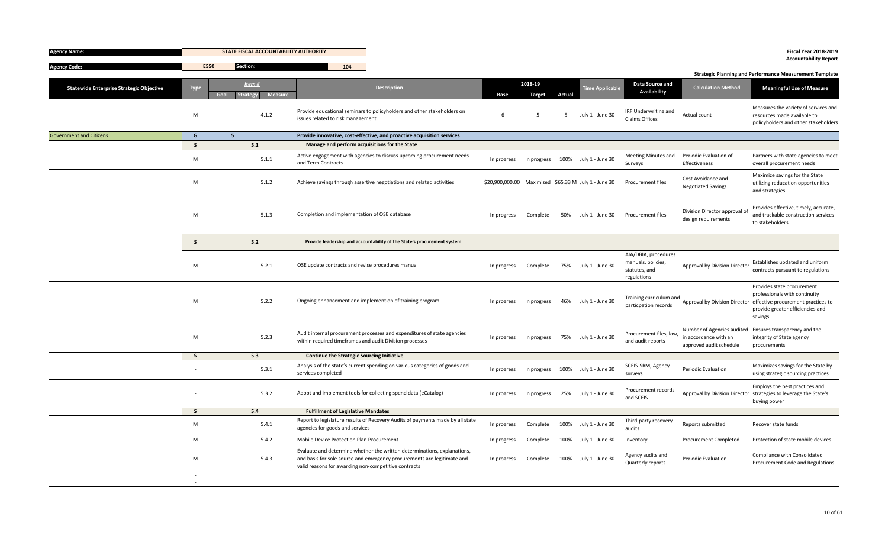| Agency Name: | STATE FISCAL ACCOUNTABILITY AUTHORITY | | Fiscal Year 2018-2019 Accountability Report |
|---|---|---|---|
| Agency Code: | E550 | Section: 104 | Strategic Planning and Performance Measurement Template |

| Statewide Enterprise Strategic Objective | Type | Item # Goal | Item # Strategy | Item # Measure | Description | Base | 2018-19 Target | 2018-19 Actual | Time Applicable | Data Source and Availability | Calculation Method | Meaningful Use of Measure |
|---|---|---|---|---|---|---|---|---|---|---|---|---|
| | M | | | 4.1.2 | Provide educational seminars to policyholders and other stakeholders on issues related to risk management | 6 | 5 | 5 | July 1 - June 30 | IRF Underwriting and Claims Offices | Actual count | Measures the variety of services and resources made available to policyholders and other stakeholders |
| Government and Citizens | G | 5 | | | Provide innovative, cost-effective, and proactive acquisition services | | | | | | | |
| | S | | 5.1 | | Manage and perform acquisitions for the State | | | | | | | |
| | M | | | 5.1.1 | Active engagement with agencies to discuss upcoming procurement needs and Term Contracts | In progress | In progress | 100% | July 1 - June 30 | Meeting Minutes and Surveys | Periodic Evaluation of Effectiveness | Partners with state agencies to meet overall procurement needs |
| | M | | | 5.1.2 | Achieve savings through assertive negotiations and related activities | $20,900,000.00 | Maximized | $65.33 M | July 1 - June 30 | Procurement files | Cost Avoidance and Negotiated Savings | Maximize savings for the State utilizing reducation opportunities and strategies |
| | M | | | 5.1.3 | Completion and implementation of OSE database | In progress | Complete | 50% | July 1 - June 30 | Procurement files | Division Director approval of design requirements | Provides effective, timely, accurate, and trackable construction services to stakeholders |
| | S | | 5.2 | | Provide leadership and accountability of the State's procurement system | | | | | | | |
| | M | | | 5.2.1 | OSE update contracts and revise procedures manual | In progress | Complete | 75% | July 1 - June 30 | AIA/DBIA, procedures manuals, policies, statutes, and regulations | Approval by Division Director | Establishes updated and uniform contracts pursuant to regulations |
| | M | | | 5.2.2 | Ongoing enhancement and implemention of training program | In progress | In progress | 46% | July 1 - June 30 | Training curriculum and particpation records | Approval by Division Director | Provides state procurement professionals with continuity effective procurement practices to provide greater efficiencies and savings |
| | M | | | 5.2.3 | Audit internal procurement processes and expenditures of state agencies within required timeframes and audit Division processes | In progress | In progress | 75% | July 1 - June 30 | Procurement files, law, and audit reports | Number of Agencies audited in accordance with an approved audit schedule | Ensures transparency and the integrity of State agency procurements |
| | S | | 5.3 | | Continue the Strategic Sourcing Initiative | | | | | | | |
| | - | | | 5.3.1 | Analysis of the state's current spending on various categories of goods and services completed | In progress | In progress | 100% | July 1 - June 30 | SCEIS-SRM, Agency surveys | Periodic Evaluation | Maximizes savings for the State by using strategic sourcing practices |
| | - | | | 5.3.2 | Adopt and implement tools for collecting spend data (eCatalog) | In progress | In progress | 25% | July 1 - June 30 | Procurement records and SCEIS | Approval by Division Director | Employs the best practices and strategies to leverage the State's buying power |
| | S | | 5.4 | | Fulfillment of Legislative Mandates | | | | | | | |
| | M | | | 5.4.1 | Report to legislature results of Recovery Audits of payments made by all state agencies for goods and services | In progress | Complete | 100% | July 1 - June 30 | Third-party recovery audits | Reports submitted | Recover state funds |
| | M | | | 5.4.2 | Mobile Device Protection Plan Procurement | In progress | Complete | 100% | July 1 - June 30 | Inventory | Procurement Completed | Protection of state mobile devices |
| | M | | | 5.4.3 | Evaluate and determine whether the written determinations, explanations, and basis for sole source and emergency procurements are legitimate and valid reasons for awarding non-competitive contracts | In progress | Complete | 100% | July 1 - June 30 | Agency audits and Quarterly reports | Periodic Evaluation | Compliance with Consolidated Procurement Code and Regulations |
| | - | | | | | | | | | | | |
| | - | | | | | | | | | | | |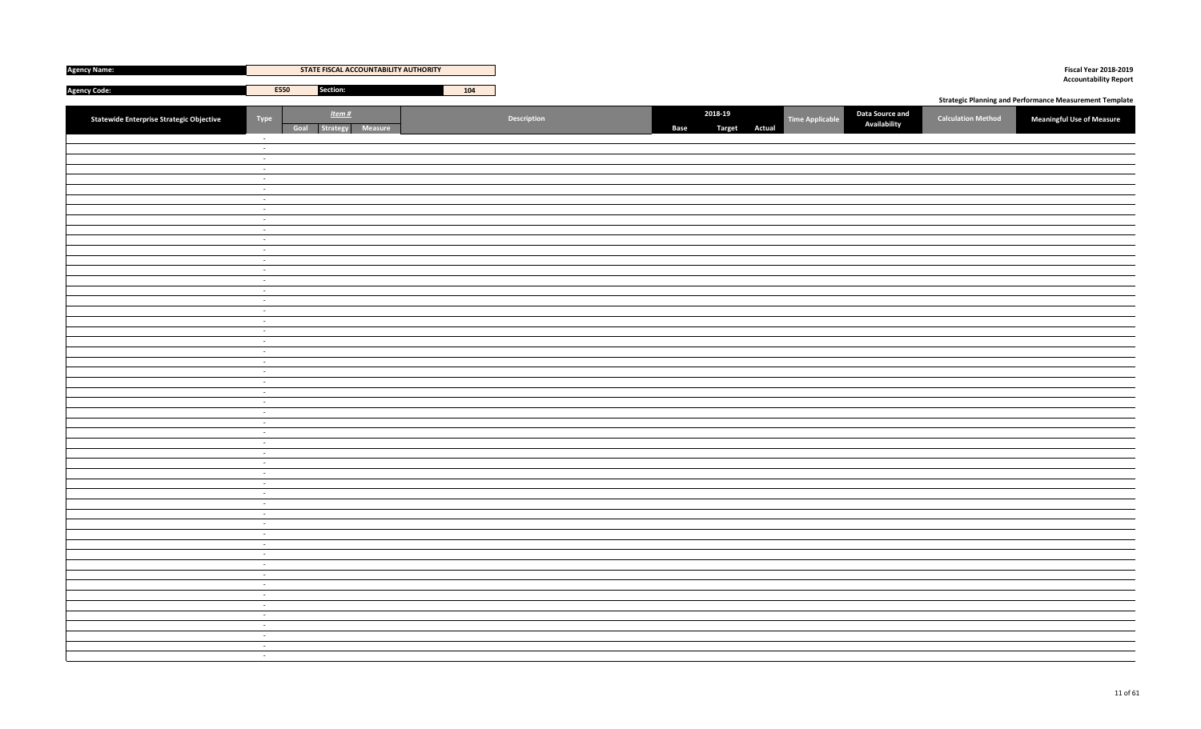| Agency Name: | STATE FISCAL ACCOUNTABILITY AUTHORITY |
|---|---|
| Agency Code: | E550 | Section: | 104 |

**Fiscal Year 2018-2019**
**Accountability Report**

**Strategic Planning and Performance Measurement Template**

| Statewide Enterprise Strategic Objective | Type | Item # | | | Description | 2018-19 | | | Time Applicable | Data Source and Availability | Calculation Method | Meaningful Use of Measure |
|---|---|---|---|---|---|---|---|---|---|---|---|---|
| | | Goal | Strategy | Measure | | Base | Target | Actual | | | | |
| | - | | | | | | | | | | | |
| | - | | | | | | | | | | | |
| | - | | | | | | | | | | | |
| | - | | | | | | | | | | | |
| | - | | | | | | | | | | | |
| | - | | | | | | | | | | | |
| | - | | | | | | | | | | | |
| | - | | | | | | | | | | | |
| | - | | | | | | | | | | | |
| | - | | | | | | | | | | | |
| | - | | | | | | | | | | | |
| | - | | | | | | | | | | | |
| | - | | | | | | | | | | | |
| | - | | | | | | | | | | | |
| | - | | | | | | | | | | | |
| | - | | | | | | | | | | | |
| | - | | | | | | | | | | | |
| | - | | | | | | | | | | | |
| | - | | | | | | | | | | | |
| | - | | | | | | | | | | | |
| | - | | | | | | | | | | | |
| | - | | | | | | | | | | | |
| | - | | | | | | | | | | | |
| | - | | | | | | | | | | | |
| | - | | | | | | | | | | | |
| | - | | | | | | | | | | | |
| | - | | | | | | | | | | | |
| | - | | | | | | | | | | | |
| | - | | | | | | | | | | | |
| | - | | | | | | | | | | | |
| | - | | | | | | | | | | | |
| | - | | | | | | | | | | | |
| | - | | | | | | | | | | | |
| | - | | | | | | | | | | | |
| | - | | | | | | | | | | | |
| | - | | | | | | | | | | | |
| | - | | | | | | | | | | | |
| | - | | | | | | | | | | | |
| | - | | | | | | | | | | | |
| | - | | | | | | | | | | | |
| | - | | | | | | | | | | | |
| | - | | | | | | | | | | | |
| | - | | | | | | | | | | | |
| | - | | | | | | | | | | | |
| | - | | | | | | | | | | | |
| | - | | | | | | | | | | | |
| | - | | | | | | | | | | | |
| | - | | | | | | | | | | | |
| | - | | | | | | | | | | | |
| | - | | | | | | | | | | | |
| | - | | | | | | | | | | | |
| | - | | | | | | | | | | | |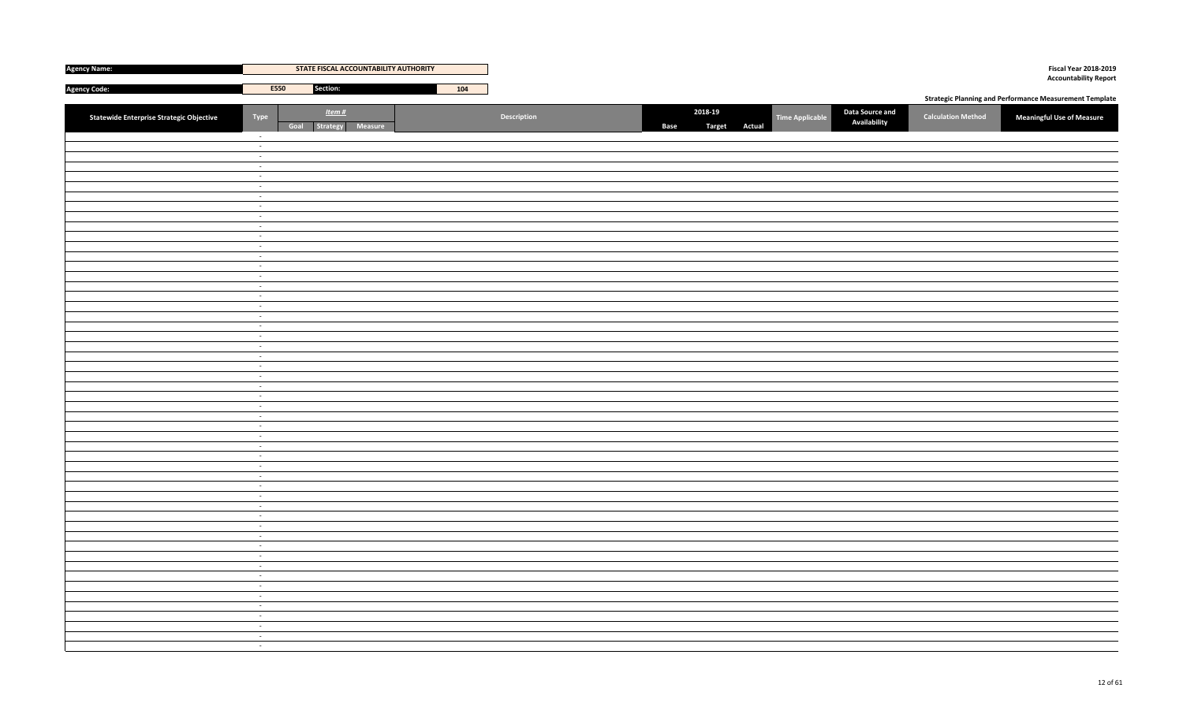| Agency Name: | STATE FISCAL ACCOUNTABILITY AUTHORITY | | |
|---|---|---|---|
| Agency Code: | E550 | Section: | 104 |

Fiscal Year 2018-2019
Accountability Report

Strategic Planning and Performance Measurement Template

| Statewide Enterprise Strategic Objective | Type | Item # | | | Description | 2018-19 | | | Time Applicable | Data Source and Availability | Calculation Method | Meaningful Use of Measure |
|---|---|---|---|---|---|---|---|---|---|---|---|---|
| | | Goal | Strategy | Measure | | Base | Target | Actual | | | | |
| | - | | | | | | | | | | | |
| | - | | | | | | | | | | | |
| | - | | | | | | | | | | | |
| | - | | | | | | | | | | | |
| | - | | | | | | | | | | | |
| | - | | | | | | | | | | | |
| | - | | | | | | | | | | | |
| | - | | | | | | | | | | | |
| | - | | | | | | | | | | | |
| | - | | | | | | | | | | | |
| | - | | | | | | | | | | | |
| | - | | | | | | | | | | | |
| | - | | | | | | | | | | | |
| | - | | | | | | | | | | | |
| | - | | | | | | | | | | | |
| | - | | | | | | | | | | | |
| | - | | | | | | | | | | | |
| | - | | | | | | | | | | | |
| | - | | | | | | | | | | | |
| | - | | | | | | | | | | | |
| | - | | | | | | | | | | | |
| | - | | | | | | | | | | | |
| | - | | | | | | | | | | | |
| | - | | | | | | | | | | | |
| | - | | | | | | | | | | | |
| | - | | | | | | | | | | | |
| | - | | | | | | | | | | | |
| | - | | | | | | | | | | | |
| | - | | | | | | | | | | | |
| | - | | | | | | | | | | | |
| | - | | | | | | | | | | | |
| | - | | | | | | | | | | | |
| | - | | | | | | | | | | | |
| | - | | | | | | | | | | | |
| | - | | | | | | | | | | | |
| | - | | | | | | | | | | | |
| | - | | | | | | | | | | | |
| | - | | | | | | | | | | | |
| | - | | | | | | | | | | | |
| | - | | | | | | | | | | | |
| | - | | | | | | | | | | | |
| | - | | | | | | | | | | | |
| | - | | | | | | | | | | | |
| | - | | | | | | | | | | | |
| | - | | | | | | | | | | | |
| | - | | | | | | | | | | | |
| | - | | | | | | | | | | | |
| | - | | | | | | | | | | | |
| | - | | | | | | | | | | | |
| | - | | | | | | | | | | | |
| | - | | | | | | | | | | | |
| | - | | | | | | | | | | | |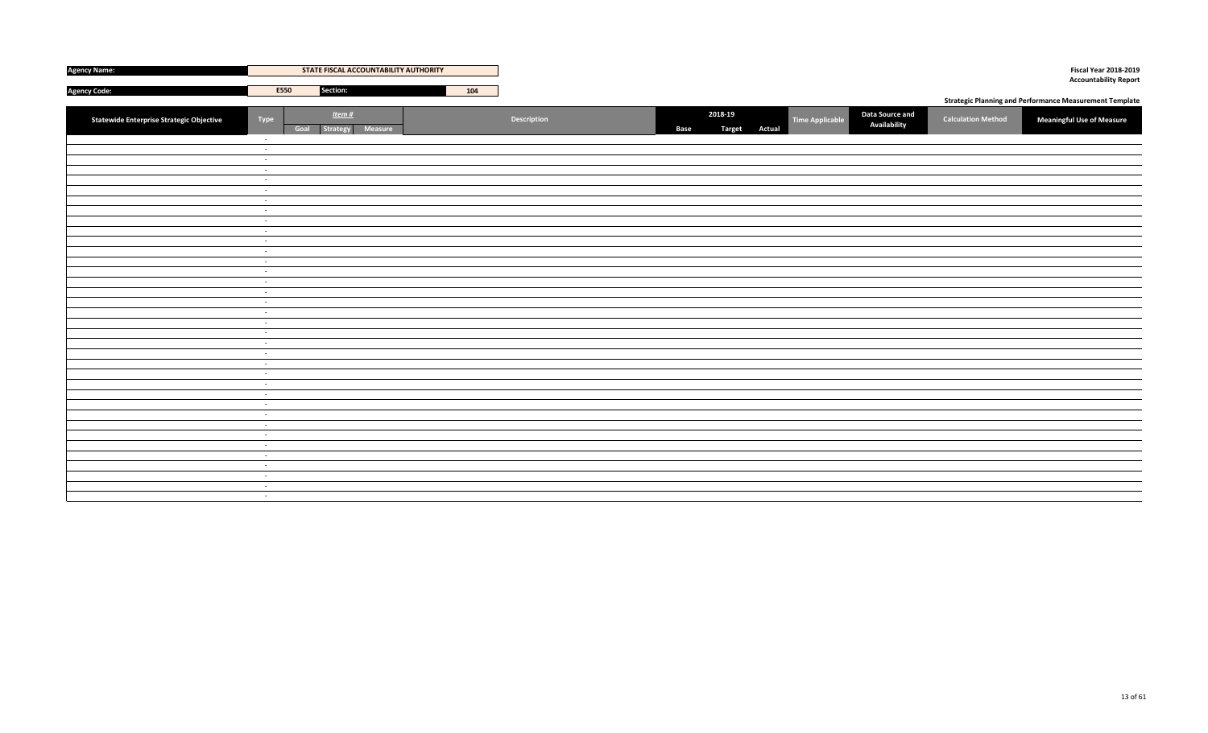| **Agency Name:** | STATE FISCAL ACCOUNTABILITY AUTHORITY | | |
|---|---|---|---|
| **Agency Code:** | E550 | **Section:** | 104 |

**Fiscal Year 2018-2019**
**Accountability Report**

**Strategic Planning and Performance Measurement Template**

| Statewide Enterprise Strategic Objective | Type | Item # | | | Description | 2018-19 | | | Time Applicable | Data Source and Availability | Calculation Method | Meaningful Use of Measure |
|---|---|---|---|---|---|---|---|---|---|---|---|---|
| | | Goal | Strategy | Measure | | Base | Target | Actual | | | | |
| | - | | | | | | | | | | | |
| | - | | | | | | | | | | | |
| | - | | | | | | | | | | | |
| | - | | | | | | | | | | | |
| | - | | | | | | | | | | | |
| | - | | | | | | | | | | | |
| | - | | | | | | | | | | | |
| | - | | | | | | | | | | | |
| | - | | | | | | | | | | | |
| | - | | | | | | | | | | | |
| | - | | | | | | | | | | | |
| | - | | | | | | | | | | | |
| | - | | | | | | | | | | | |
| | - | | | | | | | | | | | |
| | - | | | | | | | | | | | |
| | - | | | | | | | | | | | |
| | - | | | | | | | | | | | |
| | - | | | | | | | | | | | |
| | - | | | | | | | | | | | |
| | - | | | | | | | | | | | |
| | - | | | | | | | | | | | |
| | - | | | | | | | | | | | |
| | - | | | | | | | | | | | |
| | - | | | | | | | | | | | |
| | - | | | | | | | | | | | |
| | - | | | | | | | | | | | |
| | - | | | | | | | | | | | |
| | - | | | | | | | | | | | |
| | - | | | | | | | | | | | |
| | - | | | | | | | | | | | |
| | - | | | | | | | | | | | |
| | - | | | | | | | | | | | |
| | - | | | | | | | | | | | |
| | - | | | | | | | | | | | |
| | - | | | | | | | | | | | |
| | - | | | | | | | | | | | |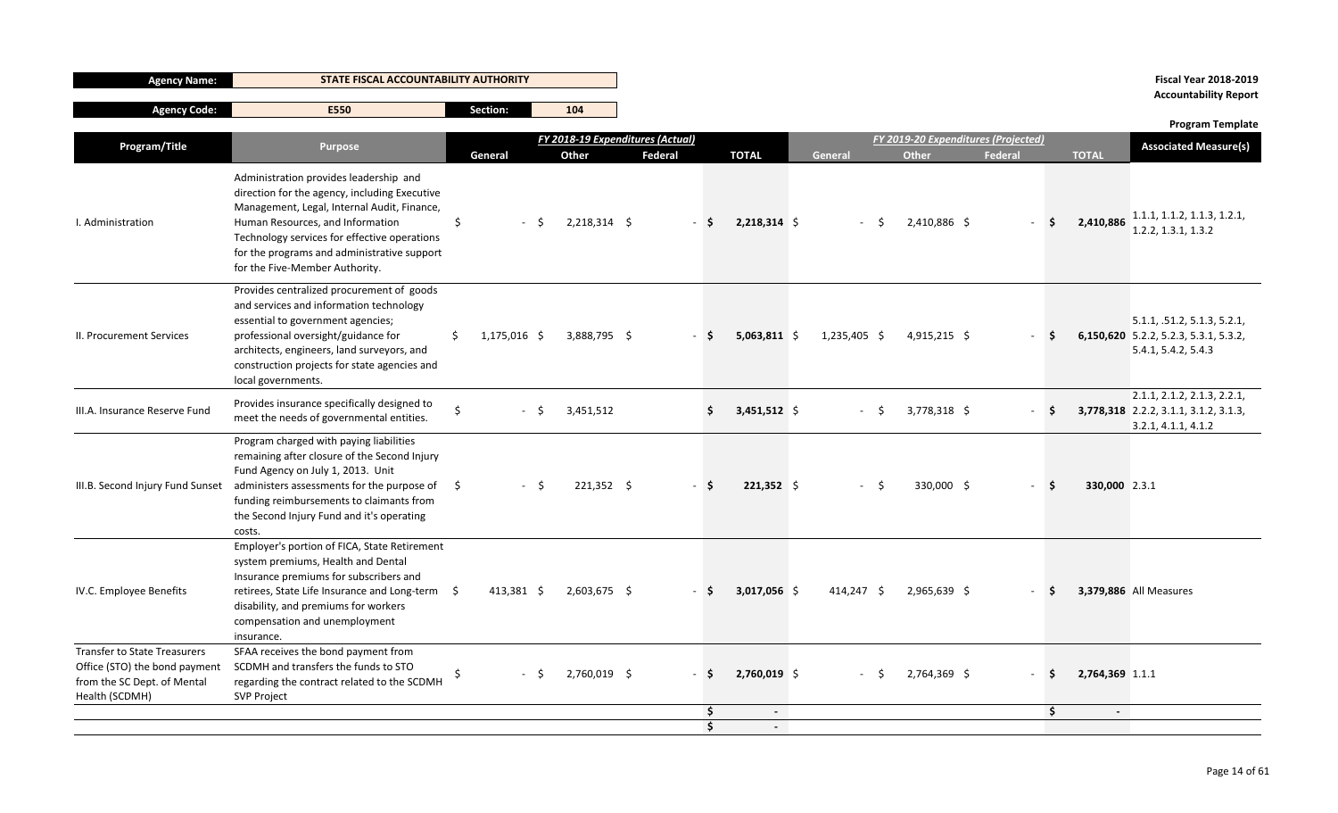| Agency Name: | STATE FISCAL ACCOUNTABILITY AUTHORITY | | |
|---|---|---|---|
| Agency Code: | E550 | Section: | 104 |

**Fiscal Year 2018-2019**
**Accountability Report**

**Program Template**

| Program/Title | Purpose | FY 2018-19 Expenditures (Actual) | | | | FY 2019-20 Expenditures (Projected) | | | | Associated Measure(s) |
|---|---|---|---|---|---|---|---|---|---|---|
| | | General | Other | Federal | TOTAL | General | Other | Federal | TOTAL | |
| I. Administration | Administration provides leadership and direction for the agency, including Executive Management, Legal, Internal Audit, Finance, Human Resources, and Information Technology services for effective operations for the programs and administrative support for the Five-Member Authority. | $ - | $ 2,218,314 | $ - | $ 2,218,314 | $ - | $ 2,410,886 | $ - | $ 2,410,886 | 1.1.1, 1.1.2, 1.1.3, 1.2.1, 1.2.2, 1.3.1, 1.3.2 |
| II. Procurement Services | Provides centralized procurement of goods and services and information technology essential to government agencies; professional oversight/guidance for architects, engineers, land surveyors, and construction projects for state agencies and local governments. | $ 1,175,016 | $ 3,888,795 | $ - | $ 5,063,811 | $ 1,235,405 | $ 4,915,215 | $ - | $ 6,150,620 | 5.1.1, .51.2, 5.1.3, 5.2.1, 5.2.2, 5.2.3, 5.3.1, 5.3.2, 5.4.1, 5.4.2, 5.4.3 |
| III.A. Insurance Reserve Fund | Provides insurance specifically designed to meet the needs of governmental entities. | $ - | $ 3,451,512 | | $ 3,451,512 | $ - | $ 3,778,318 | $ - | $ 3,778,318 | 2.1.1, 2.1.2, 2.1.3, 2.2.1, 2.2.2, 3.1.1, 3.1.2, 3.1.3, 3.2.1, 4.1.1, 4.1.2 |
| III.B. Second Injury Fund Sunset | Program charged with paying liabilities remaining after closure of the Second Injury Fund Agency on July 1, 2013. Unit administers assessments for the purpose of funding reimbursements to claimants from the Second Injury Fund and it's operating costs. | $ - | $ 221,352 | $ - | $ 221,352 | $ - | $ 330,000 | $ - | $ 330,000 | 2.3.1 |
| IV.C. Employee Benefits | Employer's portion of FICA, State Retirement system premiums, Health and Dental Insurance premiums for subscribers and retirees, State Life Insurance and Long-term disability, and premiums for workers compensation and unemployment insurance. | $ 413,381 | $ 2,603,675 | $ - | $ 3,017,056 | $ 414,247 | $ 2,965,639 | $ - | $ 3,379,886 | All Measures |
| Transfer to State Treasurers Office (STO) the bond payment from the SC Dept. of Mental Health (SCDMH) | SFAA receives the bond payment from SCDMH and transfers the funds to STO regarding the contract related to the SCDMH SVP Project | $ - | $ 2,760,019 | $ - | $ 2,760,019 | $ - | $ 2,764,369 | $ - | $ 2,764,369 | 1.1.1 |
| | | | | | $ - | | | | $ - | |
| | | | | | $ - | | | | | |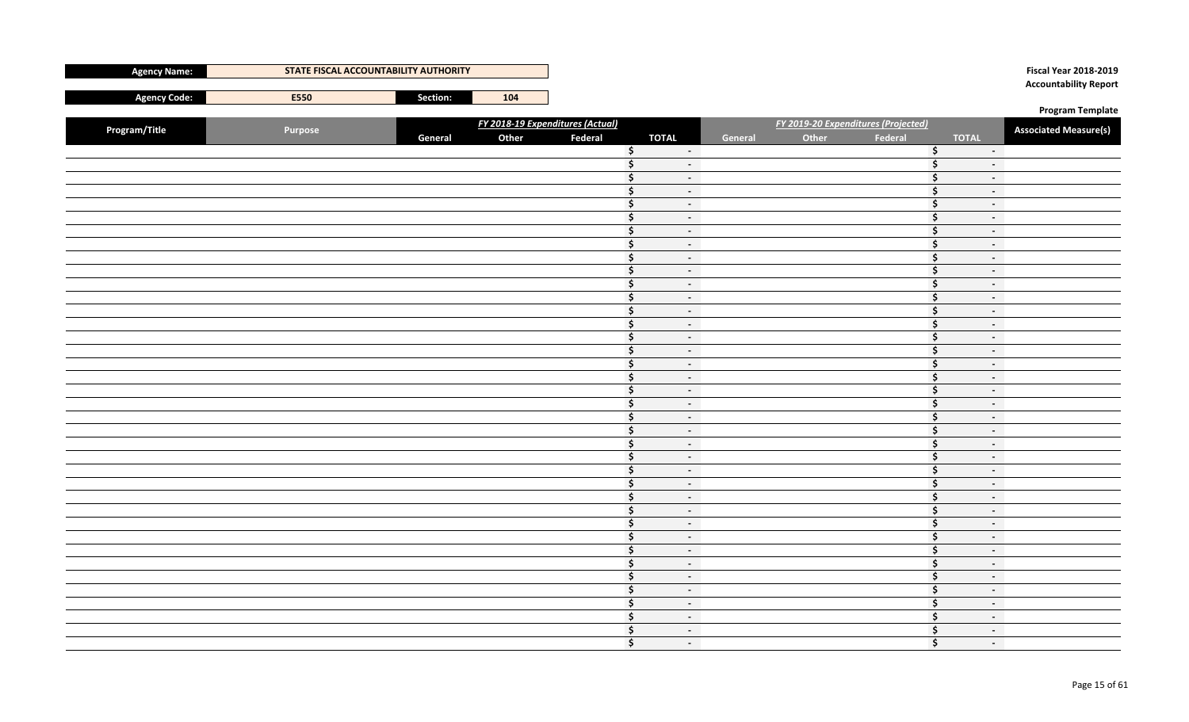| Agency Name: | STATE FISCAL ACCOUNTABILITY AUTHORITY | | |
|---|---|---|---|
| Agency Code: | E550 | Section: | 104 |

**Fiscal Year 2018-2019**
**Accountability Report**

**Program Template**

| Program/Title | Purpose | *FY 2018-19 Expenditures (Actual)* | | | | *FY 2019-20 Expenditures (Projected)* | | | | Associated Measure(s) |
|---|---|---|---|---|---|---|---|---|---|---|
| | | General | Other | Federal | TOTAL | General | Other | Federal | TOTAL | |
| | | | | | $ - | | | | $ - | |
| | | | | | $ - | | | | $ - | |
| | | | | | $ - | | | | $ - | |
| | | | | | $ - | | | | $ - | |
| | | | | | $ - | | | | $ - | |
| | | | | | $ - | | | | $ - | |
| | | | | | $ - | | | | $ - | |
| | | | | | $ - | | | | $ - | |
| | | | | | $ - | | | | $ - | |
| | | | | | $ - | | | | $ - | |
| | | | | | $ - | | | | $ - | |
| | | | | | $ - | | | | $ - | |
| | | | | | $ - | | | | $ - | |
| | | | | | $ - | | | | $ - | |
| | | | | | $ - | | | | $ - | |
| | | | | | $ - | | | | $ - | |
| | | | | | $ - | | | | $ - | |
| | | | | | $ - | | | | $ - | |
| | | | | | $ - | | | | $ - | |
| | | | | | $ - | | | | $ - | |
| | | | | | $ - | | | | $ - | |
| | | | | | $ - | | | | $ - | |
| | | | | | $ - | | | | $ - | |
| | | | | | $ - | | | | $ - | |
| | | | | | $ - | | | | $ - | |
| | | | | | $ - | | | | $ - | |
| | | | | | $ - | | | | $ - | |
| | | | | | $ - | | | | $ - | |
| | | | | | $ - | | | | $ - | |
| | | | | | $ - | | | | $ - | |
| | | | | | $ - | | | | $ - | |
| | | | | | $ - | | | | $ - | |
| | | | | | $ - | | | | $ - | |
| | | | | | $ - | | | | $ - | |
| | | | | | $ - | | | | $ - | |
| | | | | | $ - | | | | $ - | |
| | | | | | $ - | | | | $ - | |
| | | | | | $ - | | | | $ - | |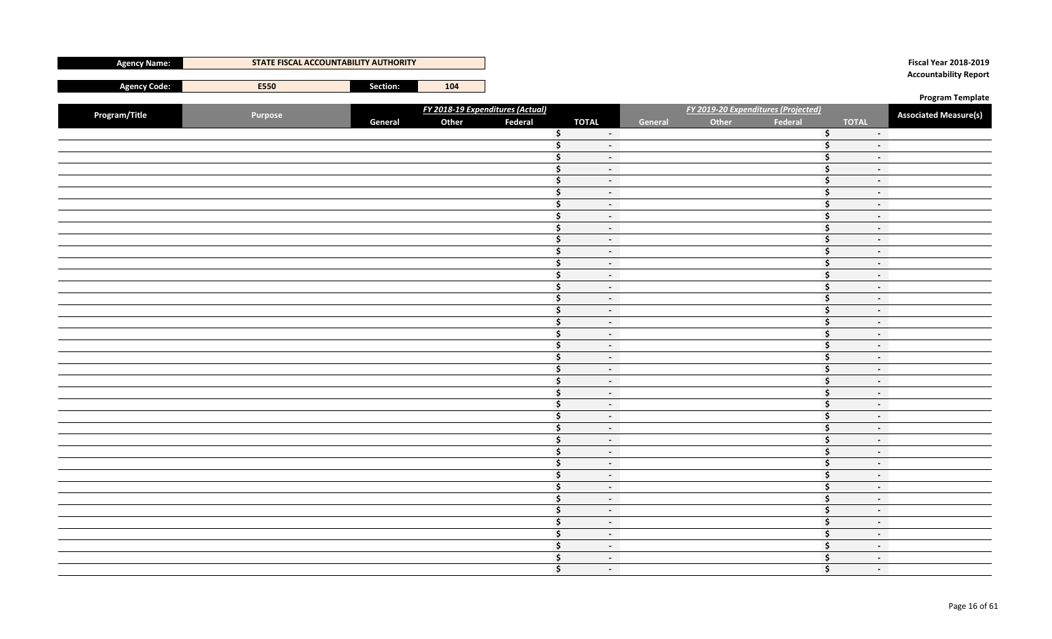| Agency Name: | STATE FISCAL ACCOUNTABILITY AUTHORITY | | |
|---|---|---|---|
| Agency Code: | E550 | Section: | 104 |

**Fiscal Year 2018-2019**
**Accountability Report**

**Program Template**

| Program/Title | Purpose | *FY 2018-19 Expenditures (Actual)* | | | | *FY 2019-20 Expenditures (Projected)* | | | | Associated Measure(s) |
|---|---|---|---|---|---|---|---|---|---|---|
| | | General | Other | Federal | TOTAL | General | Other | Federal | TOTAL | |
| | | | | | $ - | | | | $ - | |
| | | | | | $ - | | | | $ - | |
| | | | | | $ - | | | | $ - | |
| | | | | | $ - | | | | $ - | |
| | | | | | $ - | | | | $ - | |
| | | | | | $ - | | | | $ - | |
| | | | | | $ - | | | | $ - | |
| | | | | | $ - | | | | $ - | |
| | | | | | $ - | | | | $ - | |
| | | | | | $ - | | | | $ - | |
| | | | | | $ - | | | | $ - | |
| | | | | | $ - | | | | $ - | |
| | | | | | $ - | | | | $ - | |
| | | | | | $ - | | | | $ - | |
| | | | | | $ - | | | | $ - | |
| | | | | | $ - | | | | $ - | |
| | | | | | $ - | | | | $ - | |
| | | | | | $ - | | | | $ - | |
| | | | | | $ - | | | | $ - | |
| | | | | | $ - | | | | $ - | |
| | | | | | $ - | | | | $ - | |
| | | | | | $ - | | | | $ - | |
| | | | | | $ - | | | | $ - | |
| | | | | | $ - | | | | $ - | |
| | | | | | $ - | | | | $ - | |
| | | | | | $ - | | | | $ - | |
| | | | | | $ - | | | | $ - | |
| | | | | | $ - | | | | $ - | |
| | | | | | $ - | | | | $ - | |
| | | | | | $ - | | | | $ - | |
| | | | | | $ - | | | | $ - | |
| | | | | | $ - | | | | $ - | |
| | | | | | $ - | | | | $ - | |
| | | | | | $ - | | | | $ - | |
| | | | | | $ - | | | | $ - | |
| | | | | | $ - | | | | $ - | |
| | | | | | $ - | | | | $ - | |
| | | | | | $ - | | | | $ - | |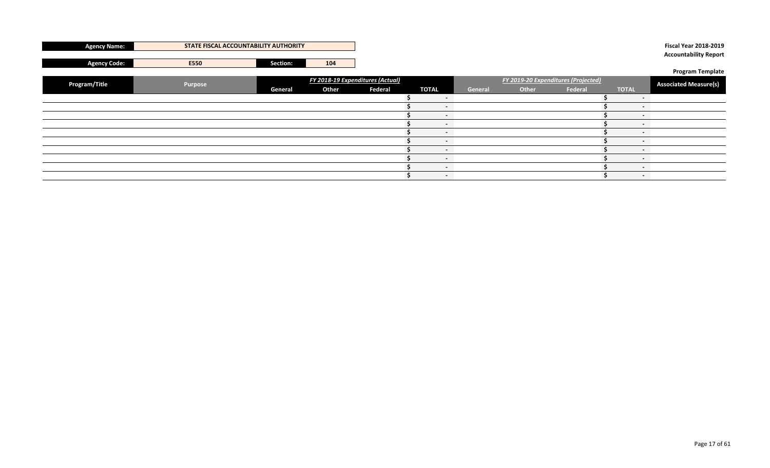| Agency Name: | STATE FISCAL ACCOUNTABILITY AUTHORITY | | |
|---|---|---|---|
| Agency Code: | E550 | Section: | 104 |

**Fiscal Year 2018-2019**
**Accountability Report**

**Program Template**

| Program/Title | Purpose | FY 2018-19 Expenditures (Actual) | | | | FY 2019-20 Expenditures (Projected) | | | | Associated Measure(s) |
|---|---|---|---|---|---|---|---|---|---|---|
| | | General | Other | Federal | TOTAL | General | Other | Federal | TOTAL | |
| | | | | | $ - | | | | $ - | |
| | | | | | $ - | | | | $ - | |
| | | | | | $ - | | | | $ - | |
| | | | | | $ - | | | | $ - | |
| | | | | | $ - | | | | $ - | |
| | | | | | $ - | | | | $ - | |
| | | | | | $ - | | | | $ - | |
| | | | | | $ - | | | | $ - | |
| | | | | | $ - | | | | $ - | |
| | | | | | $ - | | | | $ - | |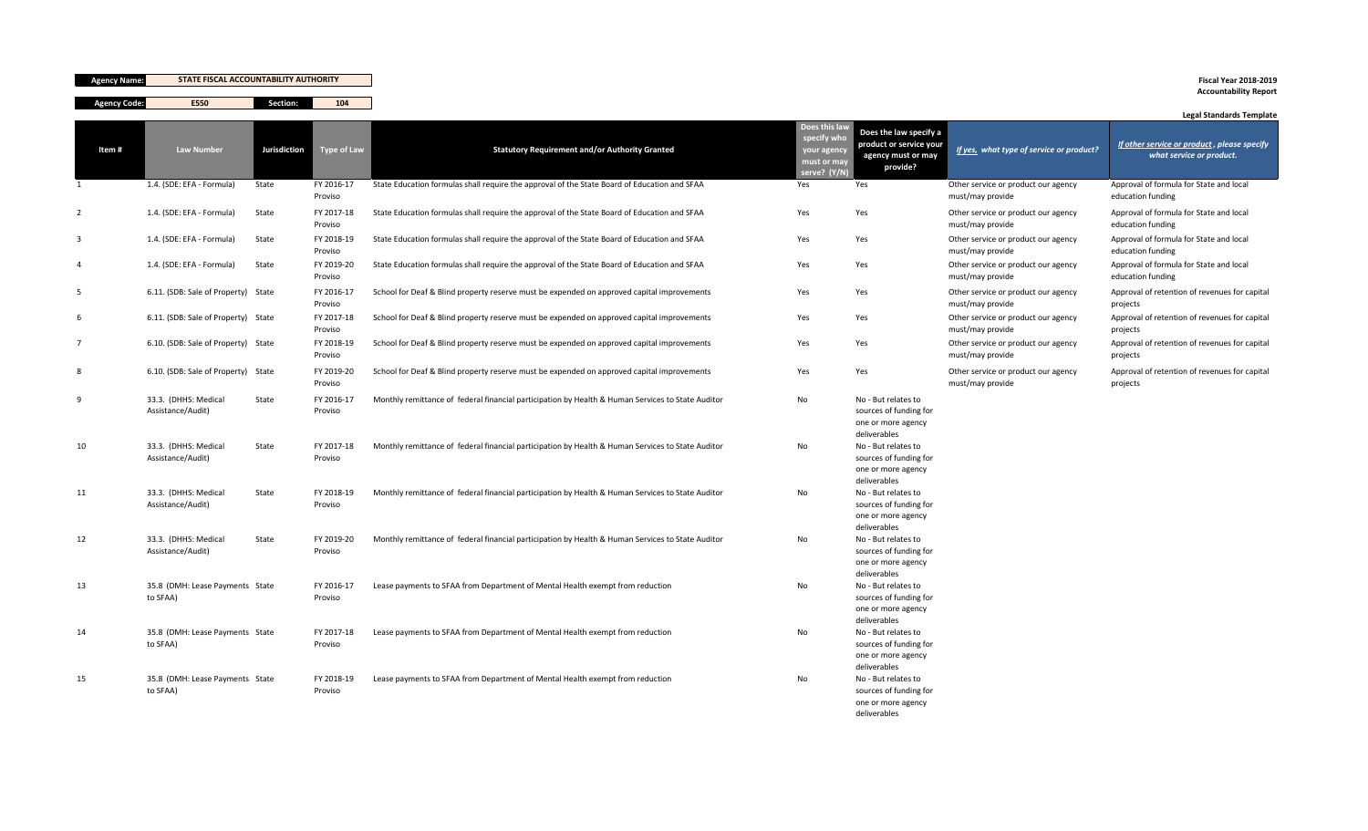**Agency Name:** STATE FISCAL ACCOUNTABILITY AUTHORITY

**Agency Code:** E550 **Section:** 104

**Fiscal Year 2018-2019**
**Accountability Report**

**Legal Standards Template**

| Item # | Law Number | Jurisdiction | Type of Law | Statutory Requirement and/or Authority Granted | Does this law specify who your agency must or may serve? (Y/N) | Does the law specify a product or service your agency must or may provide? | *If yes, what type of service or product?* | *If other service or product, please specify what service or product.* |
|---|---|---|---|---|---|---|---|---|
| 1 | 1.4. (SDE: EFA - Formula) | State | FY 2016-17 Proviso | State Education formulas shall require the approval of the State Board of Education and SFAA | Yes | Yes | Other service or product our agency must/may provide | Approval of formula for State and local education funding |
| 2 | 1.4. (SDE: EFA - Formula) | State | FY 2017-18 Proviso | State Education formulas shall require the approval of the State Board of Education and SFAA | Yes | Yes | Other service or product our agency must/may provide | Approval of formula for State and local education funding |
| 3 | 1.4. (SDE: EFA - Formula) | State | FY 2018-19 Proviso | State Education formulas shall require the approval of the State Board of Education and SFAA | Yes | Yes | Other service or product our agency must/may provide | Approval of formula for State and local education funding |
| 4 | 1.4. (SDE: EFA - Formula) | State | FY 2019-20 Proviso | State Education formulas shall require the approval of the State Board of Education and SFAA | Yes | Yes | Other service or product our agency must/may provide | Approval of formula for State and local education funding |
| 5 | 6.11. (SDB: Sale of Property) | State | FY 2016-17 Proviso | School for Deaf & Blind property reserve must be expended on approved capital improvements | Yes | Yes | Other service or product our agency must/may provide | Approval of retention of revenues for capital projects |
| 6 | 6.11. (SDB: Sale of Property) | State | FY 2017-18 Proviso | School for Deaf & Blind property reserve must be expended on approved capital improvements | Yes | Yes | Other service or product our agency must/may provide | Approval of retention of revenues for capital projects |
| 7 | 6.10. (SDB: Sale of Property) | State | FY 2018-19 Proviso | School for Deaf & Blind property reserve must be expended on approved capital improvements | Yes | Yes | Other service or product our agency must/may provide | Approval of retention of revenues for capital projects |
| 8 | 6.10. (SDB: Sale of Property) | State | FY 2019-20 Proviso | School for Deaf & Blind property reserve must be expended on approved capital improvements | Yes | Yes | Other service or product our agency must/may provide | Approval of retention of revenues for capital projects |
| 9 | 33.3. (DHHS: Medical Assistance/Audit) | State | FY 2016-17 Proviso | Monthly remittance of federal financial participation by Health & Human Services to State Auditor | No | No - But relates to sources of funding for one or more agency deliverables | | |
| 10 | 33.3. (DHHS: Medical Assistance/Audit) | State | FY 2017-18 Proviso | Monthly remittance of federal financial participation by Health & Human Services to State Auditor | No | No - But relates to sources of funding for one or more agency deliverables | | |
| 11 | 33.3. (DHHS: Medical Assistance/Audit) | State | FY 2018-19 Proviso | Monthly remittance of federal financial participation by Health & Human Services to State Auditor | No | No - But relates to sources of funding for one or more agency deliverables | | |
| 12 | 33.3. (DHHS: Medical Assistance/Audit) | State | FY 2019-20 Proviso | Monthly remittance of federal financial participation by Health & Human Services to State Auditor | No | No - But relates to sources of funding for one or more agency deliverables | | |
| 13 | 35.8 (DMH: Lease Payments to SFAA) | State | FY 2016-17 Proviso | Lease payments to SFAA from Department of Mental Health exempt from reduction | No | No - But relates to sources of funding for one or more agency deliverables | | |
| 14 | 35.8 (DMH: Lease Payments to SFAA) | State | FY 2017-18 Proviso | Lease payments to SFAA from Department of Mental Health exempt from reduction | No | No - But relates to sources of funding for one or more agency deliverables | | |
| 15 | 35.8 (DMH: Lease Payments to SFAA) | State | FY 2018-19 Proviso | Lease payments to SFAA from Department of Mental Health exempt from reduction | No | No - But relates to sources of funding for one or more agency deliverables | | |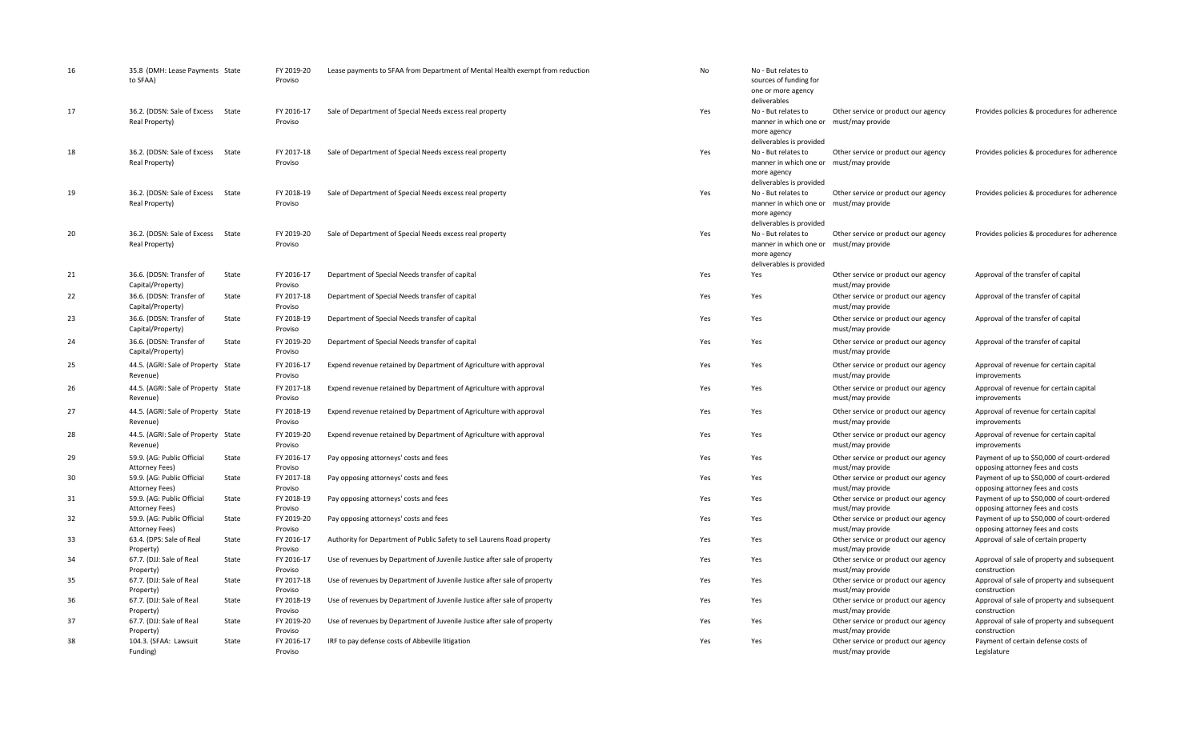| | | | | | | | | |
|---|---|---|---|---|---|---|---|---|
| 16 | 35.8 (DMH: Lease Payments to SFAA) | State | FY 2019-20 Proviso | Lease payments to SFAA from Department of Mental Health exempt from reduction | No | No - But relates to sources of funding for one or more agency deliverables | | |
| 17 | 36.2. (DDSN: Sale of Excess Real Property) | State | FY 2016-17 Proviso | Sale of Department of Special Needs excess real property | Yes | No - But relates to manner in which one or more agency deliverables is provided | Other service or product our agency must/may provide | Provides policies & procedures for adherence |
| 18 | 36.2. (DDSN: Sale of Excess Real Property) | State | FY 2017-18 Proviso | Sale of Department of Special Needs excess real property | Yes | No - But relates to manner in which one or more agency deliverables is provided | Other service or product our agency must/may provide | Provides policies & procedures for adherence |
| 19 | 36.2. (DDSN: Sale of Excess Real Property) | State | FY 2018-19 Proviso | Sale of Department of Special Needs excess real property | Yes | No - But relates to manner in which one or more agency deliverables is provided | Other service or product our agency must/may provide | Provides policies & procedures for adherence |
| 20 | 36.2. (DDSN: Sale of Excess Real Property) | State | FY 2019-20 Proviso | Sale of Department of Special Needs excess real property | Yes | No - But relates to manner in which one or more agency deliverables is provided | Other service or product our agency must/may provide | Provides policies & procedures for adherence |
| 21 | 36.6. (DDSN: Transfer of Capital/Property) | State | FY 2016-17 Proviso | Department of Special Needs transfer of capital | Yes | Yes | Other service or product our agency must/may provide | Approval of the transfer of capital |
| 22 | 36.6. (DDSN: Transfer of Capital/Property) | State | FY 2017-18 Proviso | Department of Special Needs transfer of capital | Yes | Yes | Other service or product our agency must/may provide | Approval of the transfer of capital |
| 23 | 36.6. (DDSN: Transfer of Capital/Property) | State | FY 2018-19 Proviso | Department of Special Needs transfer of capital | Yes | Yes | Other service or product our agency must/may provide | Approval of the transfer of capital |
| 24 | 36.6. (DDSN: Transfer of Capital/Property) | State | FY 2019-20 Proviso | Department of Special Needs transfer of capital | Yes | Yes | Other service or product our agency must/may provide | Approval of the transfer of capital |
| 25 | 44.5. (AGRI: Sale of Property Revenue) | State | FY 2016-17 Proviso | Expend revenue retained by Department of Agriculture with approval | Yes | Yes | Other service or product our agency must/may provide | Approval of revenue for certain capital improvements |
| 26 | 44.5. (AGRI: Sale of Property Revenue) | State | FY 2017-18 Proviso | Expend revenue retained by Department of Agriculture with approval | Yes | Yes | Other service or product our agency must/may provide | Approval of revenue for certain capital improvements |
| 27 | 44.5. (AGRI: Sale of Property Revenue) | State | FY 2018-19 Proviso | Expend revenue retained by Department of Agriculture with approval | Yes | Yes | Other service or product our agency must/may provide | Approval of revenue for certain capital improvements |
| 28 | 44.5. (AGRI: Sale of Property Revenue) | State | FY 2019-20 Proviso | Expend revenue retained by Department of Agriculture with approval | Yes | Yes | Other service or product our agency must/may provide | Approval of revenue for certain capital improvements |
| 29 | 59.9. (AG: Public Official Attorney Fees) | State | FY 2016-17 Proviso | Pay opposing attorneys' costs and fees | Yes | Yes | Other service or product our agency must/may provide | Payment of up to $50,000 of court-ordered opposing attorney fees and costs |
| 30 | 59.9. (AG: Public Official Attorney Fees) | State | FY 2017-18 Proviso | Pay opposing attorneys' costs and fees | Yes | Yes | Other service or product our agency must/may provide | Payment of up to $50,000 of court-ordered opposing attorney fees and costs |
| 31 | 59.9. (AG: Public Official Attorney Fees) | State | FY 2018-19 Proviso | Pay opposing attorneys' costs and fees | Yes | Yes | Other service or product our agency must/may provide | Payment of up to $50,000 of court-ordered opposing attorney fees and costs |
| 32 | 59.9. (AG: Public Official Attorney Fees) | State | FY 2019-20 Proviso | Pay opposing attorneys' costs and fees | Yes | Yes | Other service or product our agency must/may provide | Payment of up to $50,000 of court-ordered opposing attorney fees and costs |
| 33 | 63.4. (DPS: Sale of Real Property) | State | FY 2016-17 Proviso | Authority for Department of Public Safety to sell Laurens Road property | Yes | Yes | Other service or product our agency must/may provide | Approval of sale of certain property |
| 34 | 67.7. (DJJ: Sale of Real Property) | State | FY 2016-17 Proviso | Use of revenues by Department of Juvenile Justice after sale of property | Yes | Yes | Other service or product our agency must/may provide | Approval of sale of property and subsequent construction |
| 35 | 67.7. (DJJ: Sale of Real Property) | State | FY 2017-18 Proviso | Use of revenues by Department of Juvenile Justice after sale of property | Yes | Yes | Other service or product our agency must/may provide | Approval of sale of property and subsequent construction |
| 36 | 67.7. (DJJ: Sale of Real Property) | State | FY 2018-19 Proviso | Use of revenues by Department of Juvenile Justice after sale of property | Yes | Yes | Other service or product our agency must/may provide | Approval of sale of property and subsequent construction |
| 37 | 67.7. (DJJ: Sale of Real Property) | State | FY 2019-20 Proviso | Use of revenues by Department of Juvenile Justice after sale of property | Yes | Yes | Other service or product our agency must/may provide | Approval of sale of property and subsequent construction |
| 38 | 104.3. (SFAA: Lawsuit Funding) | State | FY 2016-17 Proviso | IRF to pay defense costs of Abbeville litigation | Yes | Yes | Other service or product our agency must/may provide | Payment of certain defense costs of Legislature |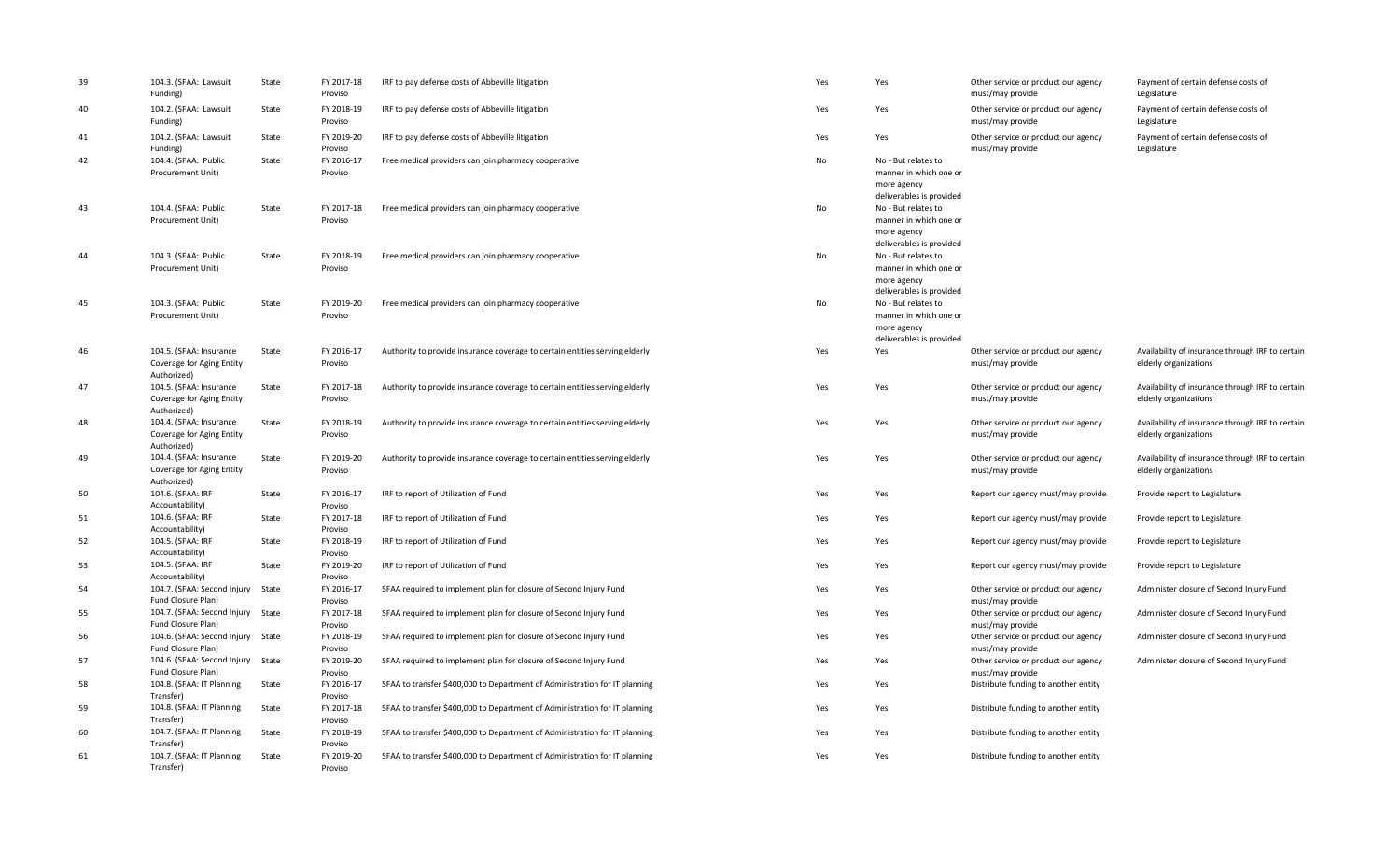| | | | | | | | | |
|---|---|---|---|---|---|---|---|---|
| 39 | 104.3. (SFAA: Lawsuit Funding) | State | FY 2017-18 Proviso | IRF to pay defense costs of Abbeville litigation | Yes | Yes | Other service or product our agency must/may provide | Payment of certain defense costs of Legislature |
| 40 | 104.2. (SFAA: Lawsuit Funding) | State | FY 2018-19 Proviso | IRF to pay defense costs of Abbeville litigation | Yes | Yes | Other service or product our agency must/may provide | Payment of certain defense costs of Legislature |
| 41 | 104.2. (SFAA: Lawsuit Funding) | State | FY 2019-20 Proviso | IRF to pay defense costs of Abbeville litigation | Yes | Yes | Other service or product our agency must/may provide | Payment of certain defense costs of Legislature |
| 42 | 104.4. (SFAA: Public Procurement Unit) | State | FY 2016-17 Proviso | Free medical providers can join pharmacy cooperative | No | No - But relates to manner in which one or more agency deliverables is provided | | |
| 43 | 104.4. (SFAA: Public Procurement Unit) | State | FY 2017-18 Proviso | Free medical providers can join pharmacy cooperative | No | No - But relates to manner in which one or more agency deliverables is provided | | |
| 44 | 104.3. (SFAA: Public Procurement Unit) | State | FY 2018-19 Proviso | Free medical providers can join pharmacy cooperative | No | No - But relates to manner in which one or more agency deliverables is provided | | |
| 45 | 104.3. (SFAA: Public Procurement Unit) | State | FY 2019-20 Proviso | Free medical providers can join pharmacy cooperative | No | No - But relates to manner in which one or more agency deliverables is provided | | |
| 46 | 104.5. (SFAA: Insurance Coverage for Aging Entity Authorized) | State | FY 2016-17 Proviso | Authority to provide insurance coverage to certain entities serving elderly | Yes | Yes | Other service or product our agency must/may provide | Availability of insurance through IRF to certain elderly organizations |
| 47 | 104.5. (SFAA: Insurance Coverage for Aging Entity Authorized) | State | FY 2017-18 Proviso | Authority to provide insurance coverage to certain entities serving elderly | Yes | Yes | Other service or product our agency must/may provide | Availability of insurance through IRF to certain elderly organizations |
| 48 | 104.4. (SFAA: Insurance Coverage for Aging Entity Authorized) | State | FY 2018-19 Proviso | Authority to provide insurance coverage to certain entities serving elderly | Yes | Yes | Other service or product our agency must/may provide | Availability of insurance through IRF to certain elderly organizations |
| 49 | 104.4. (SFAA: Insurance Coverage for Aging Entity Authorized) | State | FY 2019-20 Proviso | Authority to provide insurance coverage to certain entities serving elderly | Yes | Yes | Other service or product our agency must/may provide | Availability of insurance through IRF to certain elderly organizations |
| 50 | 104.6. (SFAA: IRF Accountability) | State | FY 2016-17 Proviso | IRF to report of Utilization of Fund | Yes | Yes | Report our agency must/may provide | Provide report to Legislature |
| 51 | 104.6. (SFAA: IRF Accountability) | State | FY 2017-18 Proviso | IRF to report of Utilization of Fund | Yes | Yes | Report our agency must/may provide | Provide report to Legislature |
| 52 | 104.5. (SFAA: IRF Accountability) | State | FY 2018-19 Proviso | IRF to report of Utilization of Fund | Yes | Yes | Report our agency must/may provide | Provide report to Legislature |
| 53 | 104.5. (SFAA: IRF Accountability) | State | FY 2019-20 Proviso | IRF to report of Utilization of Fund | Yes | Yes | Report our agency must/may provide | Provide report to Legislature |
| 54 | 104.7. (SFAA: Second Injury Fund Closure Plan) | State | FY 2016-17 Proviso | SFAA required to implement plan for closure of Second Injury Fund | Yes | Yes | Other service or product our agency must/may provide | Administer closure of Second Injury Fund |
| 55 | 104.7. (SFAA: Second Injury Fund Closure Plan) | State | FY 2017-18 Proviso | SFAA required to implement plan for closure of Second Injury Fund | Yes | Yes | Other service or product our agency must/may provide | Administer closure of Second Injury Fund |
| 56 | 104.6. (SFAA: Second Injury Fund Closure Plan) | State | FY 2018-19 Proviso | SFAA required to implement plan for closure of Second Injury Fund | Yes | Yes | Other service or product our agency must/may provide | Administer closure of Second Injury Fund |
| 57 | 104.6. (SFAA: Second Injury Fund Closure Plan) | State | FY 2019-20 Proviso | SFAA required to implement plan for closure of Second Injury Fund | Yes | Yes | Other service or product our agency must/may provide | Administer closure of Second Injury Fund |
| 58 | 104.8. (SFAA: IT Planning Transfer) | State | FY 2016-17 Proviso | SFAA to transfer $400,000 to Department of Administration for IT planning | Yes | Yes | Distribute funding to another entity | |
| 59 | 104.8. (SFAA: IT Planning Transfer) | State | FY 2017-18 Proviso | SFAA to transfer $400,000 to Department of Administration for IT planning | Yes | Yes | Distribute funding to another entity | |
| 60 | 104.7. (SFAA: IT Planning Transfer) | State | FY 2018-19 Proviso | SFAA to transfer $400,000 to Department of Administration for IT planning | Yes | Yes | Distribute funding to another entity | |
| 61 | 104.7. (SFAA: IT Planning Transfer) | State | FY 2019-20 Proviso | SFAA to transfer $400,000 to Department of Administration for IT planning | Yes | Yes | Distribute funding to another entity | |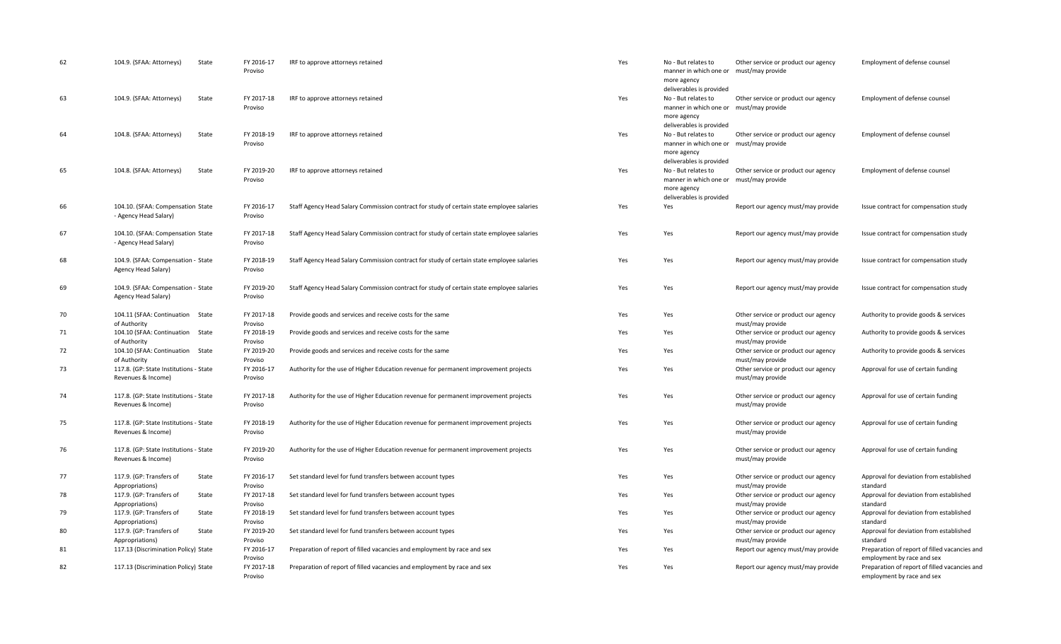| | | | | | | | | |
|---|---|---|---|---|---|---|---|---|
| 62 | 104.9. (SFAA: Attorneys) | State | FY 2016-17 Proviso | IRF to approve attorneys retained | Yes | No - But relates to manner in which one or more agency deliverables is provided | Other service or product our agency must/may provide | Employment of defense counsel |
| 63 | 104.9. (SFAA: Attorneys) | State | FY 2017-18 Proviso | IRF to approve attorneys retained | Yes | No - But relates to manner in which one or more agency deliverables is provided | Other service or product our agency must/may provide | Employment of defense counsel |
| 64 | 104.8. (SFAA: Attorneys) | State | FY 2018-19 Proviso | IRF to approve attorneys retained | Yes | No - But relates to manner in which one or more agency deliverables is provided | Other service or product our agency must/may provide | Employment of defense counsel |
| 65 | 104.8. (SFAA: Attorneys) | State | FY 2019-20 Proviso | IRF to approve attorneys retained | Yes | No - But relates to manner in which one or more agency deliverables is provided | Other service or product our agency must/may provide | Employment of defense counsel |
| 66 | 104.10. (SFAA: Compensation - Agency Head Salary) | State | FY 2016-17 Proviso | Staff Agency Head Salary Commission contract for study of certain state employee salaries | Yes | Yes | Report our agency must/may provide | Issue contract for compensation study |
| 67 | 104.10. (SFAA: Compensation - Agency Head Salary) | State | FY 2017-18 Proviso | Staff Agency Head Salary Commission contract for study of certain state employee salaries | Yes | Yes | Report our agency must/may provide | Issue contract for compensation study |
| 68 | 104.9. (SFAA: Compensation - Agency Head Salary) | State | FY 2018-19 Proviso | Staff Agency Head Salary Commission contract for study of certain state employee salaries | Yes | Yes | Report our agency must/may provide | Issue contract for compensation study |
| 69 | 104.9. (SFAA: Compensation - Agency Head Salary) | State | FY 2019-20 Proviso | Staff Agency Head Salary Commission contract for study of certain state employee salaries | Yes | Yes | Report our agency must/may provide | Issue contract for compensation study |
| 70 | 104.11 (SFAA: Continuation of Authority | State | FY 2017-18 Proviso | Provide goods and services and receive costs for the same | Yes | Yes | Other service or product our agency must/may provide | Authority to provide goods & services |
| 71 | 104.10 (SFAA: Continuation of Authority | State | FY 2018-19 Proviso | Provide goods and services and receive costs for the same | Yes | Yes | Other service or product our agency must/may provide | Authority to provide goods & services |
| 72 | 104.10 (SFAA: Continuation of Authority | State | FY 2019-20 Proviso | Provide goods and services and receive costs for the same | Yes | Yes | Other service or product our agency must/may provide | Authority to provide goods & services |
| 73 | 117.8. (GP: State Institutions - Revenues & Income) | State | FY 2016-17 Proviso | Authority for the use of Higher Education revenue for permanent improvement projects | Yes | Yes | Other service or product our agency must/may provide | Approval for use of certain funding |
| 74 | 117.8. (GP: State Institutions - Revenues & Income) | State | FY 2017-18 Proviso | Authority for the use of Higher Education revenue for permanent improvement projects | Yes | Yes | Other service or product our agency must/may provide | Approval for use of certain funding |
| 75 | 117.8. (GP: State Institutions - Revenues & Income) | State | FY 2018-19 Proviso | Authority for the use of Higher Education revenue for permanent improvement projects | Yes | Yes | Other service or product our agency must/may provide | Approval for use of certain funding |
| 76 | 117.8. (GP: State Institutions - Revenues & Income) | State | FY 2019-20 Proviso | Authority for the use of Higher Education revenue for permanent improvement projects | Yes | Yes | Other service or product our agency must/may provide | Approval for use of certain funding |
| 77 | 117.9. (GP: Transfers of Appropriations) | State | FY 2016-17 Proviso | Set standard level for fund transfers between account types | Yes | Yes | Other service or product our agency must/may provide | Approval for deviation from established standard |
| 78 | 117.9. (GP: Transfers of Appropriations) | State | FY 2017-18 Proviso | Set standard level for fund transfers between account types | Yes | Yes | Other service or product our agency must/may provide | Approval for deviation from established standard |
| 79 | 117.9. (GP: Transfers of Appropriations) | State | FY 2018-19 Proviso | Set standard level for fund transfers between account types | Yes | Yes | Other service or product our agency must/may provide | Approval for deviation from established standard |
| 80 | 117.9. (GP: Transfers of Appropriations) | State | FY 2019-20 Proviso | Set standard level for fund transfers between account types | Yes | Yes | Other service or product our agency must/may provide | Approval for deviation from established standard |
| 81 | 117.13 (Discrimination Policy) | State | FY 2016-17 Proviso | Preparation of report of filled vacancies and employment by race and sex | Yes | Yes | Report our agency must/may provide | Preparation of report of filled vacancies and employment by race and sex |
| 82 | 117.13 (Discrimination Policy) | State | FY 2017-18 Proviso | Preparation of report of filled vacancies and employment by race and sex | Yes | Yes | Report our agency must/may provide | Preparation of report of filled vacancies and employment by race and sex |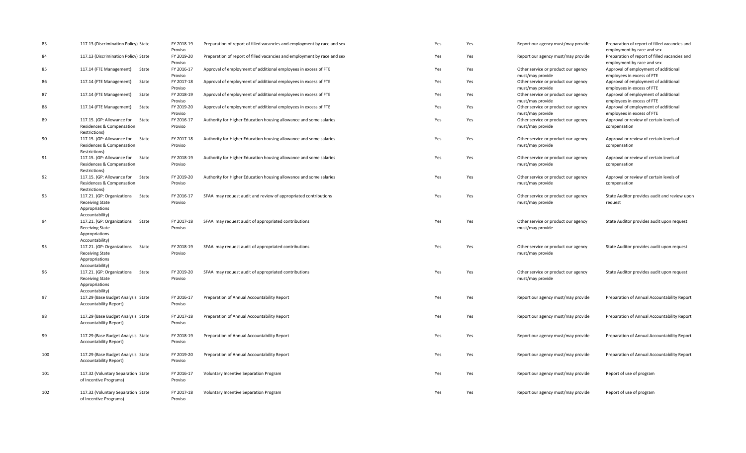| 83 | 117.13 (Discrimination Policy) | State | FY 2018-19 Proviso | Preparation of report of filled vacancies and employment by race and sex | Yes | Yes | Report our agency must/may provide | Preparation of report of filled vacancies and employment by race and sex |
|---|---|---|---|---|---|---|---|---|
| 84 | 117.13 (Discrimination Policy) | State | FY 2019-20 Proviso | Preparation of report of filled vacancies and employment by race and sex | Yes | Yes | Report our agency must/may provide | Preparation of report of filled vacancies and employment by race and sex |
| 85 | 117.14 (FTE Management) | State | FY 2016-17 Proviso | Approval of employment of additional employees in excess of FTE | Yes | Yes | Other service or product our agency must/may provide | Approval of employment of additional employees in excess of FTE |
| 86 | 117.14 (FTE Management) | State | FY 2017-18 Proviso | Approval of employment of additional employees in excess of FTE | Yes | Yes | Other service or product our agency must/may provide | Approval of employment of additional employees in excess of FTE |
| 87 | 117.14 (FTE Management) | State | FY 2018-19 Proviso | Approval of employment of additional employees in excess of FTE | Yes | Yes | Other service or product our agency must/may provide | Approval of employment of additional employees in excess of FTE |
| 88 | 117.14 (FTE Management) | State | FY 2019-20 Proviso | Approval of employment of additional employees in excess of FTE | Yes | Yes | Other service or product our agency must/may provide | Approval of employment of additional employees in excess of FTE |
| 89 | 117.15. (GP: Allowance for Residences & Compensation Restrictions) | State | FY 2016-17 Proviso | Authority for Higher Education housing allowance and some salaries | Yes | Yes | Other service or product our agency must/may provide | Approval or review of certain levels of compensation |
| 90 | 117.15. (GP: Allowance for Residences & Compensation Restrictions) | State | FY 2017-18 Proviso | Authority for Higher Education housing allowance and some salaries | Yes | Yes | Other service or product our agency must/may provide | Approval or review of certain levels of compensation |
| 91 | 117.15. (GP: Allowance for Residences & Compensation Restrictions) | State | FY 2018-19 Proviso | Authority for Higher Education housing allowance and some salaries | Yes | Yes | Other service or product our agency must/may provide | Approval or review of certain levels of compensation |
| 92 | 117.15. (GP: Allowance for Residences & Compensation Restrictions) | State | FY 2019-20 Proviso | Authority for Higher Education housing allowance and some salaries | Yes | Yes | Other service or product our agency must/may provide | Approval or review of certain levels of compensation |
| 93 | 117.21. (GP: Organizations Receiving State Appropriations Accountability) | State | FY 2016-17 Proviso | SFAA may request audit and review of appropriated contributions | Yes | Yes | Other service or product our agency must/may provide | State Auditor provides audit and review upon request |
| 94 | 117.21. (GP: Organizations Receiving State Appropriations Accountability) | State | FY 2017-18 Proviso | SFAA may request audit of appropriated contributions | Yes | Yes | Other service or product our agency must/may provide | State Auditor provides audit upon request |
| 95 | 117.21. (GP: Organizations Receiving State Appropriations Accountability) | State | FY 2018-19 Proviso | SFAA may request audit of appropriated contributions | Yes | Yes | Other service or product our agency must/may provide | State Auditor provides audit upon request |
| 96 | 117.21. (GP: Organizations Receiving State Appropriations Accountability) | State | FY 2019-20 Proviso | SFAA may request audit of appropriated contributions | Yes | Yes | Other service or product our agency must/may provide | State Auditor provides audit upon request |
| 97 | 117.29 (Base Budget Analysis Accountability Report) | State | FY 2016-17 Proviso | Preparation of Annual Accountability Report | Yes | Yes | Report our agency must/may provide | Preparation of Annual Accountability Report |
| 98 | 117.29 (Base Budget Analysis Accountability Report) | State | FY 2017-18 Proviso | Preparation of Annual Accountability Report | Yes | Yes | Report our agency must/may provide | Preparation of Annual Accountability Report |
| 99 | 117.29 (Base Budget Analysis Accountability Report) | State | FY 2018-19 Proviso | Preparation of Annual Accountability Report | Yes | Yes | Report our agency must/may provide | Preparation of Annual Accountability Report |
| 100 | 117.29 (Base Budget Analysis Accountability Report) | State | FY 2019-20 Proviso | Preparation of Annual Accountability Report | Yes | Yes | Report our agency must/may provide | Preparation of Annual Accountability Report |
| 101 | 117.32 (Voluntary Separation of Incentive Programs) | State | FY 2016-17 Proviso | Voluntary Incentive Separation Program | Yes | Yes | Report our agency must/may provide | Report of use of program |
| 102 | 117.32 (Voluntary Separation of Incentive Programs) | State | FY 2017-18 Proviso | Voluntary Incentive Separation Program | Yes | Yes | Report our agency must/may provide | Report of use of program |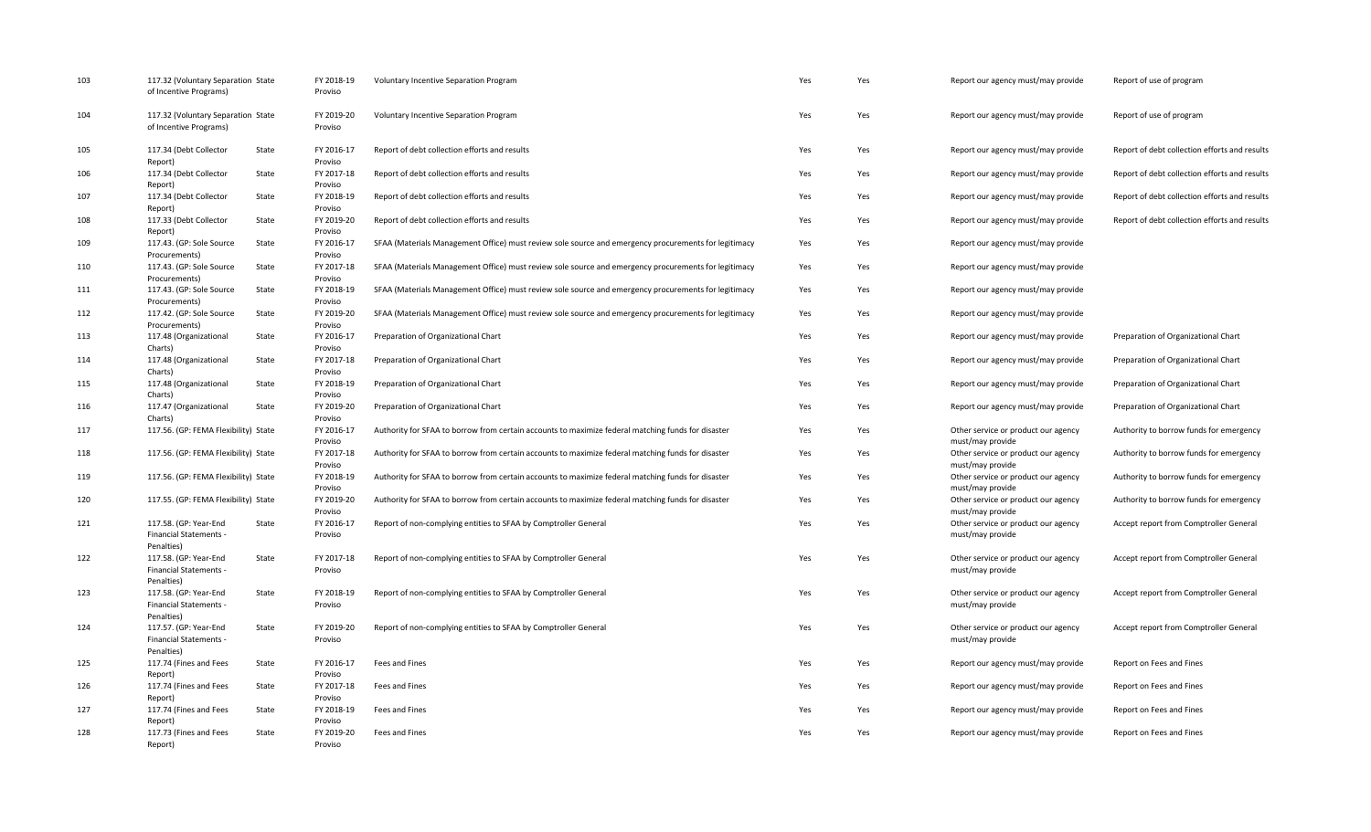| | | | | | | | | |
|---|---|---|---|---|---|---|---|---|
| 103 | 117.32 (Voluntary Separation of Incentive Programs) | State | FY 2018-19 Proviso | Voluntary Incentive Separation Program | Yes | Yes | Report our agency must/may provide | Report of use of program |
| 104 | 117.32 (Voluntary Separation of Incentive Programs) | State | FY 2019-20 Proviso | Voluntary Incentive Separation Program | Yes | Yes | Report our agency must/may provide | Report of use of program |
| 105 | 117.34 (Debt Collector Report) | State | FY 2016-17 Proviso | Report of debt collection efforts and results | Yes | Yes | Report our agency must/may provide | Report of debt collection efforts and results |
| 106 | 117.34 (Debt Collector Report) | State | FY 2017-18 Proviso | Report of debt collection efforts and results | Yes | Yes | Report our agency must/may provide | Report of debt collection efforts and results |
| 107 | 117.34 (Debt Collector Report) | State | FY 2018-19 Proviso | Report of debt collection efforts and results | Yes | Yes | Report our agency must/may provide | Report of debt collection efforts and results |
| 108 | 117.33 (Debt Collector Report) | State | FY 2019-20 Proviso | Report of debt collection efforts and results | Yes | Yes | Report our agency must/may provide | Report of debt collection efforts and results |
| 109 | 117.43. (GP: Sole Source Procurements) | State | FY 2016-17 Proviso | SFAA (Materials Management Office) must review sole source and emergency procurements for legitimacy | Yes | Yes | Report our agency must/may provide | |
| 110 | 117.43. (GP: Sole Source Procurements) | State | FY 2017-18 Proviso | SFAA (Materials Management Office) must review sole source and emergency procurements for legitimacy | Yes | Yes | Report our agency must/may provide | |
| 111 | 117.43. (GP: Sole Source Procurements) | State | FY 2018-19 Proviso | SFAA (Materials Management Office) must review sole source and emergency procurements for legitimacy | Yes | Yes | Report our agency must/may provide | |
| 112 | 117.42. (GP: Sole Source Procurements) | State | FY 2019-20 Proviso | SFAA (Materials Management Office) must review sole source and emergency procurements for legitimacy | Yes | Yes | Report our agency must/may provide | |
| 113 | 117.48 (Organizational Charts) | State | FY 2016-17 Proviso | Preparation of Organizational Chart | Yes | Yes | Report our agency must/may provide | Preparation of Organizational Chart |
| 114 | 117.48 (Organizational Charts) | State | FY 2017-18 Proviso | Preparation of Organizational Chart | Yes | Yes | Report our agency must/may provide | Preparation of Organizational Chart |
| 115 | 117.48 (Organizational Charts) | State | FY 2018-19 Proviso | Preparation of Organizational Chart | Yes | Yes | Report our agency must/may provide | Preparation of Organizational Chart |
| 116 | 117.47 (Organizational Charts) | State | FY 2019-20 Proviso | Preparation of Organizational Chart | Yes | Yes | Report our agency must/may provide | Preparation of Organizational Chart |
| 117 | 117.56. (GP: FEMA Flexibility) | State | FY 2016-17 Proviso | Authority for SFAA to borrow from certain accounts to maximize federal matching funds for disaster | Yes | Yes | Other service or product our agency must/may provide | Authority to borrow funds for emergency |
| 118 | 117.56. (GP: FEMA Flexibility) | State | FY 2017-18 Proviso | Authority for SFAA to borrow from certain accounts to maximize federal matching funds for disaster | Yes | Yes | Other service or product our agency must/may provide | Authority to borrow funds for emergency |
| 119 | 117.56. (GP: FEMA Flexibility) | State | FY 2018-19 Proviso | Authority for SFAA to borrow from certain accounts to maximize federal matching funds for disaster | Yes | Yes | Other service or product our agency must/may provide | Authority to borrow funds for emergency |
| 120 | 117.55. (GP: FEMA Flexibility) | State | FY 2019-20 Proviso | Authority for SFAA to borrow from certain accounts to maximize federal matching funds for disaster | Yes | Yes | Other service or product our agency must/may provide | Authority to borrow funds for emergency |
| 121 | 117.58. (GP: Year-End Financial Statements - Penalties) | State | FY 2016-17 Proviso | Report of non-complying entities to SFAA by Comptroller General | Yes | Yes | Other service or product our agency must/may provide | Accept report from Comptroller General |
| 122 | 117.58. (GP: Year-End Financial Statements - Penalties) | State | FY 2017-18 Proviso | Report of non-complying entities to SFAA by Comptroller General | Yes | Yes | Other service or product our agency must/may provide | Accept report from Comptroller General |
| 123 | 117.58. (GP: Year-End Financial Statements - Penalties) | State | FY 2018-19 Proviso | Report of non-complying entities to SFAA by Comptroller General | Yes | Yes | Other service or product our agency must/may provide | Accept report from Comptroller General |
| 124 | 117.57. (GP: Year-End Financial Statements - Penalties) | State | FY 2019-20 Proviso | Report of non-complying entities to SFAA by Comptroller General | Yes | Yes | Other service or product our agency must/may provide | Accept report from Comptroller General |
| 125 | 117.74 (Fines and Fees Report) | State | FY 2016-17 Proviso | Fees and Fines | Yes | Yes | Report our agency must/may provide | Report on Fees and Fines |
| 126 | 117.74 (Fines and Fees Report) | State | FY 2017-18 Proviso | Fees and Fines | Yes | Yes | Report our agency must/may provide | Report on Fees and Fines |
| 127 | 117.74 (Fines and Fees Report) | State | FY 2018-19 Proviso | Fees and Fines | Yes | Yes | Report our agency must/may provide | Report on Fees and Fines |
| 128 | 117.73 (Fines and Fees Report) | State | FY 2019-20 Proviso | Fees and Fines | Yes | Yes | Report our agency must/may provide | Report on Fees and Fines |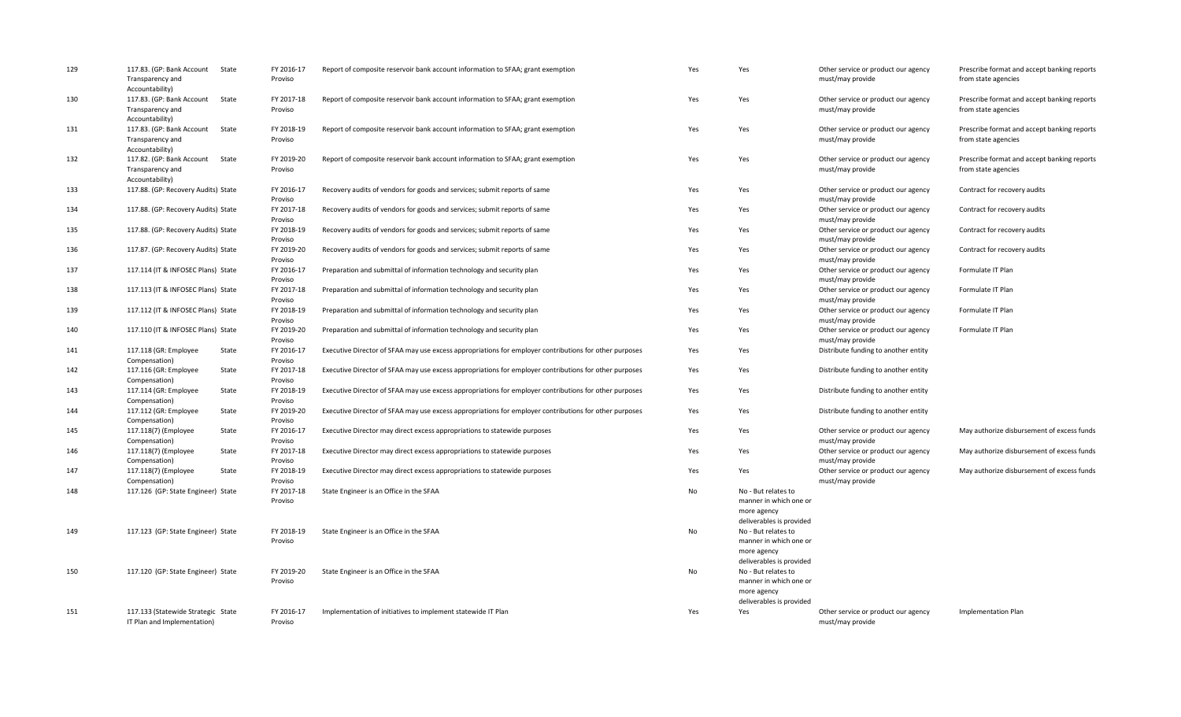| | | | | | | | | |
|---|---|---|---|---|---|---|---|---|
| 129 | 117.83. (GP: Bank Account Transparency and Accountability) | State | FY 2016-17 Proviso | Report of composite reservoir bank account information to SFAA; grant exemption | Yes | Yes | Other service or product our agency must/may provide | Prescribe format and accept banking reports from state agencies |
| 130 | 117.83. (GP: Bank Account Transparency and Accountability) | State | FY 2017-18 Proviso | Report of composite reservoir bank account information to SFAA; grant exemption | Yes | Yes | Other service or product our agency must/may provide | Prescribe format and accept banking reports from state agencies |
| 131 | 117.83. (GP: Bank Account Transparency and Accountability) | State | FY 2018-19 Proviso | Report of composite reservoir bank account information to SFAA; grant exemption | Yes | Yes | Other service or product our agency must/may provide | Prescribe format and accept banking reports from state agencies |
| 132 | 117.82. (GP: Bank Account Transparency and Accountability) | State | FY 2019-20 Proviso | Report of composite reservoir bank account information to SFAA; grant exemption | Yes | Yes | Other service or product our agency must/may provide | Prescribe format and accept banking reports from state agencies |
| 133 | 117.88. (GP: Recovery Audits) | State | FY 2016-17 Proviso | Recovery audits of vendors for goods and services; submit reports of same | Yes | Yes | Other service or product our agency must/may provide | Contract for recovery audits |
| 134 | 117.88. (GP: Recovery Audits) | State | FY 2017-18 Proviso | Recovery audits of vendors for goods and services; submit reports of same | Yes | Yes | Other service or product our agency must/may provide | Contract for recovery audits |
| 135 | 117.88. (GP: Recovery Audits) | State | FY 2018-19 Proviso | Recovery audits of vendors for goods and services; submit reports of same | Yes | Yes | Other service or product our agency must/may provide | Contract for recovery audits |
| 136 | 117.87. (GP: Recovery Audits) | State | FY 2019-20 Proviso | Recovery audits of vendors for goods and services; submit reports of same | Yes | Yes | Other service or product our agency must/may provide | Contract for recovery audits |
| 137 | 117.114 (IT & INFOSEC Plans) | State | FY 2016-17 Proviso | Preparation and submittal of information technology and security plan | Yes | Yes | Other service or product our agency must/may provide | Formulate IT Plan |
| 138 | 117.113 (IT & INFOSEC Plans) | State | FY 2017-18 Proviso | Preparation and submittal of information technology and security plan | Yes | Yes | Other service or product our agency must/may provide | Formulate IT Plan |
| 139 | 117.112 (IT & INFOSEC Plans) | State | FY 2018-19 Proviso | Preparation and submittal of information technology and security plan | Yes | Yes | Other service or product our agency must/may provide | Formulate IT Plan |
| 140 | 117.110 (IT & INFOSEC Plans) | State | FY 2019-20 Proviso | Preparation and submittal of information technology and security plan | Yes | Yes | Other service or product our agency must/may provide | Formulate IT Plan |
| 141 | 117.118 (GR: Employee Compensation) | State | FY 2016-17 Proviso | Executive Director of SFAA may use excess appropriations for employer contributions for other purposes | Yes | Yes | Distribute funding to another entity | |
| 142 | 117.116 (GR: Employee Compensation) | State | FY 2017-18 Proviso | Executive Director of SFAA may use excess appropriations for employer contributions for other purposes | Yes | Yes | Distribute funding to another entity | |
| 143 | 117.114 (GR: Employee Compensation) | State | FY 2018-19 Proviso | Executive Director of SFAA may use excess appropriations for employer contributions for other purposes | Yes | Yes | Distribute funding to another entity | |
| 144 | 117.112 (GR: Employee Compensation) | State | FY 2019-20 Proviso | Executive Director of SFAA may use excess appropriations for employer contributions for other purposes | Yes | Yes | Distribute funding to another entity | |
| 145 | 117.118(7) (Employee Compensation) | State | FY 2016-17 Proviso | Executive Director may direct excess appropriations to statewide purposes | Yes | Yes | Other service or product our agency must/may provide | May authorize disbursement of excess funds |
| 146 | 117.118(7) (Employee Compensation) | State | FY 2017-18 Proviso | Executive Director may direct excess appropriations to statewide purposes | Yes | Yes | Other service or product our agency must/may provide | May authorize disbursement of excess funds |
| 147 | 117.118(7) (Employee Compensation) | State | FY 2018-19 Proviso | Executive Director may direct excess appropriations to statewide purposes | Yes | Yes | Other service or product our agency must/may provide | May authorize disbursement of excess funds |
| 148 | 117.126 (GP: State Engineer) | State | FY 2017-18 Proviso | State Engineer is an Office in the SFAA | No | No - But relates to manner in which one or more agency deliverables is provided | | |
| 149 | 117.123 (GP: State Engineer) | State | FY 2018-19 Proviso | State Engineer is an Office in the SFAA | No | No - But relates to manner in which one or more agency deliverables is provided | | |
| 150 | 117.120 (GP: State Engineer) | State | FY 2019-20 Proviso | State Engineer is an Office in the SFAA | No | No - But relates to manner in which one or more agency deliverables is provided | | |
| 151 | 117.133 (Statewide Strategic IT Plan and Implementation) | State | FY 2016-17 Proviso | Implementation of initiatives to implement statewide IT Plan | Yes | Yes | Other service or product our agency must/may provide | Implementation Plan |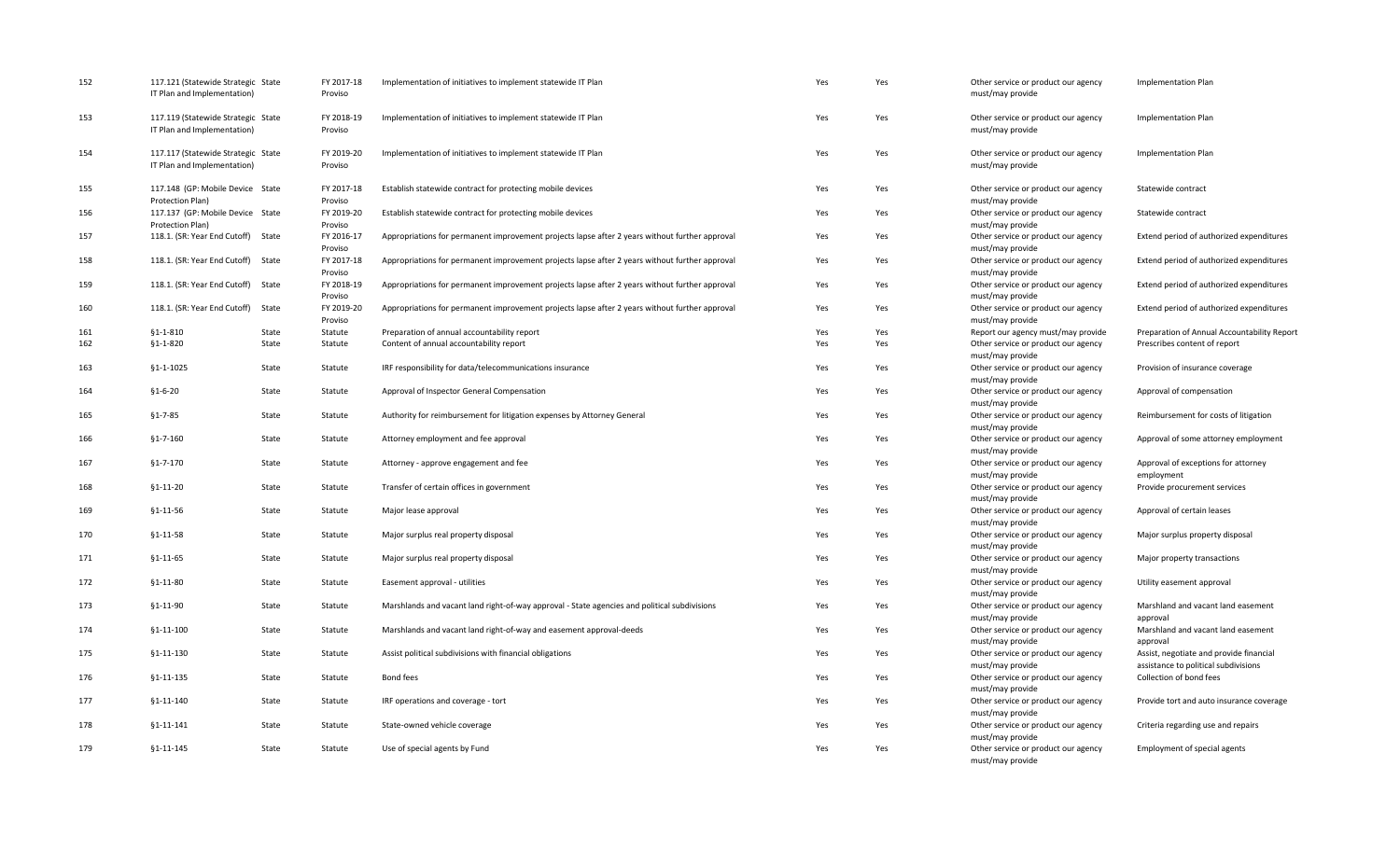| | | | | | | | | |
|---|---|---|---|---|---|---|---|---|
| 152 | 117.121 (Statewide Strategic IT Plan and Implementation) | State | FY 2017-18 Proviso | Implementation of initiatives to implement statewide IT Plan | Yes | Yes | Other service or product our agency must/may provide | Implementation Plan |
| 153 | 117.119 (Statewide Strategic IT Plan and Implementation) | State | FY 2018-19 Proviso | Implementation of initiatives to implement statewide IT Plan | Yes | Yes | Other service or product our agency must/may provide | Implementation Plan |
| 154 | 117.117 (Statewide Strategic IT Plan and Implementation) | State | FY 2019-20 Proviso | Implementation of initiatives to implement statewide IT Plan | Yes | Yes | Other service or product our agency must/may provide | Implementation Plan |
| 155 | 117.148 (GP: Mobile Device Protection Plan) | State | FY 2017-18 Proviso | Establish statewide contract for protecting mobile devices | Yes | Yes | Other service or product our agency must/may provide | Statewide contract |
| 156 | 117.137 (GP: Mobile Device Protection Plan) | State | FY 2019-20 Proviso | Establish statewide contract for protecting mobile devices | Yes | Yes | Other service or product our agency must/may provide | Statewide contract |
| 157 | 118.1. (SR: Year End Cutoff) | State | FY 2016-17 Proviso | Appropriations for permanent improvement projects lapse after 2 years without further approval | Yes | Yes | Other service or product our agency must/may provide | Extend period of authorized expenditures |
| 158 | 118.1. (SR: Year End Cutoff) | State | FY 2017-18 Proviso | Appropriations for permanent improvement projects lapse after 2 years without further approval | Yes | Yes | Other service or product our agency must/may provide | Extend period of authorized expenditures |
| 159 | 118.1. (SR: Year End Cutoff) | State | FY 2018-19 Proviso | Appropriations for permanent improvement projects lapse after 2 years without further approval | Yes | Yes | Other service or product our agency must/may provide | Extend period of authorized expenditures |
| 160 | 118.1. (SR: Year End Cutoff) | State | FY 2019-20 Proviso | Appropriations for permanent improvement projects lapse after 2 years without further approval | Yes | Yes | Other service or product our agency must/may provide | Extend period of authorized expenditures |
| 161 | §1-1-810 | State | Statute | Preparation of annual accountability report | Yes | Yes | Report our agency must/may provide | Preparation of Annual Accountability Report |
| 162 | §1-1-820 | State | Statute | Content of annual accountability report | Yes | Yes | Other service or product our agency must/may provide | Prescribes content of report |
| 163 | §1-1-1025 | State | Statute | IRF responsibility for data/telecommunications insurance | Yes | Yes | Other service or product our agency must/may provide | Provision of insurance coverage |
| 164 | §1-6-20 | State | Statute | Approval of Inspector General Compensation | Yes | Yes | Other service or product our agency must/may provide | Approval of compensation |
| 165 | §1-7-85 | State | Statute | Authority for reimbursement for litigation expenses by Attorney General | Yes | Yes | Other service or product our agency must/may provide | Reimbursement for costs of litigation |
| 166 | §1-7-160 | State | Statute | Attorney employment and fee approval | Yes | Yes | Other service or product our agency must/may provide | Approval of some attorney employment |
| 167 | §1-7-170 | State | Statute | Attorney - approve engagement and fee | Yes | Yes | Other service or product our agency must/may provide | Approval of exceptions for attorney employment |
| 168 | §1-11-20 | State | Statute | Transfer of certain offices in government | Yes | Yes | Other service or product our agency must/may provide | Provide procurement services |
| 169 | §1-11-56 | State | Statute | Major lease approval | Yes | Yes | Other service or product our agency must/may provide | Approval of certain leases |
| 170 | §1-11-58 | State | Statute | Major surplus real property disposal | Yes | Yes | Other service or product our agency must/may provide | Major surplus property disposal |
| 171 | §1-11-65 | State | Statute | Major surplus real property disposal | Yes | Yes | Other service or product our agency must/may provide | Major property transactions |
| 172 | §1-11-80 | State | Statute | Easement approval - utilities | Yes | Yes | Other service or product our agency must/may provide | Utility easement approval |
| 173 | §1-11-90 | State | Statute | Marshlands and vacant land right-of-way approval - State agencies and political subdivisions | Yes | Yes | Other service or product our agency must/may provide | Marshland and vacant land easement approval |
| 174 | §1-11-100 | State | Statute | Marshlands and vacant land right-of-way and easement approval-deeds | Yes | Yes | Other service or product our agency must/may provide | Marshland and vacant land easement approval |
| 175 | §1-11-130 | State | Statute | Assist political subdivisions with financial obligations | Yes | Yes | Other service or product our agency must/may provide | Assist, negotiate and provide financial assistance to political subdivisions |
| 176 | §1-11-135 | State | Statute | Bond fees | Yes | Yes | Other service or product our agency must/may provide | Collection of bond fees |
| 177 | §1-11-140 | State | Statute | IRF operations and coverage - tort | Yes | Yes | Other service or product our agency must/may provide | Provide tort and auto insurance coverage |
| 178 | §1-11-141 | State | Statute | State-owned vehicle coverage | Yes | Yes | Other service or product our agency must/may provide | Criteria regarding use and repairs |
| 179 | §1-11-145 | State | Statute | Use of special agents by Fund | Yes | Yes | Other service or product our agency must/may provide | Employment of special agents |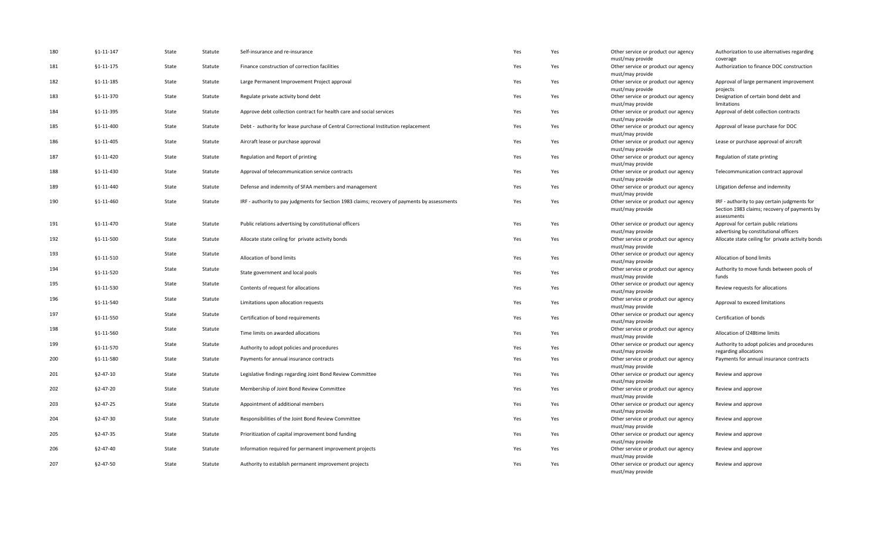| | | | | | | | | |
|---|---|---|---|---|---|---|---|---|
| 180 | §1-11-147 | State | Statute | Self-insurance and re-insurance | Yes | Yes | Other service or product our agency must/may provide | Authorization to use alternatives regarding coverage |
| 181 | §1-11-175 | State | Statute | Finance construction of correction facilities | Yes | Yes | Other service or product our agency must/may provide | Authorization to finance DOC construction |
| 182 | §1-11-185 | State | Statute | Large Permanent Improvement Project approval | Yes | Yes | Other service or product our agency must/may provide | Approval of large permanent improvement projects |
| 183 | §1-11-370 | State | Statute | Regulate private activity bond debt | Yes | Yes | Other service or product our agency must/may provide | Designation of certain bond debt and limitations |
| 184 | §1-11-395 | State | Statute | Approve debt collection contract for health care and social services | Yes | Yes | Other service or product our agency must/may provide | Approval of debt collection contracts |
| 185 | §1-11-400 | State | Statute | Debt - authority for lease purchase of Central Correctional Institution replacement | Yes | Yes | Other service or product our agency must/may provide | Approval of lease purchase for DOC |
| 186 | §1-11-405 | State | Statute | Aircraft lease or purchase approval | Yes | Yes | Other service or product our agency must/may provide | Lease or purchase approval of aircraft |
| 187 | §1-11-420 | State | Statute | Regulation and Report of printing | Yes | Yes | Other service or product our agency must/may provide | Regulation of state printing |
| 188 | §1-11-430 | State | Statute | Approval of telecommunication service contracts | Yes | Yes | Other service or product our agency must/may provide | Telecommunication contract approval |
| 189 | §1-11-440 | State | Statute | Defense and indemnity of SFAA members and management | Yes | Yes | Other service or product our agency must/may provide | Litigation defense and indemnity |
| 190 | §1-11-460 | State | Statute | IRF - authority to pay judgments for Section 1983 claims; recovery of payments by assessments | Yes | Yes | Other service or product our agency must/may provide | IRF - authority to pay certain judgments for Section 1983 claims; recovery of payments by assessments |
| 191 | §1-11-470 | State | Statute | Public relations advertising by constitutional officers | Yes | Yes | Other service or product our agency must/may provide | Approval for certain public relations advertising by constitutional officers |
| 192 | §1-11-500 | State | Statute | Allocate state ceiling for private activity bonds | Yes | Yes | Other service or product our agency must/may provide | Allocate state ceiling for private activity bonds |
| 193 | §1-11-510 | State | Statute | Allocation of bond limits | Yes | Yes | Other service or product our agency must/may provide | Allocation of bond limits |
| 194 | §1-11-520 | State | Statute | State government and local pools | Yes | Yes | Other service or product our agency must/may provide | Authority to move funds between pools of funds |
| 195 | §1-11-530 | State | Statute | Contents of request for allocations | Yes | Yes | Other service or product our agency must/may provide | Review requests for allocations |
| 196 | §1-11-540 | State | Statute | Limitations upon allocation requests | Yes | Yes | Other service or product our agency must/may provide | Approval to exceed limitations |
| 197 | §1-11-550 | State | Statute | Certification of bond requirements | Yes | Yes | Other service or product our agency must/may provide | Certification of bonds |
| 198 | §1-11-560 | State | Statute | Time limits on awarded allocations | Yes | Yes | Other service or product our agency must/may provide | Allocation of I248time limits |
| 199 | §1-11-570 | State | Statute | Authority to adopt policies and procedures | Yes | Yes | Other service or product our agency must/may provide | Authority to adopt policies and procedures regarding allocations |
| 200 | §1-11-580 | State | Statute | Payments for annual insurance contracts | Yes | Yes | Other service or product our agency must/may provide | Payments for annual insurance contracts |
| 201 | §2-47-10 | State | Statute | Legislative findings regarding Joint Bond Review Committee | Yes | Yes | Other service or product our agency must/may provide | Review and approve |
| 202 | §2-47-20 | State | Statute | Membership of Joint Bond Review Committee | Yes | Yes | Other service or product our agency must/may provide | Review and approve |
| 203 | §2-47-25 | State | Statute | Appointment of additional members | Yes | Yes | Other service or product our agency must/may provide | Review and approve |
| 204 | §2-47-30 | State | Statute | Responsibilities of the Joint Bond Review Committee | Yes | Yes | Other service or product our agency must/may provide | Review and approve |
| 205 | §2-47-35 | State | Statute | Prioritization of capital improvement bond funding | Yes | Yes | Other service or product our agency must/may provide | Review and approve |
| 206 | §2-47-40 | State | Statute | Information required for permanent improvement projects | Yes | Yes | Other service or product our agency must/may provide | Review and approve |
| 207 | §2-47-50 | State | Statute | Authority to establish permanent improvement projects | Yes | Yes | Other service or product our agency must/may provide | Review and approve |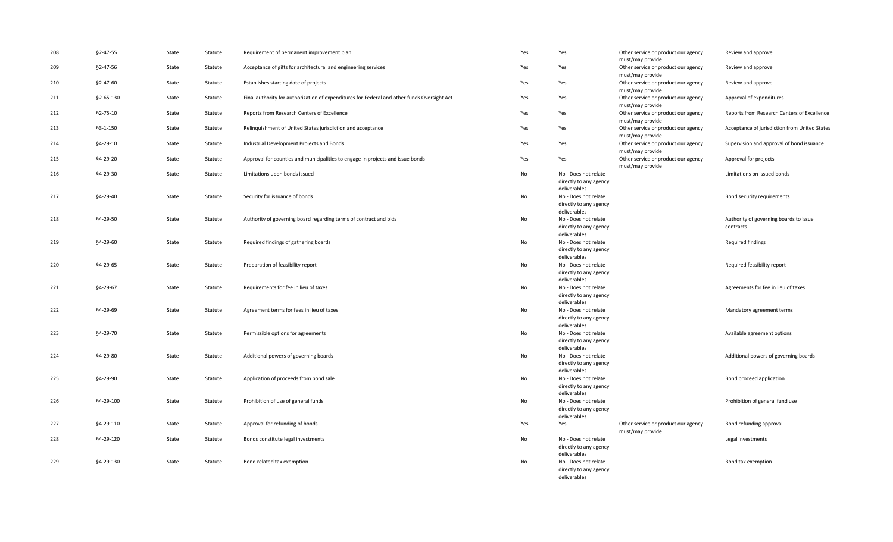| | | | | | | | | |
|---|---|---|---|---|---|---|---|---|
| 208 | §2-47-55 | State | Statute | Requirement of permanent improvement plan | Yes | Yes | Other service or product our agency must/may provide | Review and approve |
| 209 | §2-47-56 | State | Statute | Acceptance of gifts for architectural and engineering services | Yes | Yes | Other service or product our agency must/may provide | Review and approve |
| 210 | §2-47-60 | State | Statute | Establishes starting date of projects | Yes | Yes | Other service or product our agency must/may provide | Review and approve |
| 211 | §2-65-130 | State | Statute | Final authority for authorization of expenditures for Federal and other funds Oversight Act | Yes | Yes | Other service or product our agency must/may provide | Approval of expenditures |
| 212 | §2-75-10 | State | Statute | Reports from Research Centers of Excellence | Yes | Yes | Other service or product our agency must/may provide | Reports from Research Centers of Excellence |
| 213 | §3-1-150 | State | Statute | Relinquishment of United States jurisdiction and acceptance | Yes | Yes | Other service or product our agency must/may provide | Acceptance of jurisdiction from United States |
| 214 | §4-29-10 | State | Statute | Industrial Development Projects and Bonds | Yes | Yes | Other service or product our agency must/may provide | Supervision and approval of bond issuance |
| 215 | §4-29-20 | State | Statute | Approval for counties and municipalities to engage in projects and issue bonds | Yes | Yes | Other service or product our agency must/may provide | Approval for projects |
| 216 | §4-29-30 | State | Statute | Limitations upon bonds issued | No | No - Does not relate directly to any agency deliverables | | Limitations on issued bonds |
| 217 | §4-29-40 | State | Statute | Security for issuance of bonds | No | No - Does not relate directly to any agency deliverables | | Bond security requirements |
| 218 | §4-29-50 | State | Statute | Authority of governing board regarding terms of contract and bids | No | No - Does not relate directly to any agency deliverables | | Authority of governing boards to issue contracts |
| 219 | §4-29-60 | State | Statute | Required findings of gathering boards | No | No - Does not relate directly to any agency deliverables | | Required findings |
| 220 | §4-29-65 | State | Statute | Preparation of feasibility report | No | No - Does not relate directly to any agency deliverables | | Required feasibility report |
| 221 | §4-29-67 | State | Statute | Requirements for fee in lieu of taxes | No | No - Does not relate directly to any agency deliverables | | Agreements for fee in lieu of taxes |
| 222 | §4-29-69 | State | Statute | Agreement terms for fees in lieu of taxes | No | No - Does not relate directly to any agency deliverables | | Mandatory agreement terms |
| 223 | §4-29-70 | State | Statute | Permissible options for agreements | No | No - Does not relate directly to any agency deliverables | | Available agreement options |
| 224 | §4-29-80 | State | Statute | Additional powers of governing boards | No | No - Does not relate directly to any agency deliverables | | Additional powers of governing boards |
| 225 | §4-29-90 | State | Statute | Application of proceeds from bond sale | No | No - Does not relate directly to any agency deliverables | | Bond proceed application |
| 226 | §4-29-100 | State | Statute | Prohibition of use of general funds | No | No - Does not relate directly to any agency deliverables | | Prohibition of general fund use |
| 227 | §4-29-110 | State | Statute | Approval for refunding of bonds | Yes | Yes | Other service or product our agency must/may provide | Bond refunding approval |
| 228 | §4-29-120 | State | Statute | Bonds constitute legal investments | No | No - Does not relate directly to any agency deliverables | | Legal investments |
| 229 | §4-29-130 | State | Statute | Bond related tax exemption | No | No - Does not relate directly to any agency deliverables | | Bond tax exemption |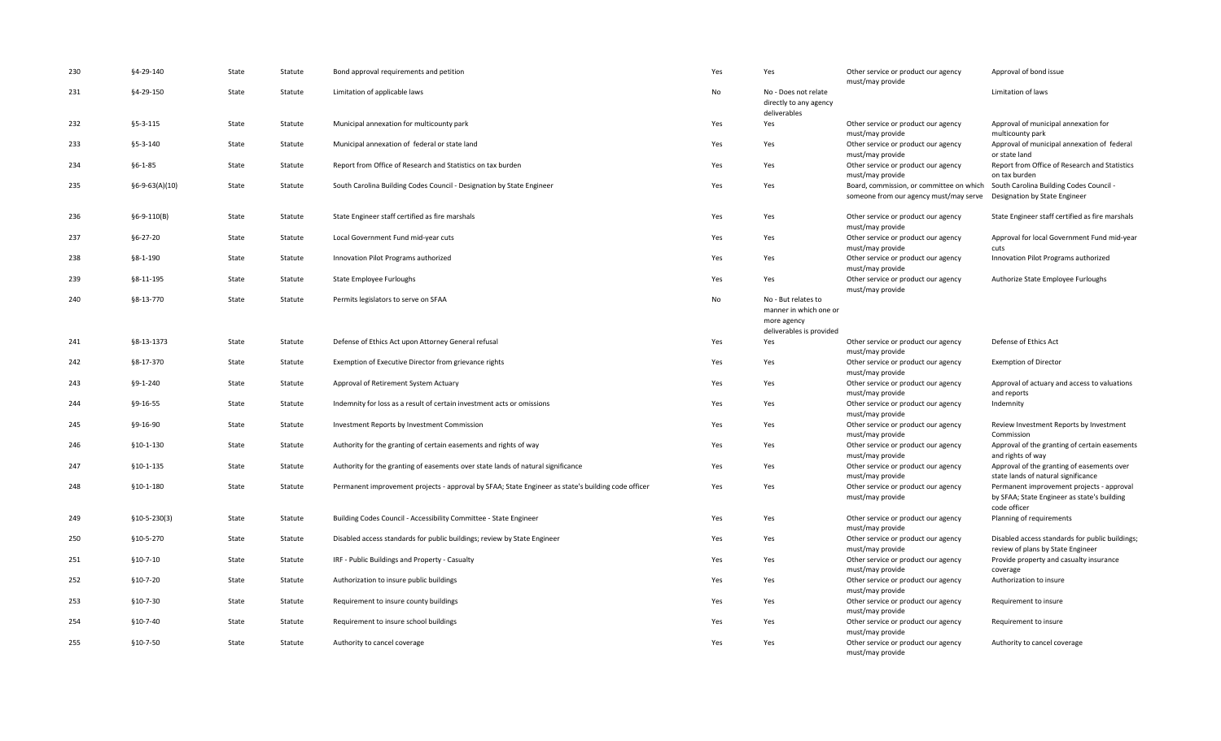| | | | | | | | | |
|---|---|---|---|---|---|---|---|---|
| 230 | §4-29-140 | State | Statute | Bond approval requirements and petition | Yes | Yes | Other service or product our agency must/may provide | Approval of bond issue |
| 231 | §4-29-150 | State | Statute | Limitation of applicable laws | No | No - Does not relate directly to any agency deliverables | | Limitation of laws |
| 232 | §5-3-115 | State | Statute | Municipal annexation for multicounty park | Yes | Yes | Other service or product our agency must/may provide | Approval of municipal annexation for multicounty park |
| 233 | §5-3-140 | State | Statute | Municipal annexation of federal or state land | Yes | Yes | Other service or product our agency must/may provide | Approval of municipal annexation of federal or state land |
| 234 | §6-1-85 | State | Statute | Report from Office of Research and Statistics on tax burden | Yes | Yes | Other service or product our agency must/may provide | Report from Office of Research and Statistics on tax burden |
| 235 | §6-9-63(A)(10) | State | Statute | South Carolina Building Codes Council - Designation by State Engineer | Yes | Yes | Board, commission, or committee on which someone from our agency must/may serve | South Carolina Building Codes Council - Designation by State Engineer |
| 236 | §6-9-110(B) | State | Statute | State Engineer staff certified as fire marshals | Yes | Yes | Other service or product our agency must/may provide | State Engineer staff certified as fire marshals |
| 237 | §6-27-20 | State | Statute | Local Government Fund mid-year cuts | Yes | Yes | Other service or product our agency must/may provide | Approval for local Government Fund mid-year cuts |
| 238 | §8-1-190 | State | Statute | Innovation Pilot Programs authorized | Yes | Yes | Other service or product our agency must/may provide | Innovation Pilot Programs authorized |
| 239 | §8-11-195 | State | Statute | State Employee Furloughs | Yes | Yes | Other service or product our agency must/may provide | Authorize State Employee Furloughs |
| 240 | §8-13-770 | State | Statute | Permits legislators to serve on SFAA | No | No - But relates to manner in which one or more agency deliverables is provided | | |
| 241 | §8-13-1373 | State | Statute | Defense of Ethics Act upon Attorney General refusal | Yes | Yes | Other service or product our agency must/may provide | Defense of Ethics Act |
| 242 | §8-17-370 | State | Statute | Exemption of Executive Director from grievance rights | Yes | Yes | Other service or product our agency must/may provide | Exemption of Director |
| 243 | §9-1-240 | State | Statute | Approval of Retirement System Actuary | Yes | Yes | Other service or product our agency must/may provide | Approval of actuary and access to valuations and reports |
| 244 | §9-16-55 | State | Statute | Indemnity for loss as a result of certain investment acts or omissions | Yes | Yes | Other service or product our agency must/may provide | Indemnity |
| 245 | §9-16-90 | State | Statute | Investment Reports by Investment Commission | Yes | Yes | Other service or product our agency must/may provide | Review Investment Reports by Investment Commission |
| 246 | §10-1-130 | State | Statute | Authority for the granting of certain easements and rights of way | Yes | Yes | Other service or product our agency must/may provide | Approval of the granting of certain easements and rights of way |
| 247 | §10-1-135 | State | Statute | Authority for the granting of easements over state lands of natural significance | Yes | Yes | Other service or product our agency must/may provide | Approval of the granting of easements over state lands of natural significance |
| 248 | §10-1-180 | State | Statute | Permanent improvement projects - approval by SFAA; State Engineer as state's building code officer | Yes | Yes | Other service or product our agency must/may provide | Permanent improvement projects - approval by SFAA; State Engineer as state's building code officer |
| 249 | §10-5-230(3) | State | Statute | Building Codes Council - Accessibility Committee - State Engineer | Yes | Yes | Other service or product our agency must/may provide | Planning of requirements |
| 250 | §10-5-270 | State | Statute | Disabled access standards for public buildings; review by State Engineer | Yes | Yes | Other service or product our agency must/may provide | Disabled access standards for public buildings; review of plans by State Engineer |
| 251 | §10-7-10 | State | Statute | IRF - Public Buildings and Property - Casualty | Yes | Yes | Other service or product our agency must/may provide | Provide property and casualty insurance coverage |
| 252 | §10-7-20 | State | Statute | Authorization to insure public buildings | Yes | Yes | Other service or product our agency must/may provide | Authorization to insure |
| 253 | §10-7-30 | State | Statute | Requirement to insure county buildings | Yes | Yes | Other service or product our agency must/may provide | Requirement to insure |
| 254 | §10-7-40 | State | Statute | Requirement to insure school buildings | Yes | Yes | Other service or product our agency must/may provide | Requirement to insure |
| 255 | §10-7-50 | State | Statute | Authority to cancel coverage | Yes | Yes | Other service or product our agency must/may provide | Authority to cancel coverage |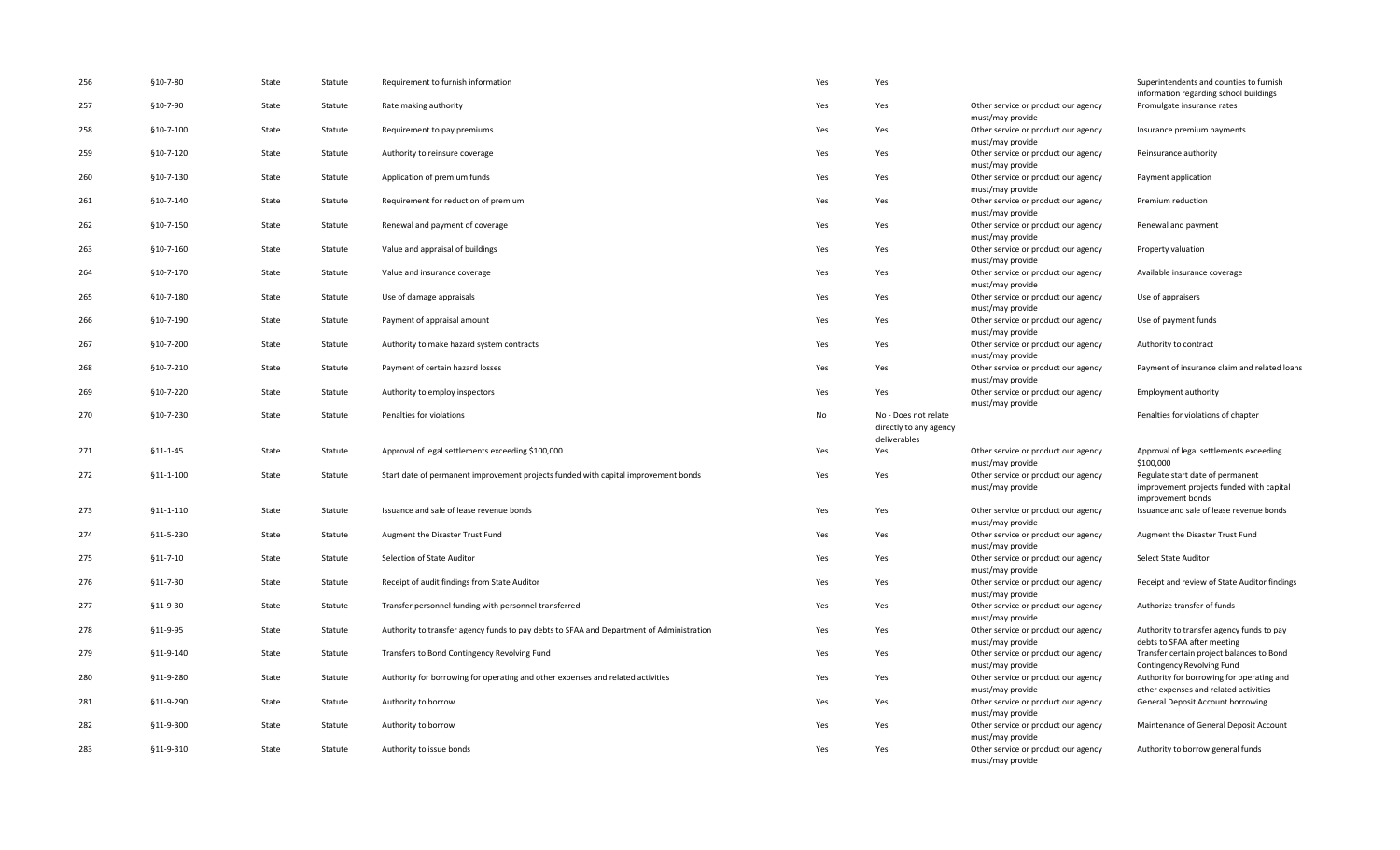| | | | | | | | | |
|---|---|---|---|---|---|---|---|---|
| 256 | §10-7-80 | State | Statute | Requirement to furnish information | Yes | Yes | | Superintendents and counties to furnish information regarding school buildings |
| 257 | §10-7-90 | State | Statute | Rate making authority | Yes | Yes | Other service or product our agency must/may provide | Promulgate insurance rates |
| 258 | §10-7-100 | State | Statute | Requirement to pay premiums | Yes | Yes | Other service or product our agency must/may provide | Insurance premium payments |
| 259 | §10-7-120 | State | Statute | Authority to reinsure coverage | Yes | Yes | Other service or product our agency must/may provide | Reinsurance authority |
| 260 | §10-7-130 | State | Statute | Application of premium funds | Yes | Yes | Other service or product our agency must/may provide | Payment application |
| 261 | §10-7-140 | State | Statute | Requirement for reduction of premium | Yes | Yes | Other service or product our agency must/may provide | Premium reduction |
| 262 | §10-7-150 | State | Statute | Renewal and payment of coverage | Yes | Yes | Other service or product our agency must/may provide | Renewal and payment |
| 263 | §10-7-160 | State | Statute | Value and appraisal of buildings | Yes | Yes | Other service or product our agency must/may provide | Property valuation |
| 264 | §10-7-170 | State | Statute | Value and insurance coverage | Yes | Yes | Other service or product our agency must/may provide | Available insurance coverage |
| 265 | §10-7-180 | State | Statute | Use of damage appraisals | Yes | Yes | Other service or product our agency must/may provide | Use of appraisers |
| 266 | §10-7-190 | State | Statute | Payment of appraisal amount | Yes | Yes | Other service or product our agency must/may provide | Use of payment funds |
| 267 | §10-7-200 | State | Statute | Authority to make hazard system contracts | Yes | Yes | Other service or product our agency must/may provide | Authority to contract |
| 268 | §10-7-210 | State | Statute | Payment of certain hazard losses | Yes | Yes | Other service or product our agency must/may provide | Payment of insurance claim and related loans |
| 269 | §10-7-220 | State | Statute | Authority to employ inspectors | Yes | Yes | Other service or product our agency must/may provide | Employment authority |
| 270 | §10-7-230 | State | Statute | Penalties for violations | No | No - Does not relate directly to any agency deliverables | | Penalties for violations of chapter |
| 271 | §11-1-45 | State | Statute | Approval of legal settlements exceeding $100,000 | Yes | Yes | Other service or product our agency must/may provide | Approval of legal settlements exceeding $100,000 |
| 272 | §11-1-100 | State | Statute | Start date of permanent improvement projects funded with capital improvement bonds | Yes | Yes | Other service or product our agency must/may provide | Regulate start date of permanent improvement projects funded with capital improvement bonds |
| 273 | §11-1-110 | State | Statute | Issuance and sale of lease revenue bonds | Yes | Yes | Other service or product our agency must/may provide | Issuance and sale of lease revenue bonds |
| 274 | §11-5-230 | State | Statute | Augment the Disaster Trust Fund | Yes | Yes | Other service or product our agency must/may provide | Augment the Disaster Trust Fund |
| 275 | §11-7-10 | State | Statute | Selection of State Auditor | Yes | Yes | Other service or product our agency must/may provide | Select State Auditor |
| 276 | §11-7-30 | State | Statute | Receipt of audit findings from State Auditor | Yes | Yes | Other service or product our agency must/may provide | Receipt and review of State Auditor findings |
| 277 | §11-9-30 | State | Statute | Transfer personnel funding with personnel transferred | Yes | Yes | Other service or product our agency must/may provide | Authorize transfer of funds |
| 278 | §11-9-95 | State | Statute | Authority to transfer agency funds to pay debts to SFAA and Department of Administration | Yes | Yes | Other service or product our agency must/may provide | Authority to transfer agency funds to pay debts to SFAA after meeting |
| 279 | §11-9-140 | State | Statute | Transfers to Bond Contingency Revolving Fund | Yes | Yes | Other service or product our agency must/may provide | Transfer certain project balances to Bond Contingency Revolving Fund |
| 280 | §11-9-280 | State | Statute | Authority for borrowing for operating and other expenses and related activities | Yes | Yes | Other service or product our agency must/may provide | Authority for borrowing for operating and other expenses and related activities |
| 281 | §11-9-290 | State | Statute | Authority to borrow | Yes | Yes | Other service or product our agency must/may provide | General Deposit Account borrowing |
| 282 | §11-9-300 | State | Statute | Authority to borrow | Yes | Yes | Other service or product our agency must/may provide | Maintenance of General Deposit Account |
| 283 | §11-9-310 | State | Statute | Authority to issue bonds | Yes | Yes | Other service or product our agency must/may provide | Authority to borrow general funds |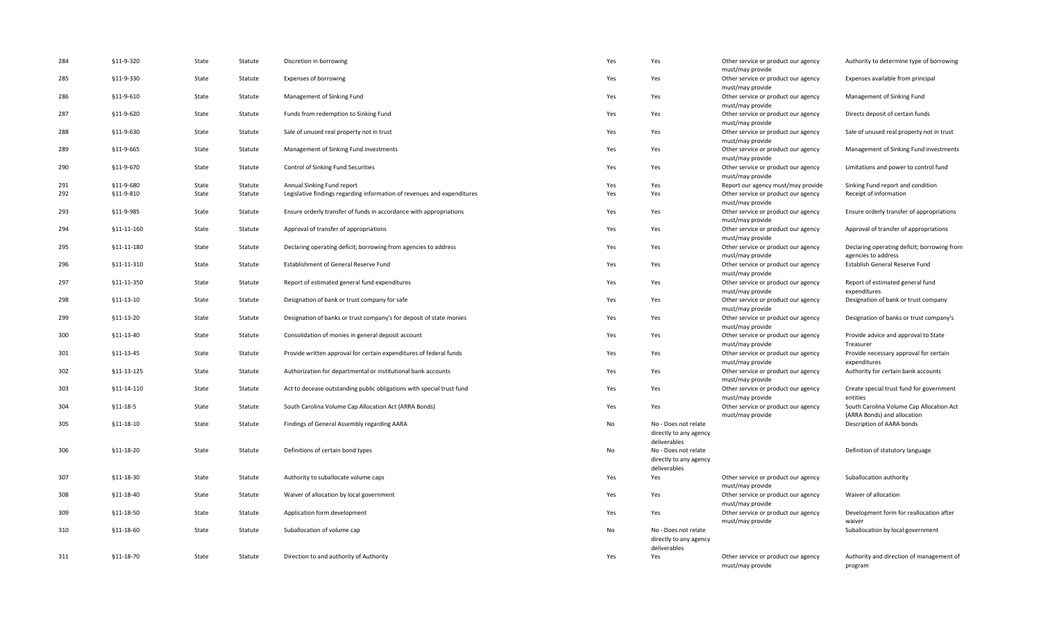| | | | | | | | | |
|---|---|---|---|---|---|---|---|---|
| 284 | §11-9-320 | State | Statute | Discretion in borrowing | Yes | Yes | Other service or product our agency must/may provide | Authority to determine type of borrowing |
| 285 | §11-9-330 | State | Statute | Expenses of borrowing | Yes | Yes | Other service or product our agency must/may provide | Expenses available from principal |
| 286 | §11-9-610 | State | Statute | Management of Sinking Fund | Yes | Yes | Other service or product our agency must/may provide | Management of Sinking Fund |
| 287 | §11-9-620 | State | Statute | Funds from redemption to Sinking Fund | Yes | Yes | Other service or product our agency must/may provide | Directs deposit of certain funds |
| 288 | §11-9-630 | State | Statute | Sale of unused real property not in trust | Yes | Yes | Other service or product our agency must/may provide | Sale of unused real property not in trust |
| 289 | §11-9-665 | State | Statute | Management of Sinking Fund investments | Yes | Yes | Other service or product our agency must/may provide | Management of Sinking Fund investments |
| 290 | §11-9-670 | State | Statute | Control of Sinking Fund Securities | Yes | Yes | Other service or product our agency must/may provide | Limitations and power to control fund |
| 291 | §11-9-680 | State | Statute | Annual Sinking Fund report | Yes | Yes | Report our agency must/may provide | Sinking Fund report and condition |
| 292 | §11-9-810 | State | Statute | Legislative findings regarding information of revenues and expenditures | Yes | Yes | Other service or product our agency must/may provide | Receipt of information |
| 293 | §11-9-985 | State | Statute | Ensure orderly transfer of funds in accordance with appropriations | Yes | Yes | Other service or product our agency must/may provide | Ensure orderly transfer of appropriations |
| 294 | §11-11-160 | State | Statute | Approval of transfer of appropriations | Yes | Yes | Other service or product our agency must/may provide | Approval of transfer of appropriations |
| 295 | §11-11-180 | State | Statute | Declaring operating deficit; borrowing from agencies to address | Yes | Yes | Other service or product our agency must/may provide | Declaring operating deficit; borrowing from agencies to address |
| 296 | §11-11-310 | State | Statute | Establishment of General Reserve Fund | Yes | Yes | Other service or product our agency must/may provide | Establish General Reserve Fund |
| 297 | §11-11-350 | State | Statute | Report of estimated general fund expenditures | Yes | Yes | Other service or product our agency must/may provide | Report of estimated general fund expenditures |
| 298 | §11-13-10 | State | Statute | Designation of bank or trust company for safe | Yes | Yes | Other service or product our agency must/may provide | Designation of bank or trust company |
| 299 | §11-13-20 | State | Statute | Designation of banks or trust company's for deposit of state monies | Yes | Yes | Other service or product our agency must/may provide | Designation of banks or trust company's |
| 300 | §11-13-40 | State | Statute | Consolidation of monies in general deposit account | Yes | Yes | Other service or product our agency must/may provide | Provide advice and approval to State Treasurer |
| 301 | §11-13-45 | State | Statute | Provide written approval for certain expenditures of federal funds | Yes | Yes | Other service or product our agency must/may provide | Provide necessary approval for certain expenditures |
| 302 | §11-13-125 | State | Statute | Authorization for departmental or institutional bank accounts | Yes | Yes | Other service or product our agency must/may provide | Authority for certain bank accounts |
| 303 | §11-14-110 | State | Statute | Act to decease outstanding public obligations with special trust fund | Yes | Yes | Other service or product our agency must/may provide | Create special trust fund for government entities |
| 304 | §11-18-5 | State | Statute | South Carolina Volume Cap Allocation Act (ARRA Bonds) | Yes | Yes | Other service or product our agency must/may provide | South Carolina Volume Cap Allocation Act (ARRA Bonds) and allocation |
| 305 | §11-18-10 | State | Statute | Findings of General Assembly regarding AARA | No | No - Does not relate directly to any agency deliverables | | Description of AARA bonds |
| 306 | §11-18-20 | State | Statute | Definitions of certain bond types | No | No - Does not relate directly to any agency deliverables | | Definition of statutory language |
| 307 | §11-18-30 | State | Statute | Authority to suballocate volume caps | Yes | Yes | Other service or product our agency must/may provide | Suballocation authority |
| 308 | §11-18-40 | State | Statute | Waiver of allocation by local government | Yes | Yes | Other service or product our agency must/may provide | Waiver of allocation |
| 309 | §11-18-50 | State | Statute | Application form development | Yes | Yes | Other service or product our agency must/may provide | Development form for reallocation after waiver |
| 310 | §11-18-60 | State | Statute | Suballocation of volume cap | No | No - Does not relate directly to any agency deliverables | | Suballocation by local government |
| 311 | §11-18-70 | State | Statute | Direction to and authority of Authority | Yes | Yes | Other service or product our agency must/may provide | Authority and direction of management of program |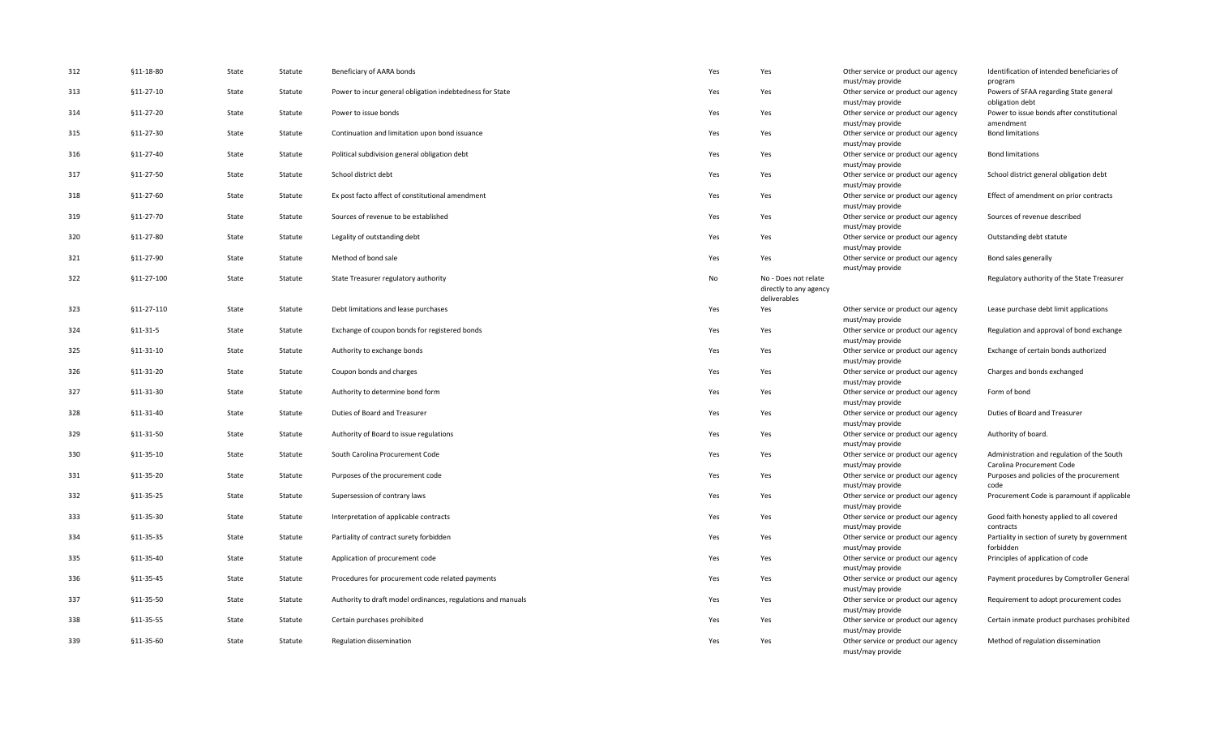| | | | | | | | | |
|---|---|---|---|---|---|---|---|---|
| 312 | §11-18-80 | State | Statute | Beneficiary of AARA bonds | Yes | Yes | Other service or product our agency must/may provide | Identification of intended beneficiaries of program |
| 313 | §11-27-10 | State | Statute | Power to incur general obligation indebtedness for State | Yes | Yes | Other service or product our agency must/may provide | Powers of SFAA regarding State general obligation debt |
| 314 | §11-27-20 | State | Statute | Power to issue bonds | Yes | Yes | Other service or product our agency must/may provide | Power to issue bonds after constitutional amendment |
| 315 | §11-27-30 | State | Statute | Continuation and limitation upon bond issuance | Yes | Yes | Other service or product our agency must/may provide | Bond limitations |
| 316 | §11-27-40 | State | Statute | Political subdivision general obligation debt | Yes | Yes | Other service or product our agency must/may provide | Bond limitations |
| 317 | §11-27-50 | State | Statute | School district debt | Yes | Yes | Other service or product our agency must/may provide | School district general obligation debt |
| 318 | §11-27-60 | State | Statute | Ex post facto affect of constitutional amendment | Yes | Yes | Other service or product our agency must/may provide | Effect of amendment on prior contracts |
| 319 | §11-27-70 | State | Statute | Sources of revenue to be established | Yes | Yes | Other service or product our agency must/may provide | Sources of revenue described |
| 320 | §11-27-80 | State | Statute | Legality of outstanding debt | Yes | Yes | Other service or product our agency must/may provide | Outstanding debt statute |
| 321 | §11-27-90 | State | Statute | Method of bond sale | Yes | Yes | Other service or product our agency must/may provide | Bond sales generally |
| 322 | §11-27-100 | State | Statute | State Treasurer regulatory authority | No | No - Does not relate directly to any agency deliverables | | Regulatory authority of the State Treasurer |
| 323 | §11-27-110 | State | Statute | Debt limitations and lease purchases | Yes | Yes | Other service or product our agency must/may provide | Lease purchase debt limit applications |
| 324 | §11-31-5 | State | Statute | Exchange of coupon bonds for registered bonds | Yes | Yes | Other service or product our agency must/may provide | Regulation and approval of bond exchange |
| 325 | §11-31-10 | State | Statute | Authority to exchange bonds | Yes | Yes | Other service or product our agency must/may provide | Exchange of certain bonds authorized |
| 326 | §11-31-20 | State | Statute | Coupon bonds and charges | Yes | Yes | Other service or product our agency must/may provide | Charges and bonds exchanged |
| 327 | §11-31-30 | State | Statute | Authority to determine bond form | Yes | Yes | Other service or product our agency must/may provide | Form of bond |
| 328 | §11-31-40 | State | Statute | Duties of Board and Treasurer | Yes | Yes | Other service or product our agency must/may provide | Duties of Board and Treasurer |
| 329 | §11-31-50 | State | Statute | Authority of Board to issue regulations | Yes | Yes | Other service or product our agency must/may provide | Authority of board. |
| 330 | §11-35-10 | State | Statute | South Carolina Procurement Code | Yes | Yes | Other service or product our agency must/may provide | Administration and regulation of the South Carolina Procurement Code |
| 331 | §11-35-20 | State | Statute | Purposes of the procurement code | Yes | Yes | Other service or product our agency must/may provide | Purposes and policies of the procurement code |
| 332 | §11-35-25 | State | Statute | Supersession of contrary laws | Yes | Yes | Other service or product our agency must/may provide | Procurement Code is paramount if applicable |
| 333 | §11-35-30 | State | Statute | Interpretation of applicable contracts | Yes | Yes | Other service or product our agency must/may provide | Good faith honesty applied to all covered contracts |
| 334 | §11-35-35 | State | Statute | Partiality of contract surety forbidden | Yes | Yes | Other service or product our agency must/may provide | Partiality in section of surety by government forbidden |
| 335 | §11-35-40 | State | Statute | Application of procurement code | Yes | Yes | Other service or product our agency must/may provide | Principles of application of code |
| 336 | §11-35-45 | State | Statute | Procedures for procurement code related payments | Yes | Yes | Other service or product our agency must/may provide | Payment procedures by Comptroller General |
| 337 | §11-35-50 | State | Statute | Authority to draft model ordinances, regulations and manuals | Yes | Yes | Other service or product our agency must/may provide | Requirement to adopt procurement codes |
| 338 | §11-35-55 | State | Statute | Certain purchases prohibited | Yes | Yes | Other service or product our agency must/may provide | Certain inmate product purchases prohibited |
| 339 | §11-35-60 | State | Statute | Regulation dissemination | Yes | Yes | Other service or product our agency must/may provide | Method of regulation dissemination |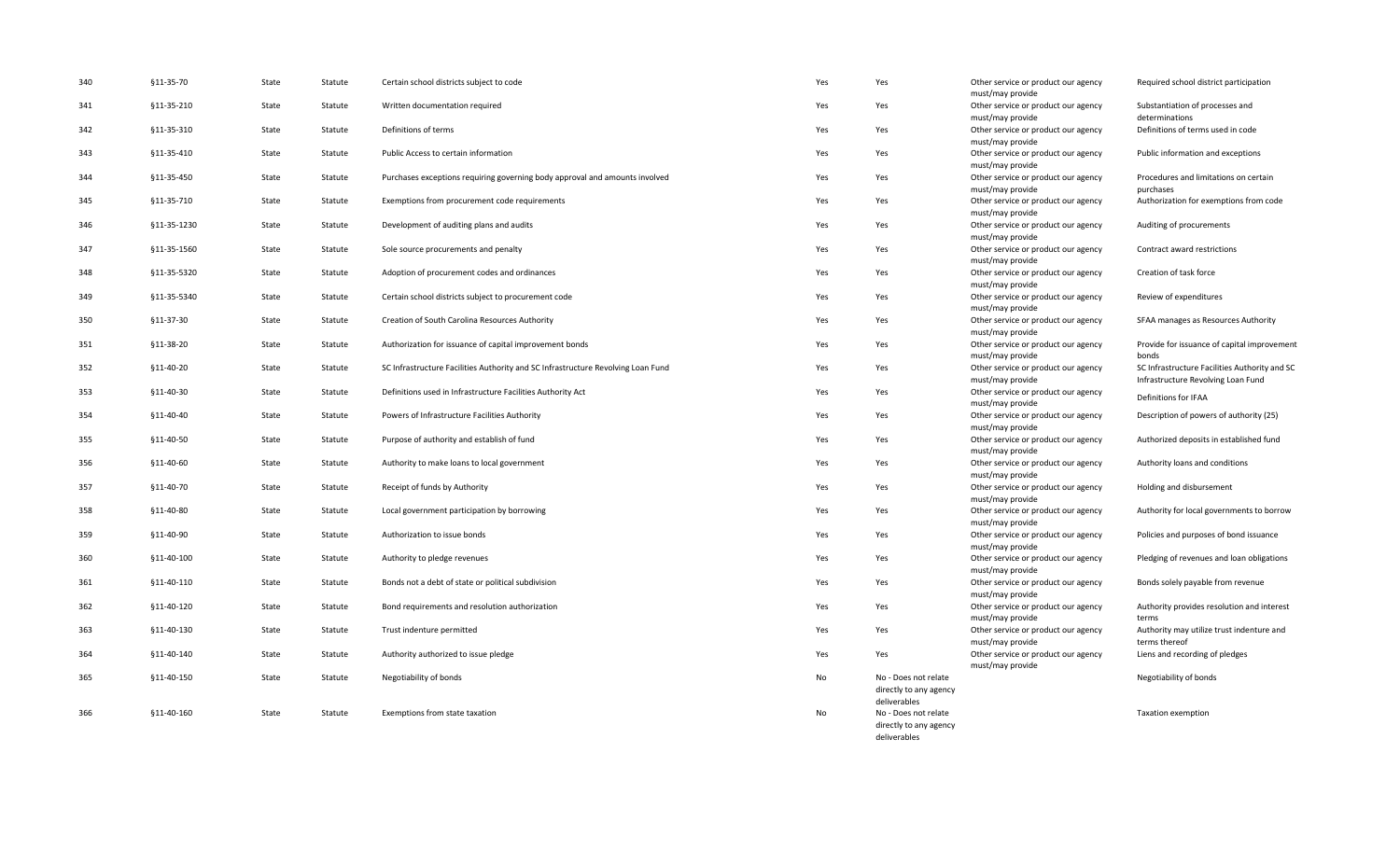| 340 | §11-35-70 | State | Statute | Certain school districts subject to code | Yes | Yes | Other service or product our agency must/may provide | Required school district participation |
|---|---|---|---|---|---|---|---|---|
| 341 | §11-35-210 | State | Statute | Written documentation required | Yes | Yes | Other service or product our agency must/may provide | Substantiation of processes and determinations |
| 342 | §11-35-310 | State | Statute | Definitions of terms | Yes | Yes | Other service or product our agency must/may provide | Definitions of terms used in code |
| 343 | §11-35-410 | State | Statute | Public Access to certain information | Yes | Yes | Other service or product our agency must/may provide | Public information and exceptions |
| 344 | §11-35-450 | State | Statute | Purchases exceptions requiring governing body approval and amounts involved | Yes | Yes | Other service or product our agency must/may provide | Procedures and limitations on certain purchases |
| 345 | §11-35-710 | State | Statute | Exemptions from procurement code requirements | Yes | Yes | Other service or product our agency must/may provide | Authorization for exemptions from code |
| 346 | §11-35-1230 | State | Statute | Development of auditing plans and audits | Yes | Yes | Other service or product our agency must/may provide | Auditing of procurements |
| 347 | §11-35-1560 | State | Statute | Sole source procurements and penalty | Yes | Yes | Other service or product our agency must/may provide | Contract award restrictions |
| 348 | §11-35-5320 | State | Statute | Adoption of procurement codes and ordinances | Yes | Yes | Other service or product our agency must/may provide | Creation of task force |
| 349 | §11-35-5340 | State | Statute | Certain school districts subject to procurement code | Yes | Yes | Other service or product our agency must/may provide | Review of expenditures |
| 350 | §11-37-30 | State | Statute | Creation of South Carolina Resources Authority | Yes | Yes | Other service or product our agency must/may provide | SFAA manages as Resources Authority |
| 351 | §11-38-20 | State | Statute | Authorization for issuance of capital improvement bonds | Yes | Yes | Other service or product our agency must/may provide | Provide for issuance of capital improvement bonds |
| 352 | §11-40-20 | State | Statute | SC Infrastructure Facilities Authority and SC Infrastructure Revolving Loan Fund | Yes | Yes | Other service or product our agency must/may provide | SC Infrastructure Facilities Authority and SC Infrastructure Revolving Loan Fund |
| 353 | §11-40-30 | State | Statute | Definitions used in Infrastructure Facilities Authority Act | Yes | Yes | Other service or product our agency must/may provide | Definitions for IFAA |
| 354 | §11-40-40 | State | Statute | Powers of Infrastructure Facilities Authority | Yes | Yes | Other service or product our agency must/may provide | Description of powers of authority (25) |
| 355 | §11-40-50 | State | Statute | Purpose of authority and establish of fund | Yes | Yes | Other service or product our agency must/may provide | Authorized deposits in established fund |
| 356 | §11-40-60 | State | Statute | Authority to make loans to local government | Yes | Yes | Other service or product our agency must/may provide | Authority loans and conditions |
| 357 | §11-40-70 | State | Statute | Receipt of funds by Authority | Yes | Yes | Other service or product our agency must/may provide | Holding and disbursement |
| 358 | §11-40-80 | State | Statute | Local government participation by borrowing | Yes | Yes | Other service or product our agency must/may provide | Authority for local governments to borrow |
| 359 | §11-40-90 | State | Statute | Authorization to issue bonds | Yes | Yes | Other service or product our agency must/may provide | Policies and purposes of bond issuance |
| 360 | §11-40-100 | State | Statute | Authority to pledge revenues | Yes | Yes | Other service or product our agency must/may provide | Pledging of revenues and loan obligations |
| 361 | §11-40-110 | State | Statute | Bonds not a debt of state or political subdivision | Yes | Yes | Other service or product our agency must/may provide | Bonds solely payable from revenue |
| 362 | §11-40-120 | State | Statute | Bond requirements and resolution authorization | Yes | Yes | Other service or product our agency must/may provide | Authority provides resolution and interest terms |
| 363 | §11-40-130 | State | Statute | Trust indenture permitted | Yes | Yes | Other service or product our agency must/may provide | Authority may utilize trust indenture and terms thereof |
| 364 | §11-40-140 | State | Statute | Authority authorized to issue pledge | Yes | Yes | Other service or product our agency must/may provide | Liens and recording of pledges |
| 365 | §11-40-150 | State | Statute | Negotiability of bonds | No | No - Does not relate directly to any agency deliverables | | Negotiability of bonds |
| 366 | §11-40-160 | State | Statute | Exemptions from state taxation | No | No - Does not relate directly to any agency deliverables | | Taxation exemption |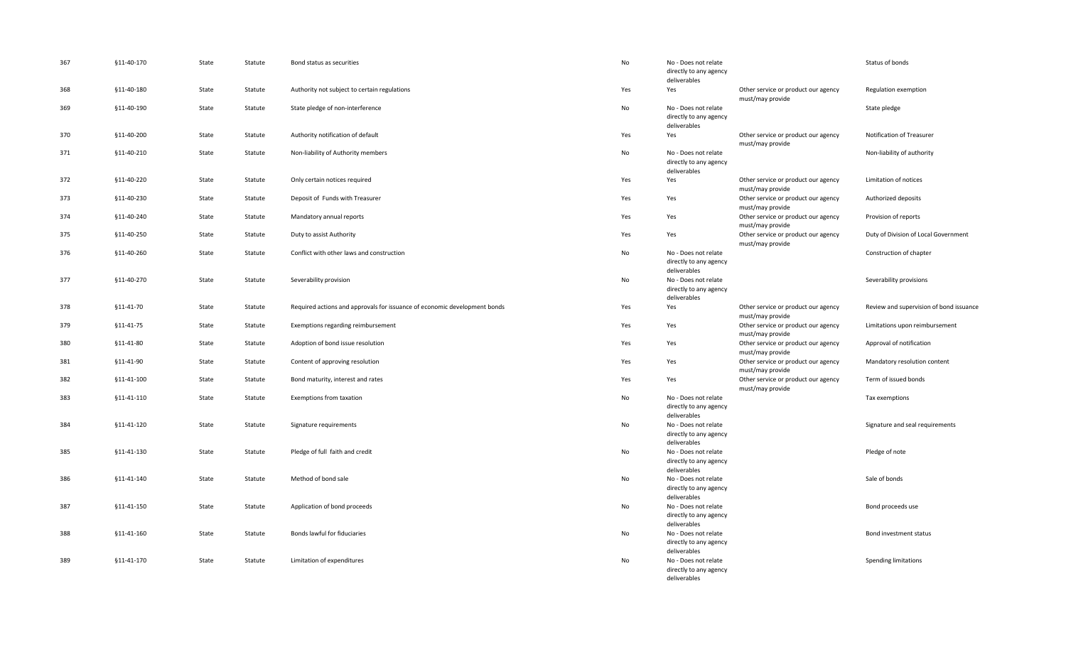| | | | | | | | | |
|---|---|---|---|---|---|---|---|---|
| 367 | §11-40-170 | State | Statute | Bond status as securities | No | No - Does not relate directly to any agency deliverables | | Status of bonds |
| 368 | §11-40-180 | State | Statute | Authority not subject to certain regulations | Yes | Yes | Other service or product our agency must/may provide | Regulation exemption |
| 369 | §11-40-190 | State | Statute | State pledge of non-interference | No | No - Does not relate directly to any agency deliverables | | State pledge |
| 370 | §11-40-200 | State | Statute | Authority notification of default | Yes | Yes | Other service or product our agency must/may provide | Notification of Treasurer |
| 371 | §11-40-210 | State | Statute | Non-liability of Authority members | No | No - Does not relate directly to any agency deliverables | | Non-liability of authority |
| 372 | §11-40-220 | State | Statute | Only certain notices required | Yes | Yes | Other service or product our agency must/may provide | Limitation of notices |
| 373 | §11-40-230 | State | Statute | Deposit of Funds with Treasurer | Yes | Yes | Other service or product our agency must/may provide | Authorized deposits |
| 374 | §11-40-240 | State | Statute | Mandatory annual reports | Yes | Yes | Other service or product our agency must/may provide | Provision of reports |
| 375 | §11-40-250 | State | Statute | Duty to assist Authority | Yes | Yes | Other service or product our agency must/may provide | Duty of Division of Local Government |
| 376 | §11-40-260 | State | Statute | Conflict with other laws and construction | No | No - Does not relate directly to any agency deliverables | | Construction of chapter |
| 377 | §11-40-270 | State | Statute | Severability provision | No | No - Does not relate directly to any agency deliverables | | Severability provisions |
| 378 | §11-41-70 | State | Statute | Required actions and approvals for issuance of economic development bonds | Yes | Yes | Other service or product our agency must/may provide | Review and supervision of bond issuance |
| 379 | §11-41-75 | State | Statute | Exemptions regarding reimbursement | Yes | Yes | Other service or product our agency must/may provide | Limitations upon reimbursement |
| 380 | §11-41-80 | State | Statute | Adoption of bond issue resolution | Yes | Yes | Other service or product our agency must/may provide | Approval of notification |
| 381 | §11-41-90 | State | Statute | Content of approving resolution | Yes | Yes | Other service or product our agency must/may provide | Mandatory resolution content |
| 382 | §11-41-100 | State | Statute | Bond maturity, interest and rates | Yes | Yes | Other service or product our agency must/may provide | Term of issued bonds |
| 383 | §11-41-110 | State | Statute | Exemptions from taxation | No | No - Does not relate directly to any agency deliverables | | Tax exemptions |
| 384 | §11-41-120 | State | Statute | Signature requirements | No | No - Does not relate directly to any agency deliverables | | Signature and seal requirements |
| 385 | §11-41-130 | State | Statute | Pledge of full faith and credit | No | No - Does not relate directly to any agency deliverables | | Pledge of note |
| 386 | §11-41-140 | State | Statute | Method of bond sale | No | No - Does not relate directly to any agency deliverables | | Sale of bonds |
| 387 | §11-41-150 | State | Statute | Application of bond proceeds | No | No - Does not relate directly to any agency deliverables | | Bond proceeds use |
| 388 | §11-41-160 | State | Statute | Bonds lawful for fiduciaries | No | No - Does not relate directly to any agency deliverables | | Bond investment status |
| 389 | §11-41-170 | State | Statute | Limitation of expenditures | No | No - Does not relate directly to any agency deliverables | | Spending limitations |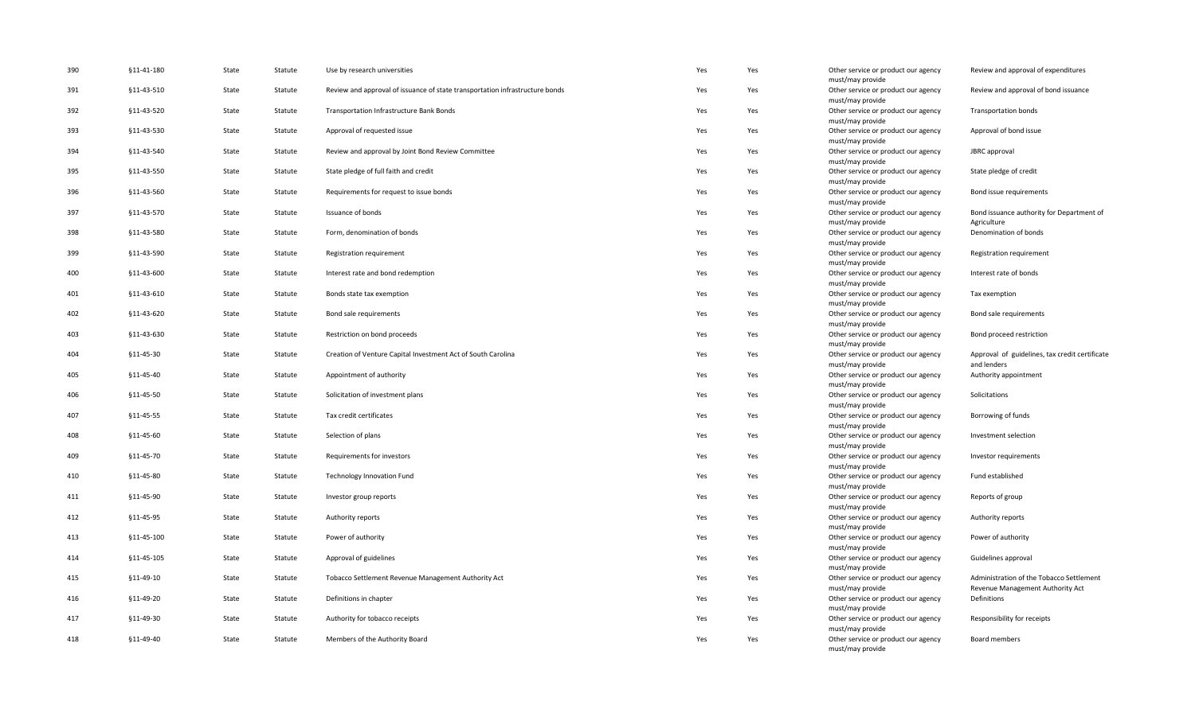| | | | | | | | | |
|---|---|---|---|---|---|---|---|---|
| 390 | §11-41-180 | State | Statute | Use by research universities | Yes | Yes | Other service or product our agency must/may provide | Review and approval of expenditures |
| 391 | §11-43-510 | State | Statute | Review and approval of issuance of state transportation infrastructure bonds | Yes | Yes | Other service or product our agency must/may provide | Review and approval of bond issuance |
| 392 | §11-43-520 | State | Statute | Transportation Infrastructure Bank Bonds | Yes | Yes | Other service or product our agency must/may provide | Transportation bonds |
| 393 | §11-43-530 | State | Statute | Approval of requested issue | Yes | Yes | Other service or product our agency must/may provide | Approval of bond issue |
| 394 | §11-43-540 | State | Statute | Review and approval by Joint Bond Review Committee | Yes | Yes | Other service or product our agency must/may provide | JBRC approval |
| 395 | §11-43-550 | State | Statute | State pledge of full faith and credit | Yes | Yes | Other service or product our agency must/may provide | State pledge of credit |
| 396 | §11-43-560 | State | Statute | Requirements for request to issue bonds | Yes | Yes | Other service or product our agency must/may provide | Bond issue requirements |
| 397 | §11-43-570 | State | Statute | Issuance of bonds | Yes | Yes | Other service or product our agency must/may provide | Bond issuance authority for Department of Agriculture |
| 398 | §11-43-580 | State | Statute | Form, denomination of bonds | Yes | Yes | Other service or product our agency must/may provide | Denomination of bonds |
| 399 | §11-43-590 | State | Statute | Registration requirement | Yes | Yes | Other service or product our agency must/may provide | Registration requirement |
| 400 | §11-43-600 | State | Statute | Interest rate and bond redemption | Yes | Yes | Other service or product our agency must/may provide | Interest rate of bonds |
| 401 | §11-43-610 | State | Statute | Bonds state tax exemption | Yes | Yes | Other service or product our agency must/may provide | Tax exemption |
| 402 | §11-43-620 | State | Statute | Bond sale requirements | Yes | Yes | Other service or product our agency must/may provide | Bond sale requirements |
| 403 | §11-43-630 | State | Statute | Restriction on bond proceeds | Yes | Yes | Other service or product our agency must/may provide | Bond proceed restriction |
| 404 | §11-45-30 | State | Statute | Creation of Venture Capital Investment Act of South Carolina | Yes | Yes | Other service or product our agency must/may provide | Approval of guidelines, tax credit certificate and lenders |
| 405 | §11-45-40 | State | Statute | Appointment of authority | Yes | Yes | Other service or product our agency must/may provide | Authority appointment |
| 406 | §11-45-50 | State | Statute | Solicitation of investment plans | Yes | Yes | Other service or product our agency must/may provide | Solicitations |
| 407 | §11-45-55 | State | Statute | Tax credit certificates | Yes | Yes | Other service or product our agency must/may provide | Borrowing of funds |
| 408 | §11-45-60 | State | Statute | Selection of plans | Yes | Yes | Other service or product our agency must/may provide | Investment selection |
| 409 | §11-45-70 | State | Statute | Requirements for investors | Yes | Yes | Other service or product our agency must/may provide | Investor requirements |
| 410 | §11-45-80 | State | Statute | Technology Innovation Fund | Yes | Yes | Other service or product our agency must/may provide | Fund established |
| 411 | §11-45-90 | State | Statute | Investor group reports | Yes | Yes | Other service or product our agency must/may provide | Reports of group |
| 412 | §11-45-95 | State | Statute | Authority reports | Yes | Yes | Other service or product our agency must/may provide | Authority reports |
| 413 | §11-45-100 | State | Statute | Power of authority | Yes | Yes | Other service or product our agency must/may provide | Power of authority |
| 414 | §11-45-105 | State | Statute | Approval of guidelines | Yes | Yes | Other service or product our agency must/may provide | Guidelines approval |
| 415 | §11-49-10 | State | Statute | Tobacco Settlement Revenue Management Authority Act | Yes | Yes | Other service or product our agency must/may provide | Administration of the Tobacco Settlement Revenue Management Authority Act |
| 416 | §11-49-20 | State | Statute | Definitions in chapter | Yes | Yes | Other service or product our agency must/may provide | Definitions |
| 417 | §11-49-30 | State | Statute | Authority for tobacco receipts | Yes | Yes | Other service or product our agency must/may provide | Responsibility for receipts |
| 418 | §11-49-40 | State | Statute | Members of the Authority Board | Yes | Yes | Other service or product our agency must/may provide | Board members |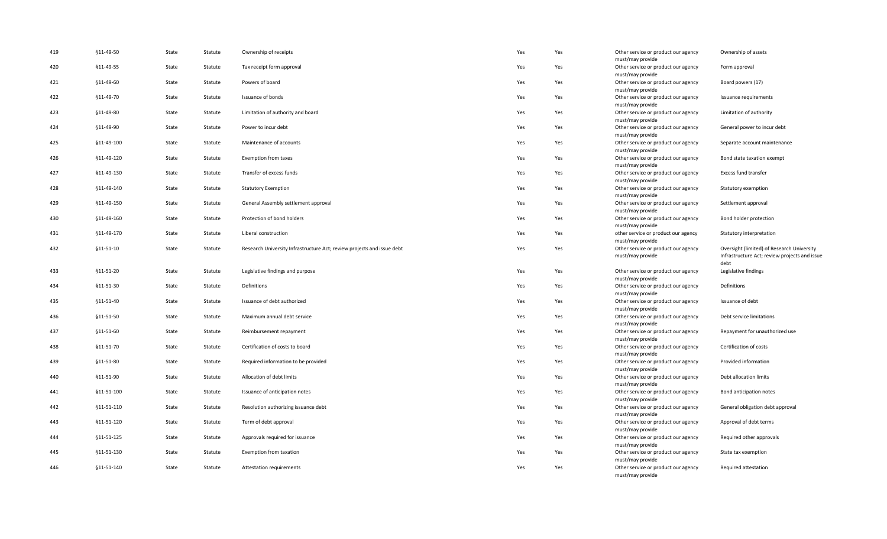| | | | | | | | | |
|---|---|---|---|---|---|---|---|---|
| 419 | §11-49-50 | State | Statute | Ownership of receipts | Yes | Yes | Other service or product our agency must/may provide | Ownership of assets |
| 420 | §11-49-55 | State | Statute | Tax receipt form approval | Yes | Yes | Other service or product our agency must/may provide | Form approval |
| 421 | §11-49-60 | State | Statute | Powers of board | Yes | Yes | Other service or product our agency must/may provide | Board powers (17) |
| 422 | §11-49-70 | State | Statute | Issuance of bonds | Yes | Yes | Other service or product our agency must/may provide | Issuance requirements |
| 423 | §11-49-80 | State | Statute | Limitation of authority and board | Yes | Yes | Other service or product our agency must/may provide | Limitation of authority |
| 424 | §11-49-90 | State | Statute | Power to incur debt | Yes | Yes | Other service or product our agency must/may provide | General power to incur debt |
| 425 | §11-49-100 | State | Statute | Maintenance of accounts | Yes | Yes | Other service or product our agency must/may provide | Separate account maintenance |
| 426 | §11-49-120 | State | Statute | Exemption from taxes | Yes | Yes | Other service or product our agency must/may provide | Bond state taxation exempt |
| 427 | §11-49-130 | State | Statute | Transfer of excess funds | Yes | Yes | Other service or product our agency must/may provide | Excess fund transfer |
| 428 | §11-49-140 | State | Statute | Statutory Exemption | Yes | Yes | Other service or product our agency must/may provide | Statutory exemption |
| 429 | §11-49-150 | State | Statute | General Assembly settlement approval | Yes | Yes | Other service or product our agency must/may provide | Settlement approval |
| 430 | §11-49-160 | State | Statute | Protection of bond holders | Yes | Yes | Other service or product our agency must/may provide | Bond holder protection |
| 431 | §11-49-170 | State | Statute | Liberal construction | Yes | Yes | other service or product our agency must/may provide | Statutory interpretation |
| 432 | §11-51-10 | State | Statute | Research University Infrastructure Act; review projects and issue debt | Yes | Yes | Other service or product our agency must/may provide | Oversight (limited) of Research University Infrastructure Act; review projects and issue debt |
| 433 | §11-51-20 | State | Statute | Legislative findings and purpose | Yes | Yes | Other service or product our agency must/may provide | Legislative findings |
| 434 | §11-51-30 | State | Statute | Definitions | Yes | Yes | Other service or product our agency must/may provide | Definitions |
| 435 | §11-51-40 | State | Statute | Issuance of debt authorized | Yes | Yes | Other service or product our agency must/may provide | Issuance of debt |
| 436 | §11-51-50 | State | Statute | Maximum annual debt service | Yes | Yes | Other service or product our agency must/may provide | Debt service limitations |
| 437 | §11-51-60 | State | Statute | Reimbursement repayment | Yes | Yes | Other service or product our agency must/may provide | Repayment for unauthorized use |
| 438 | §11-51-70 | State | Statute | Certification of costs to board | Yes | Yes | Other service or product our agency must/may provide | Certification of costs |
| 439 | §11-51-80 | State | Statute | Required information to be provided | Yes | Yes | Other service or product our agency must/may provide | Provided information |
| 440 | §11-51-90 | State | Statute | Allocation of debt limits | Yes | Yes | Other service or product our agency must/may provide | Debt allocation limits |
| 441 | §11-51-100 | State | Statute | Issuance of anticipation notes | Yes | Yes | Other service or product our agency must/may provide | Bond anticipation notes |
| 442 | §11-51-110 | State | Statute | Resolution authorizing issuance debt | Yes | Yes | Other service or product our agency must/may provide | General obligation debt approval |
| 443 | §11-51-120 | State | Statute | Term of debt approval | Yes | Yes | Other service or product our agency must/may provide | Approval of debt terms |
| 444 | §11-51-125 | State | Statute | Approvals required for issuance | Yes | Yes | Other service or product our agency must/may provide | Required other approvals |
| 445 | §11-51-130 | State | Statute | Exemption from taxation | Yes | Yes | Other service or product our agency must/may provide | State tax exemption |
| 446 | §11-51-140 | State | Statute | Attestation requirements | Yes | Yes | Other service or product our agency must/may provide | Required attestation |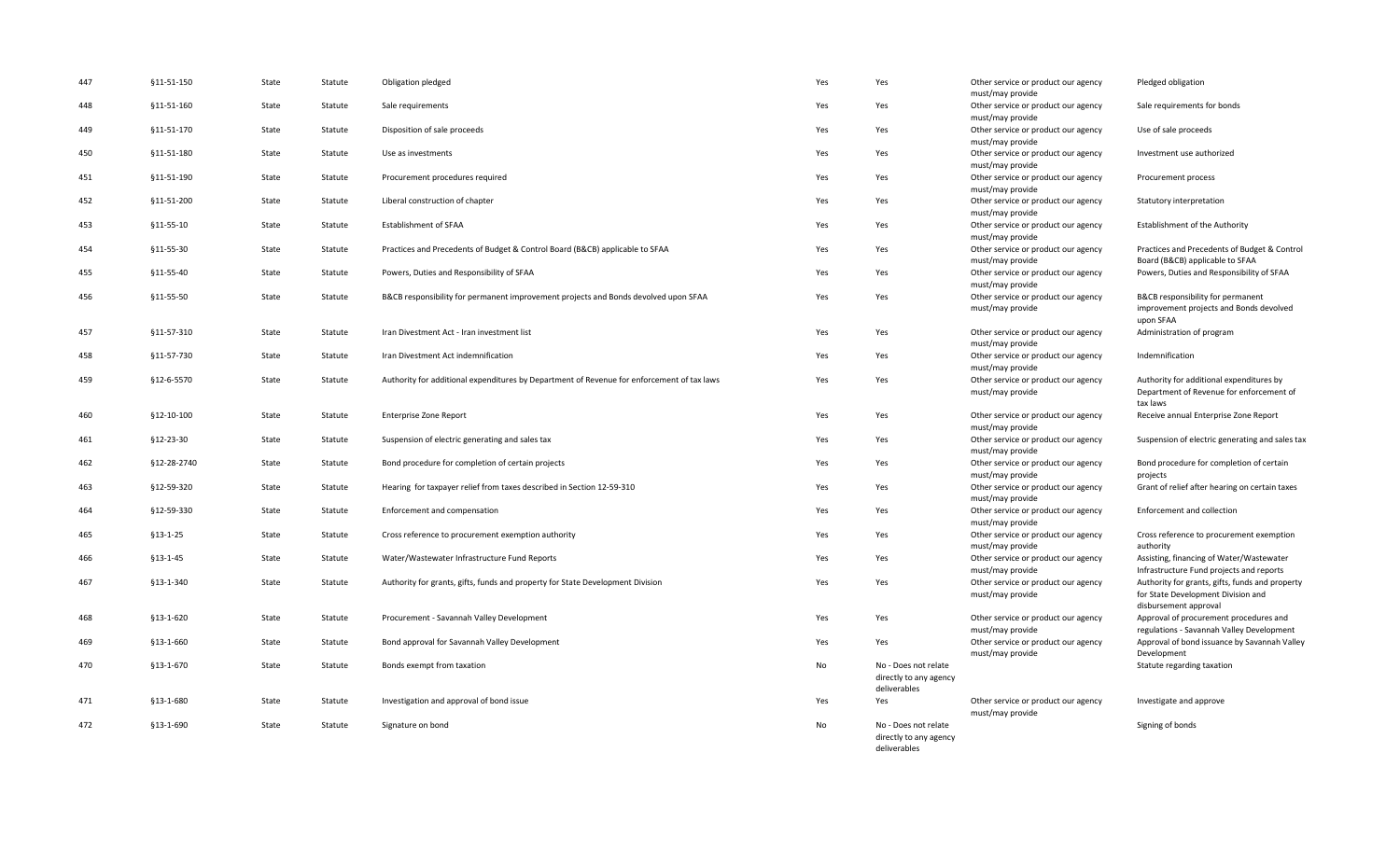| 447 | §11-51-150 | State | Statute | Obligation pledged | Yes | Yes | Other service or product our agency must/may provide | Pledged obligation |
|---|---|---|---|---|---|---|---|---|
| 448 | §11-51-160 | State | Statute | Sale requirements | Yes | Yes | Other service or product our agency must/may provide | Sale requirements for bonds |
| 449 | §11-51-170 | State | Statute | Disposition of sale proceeds | Yes | Yes | Other service or product our agency must/may provide | Use of sale proceeds |
| 450 | §11-51-180 | State | Statute | Use as investments | Yes | Yes | Other service or product our agency must/may provide | Investment use authorized |
| 451 | §11-51-190 | State | Statute | Procurement procedures required | Yes | Yes | Other service or product our agency must/may provide | Procurement process |
| 452 | §11-51-200 | State | Statute | Liberal construction of chapter | Yes | Yes | Other service or product our agency must/may provide | Statutory interpretation |
| 453 | §11-55-10 | State | Statute | Establishment of SFAA | Yes | Yes | Other service or product our agency must/may provide | Establishment of the Authority |
| 454 | §11-55-30 | State | Statute | Practices and Precedents of Budget & Control Board (B&CB) applicable to SFAA | Yes | Yes | Other service or product our agency must/may provide | Practices and Precedents of Budget & Control Board (B&CB) applicable to SFAA |
| 455 | §11-55-40 | State | Statute | Powers, Duties and Responsibility of SFAA | Yes | Yes | Other service or product our agency must/may provide | Powers, Duties and Responsibility of SFAA |
| 456 | §11-55-50 | State | Statute | B&CB responsibility for permanent improvement projects and Bonds devolved upon SFAA | Yes | Yes | Other service or product our agency must/may provide | B&CB responsibility for permanent improvement projects and Bonds devolved upon SFAA |
| 457 | §11-57-310 | State | Statute | Iran Divestment Act - Iran investment list | Yes | Yes | Other service or product our agency must/may provide | Administration of program |
| 458 | §11-57-730 | State | Statute | Iran Divestment Act indemnification | Yes | Yes | Other service or product our agency must/may provide | Indemnification |
| 459 | §12-6-5570 | State | Statute | Authority for additional expenditures by Department of Revenue for enforcement of tax laws | Yes | Yes | Other service or product our agency must/may provide | Authority for additional expenditures by Department of Revenue for enforcement of tax laws |
| 460 | §12-10-100 | State | Statute | Enterprise Zone Report | Yes | Yes | Other service or product our agency must/may provide | Receive annual Enterprise Zone Report |
| 461 | §12-23-30 | State | Statute | Suspension of electric generating and sales tax | Yes | Yes | Other service or product our agency must/may provide | Suspension of electric generating and sales tax |
| 462 | §12-28-2740 | State | Statute | Bond procedure for completion of certain projects | Yes | Yes | Other service or product our agency must/may provide | Bond procedure for completion of certain projects |
| 463 | §12-59-320 | State | Statute | Hearing for taxpayer relief from taxes described in Section 12-59-310 | Yes | Yes | Other service or product our agency must/may provide | Grant of relief after hearing on certain taxes |
| 464 | §12-59-330 | State | Statute | Enforcement and compensation | Yes | Yes | Other service or product our agency must/may provide | Enforcement and collection |
| 465 | §13-1-25 | State | Statute | Cross reference to procurement exemption authority | Yes | Yes | Other service or product our agency must/may provide | Cross reference to procurement exemption authority |
| 466 | §13-1-45 | State | Statute | Water/Wastewater Infrastructure Fund Reports | Yes | Yes | Other service or product our agency must/may provide | Assisting, financing of Water/Wastewater Infrastructure Fund projects and reports |
| 467 | §13-1-340 | State | Statute | Authority for grants, gifts, funds and property for State Development Division | Yes | Yes | Other service or product our agency must/may provide | Authority for grants, gifts, funds and property for State Development Division and disbursement approval |
| 468 | §13-1-620 | State | Statute | Procurement - Savannah Valley Development | Yes | Yes | Other service or product our agency must/may provide | Approval of procurement procedures and regulations - Savannah Valley Development |
| 469 | §13-1-660 | State | Statute | Bond approval for Savannah Valley Development | Yes | Yes | Other service or product our agency must/may provide | Approval of bond issuance by Savannah Valley Development |
| 470 | §13-1-670 | State | Statute | Bonds exempt from taxation | No | No - Does not relate directly to any agency deliverables | | Statute regarding taxation |
| 471 | §13-1-680 | State | Statute | Investigation and approval of bond issue | Yes | Yes | Other service or product our agency must/may provide | Investigate and approve |
| 472 | §13-1-690 | State | Statute | Signature on bond | No | No - Does not relate directly to any agency deliverables | | Signing of bonds |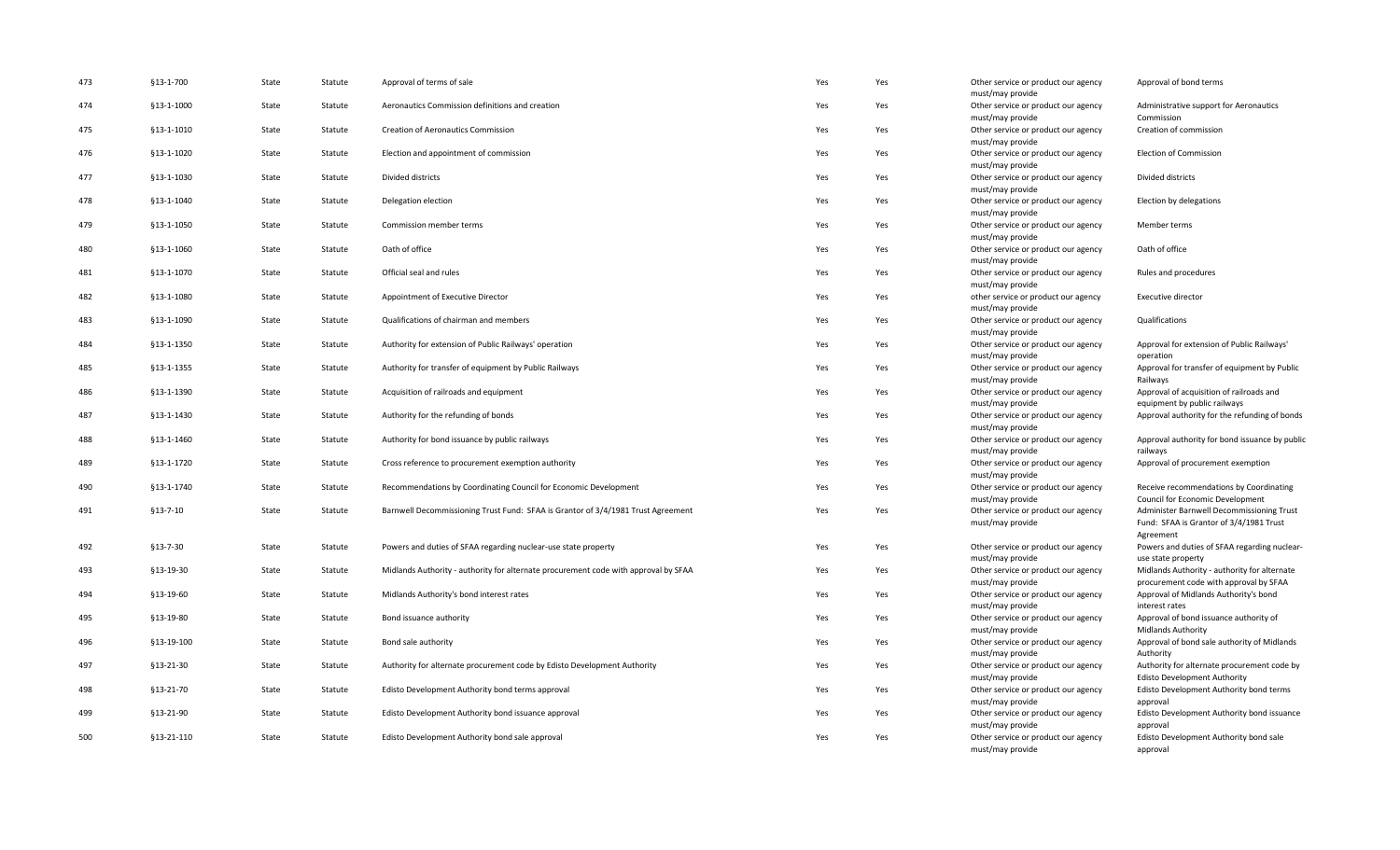| | | | | | | | | |
|---|---|---|---|---|---|---|---|---|
| 473 | §13-1-700 | State | Statute | Approval of terms of sale | Yes | Yes | Other service or product our agency must/may provide | Approval of bond terms |
| 474 | §13-1-1000 | State | Statute | Aeronautics Commission definitions and creation | Yes | Yes | Other service or product our agency must/may provide | Administrative support for Aeronautics Commission |
| 475 | §13-1-1010 | State | Statute | Creation of Aeronautics Commission | Yes | Yes | Other service or product our agency must/may provide | Creation of commission |
| 476 | §13-1-1020 | State | Statute | Election and appointment of commission | Yes | Yes | Other service or product our agency must/may provide | Election of Commission |
| 477 | §13-1-1030 | State | Statute | Divided districts | Yes | Yes | Other service or product our agency must/may provide | Divided districts |
| 478 | §13-1-1040 | State | Statute | Delegation election | Yes | Yes | Other service or product our agency must/may provide | Election by delegations |
| 479 | §13-1-1050 | State | Statute | Commission member terms | Yes | Yes | Other service or product our agency must/may provide | Member terms |
| 480 | §13-1-1060 | State | Statute | Oath of office | Yes | Yes | Other service or product our agency must/may provide | Oath of office |
| 481 | §13-1-1070 | State | Statute | Official seal and rules | Yes | Yes | Other service or product our agency must/may provide | Rules and procedures |
| 482 | §13-1-1080 | State | Statute | Appointment of Executive Director | Yes | Yes | other service or product our agency must/may provide | Executive director |
| 483 | §13-1-1090 | State | Statute | Qualifications of chairman and members | Yes | Yes | Other service or product our agency must/may provide | Qualifications |
| 484 | §13-1-1350 | State | Statute | Authority for extension of Public Railways' operation | Yes | Yes | Other service or product our agency must/may provide | Approval for extension of Public Railways' operation |
| 485 | §13-1-1355 | State | Statute | Authority for transfer of equipment by Public Railways | Yes | Yes | Other service or product our agency must/may provide | Approval for transfer of equipment by Public Railways |
| 486 | §13-1-1390 | State | Statute | Acquisition of railroads and equipment | Yes | Yes | Other service or product our agency must/may provide | Approval of acquisition of railroads and equipment by public railways |
| 487 | §13-1-1430 | State | Statute | Authority for the refunding of bonds | Yes | Yes | Other service or product our agency must/may provide | Approval authority for the refunding of bonds |
| 488 | §13-1-1460 | State | Statute | Authority for bond issuance by public railways | Yes | Yes | Other service or product our agency must/may provide | Approval authority for bond issuance by public railways |
| 489 | §13-1-1720 | State | Statute | Cross reference to procurement exemption authority | Yes | Yes | Other service or product our agency must/may provide | Approval of procurement exemption |
| 490 | §13-1-1740 | State | Statute | Recommendations by Coordinating Council for Economic Development | Yes | Yes | Other service or product our agency must/may provide | Receive recommendations by Coordinating Council for Economic Development |
| 491 | §13-7-10 | State | Statute | Barnwell Decommissioning Trust Fund: SFAA is Grantor of 3/4/1981 Trust Agreement | Yes | Yes | Other service or product our agency must/may provide | Administer Barnwell Decommissioning Trust Fund: SFAA is Grantor of 3/4/1981 Trust Agreement |
| 492 | §13-7-30 | State | Statute | Powers and duties of SFAA regarding nuclear-use state property | Yes | Yes | Other service or product our agency must/may provide | Powers and duties of SFAA regarding nuclear-use state property |
| 493 | §13-19-30 | State | Statute | Midlands Authority - authority for alternate procurement code with approval by SFAA | Yes | Yes | Other service or product our agency must/may provide | Midlands Authority - authority for alternate procurement code with approval by SFAA |
| 494 | §13-19-60 | State | Statute | Midlands Authority's bond interest rates | Yes | Yes | Other service or product our agency must/may provide | Approval of Midlands Authority's bond interest rates |
| 495 | §13-19-80 | State | Statute | Bond issuance authority | Yes | Yes | Other service or product our agency must/may provide | Approval of bond issuance authority of Midlands Authority |
| 496 | §13-19-100 | State | Statute | Bond sale authority | Yes | Yes | Other service or product our agency must/may provide | Approval of bond sale authority of Midlands Authority |
| 497 | §13-21-30 | State | Statute | Authority for alternate procurement code by Edisto Development Authority | Yes | Yes | Other service or product our agency must/may provide | Authority for alternate procurement code by Edisto Development Authority |
| 498 | §13-21-70 | State | Statute | Edisto Development Authority bond terms approval | Yes | Yes | Other service or product our agency must/may provide | Edisto Development Authority bond terms approval |
| 499 | §13-21-90 | State | Statute | Edisto Development Authority bond issuance approval | Yes | Yes | Other service or product our agency must/may provide | Edisto Development Authority bond issuance approval |
| 500 | §13-21-110 | State | Statute | Edisto Development Authority bond sale approval | Yes | Yes | Other service or product our agency must/may provide | Edisto Development Authority bond sale approval |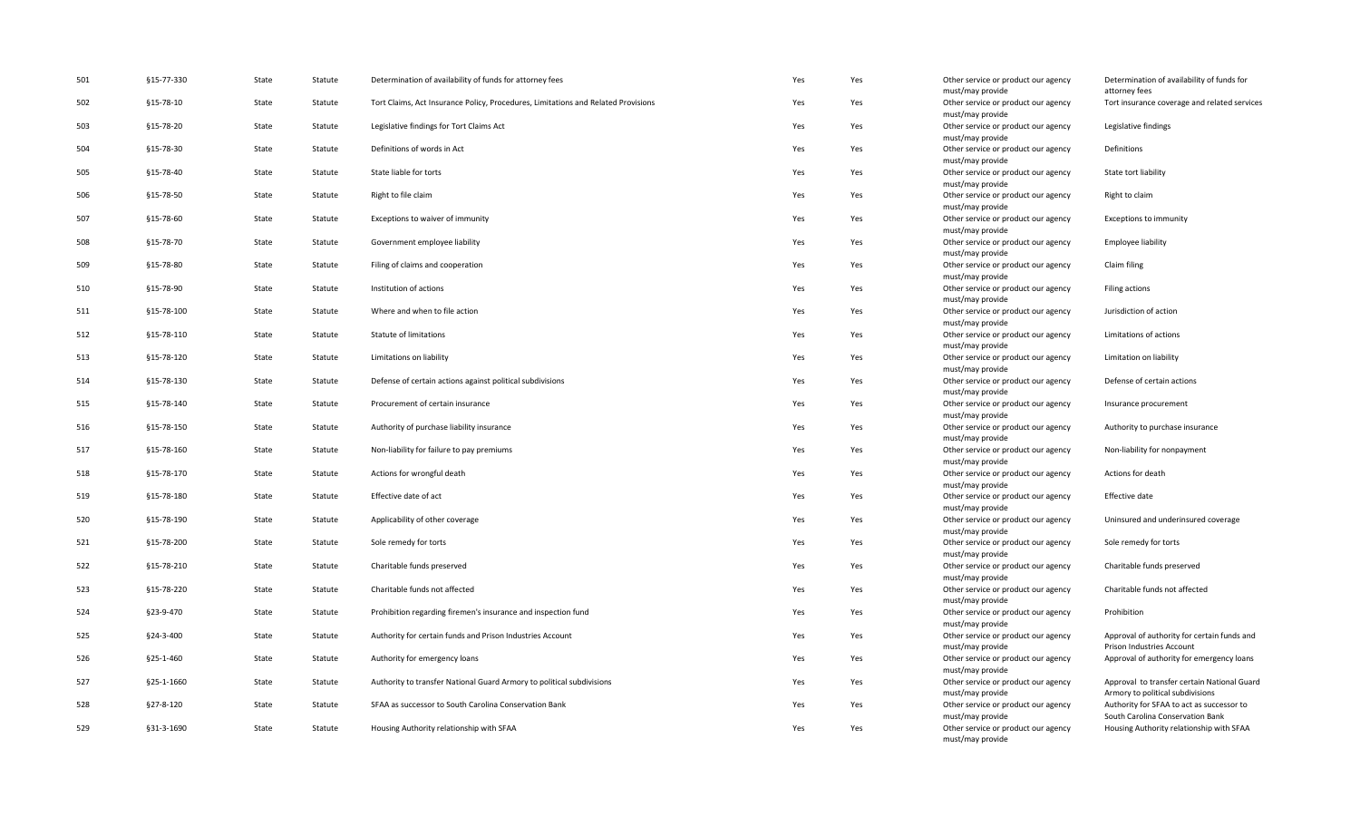| 501 | §15-77-330 | State | Statute | Determination of availability of funds for attorney fees | Yes | Yes | Other service or product our agency must/may provide | Determination of availability of funds for attorney fees |
|---|---|---|---|---|---|---|---|---|
| 502 | §15-78-10 | State | Statute | Tort Claims, Act Insurance Policy, Procedures, Limitations and Related Provisions | Yes | Yes | Other service or product our agency must/may provide | Tort insurance coverage and related services |
| 503 | §15-78-20 | State | Statute | Legislative findings for Tort Claims Act | Yes | Yes | Other service or product our agency must/may provide | Legislative findings |
| 504 | §15-78-30 | State | Statute | Definitions of words in Act | Yes | Yes | Other service or product our agency must/may provide | Definitions |
| 505 | §15-78-40 | State | Statute | State liable for torts | Yes | Yes | Other service or product our agency must/may provide | State tort liability |
| 506 | §15-78-50 | State | Statute | Right to file claim | Yes | Yes | Other service or product our agency must/may provide | Right to claim |
| 507 | §15-78-60 | State | Statute | Exceptions to waiver of immunity | Yes | Yes | Other service or product our agency must/may provide | Exceptions to immunity |
| 508 | §15-78-70 | State | Statute | Government employee liability | Yes | Yes | Other service or product our agency must/may provide | Employee liability |
| 509 | §15-78-80 | State | Statute | Filing of claims and cooperation | Yes | Yes | Other service or product our agency must/may provide | Claim filing |
| 510 | §15-78-90 | State | Statute | Institution of actions | Yes | Yes | Other service or product our agency must/may provide | Filing actions |
| 511 | §15-78-100 | State | Statute | Where and when to file action | Yes | Yes | Other service or product our agency must/may provide | Jurisdiction of action |
| 512 | §15-78-110 | State | Statute | Statute of limitations | Yes | Yes | Other service or product our agency must/may provide | Limitations of actions |
| 513 | §15-78-120 | State | Statute | Limitations on liability | Yes | Yes | Other service or product our agency must/may provide | Limitation on liability |
| 514 | §15-78-130 | State | Statute | Defense of certain actions against political subdivisions | Yes | Yes | Other service or product our agency must/may provide | Defense of certain actions |
| 515 | §15-78-140 | State | Statute | Procurement of certain insurance | Yes | Yes | Other service or product our agency must/may provide | Insurance procurement |
| 516 | §15-78-150 | State | Statute | Authority of purchase liability insurance | Yes | Yes | Other service or product our agency must/may provide | Authority to purchase insurance |
| 517 | §15-78-160 | State | Statute | Non-liability for failure to pay premiums | Yes | Yes | Other service or product our agency must/may provide | Non-liability for nonpayment |
| 518 | §15-78-170 | State | Statute | Actions for wrongful death | Yes | Yes | Other service or product our agency must/may provide | Actions for death |
| 519 | §15-78-180 | State | Statute | Effective date of act | Yes | Yes | Other service or product our agency must/may provide | Effective date |
| 520 | §15-78-190 | State | Statute | Applicability of other coverage | Yes | Yes | Other service or product our agency must/may provide | Uninsured and underinsured coverage |
| 521 | §15-78-200 | State | Statute | Sole remedy for torts | Yes | Yes | Other service or product our agency must/may provide | Sole remedy for torts |
| 522 | §15-78-210 | State | Statute | Charitable funds preserved | Yes | Yes | Other service or product our agency must/may provide | Charitable funds preserved |
| 523 | §15-78-220 | State | Statute | Charitable funds not affected | Yes | Yes | Other service or product our agency must/may provide | Charitable funds not affected |
| 524 | §23-9-470 | State | Statute | Prohibition regarding firemen's insurance and inspection fund | Yes | Yes | Other service or product our agency must/may provide | Prohibition |
| 525 | §24-3-400 | State | Statute | Authority for certain funds and Prison Industries Account | Yes | Yes | Other service or product our agency must/may provide | Approval of authority for certain funds and Prison Industries Account |
| 526 | §25-1-460 | State | Statute | Authority for emergency loans | Yes | Yes | Other service or product our agency must/may provide | Approval of authority for emergency loans |
| 527 | §25-1-1660 | State | Statute | Authority to transfer National Guard Armory to political subdivisions | Yes | Yes | Other service or product our agency must/may provide | Approval to transfer certain National Guard Armory to political subdivisions |
| 528 | §27-8-120 | State | Statute | SFAA as successor to South Carolina Conservation Bank | Yes | Yes | Other service or product our agency must/may provide | Authority for SFAA to act as successor to South Carolina Conservation Bank |
| 529 | §31-3-1690 | State | Statute | Housing Authority relationship with SFAA | Yes | Yes | Other service or product our agency must/may provide | Housing Authority relationship with SFAA |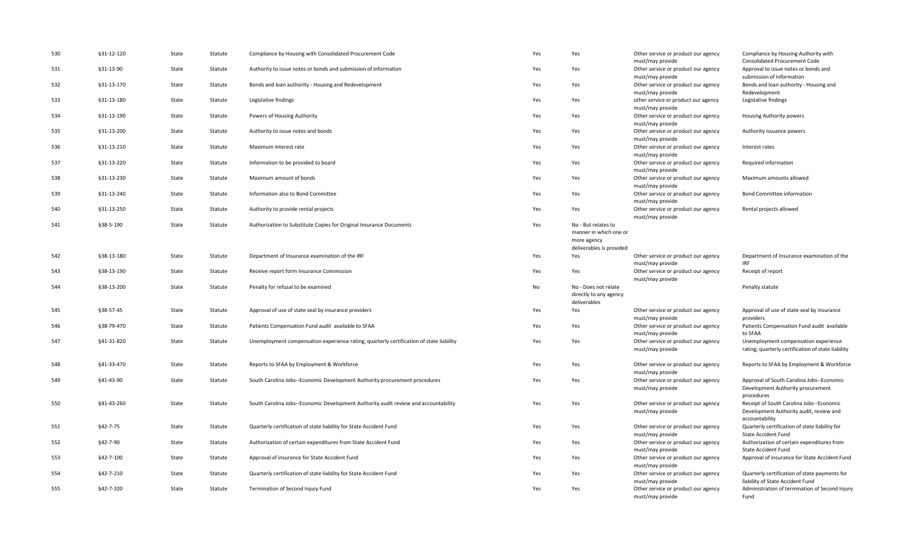| | | | | | | | | |
|---|---|---|---|---|---|---|---|---|
| 530 | §31-12-120 | State | Statute | Compliance by Housing with Consolidated Procurement Code | Yes | Yes | Other service or product our agency must/may provide | Compliance by Housing Authority with Consolidated Procurement Code |
| 531 | §31-13-90 | State | Statute | Authority to issue notes or bonds and submission of information | Yes | Yes | Other service or product our agency must/may provide | Approval to issue notes or bonds and submission of information |
| 532 | §31-13-170 | State | Statute | Bonds and loan authority - Housing and Redevelopment | Yes | Yes | Other service or product our agency must/may provide | Bonds and loan authority - Housing and Redevelopment |
| 533 | §31-13-180 | State | Statute | Legislative findings | Yes | Yes | other service or product our agency must/may provide | Legislative findings |
| 534 | §31-13-190 | State | Statute | Powers of Housing Authority | Yes | Yes | Other service or product our agency must/may provide | Housing Authority powers |
| 535 | §31-13-200 | State | Statute | Authority to issue notes and bonds | Yes | Yes | Other service or product our agency must/may provide | Authority issuance powers |
| 536 | §31-13-210 | State | Statute | Maximum interest rate | Yes | Yes | Other service or product our agency must/may provide | Interest rates |
| 537 | §31-13-220 | State | Statute | Information to be provided to board | Yes | Yes | Other service or product our agency must/may provide | Required information |
| 538 | §31-13-230 | State | Statute | Maximum amount of bonds | Yes | Yes | Other service or product our agency must/may provide | Maximum amounts allowed |
| 539 | §31-13-240 | State | Statute | Information also to Bond Committee | Yes | Yes | Other service or product our agency must/may provide | Bond Committee information |
| 540 | §31-13-250 | State | Statute | Authority to provide rental projects | Yes | Yes | Other service or product our agency must/may provide | Rental projects allowed |
| 541 | §38-5-190 | State | Statute | Authorization to Substitute Copies for Original Insurance Documents | Yes | No - But relates to manner in which one or more agency deliverables is provided | | |
| 542 | §38-13-180 | State | Statute | Department of Insurance examination of the IRF | Yes | Yes | Other service or product our agency must/may provide | Department of Insurance examination of the IRF |
| 543 | §38-13-190 | State | Statute | Receive report form Insurance Commission | Yes | Yes | Other service or product our agency must/may provide | Receipt of report |
| 544 | §38-13-200 | State | Statute | Penalty for refusal to be examined | No | No - Does not relate directly to any agency deliverables | | Penalty statute |
| 545 | §38-57-45 | State | Statute | Approval of use of state seal by insurance providers | Yes | Yes | Other service or product our agency must/may provide | Approval of use of state seal by insurance providers |
| 546 | §38-79-470 | State | Statute | Patients Compensation Fund audit available to SFAA | Yes | Yes | Other service or product our agency must/may provide | Patients Compensation Fund audit available to SFAA |
| 547 | §41-31-820 | State | Statute | Unemployment compensation experience rating; quarterly certification of state liability | Yes | Yes | Other service or product our agency must/may provide | Unemployment compensation experience rating; quarterly certification of state liability |
| 548 | §41-33-470 | State | Statute | Reports to SFAA by Employment & Workforce | Yes | Yes | Other service or product our agency must/may provide | Reports to SFAA by Employment & Workforce |
| 549 | §41-43-90 | State | Statute | South Carolina Jobs--Economic Development Authority procurement procedures | Yes | Yes | Other service or product our agency must/may provide | Approval of South Carolina Jobs--Economic Development Authority procurement procedures |
| 550 | §41-43-260 | State | Statute | South Carolina Jobs--Economic Development Authority audit review and accountability | Yes | Yes | Other service or product our agency must/may provide | Receipt of South Carolina Jobs--Economic Development Authority audit, review and accountability |
| 551 | §42-7-75 | State | Statute | Quarterly certification of state liability for State Accident Fund | Yes | Yes | Other service or product our agency must/may provide | Quarterly certification of state liability for State Accident Fund |
| 552 | §42-7-90 | State | Statute | Authorization of certain expenditures from State Accident Fund | Yes | Yes | Other service or product our agency must/may provide | Authorization of certain expenditures from State Accident Fund |
| 553 | §42-7-100 | State | Statute | Approval of insurance for State Accident Fund | Yes | Yes | Other service or product our agency must/may provide | Approval of insurance for State Accident Fund |
| 554 | §42-7-210 | State | Statute | Quarterly certification of state liability for State Accident Fund | Yes | Yes | Other service or product our agency must/may provide | Quarterly certification of state payments for liability of State Accident Fund |
| 555 | §42-7-320 | State | Statute | Termination of Second Injury Fund | Yes | Yes | Other service or product our agency must/may provide | Administration of termination of Second Injury Fund |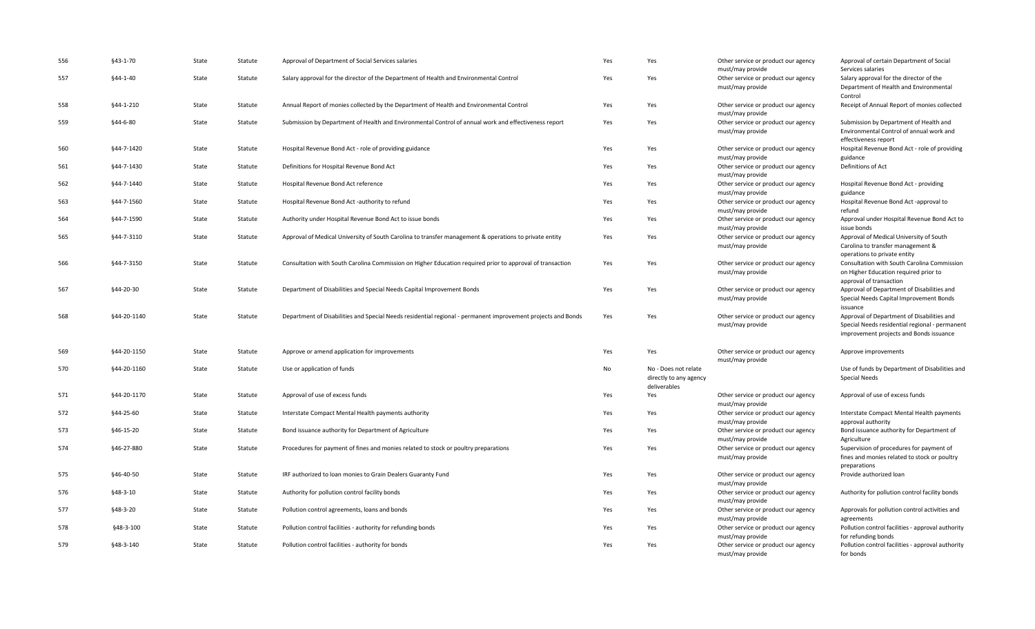| | | | | | | | | |
|---|---|---|---|---|---|---|---|---|
| 556 | §43-1-70 | State | Statute | Approval of Department of Social Services salaries | Yes | Yes | Other service or product our agency must/may provide | Approval of certain Department of Social Services salaries |
| 557 | §44-1-40 | State | Statute | Salary approval for the director of the Department of Health and Environmental Control | Yes | Yes | Other service or product our agency must/may provide | Salary approval for the director of the Department of Health and Environmental Control |
| 558 | §44-1-210 | State | Statute | Annual Report of monies collected by the Department of Health and Environmental Control | Yes | Yes | Other service or product our agency must/may provide | Receipt of Annual Report of monies collected |
| 559 | §44-6-80 | State | Statute | Submission by Department of Health and Environmental Control of annual work and effectiveness report | Yes | Yes | Other service or product our agency must/may provide | Submission by Department of Health and Environmental Control of annual work and effectiveness report |
| 560 | §44-7-1420 | State | Statute | Hospital Revenue Bond Act - role of providing guidance | Yes | Yes | Other service or product our agency must/may provide | Hospital Revenue Bond Act - role of providing guidance |
| 561 | §44-7-1430 | State | Statute | Definitions for Hospital Revenue Bond Act | Yes | Yes | Other service or product our agency must/may provide | Definitions of Act |
| 562 | §44-7-1440 | State | Statute | Hospital Revenue Bond Act reference | Yes | Yes | Other service or product our agency must/may provide | Hospital Revenue Bond Act - providing guidance |
| 563 | §44-7-1560 | State | Statute | Hospital Revenue Bond Act -authority to refund | Yes | Yes | Other service or product our agency must/may provide | Hospital Revenue Bond Act -approval to refund |
| 564 | §44-7-1590 | State | Statute | Authority under Hospital Revenue Bond Act to issue bonds | Yes | Yes | Other service or product our agency must/may provide | Approval under Hospital Revenue Bond Act to issue bonds |
| 565 | §44-7-3110 | State | Statute | Approval of Medical University of South Carolina to transfer management & operations to private entity | Yes | Yes | Other service or product our agency must/may provide | Approval of Medical University of South Carolina to transfer management & operations to private entity |
| 566 | §44-7-3150 | State | Statute | Consultation with South Carolina Commission on Higher Education required prior to approval of transaction | Yes | Yes | Other service or product our agency must/may provide | Consultation with South Carolina Commission on Higher Education required prior to approval of transaction |
| 567 | §44-20-30 | State | Statute | Department of Disabilities and Special Needs Capital Improvement Bonds | Yes | Yes | Other service or product our agency must/may provide | Approval of Department of Disabilities and Special Needs Capital Improvement Bonds issuance |
| 568 | §44-20-1140 | State | Statute | Department of Disabilities and Special Needs residential regional - permanent improvement projects and Bonds | Yes | Yes | Other service or product our agency must/may provide | Approval of Department of Disabilities and Special Needs residential regional - permanent improvement projects and Bonds issuance |
| 569 | §44-20-1150 | State | Statute | Approve or amend application for improvements | Yes | Yes | Other service or product our agency must/may provide | Approve improvements |
| 570 | §44-20-1160 | State | Statute | Use or application of funds | No | No - Does not relate directly to any agency deliverables | | Use of funds by Department of Disabilities and Special Needs |
| 571 | §44-20-1170 | State | Statute | Approval of use of excess funds | Yes | Yes | Other service or product our agency must/may provide | Approval of use of excess funds |
| 572 | §44-25-60 | State | Statute | Interstate Compact Mental Health payments authority | Yes | Yes | Other service or product our agency must/may provide | Interstate Compact Mental Health payments approval authority |
| 573 | §46-15-20 | State | Statute | Bond issuance authority for Department of Agriculture | Yes | Yes | Other service or product our agency must/may provide | Bond issuance authority for Department of Agriculture |
| 574 | §46-27-880 | State | Statute | Procedures for payment of fines and monies related to stock or poultry preparations | Yes | Yes | Other service or product our agency must/may provide | Supervision of procedures for payment of fines and monies related to stock or poultry preparations |
| 575 | §46-40-50 | State | Statute | IRF authorized to loan monies to Grain Dealers Guaranty Fund | Yes | Yes | Other service or product our agency must/may provide | Provide authorized loan |
| 576 | §48-3-10 | State | Statute | Authority for pollution control facility bonds | Yes | Yes | Other service or product our agency must/may provide | Authority for pollution control facility bonds |
| 577 | §48-3-20 | State | Statute | Pollution control agreements, loans and bonds | Yes | Yes | Other service or product our agency must/may provide | Approvals for pollution control activities and agreements |
| 578 | §48-3-100 | State | Statute | Pollution control facilities - authority for refunding bonds | Yes | Yes | Other service or product our agency must/may provide | Pollution control facilities - approval authority for refunding bonds |
| 579 | §48-3-140 | State | Statute | Pollution control facilities - authority for bonds | Yes | Yes | Other service or product our agency must/may provide | Pollution control facilities - approval authority for bonds |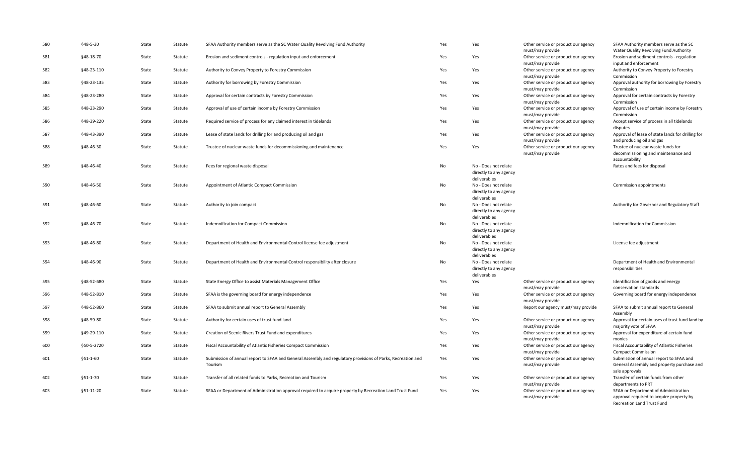| 580 | §48-5-30 | State | Statute | SFAA Authority members serve as the SC Water Quality Revolving Fund Authority | Yes | Yes | Other service or product our agency must/may provide | SFAA Authority members serve as the SC Water Quality Revolving Fund Authority |
|---|---|---|---|---|---|---|---|---|
| 581 | §48-18-70 | State | Statute | Erosion and sediment controls - regulation input and enforcement | Yes | Yes | Other service or product our agency must/may provide | Erosion and sediment controls - regulation input and enforcement |
| 582 | §48-23-110 | State | Statute | Authority to Convey Property to Forestry Commission | Yes | Yes | Other service or product our agency must/may provide | Authority to Convey Property to Forestry Commission |
| 583 | §48-23-135 | State | Statute | Authority for borrowing by Forestry Commission | Yes | Yes | Other service or product our agency must/may provide | Approval authority for borrowing by Forestry Commission |
| 584 | §48-23-280 | State | Statute | Approval for certain contracts by Forestry Commission | Yes | Yes | Other service or product our agency must/may provide | Approval for certain contracts by Forestry Commission |
| 585 | §48-23-290 | State | Statute | Approval of use of certain income by Forestry Commission | Yes | Yes | Other service or product our agency must/may provide | Approval of use of certain income by Forestry Commission |
| 586 | §48-39-220 | State | Statute | Required service of process for any claimed interest in tidelands | Yes | Yes | Other service or product our agency must/may provide | Accept service of process in all tidelands disputes |
| 587 | §48-43-390 | State | Statute | Lease of state lands for drilling for and producing oil and gas | Yes | Yes | Other service or product our agency must/may provide | Approval of lease of state lands for drilling for and producing oil and gas |
| 588 | §48-46-30 | State | Statute | Trustee of nuclear waste funds for decommissioning and maintenance | Yes | Yes | Other service or product our agency must/may provide | Trustee of nuclear waste funds for decommissioning and maintenance and accountability |
| 589 | §48-46-40 | State | Statute | Fees for regional waste disposal | No | No - Does not relate directly to any agency deliverables | | Rates and fees for disposal |
| 590 | §48-46-50 | State | Statute | Appointment of Atlantic Compact Commission | No | No - Does not relate directly to any agency deliverables | | Commission appointments |
| 591 | §48-46-60 | State | Statute | Authority to join compact | No | No - Does not relate directly to any agency deliverables | | Authority for Governor and Regulatory Staff |
| 592 | §48-46-70 | State | Statute | Indemnification for Compact Commission | No | No - Does not relate directly to any agency deliverables | | Indemnification for Commission |
| 593 | §48-46-80 | State | Statute | Department of Health and Environmental Control license fee adjustment | No | No - Does not relate directly to any agency deliverables | | License fee adjustment |
| 594 | §48-46-90 | State | Statute | Department of Health and Environmental Control responsibility after closure | No | No - Does not relate directly to any agency deliverables | | Department of Health and Environmental responsibilities |
| 595 | §48-52-680 | State | Statute | State Energy Office to assist Materials Management Office | Yes | Yes | Other service or product our agency must/may provide | Identification of goods and energy conservation standards |
| 596 | §48-52-810 | State | Statute | SFAA is the governing board for energy independence | Yes | Yes | Other service or product our agency must/may provide | Governing board for energy independence |
| 597 | §48-52-860 | State | Statute | SFAA to submit annual report to General Assembly | Yes | Yes | Report our agency must/may provide | SFAA to submit annual report to General Assembly |
| 598 | §48-59-80 | State | Statute | Authority for certain uses of trust fund land | Yes | Yes | Other service or product our agency must/may provide | Approval for certain uses of trust fund land by majority vote of SFAA |
| 599 | §49-29-110 | State | Statute | Creation of Scenic Rivers Trust Fund and expenditures | Yes | Yes | Other service or product our agency must/may provide | Approval for expenditure of certain fund monies |
| 600 | §50-5-2720 | State | Statute | Fiscal Accountability of Atlantic Fisheries Compact Commission | Yes | Yes | Other service or product our agency must/may provide | Fiscal Accountability of Atlantic Fisheries Compact Commission |
| 601 | §51-1-60 | State | Statute | Submission of annual report to SFAA and General Assembly and regulatory provisions of Parks, Recreation and Tourism | Yes | Yes | Other service or product our agency must/may provide | Submission of annual report to SFAA and General Assembly and property purchase and sale approvals |
| 602 | §51-1-70 | State | Statute | Transfer of all related funds to Parks, Recreation and Tourism | Yes | Yes | Other service or product our agency must/may provide | Transfer of certain funds from other departments to PRT |
| 603 | §51-11-20 | State | Statute | SFAA or Department of Administration approval required to acquire property by Recreation Land Trust Fund | Yes | Yes | Other service or product our agency must/may provide | SFAA or Department of Administration approval required to acquire property by Recreation Land Trust Fund |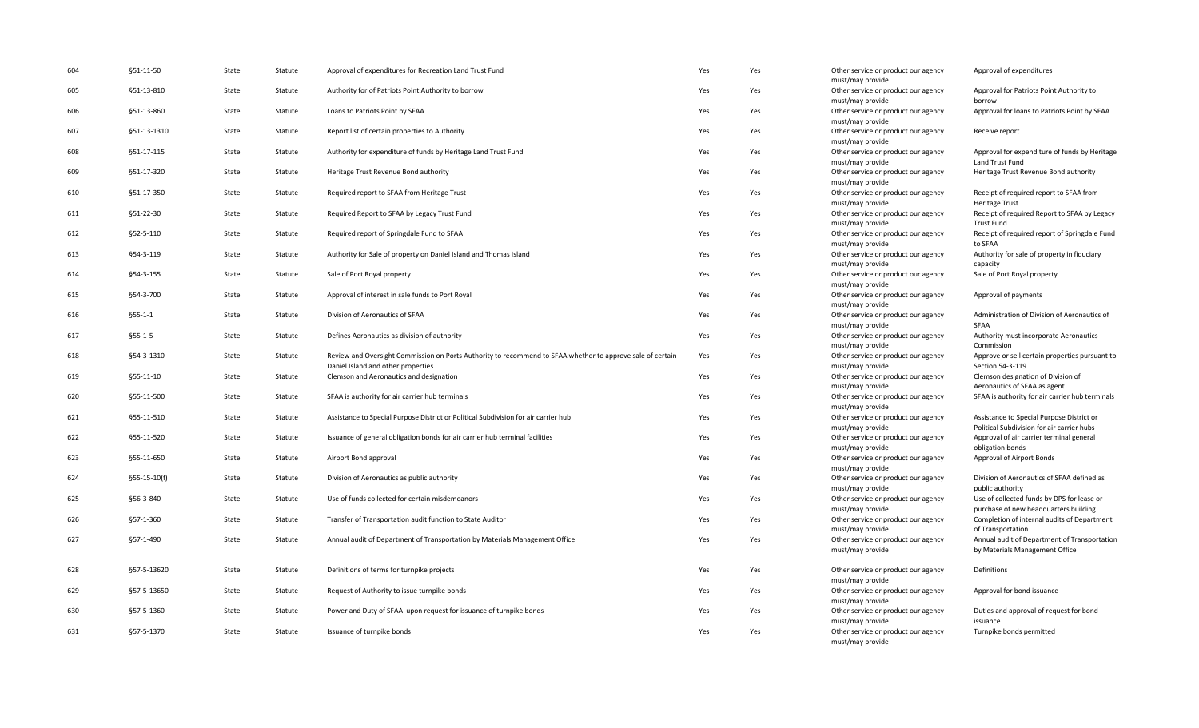| | | | | | | | | |
|---|---|---|---|---|---|---|---|---|
| 604 | §51-11-50 | State | Statute | Approval of expenditures for Recreation Land Trust Fund | Yes | Yes | Other service or product our agency must/may provide | Approval of expenditures |
| 605 | §51-13-810 | State | Statute | Authority for of Patriots Point Authority to borrow | Yes | Yes | Other service or product our agency must/may provide | Approval for Patriots Point Authority to borrow |
| 606 | §51-13-860 | State | Statute | Loans to Patriots Point by SFAA | Yes | Yes | Other service or product our agency must/may provide | Approval for loans to Patriots Point by SFAA |
| 607 | §51-13-1310 | State | Statute | Report list of certain properties to Authority | Yes | Yes | Other service or product our agency must/may provide | Receive report |
| 608 | §51-17-115 | State | Statute | Authority for expenditure of funds by Heritage Land Trust Fund | Yes | Yes | Other service or product our agency must/may provide | Approval for expenditure of funds by Heritage Land Trust Fund |
| 609 | §51-17-320 | State | Statute | Heritage Trust Revenue Bond authority | Yes | Yes | Other service or product our agency must/may provide | Heritage Trust Revenue Bond authority |
| 610 | §51-17-350 | State | Statute | Required report to SFAA from Heritage Trust | Yes | Yes | Other service or product our agency must/may provide | Receipt of required report to SFAA from Heritage Trust |
| 611 | §51-22-30 | State | Statute | Required Report to SFAA by Legacy Trust Fund | Yes | Yes | Other service or product our agency must/may provide | Receipt of required Report to SFAA by Legacy Trust Fund |
| 612 | §52-5-110 | State | Statute | Required report of Springdale Fund to SFAA | Yes | Yes | Other service or product our agency must/may provide | Receipt of required report of Springdale Fund to SFAA |
| 613 | §54-3-119 | State | Statute | Authority for Sale of property on Daniel Island and Thomas Island | Yes | Yes | Other service or product our agency must/may provide | Authority for sale of property in fiduciary capacity |
| 614 | §54-3-155 | State | Statute | Sale of Port Royal property | Yes | Yes | Other service or product our agency must/may provide | Sale of Port Royal property |
| 615 | §54-3-700 | State | Statute | Approval of interest in sale funds to Port Royal | Yes | Yes | Other service or product our agency must/may provide | Approval of payments |
| 616 | §55-1-1 | State | Statute | Division of Aeronautics of SFAA | Yes | Yes | Other service or product our agency must/may provide | Administration of Division of Aeronautics of SFAA |
| 617 | §55-1-5 | State | Statute | Defines Aeronautics as division of authority | Yes | Yes | Other service or product our agency must/may provide | Authority must incorporate Aeronautics Commission |
| 618 | §54-3-1310 | State | Statute | Review and Oversight Commission on Ports Authority to recommend to SFAA whether to approve sale of certain Daniel Island and other properties | Yes | Yes | Other service or product our agency must/may provide | Approve or sell certain properties pursuant to Section 54-3-119 |
| 619 | §55-11-10 | State | Statute | Clemson and Aeronautics and designation | Yes | Yes | Other service or product our agency must/may provide | Clemson designation of Division of Aeronautics of SFAA as agent |
| 620 | §55-11-500 | State | Statute | SFAA is authority for air carrier hub terminals | Yes | Yes | Other service or product our agency must/may provide | SFAA is authority for air carrier hub terminals |
| 621 | §55-11-510 | State | Statute | Assistance to Special Purpose District or Political Subdivision for air carrier hub | Yes | Yes | Other service or product our agency must/may provide | Assistance to Special Purpose District or Political Subdivision for air carrier hubs |
| 622 | §55-11-520 | State | Statute | Issuance of general obligation bonds for air carrier hub terminal facilities | Yes | Yes | Other service or product our agency must/may provide | Approval of air carrier terminal general obligation bonds |
| 623 | §55-11-650 | State | Statute | Airport Bond approval | Yes | Yes | Other service or product our agency must/may provide | Approval of Airport Bonds |
| 624 | §55-15-10(f) | State | Statute | Division of Aeronautics as public authority | Yes | Yes | Other service or product our agency must/may provide | Division of Aeronautics of SFAA defined as public authority |
| 625 | §56-3-840 | State | Statute | Use of funds collected for certain misdemeanors | Yes | Yes | Other service or product our agency must/may provide | Use of collected funds by DPS for lease or purchase of new headquarters building |
| 626 | §57-1-360 | State | Statute | Transfer of Transportation audit function to State Auditor | Yes | Yes | Other service or product our agency must/may provide | Completion of internal audits of Department of Transportation |
| 627 | §57-1-490 | State | Statute | Annual audit of Department of Transportation by Materials Management Office | Yes | Yes | Other service or product our agency must/may provide | Annual audit of Department of Transportation by Materials Management Office |
| 628 | §57-5-13620 | State | Statute | Definitions of terms for turnpike projects | Yes | Yes | Other service or product our agency must/may provide | Definitions |
| 629 | §57-5-13650 | State | Statute | Request of Authority to issue turnpike bonds | Yes | Yes | Other service or product our agency must/may provide | Approval for bond issuance |
| 630 | §57-5-1360 | State | Statute | Power and Duty of SFAA upon request for issuance of turnpike bonds | Yes | Yes | Other service or product our agency must/may provide | Duties and approval of request for bond issuance |
| 631 | §57-5-1370 | State | Statute | Issuance of turnpike bonds | Yes | Yes | Other service or product our agency must/may provide | Turnpike bonds permitted |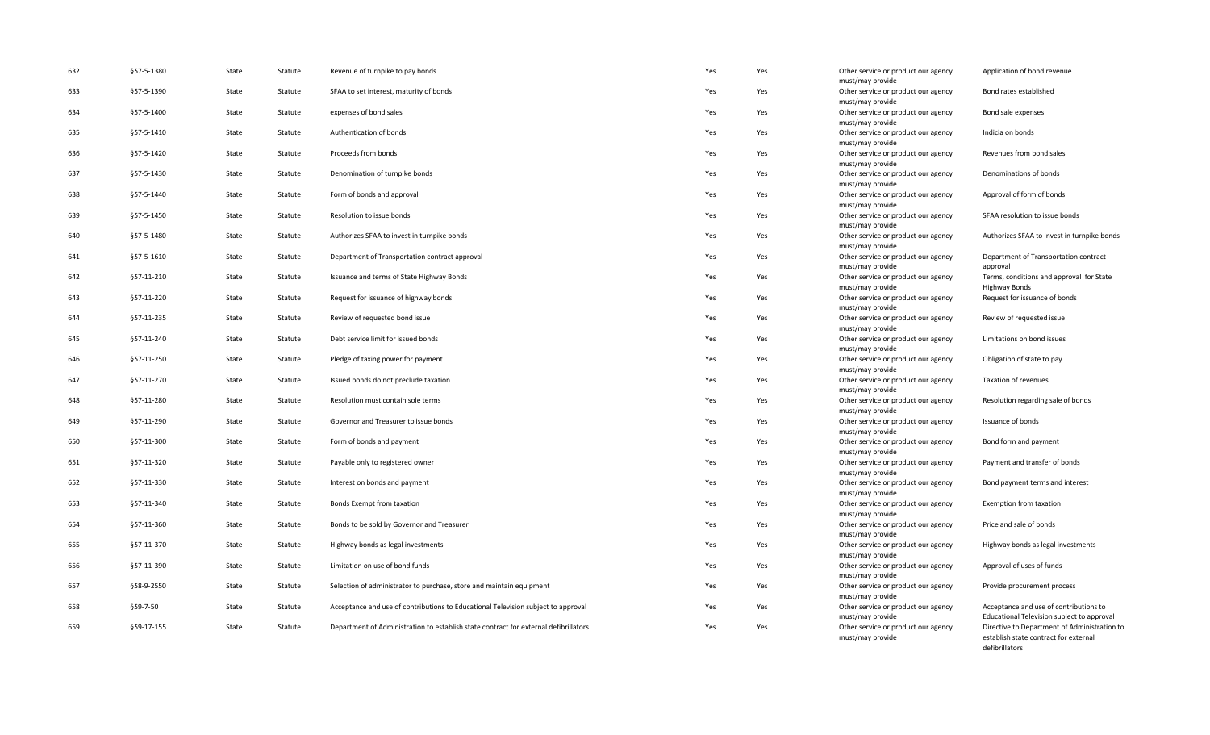| 632 | §57-5-1380 | State | Statute | Revenue of turnpike to pay bonds | Yes | Yes | Other service or product our agency must/may provide | Application of bond revenue |
|---|---|---|---|---|---|---|---|---|
| 633 | §57-5-1390 | State | Statute | SFAA to set interest, maturity of bonds | Yes | Yes | Other service or product our agency must/may provide | Bond rates established |
| 634 | §57-5-1400 | State | Statute | expenses of bond sales | Yes | Yes | Other service or product our agency must/may provide | Bond sale expenses |
| 635 | §57-5-1410 | State | Statute | Authentication of bonds | Yes | Yes | Other service or product our agency must/may provide | Indicia on bonds |
| 636 | §57-5-1420 | State | Statute | Proceeds from bonds | Yes | Yes | Other service or product our agency must/may provide | Revenues from bond sales |
| 637 | §57-5-1430 | State | Statute | Denomination of turnpike bonds | Yes | Yes | Other service or product our agency must/may provide | Denominations of bonds |
| 638 | §57-5-1440 | State | Statute | Form of bonds and approval | Yes | Yes | Other service or product our agency must/may provide | Approval of form of bonds |
| 639 | §57-5-1450 | State | Statute | Resolution to issue bonds | Yes | Yes | Other service or product our agency must/may provide | SFAA resolution to issue bonds |
| 640 | §57-5-1480 | State | Statute | Authorizes SFAA to invest in turnpike bonds | Yes | Yes | Other service or product our agency must/may provide | Authorizes SFAA to invest in turnpike bonds |
| 641 | §57-5-1610 | State | Statute | Department of Transportation contract approval | Yes | Yes | Other service or product our agency must/may provide | Department of Transportation contract approval |
| 642 | §57-11-210 | State | Statute | Issuance and terms of State Highway Bonds | Yes | Yes | Other service or product our agency must/may provide | Terms, conditions and approval for State Highway Bonds |
| 643 | §57-11-220 | State | Statute | Request for issuance of highway bonds | Yes | Yes | Other service or product our agency must/may provide | Request for issuance of bonds |
| 644 | §57-11-235 | State | Statute | Review of requested bond issue | Yes | Yes | Other service or product our agency must/may provide | Review of requested issue |
| 645 | §57-11-240 | State | Statute | Debt service limit for issued bonds | Yes | Yes | Other service or product our agency must/may provide | Limitations on bond issues |
| 646 | §57-11-250 | State | Statute | Pledge of taxing power for payment | Yes | Yes | Other service or product our agency must/may provide | Obligation of state to pay |
| 647 | §57-11-270 | State | Statute | Issued bonds do not preclude taxation | Yes | Yes | Other service or product our agency must/may provide | Taxation of revenues |
| 648 | §57-11-280 | State | Statute | Resolution must contain sole terms | Yes | Yes | Other service or product our agency must/may provide | Resolution regarding sale of bonds |
| 649 | §57-11-290 | State | Statute | Governor and Treasurer to issue bonds | Yes | Yes | Other service or product our agency must/may provide | Issuance of bonds |
| 650 | §57-11-300 | State | Statute | Form of bonds and payment | Yes | Yes | Other service or product our agency must/may provide | Bond form and payment |
| 651 | §57-11-320 | State | Statute | Payable only to registered owner | Yes | Yes | Other service or product our agency must/may provide | Payment and transfer of bonds |
| 652 | §57-11-330 | State | Statute | Interest on bonds and payment | Yes | Yes | Other service or product our agency must/may provide | Bond payment terms and interest |
| 653 | §57-11-340 | State | Statute | Bonds Exempt from taxation | Yes | Yes | Other service or product our agency must/may provide | Exemption from taxation |
| 654 | §57-11-360 | State | Statute | Bonds to be sold by Governor and Treasurer | Yes | Yes | Other service or product our agency must/may provide | Price and sale of bonds |
| 655 | §57-11-370 | State | Statute | Highway bonds as legal investments | Yes | Yes | Other service or product our agency must/may provide | Highway bonds as legal investments |
| 656 | §57-11-390 | State | Statute | Limitation on use of bond funds | Yes | Yes | Other service or product our agency must/may provide | Approval of uses of funds |
| 657 | §58-9-2550 | State | Statute | Selection of administrator to purchase, store and maintain equipment | Yes | Yes | Other service or product our agency must/may provide | Provide procurement process |
| 658 | §59-7-50 | State | Statute | Acceptance and use of contributions to Educational Television subject to approval | Yes | Yes | Other service or product our agency must/may provide | Acceptance and use of contributions to Educational Television subject to approval |
| 659 | §59-17-155 | State | Statute | Department of Administration to establish state contract for external defibrillators | Yes | Yes | Other service or product our agency must/may provide | Directive to Department of Administration to establish state contract for external defibrillators |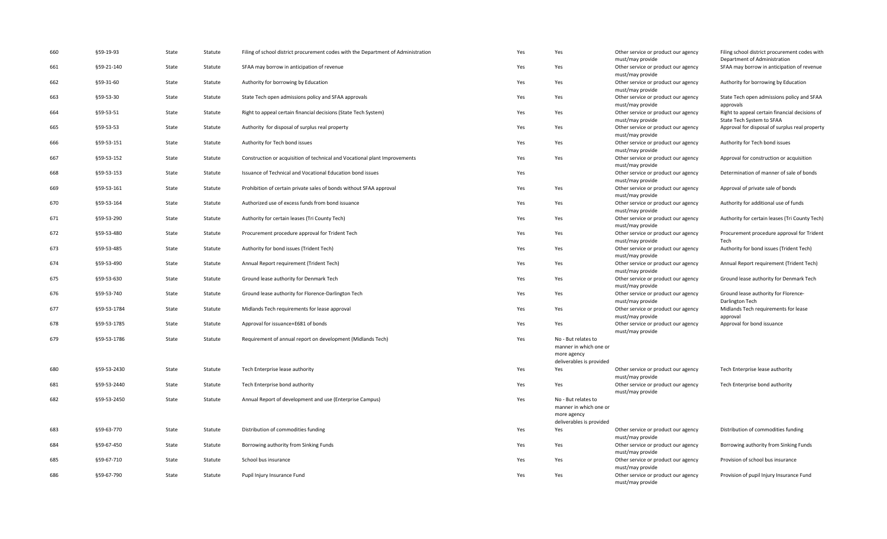| 660 | §59-19-93 | State | Statute | Filing of school district procurement codes with the Department of Administration | Yes | Yes | Other service or product our agency must/may provide | Filing school district procurement codes with Department of Administration |
|---|---|---|---|---|---|---|---|---|
| 661 | §59-21-140 | State | Statute | SFAA may borrow in anticipation of revenue | Yes | Yes | Other service or product our agency must/may provide | SFAA may borrow in anticipation of revenue |
| 662 | §59-31-60 | State | Statute | Authority for borrowing by Education | Yes | Yes | Other service or product our agency must/may provide | Authority for borrowing by Education |
| 663 | §59-53-30 | State | Statute | State Tech open admissions policy and SFAA approvals | Yes | Yes | Other service or product our agency must/may provide | State Tech open admissions policy and SFAA approvals |
| 664 | §59-53-51 | State | Statute | Right to appeal certain financial decisions (State Tech System) | Yes | Yes | Other service or product our agency must/may provide | Right to appeal certain financial decisions of State Tech System to SFAA |
| 665 | §59-53-53 | State | Statute | Authority for disposal of surplus real property | Yes | Yes | Other service or product our agency must/may provide | Approval for disposal of surplus real property |
| 666 | §59-53-151 | State | Statute | Authority for Tech bond issues | Yes | Yes | Other service or product our agency must/may provide | Authority for Tech bond issues |
| 667 | §59-53-152 | State | Statute | Construction or acquisition of technical and Vocational plant Improvements | Yes | Yes | Other service or product our agency must/may provide | Approval for construction or acquisition |
| 668 | §59-53-153 | State | Statute | Issuance of Technical and Vocational Education bond issues | Yes | | Other service or product our agency must/may provide | Determination of manner of sale of bonds |
| 669 | §59-53-161 | State | Statute | Prohibition of certain private sales of bonds without SFAA approval | Yes | Yes | Other service or product our agency must/may provide | Approval of private sale of bonds |
| 670 | §59-53-164 | State | Statute | Authorized use of excess funds from bond issuance | Yes | Yes | Other service or product our agency must/may provide | Authority for additional use of funds |
| 671 | §59-53-290 | State | Statute | Authority for certain leases (Tri County Tech) | Yes | Yes | Other service or product our agency must/may provide | Authority for certain leases (Tri County Tech) |
| 672 | §59-53-480 | State | Statute | Procurement procedure approval for Trident Tech | Yes | Yes | Other service or product our agency must/may provide | Procurement procedure approval for Trident Tech |
| 673 | §59-53-485 | State | Statute | Authority for bond issues (Trident Tech) | Yes | Yes | Other service or product our agency must/may provide | Authority for bond issues (Trident Tech) |
| 674 | §59-53-490 | State | Statute | Annual Report requirement (Trident Tech) | Yes | Yes | Other service or product our agency must/may provide | Annual Report requirement (Trident Tech) |
| 675 | §59-53-630 | State | Statute | Ground lease authority for Denmark Tech | Yes | Yes | Other service or product our agency must/may provide | Ground lease authority for Denmark Tech |
| 676 | §59-53-740 | State | Statute | Ground lease authority for Florence-Darlington Tech | Yes | Yes | Other service or product our agency must/may provide | Ground lease authority for Florence-Darlington Tech |
| 677 | §59-53-1784 | State | Statute | Midlands Tech requirements for lease approval | Yes | Yes | Other service or product our agency must/may provide | Midlands Tech requirements for lease approval |
| 678 | §59-53-1785 | State | Statute | Approval for issuance+E681 of bonds | Yes | Yes | Other service or product our agency must/may provide | Approval for bond issuance |
| 679 | §59-53-1786 | State | Statute | Requirement of annual report on development (Midlands Tech) | Yes | No - But relates to manner in which one or more agency deliverables is provided | | |
| 680 | §59-53-2430 | State | Statute | Tech Enterprise lease authority | Yes | Yes | Other service or product our agency must/may provide | Tech Enterprise lease authority |
| 681 | §59-53-2440 | State | Statute | Tech Enterprise bond authority | Yes | Yes | Other service or product our agency must/may provide | Tech Enterprise bond authority |
| 682 | §59-53-2450 | State | Statute | Annual Report of development and use (Enterprise Campus) | Yes | No - But relates to manner in which one or more agency deliverables is provided | | |
| 683 | §59-63-770 | State | Statute | Distribution of commodities funding | Yes | Yes | Other service or product our agency must/may provide | Distribution of commodities funding |
| 684 | §59-67-450 | State | Statute | Borrowing authority from Sinking Funds | Yes | Yes | Other service or product our agency must/may provide | Borrowing authority from Sinking Funds |
| 685 | §59-67-710 | State | Statute | School bus insurance | Yes | Yes | Other service or product our agency must/may provide | Provision of school bus insurance |
| 686 | §59-67-790 | State | Statute | Pupil Injury Insurance Fund | Yes | Yes | Other service or product our agency must/may provide | Provision of pupil Injury Insurance Fund |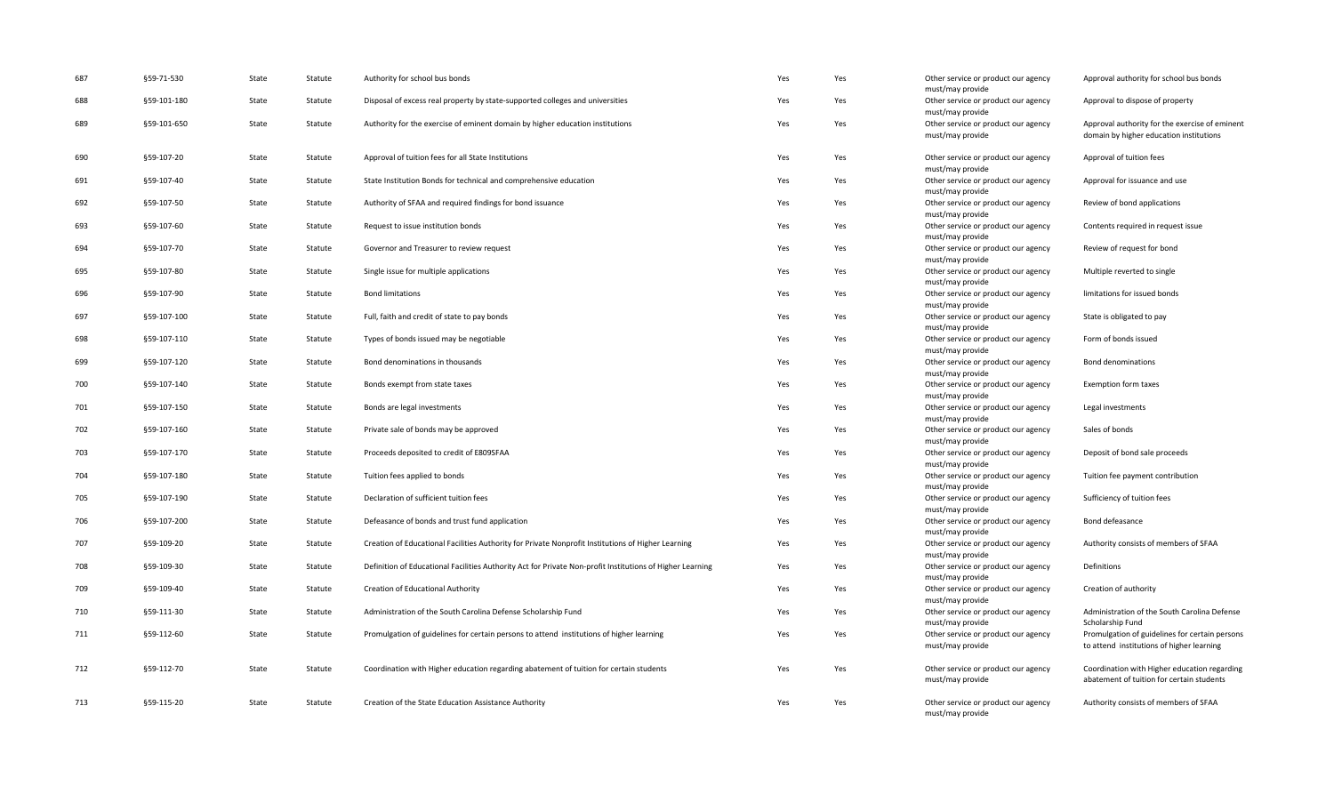| | | | | | | | | |
|---|---|---|---|---|---|---|---|---|
| 687 | §59-71-530 | State | Statute | Authority for school bus bonds | Yes | Yes | Other service or product our agency must/may provide | Approval authority for school bus bonds |
| 688 | §59-101-180 | State | Statute | Disposal of excess real property by state-supported colleges and universities | Yes | Yes | Other service or product our agency must/may provide | Approval to dispose of property |
| 689 | §59-101-650 | State | Statute | Authority for the exercise of eminent domain by higher education institutions | Yes | Yes | Other service or product our agency must/may provide | Approval authority for the exercise of eminent domain by higher education institutions |
| 690 | §59-107-20 | State | Statute | Approval of tuition fees for all State Institutions | Yes | Yes | Other service or product our agency must/may provide | Approval of tuition fees |
| 691 | §59-107-40 | State | Statute | State Institution Bonds for technical and comprehensive education | Yes | Yes | Other service or product our agency must/may provide | Approval for issuance and use |
| 692 | §59-107-50 | State | Statute | Authority of SFAA and required findings for bond issuance | Yes | Yes | Other service or product our agency must/may provide | Review of bond applications |
| 693 | §59-107-60 | State | Statute | Request to issue institution bonds | Yes | Yes | Other service or product our agency must/may provide | Contents required in request issue |
| 694 | §59-107-70 | State | Statute | Governor and Treasurer to review request | Yes | Yes | Other service or product our agency must/may provide | Review of request for bond |
| 695 | §59-107-80 | State | Statute | Single issue for multiple applications | Yes | Yes | Other service or product our agency must/may provide | Multiple reverted to single |
| 696 | §59-107-90 | State | Statute | Bond limitations | Yes | Yes | Other service or product our agency must/may provide | limitations for issued bonds |
| 697 | §59-107-100 | State | Statute | Full, faith and credit of state to pay bonds | Yes | Yes | Other service or product our agency must/may provide | State is obligated to pay |
| 698 | §59-107-110 | State | Statute | Types of bonds issued may be negotiable | Yes | Yes | Other service or product our agency must/may provide | Form of bonds issued |
| 699 | §59-107-120 | State | Statute | Bond denominations in thousands | Yes | Yes | Other service or product our agency must/may provide | Bond denominations |
| 700 | §59-107-140 | State | Statute | Bonds exempt from state taxes | Yes | Yes | Other service or product our agency must/may provide | Exemption form taxes |
| 701 | §59-107-150 | State | Statute | Bonds are legal investments | Yes | Yes | Other service or product our agency must/may provide | Legal investments |
| 702 | §59-107-160 | State | Statute | Private sale of bonds may be approved | Yes | Yes | Other service or product our agency must/may provide | Sales of bonds |
| 703 | §59-107-170 | State | Statute | Proceeds deposited to credit of E809SFAA | Yes | Yes | Other service or product our agency must/may provide | Deposit of bond sale proceeds |
| 704 | §59-107-180 | State | Statute | Tuition fees applied to bonds | Yes | Yes | Other service or product our agency must/may provide | Tuition fee payment contribution |
| 705 | §59-107-190 | State | Statute | Declaration of sufficient tuition fees | Yes | Yes | Other service or product our agency must/may provide | Sufficiency of tuition fees |
| 706 | §59-107-200 | State | Statute | Defeasance of bonds and trust fund application | Yes | Yes | Other service or product our agency must/may provide | Bond defeasance |
| 707 | §59-109-20 | State | Statute | Creation of Educational Facilities Authority for Private Nonprofit Institutions of Higher Learning | Yes | Yes | Other service or product our agency must/may provide | Authority consists of members of SFAA |
| 708 | §59-109-30 | State | Statute | Definition of Educational Facilities Authority Act for Private Non-profit Institutions of Higher Learning | Yes | Yes | Other service or product our agency must/may provide | Definitions |
| 709 | §59-109-40 | State | Statute | Creation of Educational Authority | Yes | Yes | Other service or product our agency must/may provide | Creation of authority |
| 710 | §59-111-30 | State | Statute | Administration of the South Carolina Defense Scholarship Fund | Yes | Yes | Other service or product our agency must/may provide | Administration of the South Carolina Defense Scholarship Fund |
| 711 | §59-112-60 | State | Statute | Promulgation of guidelines for certain persons to attend institutions of higher learning | Yes | Yes | Other service or product our agency must/may provide | Promulgation of guidelines for certain persons to attend institutions of higher learning |
| 712 | §59-112-70 | State | Statute | Coordination with Higher education regarding abatement of tuition for certain students | Yes | Yes | Other service or product our agency must/may provide | Coordination with Higher education regarding abatement of tuition for certain students |
| 713 | §59-115-20 | State | Statute | Creation of the State Education Assistance Authority | Yes | Yes | Other service or product our agency must/may provide | Authority consists of members of SFAA |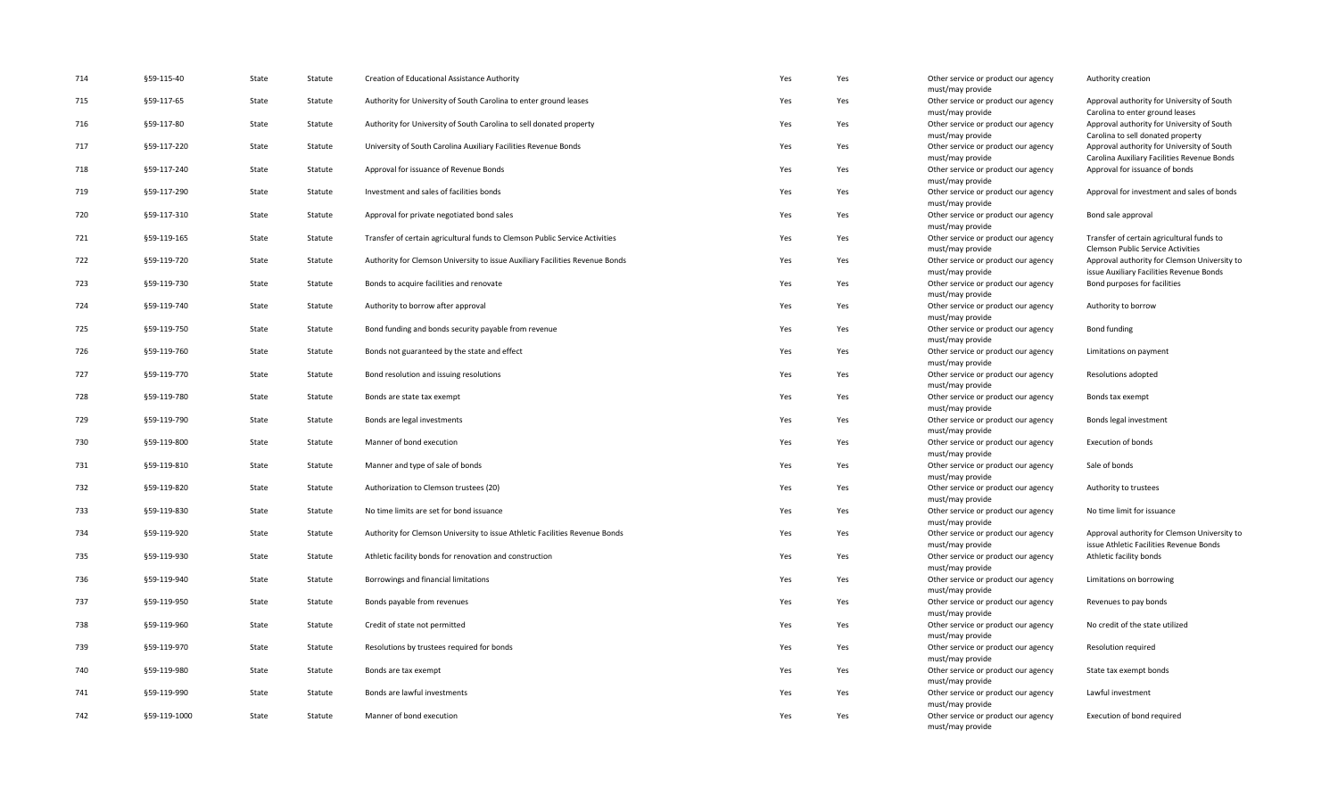| | | | | | | | | |
|---|---|---|---|---|---|---|---|---|
| 714 | §59-115-40 | State | Statute | Creation of Educational Assistance Authority | Yes | Yes | Other service or product our agency must/may provide | Authority creation |
| 715 | §59-117-65 | State | Statute | Authority for University of South Carolina to enter ground leases | Yes | Yes | Other service or product our agency must/may provide | Approval authority for University of South Carolina to enter ground leases |
| 716 | §59-117-80 | State | Statute | Authority for University of South Carolina to sell donated property | Yes | Yes | Other service or product our agency must/may provide | Approval authority for University of South Carolina to sell donated property |
| 717 | §59-117-220 | State | Statute | University of South Carolina Auxiliary Facilities Revenue Bonds | Yes | Yes | Other service or product our agency must/may provide | Approval authority for University of South Carolina Auxiliary Facilities Revenue Bonds |
| 718 | §59-117-240 | State | Statute | Approval for issuance of Revenue Bonds | Yes | Yes | Other service or product our agency must/may provide | Approval for issuance of bonds |
| 719 | §59-117-290 | State | Statute | Investment and sales of facilities bonds | Yes | Yes | Other service or product our agency must/may provide | Approval for investment and sales of bonds |
| 720 | §59-117-310 | State | Statute | Approval for private negotiated bond sales | Yes | Yes | Other service or product our agency must/may provide | Bond sale approval |
| 721 | §59-119-165 | State | Statute | Transfer of certain agricultural funds to Clemson Public Service Activities | Yes | Yes | Other service or product our agency must/may provide | Transfer of certain agricultural funds to Clemson Public Service Activities |
| 722 | §59-119-720 | State | Statute | Authority for Clemson University to issue Auxiliary Facilities Revenue Bonds | Yes | Yes | Other service or product our agency must/may provide | Approval authority for Clemson University to issue Auxiliary Facilities Revenue Bonds |
| 723 | §59-119-730 | State | Statute | Bonds to acquire facilities and renovate | Yes | Yes | Other service or product our agency must/may provide | Bond purposes for facilities |
| 724 | §59-119-740 | State | Statute | Authority to borrow after approval | Yes | Yes | Other service or product our agency must/may provide | Authority to borrow |
| 725 | §59-119-750 | State | Statute | Bond funding and bonds security payable from revenue | Yes | Yes | Other service or product our agency must/may provide | Bond funding |
| 726 | §59-119-760 | State | Statute | Bonds not guaranteed by the state and effect | Yes | Yes | Other service or product our agency must/may provide | Limitations on payment |
| 727 | §59-119-770 | State | Statute | Bond resolution and issuing resolutions | Yes | Yes | Other service or product our agency must/may provide | Resolutions adopted |
| 728 | §59-119-780 | State | Statute | Bonds are state tax exempt | Yes | Yes | Other service or product our agency must/may provide | Bonds tax exempt |
| 729 | §59-119-790 | State | Statute | Bonds are legal investments | Yes | Yes | Other service or product our agency must/may provide | Bonds legal investment |
| 730 | §59-119-800 | State | Statute | Manner of bond execution | Yes | Yes | Other service or product our agency must/may provide | Execution of bonds |
| 731 | §59-119-810 | State | Statute | Manner and type of sale of bonds | Yes | Yes | Other service or product our agency must/may provide | Sale of bonds |
| 732 | §59-119-820 | State | Statute | Authorization to Clemson trustees (20) | Yes | Yes | Other service or product our agency must/may provide | Authority to trustees |
| 733 | §59-119-830 | State | Statute | No time limits are set for bond issuance | Yes | Yes | Other service or product our agency must/may provide | No time limit for issuance |
| 734 | §59-119-920 | State | Statute | Authority for Clemson University to issue Athletic Facilities Revenue Bonds | Yes | Yes | Other service or product our agency must/may provide | Approval authority for Clemson University to issue Athletic Facilities Revenue Bonds |
| 735 | §59-119-930 | State | Statute | Athletic facility bonds for renovation and construction | Yes | Yes | Other service or product our agency must/may provide | Athletic facility bonds |
| 736 | §59-119-940 | State | Statute | Borrowings and financial limitations | Yes | Yes | Other service or product our agency must/may provide | Limitations on borrowing |
| 737 | §59-119-950 | State | Statute | Bonds payable from revenues | Yes | Yes | Other service or product our agency must/may provide | Revenues to pay bonds |
| 738 | §59-119-960 | State | Statute | Credit of state not permitted | Yes | Yes | Other service or product our agency must/may provide | No credit of the state utilized |
| 739 | §59-119-970 | State | Statute | Resolutions by trustees required for bonds | Yes | Yes | Other service or product our agency must/may provide | Resolution required |
| 740 | §59-119-980 | State | Statute | Bonds are tax exempt | Yes | Yes | Other service or product our agency must/may provide | State tax exempt bonds |
| 741 | §59-119-990 | State | Statute | Bonds are lawful investments | Yes | Yes | Other service or product our agency must/may provide | Lawful investment |
| 742 | §59-119-1000 | State | Statute | Manner of bond execution | Yes | Yes | Other service or product our agency must/may provide | Execution of bond required |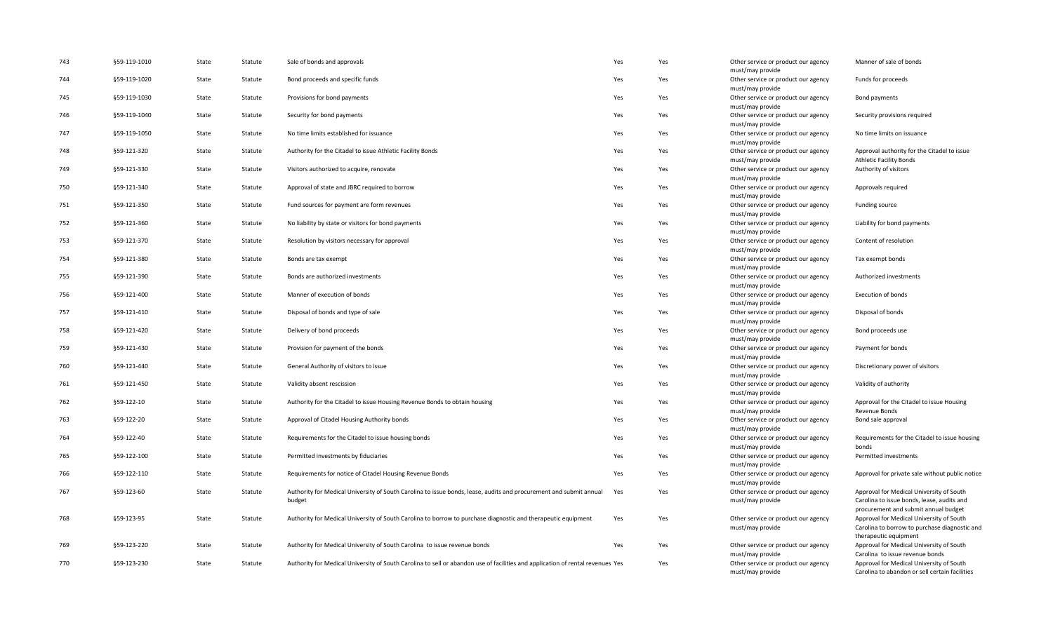| | | | | | | | | |
|---|---|---|---|---|---|---|---|---|
| 743 | §59-119-1010 | State | Statute | Sale of bonds and approvals | Yes | Yes | Other service or product our agency must/may provide | Manner of sale of bonds |
| 744 | §59-119-1020 | State | Statute | Bond proceeds and specific funds | Yes | Yes | Other service or product our agency must/may provide | Funds for proceeds |
| 745 | §59-119-1030 | State | Statute | Provisions for bond payments | Yes | Yes | Other service or product our agency must/may provide | Bond payments |
| 746 | §59-119-1040 | State | Statute | Security for bond payments | Yes | Yes | Other service or product our agency must/may provide | Security provisions required |
| 747 | §59-119-1050 | State | Statute | No time limits established for issuance | Yes | Yes | Other service or product our agency must/may provide | No time limits on issuance |
| 748 | §59-121-320 | State | Statute | Authority for the Citadel to issue Athletic Facility Bonds | Yes | Yes | Other service or product our agency must/may provide | Approval authority for the Citadel to issue Athletic Facility Bonds |
| 749 | §59-121-330 | State | Statute | Visitors authorized to acquire, renovate | Yes | Yes | Other service or product our agency must/may provide | Authority of visitors |
| 750 | §59-121-340 | State | Statute | Approval of state and JBRC required to borrow | Yes | Yes | Other service or product our agency must/may provide | Approvals required |
| 751 | §59-121-350 | State | Statute | Fund sources for payment are form revenues | Yes | Yes | Other service or product our agency must/may provide | Funding source |
| 752 | §59-121-360 | State | Statute | No liability by state or visitors for bond payments | Yes | Yes | Other service or product our agency must/may provide | Liability for bond payments |
| 753 | §59-121-370 | State | Statute | Resolution by visitors necessary for approval | Yes | Yes | Other service or product our agency must/may provide | Content of resolution |
| 754 | §59-121-380 | State | Statute | Bonds are tax exempt | Yes | Yes | Other service or product our agency must/may provide | Tax exempt bonds |
| 755 | §59-121-390 | State | Statute | Bonds are authorized investments | Yes | Yes | Other service or product our agency must/may provide | Authorized investments |
| 756 | §59-121-400 | State | Statute | Manner of execution of bonds | Yes | Yes | Other service or product our agency must/may provide | Execution of bonds |
| 757 | §59-121-410 | State | Statute | Disposal of bonds and type of sale | Yes | Yes | Other service or product our agency must/may provide | Disposal of bonds |
| 758 | §59-121-420 | State | Statute | Delivery of bond proceeds | Yes | Yes | Other service or product our agency must/may provide | Bond proceeds use |
| 759 | §59-121-430 | State | Statute | Provision for payment of the bonds | Yes | Yes | Other service or product our agency must/may provide | Payment for bonds |
| 760 | §59-121-440 | State | Statute | General Authority of visitors to issue | Yes | Yes | Other service or product our agency must/may provide | Discretionary power of visitors |
| 761 | §59-121-450 | State | Statute | Validity absent rescission | Yes | Yes | Other service or product our agency must/may provide | Validity of authority |
| 762 | §59-122-10 | State | Statute | Authority for the Citadel to issue Housing Revenue Bonds to obtain housing | Yes | Yes | Other service or product our agency must/may provide | Approval for the Citadel to issue Housing Revenue Bonds |
| 763 | §59-122-20 | State | Statute | Approval of Citadel Housing Authority bonds | Yes | Yes | Other service or product our agency must/may provide | Bond sale approval |
| 764 | §59-122-40 | State | Statute | Requirements for the Citadel to issue housing bonds | Yes | Yes | Other service or product our agency must/may provide | Requirements for the Citadel to issue housing bonds |
| 765 | §59-122-100 | State | Statute | Permitted investments by fiduciaries | Yes | Yes | Other service or product our agency must/may provide | Permitted investments |
| 766 | §59-122-110 | State | Statute | Requirements for notice of Citadel Housing Revenue Bonds | Yes | Yes | Other service or product our agency must/may provide | Approval for private sale without public notice |
| 767 | §59-123-60 | State | Statute | Authority for Medical University of South Carolina to issue bonds, lease, audits and procurement and submit annual budget | Yes | Yes | Other service or product our agency must/may provide | Approval for Medical University of South Carolina to issue bonds, lease, audits and procurement and submit annual budget |
| 768 | §59-123-95 | State | Statute | Authority for Medical University of South Carolina to borrow to purchase diagnostic and therapeutic equipment | Yes | Yes | Other service or product our agency must/may provide | Approval for Medical University of South Carolina to borrow to purchase diagnostic and therapeutic equipment |
| 769 | §59-123-220 | State | Statute | Authority for Medical University of South Carolina to issue revenue bonds | Yes | Yes | Other service or product our agency must/may provide | Approval for Medical University of South Carolina to issue revenue bonds |
| 770 | §59-123-230 | State | Statute | Authority for Medical University of South Carolina to sell or abandon use of facilities and application of rental revenues | Yes | Yes | Other service or product our agency must/may provide | Approval for Medical University of South Carolina to abandon or sell certain facilities |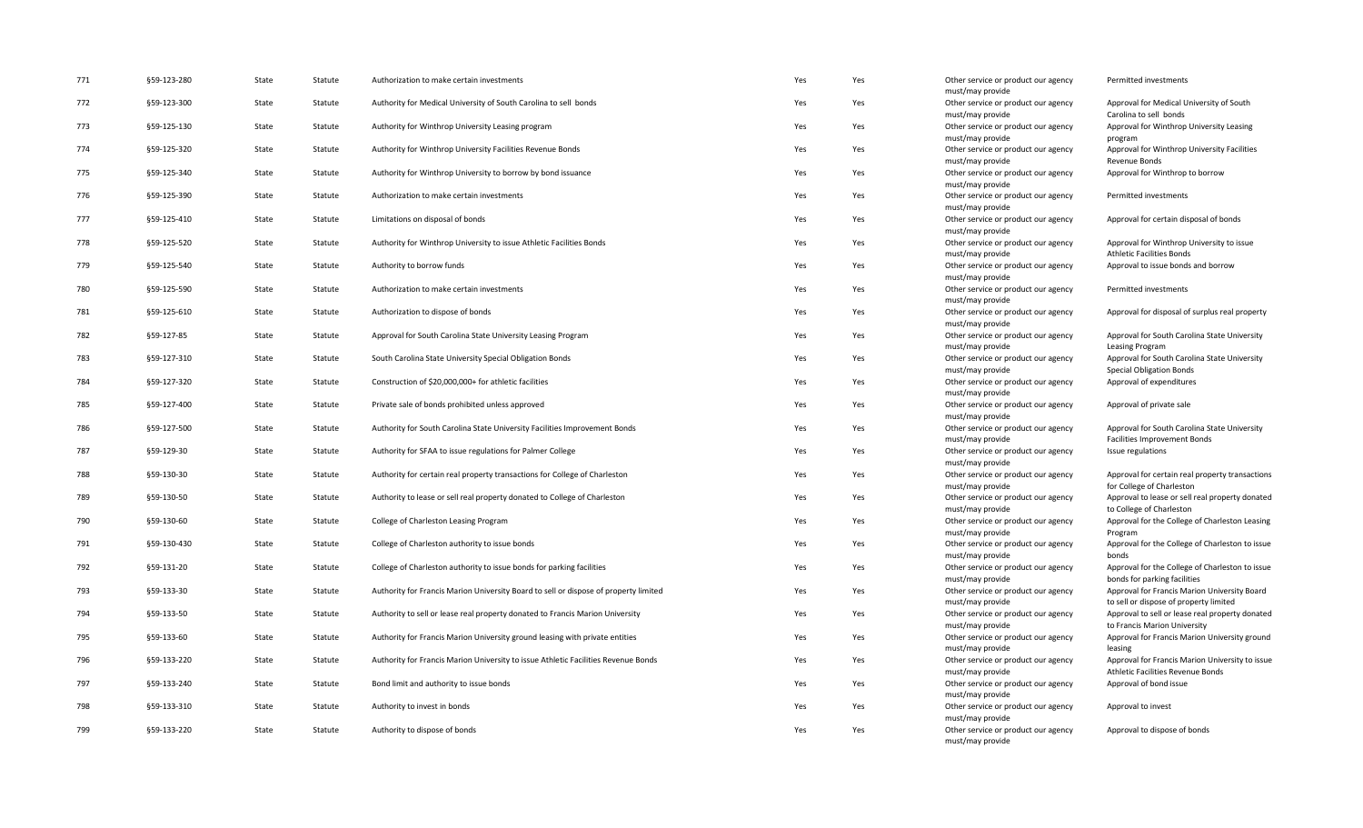| | | | | | | | | |
|---|---|---|---|---|---|---|---|---|
| 771 | §59-123-280 | State | Statute | Authorization to make certain investments | Yes | Yes | Other service or product our agency must/may provide | Permitted investments |
| 772 | §59-123-300 | State | Statute | Authority for Medical University of South Carolina to sell bonds | Yes | Yes | Other service or product our agency must/may provide | Approval for Medical University of South Carolina to sell bonds |
| 773 | §59-125-130 | State | Statute | Authority for Winthrop University Leasing program | Yes | Yes | Other service or product our agency must/may provide | Approval for Winthrop University Leasing program |
| 774 | §59-125-320 | State | Statute | Authority for Winthrop University Facilities Revenue Bonds | Yes | Yes | Other service or product our agency must/may provide | Approval for Winthrop University Facilities Revenue Bonds |
| 775 | §59-125-340 | State | Statute | Authority for Winthrop University to borrow by bond issuance | Yes | Yes | Other service or product our agency must/may provide | Approval for Winthrop to borrow |
| 776 | §59-125-390 | State | Statute | Authorization to make certain investments | Yes | Yes | Other service or product our agency must/may provide | Permitted investments |
| 777 | §59-125-410 | State | Statute | Limitations on disposal of bonds | Yes | Yes | Other service or product our agency must/may provide | Approval for certain disposal of bonds |
| 778 | §59-125-520 | State | Statute | Authority for Winthrop University to issue Athletic Facilities Bonds | Yes | Yes | Other service or product our agency must/may provide | Approval for Winthrop University to issue Athletic Facilities Bonds |
| 779 | §59-125-540 | State | Statute | Authority to borrow funds | Yes | Yes | Other service or product our agency must/may provide | Approval to issue bonds and borrow |
| 780 | §59-125-590 | State | Statute | Authorization to make certain investments | Yes | Yes | Other service or product our agency must/may provide | Permitted investments |
| 781 | §59-125-610 | State | Statute | Authorization to dispose of bonds | Yes | Yes | Other service or product our agency must/may provide | Approval for disposal of surplus real property |
| 782 | §59-127-85 | State | Statute | Approval for South Carolina State University Leasing Program | Yes | Yes | Other service or product our agency must/may provide | Approval for South Carolina State University Leasing Program |
| 783 | §59-127-310 | State | Statute | South Carolina State University Special Obligation Bonds | Yes | Yes | Other service or product our agency must/may provide | Approval for South Carolina State University Special Obligation Bonds |
| 784 | §59-127-320 | State | Statute | Construction of $20,000,000+ for athletic facilities | Yes | Yes | Other service or product our agency must/may provide | Approval of expenditures |
| 785 | §59-127-400 | State | Statute | Private sale of bonds prohibited unless approved | Yes | Yes | Other service or product our agency must/may provide | Approval of private sale |
| 786 | §59-127-500 | State | Statute | Authority for South Carolina State University Facilities Improvement Bonds | Yes | Yes | Other service or product our agency must/may provide | Approval for South Carolina State University Facilities Improvement Bonds |
| 787 | §59-129-30 | State | Statute | Authority for SFAA to issue regulations for Palmer College | Yes | Yes | Other service or product our agency must/may provide | Issue regulations |
| 788 | §59-130-30 | State | Statute | Authority for certain real property transactions for College of Charleston | Yes | Yes | Other service or product our agency must/may provide | Approval for certain real property transactions for College of Charleston |
| 789 | §59-130-50 | State | Statute | Authority to lease or sell real property donated to College of Charleston | Yes | Yes | Other service or product our agency must/may provide | Approval to lease or sell real property donated to College of Charleston |
| 790 | §59-130-60 | State | Statute | College of Charleston Leasing Program | Yes | Yes | Other service or product our agency must/may provide | Approval for the College of Charleston Leasing Program |
| 791 | §59-130-430 | State | Statute | College of Charleston authority to issue bonds | Yes | Yes | Other service or product our agency must/may provide | Approval for the College of Charleston to issue bonds |
| 792 | §59-131-20 | State | Statute | College of Charleston authority to issue bonds for parking facilities | Yes | Yes | Other service or product our agency must/may provide | Approval for the College of Charleston to issue bonds for parking facilities |
| 793 | §59-133-30 | State | Statute | Authority for Francis Marion University Board to sell or dispose of property limited | Yes | Yes | Other service or product our agency must/may provide | Approval for Francis Marion University Board to sell or dispose of property limited |
| 794 | §59-133-50 | State | Statute | Authority to sell or lease real property donated to Francis Marion University | Yes | Yes | Other service or product our agency must/may provide | Approval to sell or lease real property donated to Francis Marion University |
| 795 | §59-133-60 | State | Statute | Authority for Francis Marion University ground leasing with private entities | Yes | Yes | Other service or product our agency must/may provide | Approval for Francis Marion University ground leasing |
| 796 | §59-133-220 | State | Statute | Authority for Francis Marion University to issue Athletic Facilities Revenue Bonds | Yes | Yes | Other service or product our agency must/may provide | Approval for Francis Marion University to issue Athletic Facilities Revenue Bonds |
| 797 | §59-133-240 | State | Statute | Bond limit and authority to issue bonds | Yes | Yes | Other service or product our agency must/may provide | Approval of bond issue |
| 798 | §59-133-310 | State | Statute | Authority to invest in bonds | Yes | Yes | Other service or product our agency must/may provide | Approval to invest |
| 799 | §59-133-220 | State | Statute | Authority to dispose of bonds | Yes | Yes | Other service or product our agency must/may provide | Approval to dispose of bonds |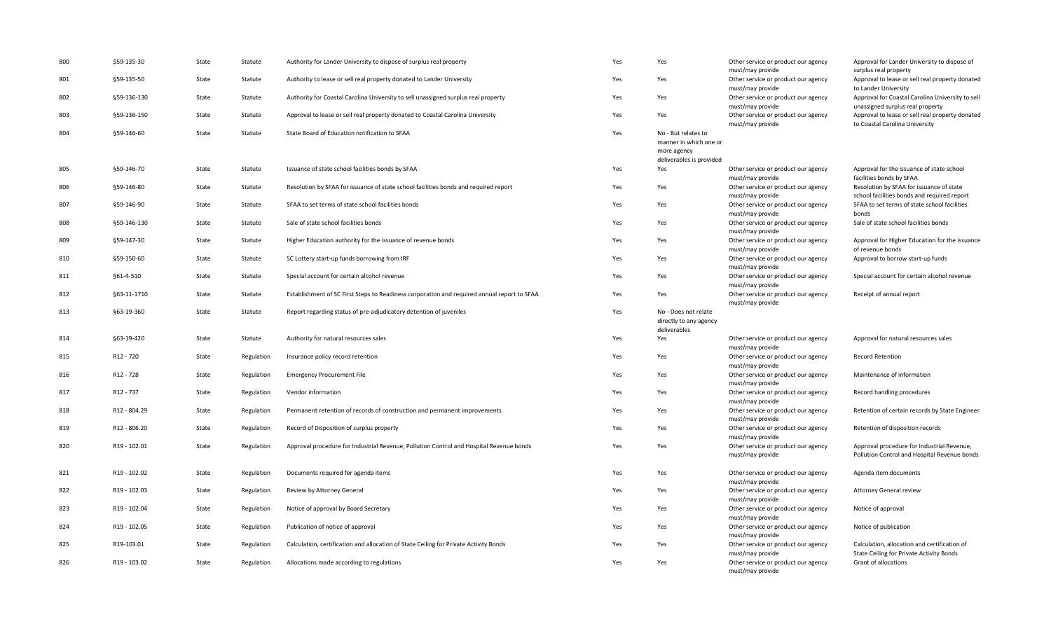| | | | | | | | | |
|---|---|---|---|---|---|---|---|---|
| 800 | §59-135-30 | State | Statute | Authority for Lander University to dispose of surplus real property | Yes | Yes | Other service or product our agency must/may provide | Approval for Lander University to dispose of surplus real property |
| 801 | §59-135-50 | State | Statute | Authority to lease or sell real property donated to Lander University | Yes | Yes | Other service or product our agency must/may provide | Approval to lease or sell real property donated to Lander University |
| 802 | §59-136-130 | State | Statute | Authority for Coastal Carolina University to sell unassigned surplus real property | Yes | Yes | Other service or product our agency must/may provide | Approval for Coastal Carolina University to sell unassigned surplus real property |
| 803 | §59-136-150 | State | Statute | Approval to lease or sell real property donated to Coastal Carolina University | Yes | Yes | Other service or product our agency must/may provide | Approval to lease or sell real property donated to Coastal Carolina University |
| 804 | §59-146-60 | State | Statute | State Board of Education notification to SFAA | Yes | No - But relates to manner in which one or more agency deliverables is provided | | |
| 805 | §59-146-70 | State | Statute | Issuance of state school facilities bonds by SFAA | Yes | Yes | Other service or product our agency must/may provide | Approval for the issuance of state school facilities bonds by SFAA |
| 806 | §59-146-80 | State | Statute | Resolution by SFAA for issuance of state school facilities bonds and required report | Yes | Yes | Other service or product our agency must/may provide | Resolution by SFAA for issuance of state school facilities bonds and required report |
| 807 | §59-146-90 | State | Statute | SFAA to set terms of state school facilities bonds | Yes | Yes | Other service or product our agency must/may provide | SFAA to set terms of state school facilities bonds |
| 808 | §59-146-130 | State | Statute | Sale of state school facilities bonds | Yes | Yes | Other service or product our agency must/may provide | Sale of state school facilities bonds |
| 809 | §59-147-30 | State | Statute | Higher Education authority for the issuance of revenue bonds | Yes | Yes | Other service or product our agency must/may provide | Approval for Higher Education for the issuance of revenue bonds |
| 810 | §59-150-60 | State | Statute | SC Lottery start-up funds borrowing from IRF | Yes | Yes | Other service or product our agency must/may provide | Approval to borrow start-up funds |
| 811 | §61-4-510 | State | Statute | Special account for certain alcohol revenue | Yes | Yes | Other service or product our agency must/may provide | Special account for certain alcohol revenue |
| 812 | §63-11-1710 | State | Statute | Establishment of SC First Steps to Readiness corporation and required annual report to SFAA | Yes | Yes | Other service or product our agency must/may provide | Receipt of annual report |
| 813 | §63-19-360 | State | Statute | Report regarding status of pre-adjudicatory detention of juveniles | Yes | No - Does not relate directly to any agency deliverables | | |
| 814 | §63-19-420 | State | Statute | Authority for natural resources sales | Yes | Yes | Other service or product our agency must/may provide | Approval for natural resources sales |
| 815 | R12 - 720 | State | Regulation | Insurance policy record retention | Yes | Yes | Other service or product our agency must/may provide | Record Retention |
| 816 | R12 - 728 | State | Regulation | Emergency Procurement File | Yes | Yes | Other service or product our agency must/may provide | Maintenance of information |
| 817 | R12 - 737 | State | Regulation | Vendor information | Yes | Yes | Other service or product our agency must/may provide | Record handling procedures |
| 818 | R12 - 804.29 | State | Regulation | Permanent retention of records of construction and permanent improvements | Yes | Yes | Other service or product our agency must/may provide | Retention of certain records by State Engineer |
| 819 | R12 - 806.20 | State | Regulation | Record of Disposition of surplus property | Yes | Yes | Other service or product our agency must/may provide | Retention of disposition records |
| 820 | R19 - 102.01 | State | Regulation | Approval procedure for Industrial Revenue, Pollution Control and Hospital Revenue bonds | Yes | Yes | Other service or product our agency must/may provide | Approval procedure for Industrial Revenue, Pollution Control and Hospital Revenue bonds |
| 821 | R19 - 102.02 | State | Regulation | Documents required for agenda items | Yes | Yes | Other service or product our agency must/may provide | Agenda item documents |
| 822 | R19 - 102.03 | State | Regulation | Review by Attorney General | Yes | Yes | Other service or product our agency must/may provide | Attorney General review |
| 823 | R19 - 102.04 | State | Regulation | Notice of approval by Board Secretary | Yes | Yes | Other service or product our agency must/may provide | Notice of approval |
| 824 | R19 - 102.05 | State | Regulation | Publication of notice of approval | Yes | Yes | Other service or product our agency must/may provide | Notice of publication |
| 825 | R19-103.01 | State | Regulation | Calculation, certification and allocation of State Ceiling for Private Activity Bonds | Yes | Yes | Other service or product our agency must/may provide | Calculation, allocation and certification of State Ceiling for Private Activity Bonds |
| 826 | R19 - 103.02 | State | Regulation | Allocations made according to regulations | Yes | Yes | Other service or product our agency must/may provide | Grant of allocations |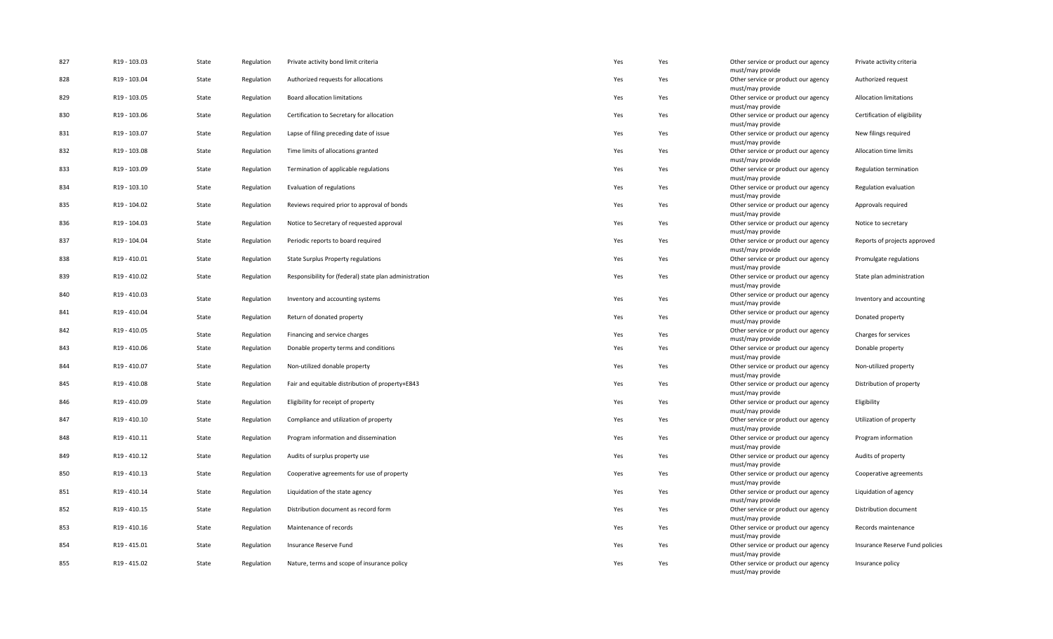| | | | | | | | | |
|---|---|---|---|---|---|---|---|---|
| 827 | R19 - 103.03 | State | Regulation | Private activity bond limit criteria | Yes | Yes | Other service or product our agency must/may provide | Private activity criteria |
| 828 | R19 - 103.04 | State | Regulation | Authorized requests for allocations | Yes | Yes | Other service or product our agency must/may provide | Authorized request |
| 829 | R19 - 103.05 | State | Regulation | Board allocation limitations | Yes | Yes | Other service or product our agency must/may provide | Allocation limitations |
| 830 | R19 - 103.06 | State | Regulation | Certification to Secretary for allocation | Yes | Yes | Other service or product our agency must/may provide | Certification of eligibility |
| 831 | R19 - 103.07 | State | Regulation | Lapse of filing preceding date of issue | Yes | Yes | Other service or product our agency must/may provide | New filings required |
| 832 | R19 - 103.08 | State | Regulation | Time limits of allocations granted | Yes | Yes | Other service or product our agency must/may provide | Allocation time limits |
| 833 | R19 - 103.09 | State | Regulation | Termination of applicable regulations | Yes | Yes | Other service or product our agency must/may provide | Regulation termination |
| 834 | R19 - 103.10 | State | Regulation | Evaluation of regulations | Yes | Yes | Other service or product our agency must/may provide | Regulation evaluation |
| 835 | R19 - 104.02 | State | Regulation | Reviews required prior to approval of bonds | Yes | Yes | Other service or product our agency must/may provide | Approvals required |
| 836 | R19 - 104.03 | State | Regulation | Notice to Secretary of requested approval | Yes | Yes | Other service or product our agency must/may provide | Notice to secretary |
| 837 | R19 - 104.04 | State | Regulation | Periodic reports to board required | Yes | Yes | Other service or product our agency must/may provide | Reports of projects approved |
| 838 | R19 - 410.01 | State | Regulation | State Surplus Property regulations | Yes | Yes | Other service or product our agency must/may provide | Promulgate regulations |
| 839 | R19 - 410.02 | State | Regulation | Responsibility for (federal) state plan administration | Yes | Yes | Other service or product our agency must/may provide | State plan administration |
| 840 | R19 - 410.03 | State | Regulation | Inventory and accounting systems | Yes | Yes | Other service or product our agency must/may provide | Inventory and accounting |
| 841 | R19 - 410.04 | State | Regulation | Return of donated property | Yes | Yes | Other service or product our agency must/may provide | Donated property |
| 842 | R19 - 410.05 | State | Regulation | Financing and service charges | Yes | Yes | Other service or product our agency must/may provide | Charges for services |
| 843 | R19 - 410.06 | State | Regulation | Donable property terms and conditions | Yes | Yes | Other service or product our agency must/may provide | Donable property |
| 844 | R19 - 410.07 | State | Regulation | Non-utilized donable property | Yes | Yes | Other service or product our agency must/may provide | Non-utilized property |
| 845 | R19 - 410.08 | State | Regulation | Fair and equitable distribution of property+E843 | Yes | Yes | Other service or product our agency must/may provide | Distribution of property |
| 846 | R19 - 410.09 | State | Regulation | Eligibility for receipt of property | Yes | Yes | Other service or product our agency must/may provide | Eligibility |
| 847 | R19 - 410.10 | State | Regulation | Compliance and utilization of property | Yes | Yes | Other service or product our agency must/may provide | Utilization of property |
| 848 | R19 - 410.11 | State | Regulation | Program information and dissemination | Yes | Yes | Other service or product our agency must/may provide | Program information |
| 849 | R19 - 410.12 | State | Regulation | Audits of surplus property use | Yes | Yes | Other service or product our agency must/may provide | Audits of property |
| 850 | R19 - 410.13 | State | Regulation | Cooperative agreements for use of property | Yes | Yes | Other service or product our agency must/may provide | Cooperative agreements |
| 851 | R19 - 410.14 | State | Regulation | Liquidation of the state agency | Yes | Yes | Other service or product our agency must/may provide | Liquidation of agency |
| 852 | R19 - 410.15 | State | Regulation | Distribution document as record form | Yes | Yes | Other service or product our agency must/may provide | Distribution document |
| 853 | R19 - 410.16 | State | Regulation | Maintenance of records | Yes | Yes | Other service or product our agency must/may provide | Records maintenance |
| 854 | R19 - 415.01 | State | Regulation | Insurance Reserve Fund | Yes | Yes | Other service or product our agency must/may provide | Insurance Reserve Fund policies |
| 855 | R19 - 415.02 | State | Regulation | Nature, terms and scope of insurance policy | Yes | Yes | Other service or product our agency must/may provide | Insurance policy |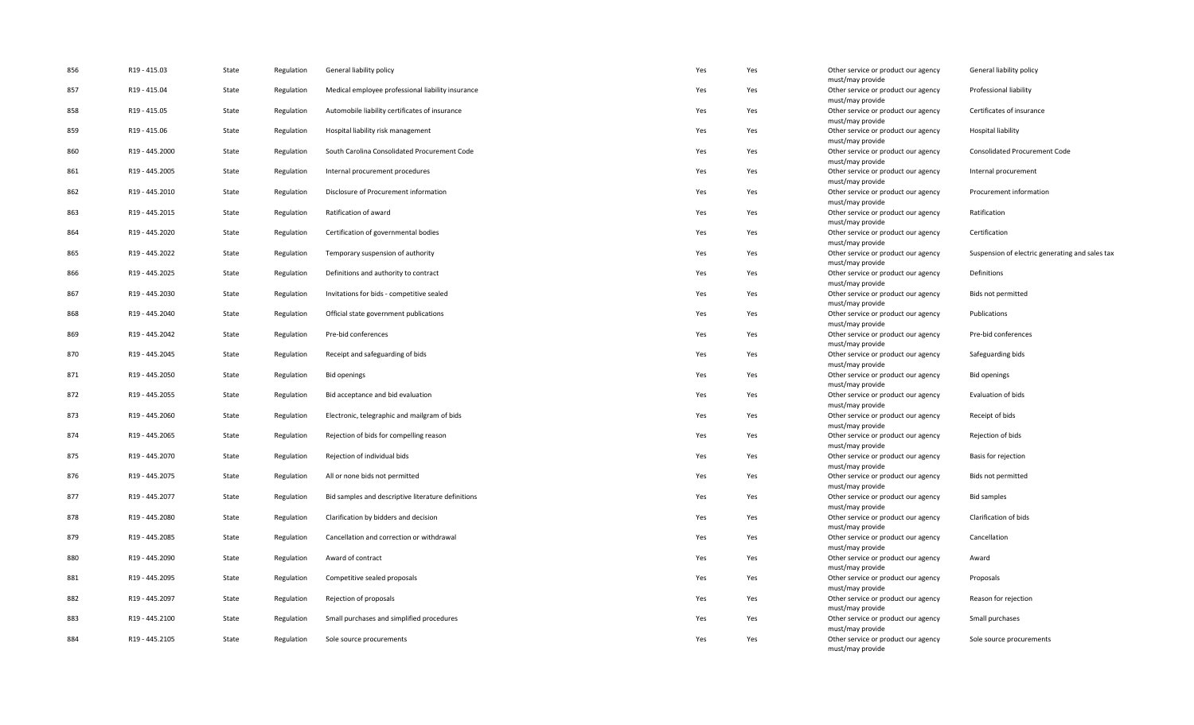| | | | | | | | | |
|---|---|---|---|---|---|---|---|---|
| 856 | R19 - 415.03 | State | Regulation | General liability policy | Yes | Yes | Other service or product our agency must/may provide | General liability policy |
| 857 | R19 - 415.04 | State | Regulation | Medical employee professional liability insurance | Yes | Yes | Other service or product our agency must/may provide | Professional liability |
| 858 | R19 - 415.05 | State | Regulation | Automobile liability certificates of insurance | Yes | Yes | Other service or product our agency must/may provide | Certificates of insurance |
| 859 | R19 - 415.06 | State | Regulation | Hospital liability risk management | Yes | Yes | Other service or product our agency must/may provide | Hospital liability |
| 860 | R19 - 445.2000 | State | Regulation | South Carolina Consolidated Procurement Code | Yes | Yes | Other service or product our agency must/may provide | Consolidated Procurement Code |
| 861 | R19 - 445.2005 | State | Regulation | Internal procurement procedures | Yes | Yes | Other service or product our agency must/may provide | Internal procurement |
| 862 | R19 - 445.2010 | State | Regulation | Disclosure of Procurement information | Yes | Yes | Other service or product our agency must/may provide | Procurement information |
| 863 | R19 - 445.2015 | State | Regulation | Ratification of award | Yes | Yes | Other service or product our agency must/may provide | Ratification |
| 864 | R19 - 445.2020 | State | Regulation | Certification of governmental bodies | Yes | Yes | Other service or product our agency must/may provide | Certification |
| 865 | R19 - 445.2022 | State | Regulation | Temporary suspension of authority | Yes | Yes | Other service or product our agency must/may provide | Suspension of electric generating and sales tax |
| 866 | R19 - 445.2025 | State | Regulation | Definitions and authority to contract | Yes | Yes | Other service or product our agency must/may provide | Definitions |
| 867 | R19 - 445.2030 | State | Regulation | Invitations for bids - competitive sealed | Yes | Yes | Other service or product our agency must/may provide | Bids not permitted |
| 868 | R19 - 445.2040 | State | Regulation | Official state government publications | Yes | Yes | Other service or product our agency must/may provide | Publications |
| 869 | R19 - 445.2042 | State | Regulation | Pre-bid conferences | Yes | Yes | Other service or product our agency must/may provide | Pre-bid conferences |
| 870 | R19 - 445.2045 | State | Regulation | Receipt and safeguarding of bids | Yes | Yes | Other service or product our agency must/may provide | Safeguarding bids |
| 871 | R19 - 445.2050 | State | Regulation | Bid openings | Yes | Yes | Other service or product our agency must/may provide | Bid openings |
| 872 | R19 - 445.2055 | State | Regulation | Bid acceptance and bid evaluation | Yes | Yes | Other service or product our agency must/may provide | Evaluation of bids |
| 873 | R19 - 445.2060 | State | Regulation | Electronic, telegraphic and mailgram of bids | Yes | Yes | Other service or product our agency must/may provide | Receipt of bids |
| 874 | R19 - 445.2065 | State | Regulation | Rejection of bids for compelling reason | Yes | Yes | Other service or product our agency must/may provide | Rejection of bids |
| 875 | R19 - 445.2070 | State | Regulation | Rejection of individual bids | Yes | Yes | Other service or product our agency must/may provide | Basis for rejection |
| 876 | R19 - 445.2075 | State | Regulation | All or none bids not permitted | Yes | Yes | Other service or product our agency must/may provide | Bids not permitted |
| 877 | R19 - 445.2077 | State | Regulation | Bid samples and descriptive literature definitions | Yes | Yes | Other service or product our agency must/may provide | Bid samples |
| 878 | R19 - 445.2080 | State | Regulation | Clarification by bidders and decision | Yes | Yes | Other service or product our agency must/may provide | Clarification of bids |
| 879 | R19 - 445.2085 | State | Regulation | Cancellation and correction or withdrawal | Yes | Yes | Other service or product our agency must/may provide | Cancellation |
| 880 | R19 - 445.2090 | State | Regulation | Award of contract | Yes | Yes | Other service or product our agency must/may provide | Award |
| 881 | R19 - 445.2095 | State | Regulation | Competitive sealed proposals | Yes | Yes | Other service or product our agency must/may provide | Proposals |
| 882 | R19 - 445.2097 | State | Regulation | Rejection of proposals | Yes | Yes | Other service or product our agency must/may provide | Reason for rejection |
| 883 | R19 - 445.2100 | State | Regulation | Small purchases and simplified procedures | Yes | Yes | Other service or product our agency must/may provide | Small purchases |
| 884 | R19 - 445.2105 | State | Regulation | Sole source procurements | Yes | Yes | Other service or product our agency must/may provide | Sole source procurements |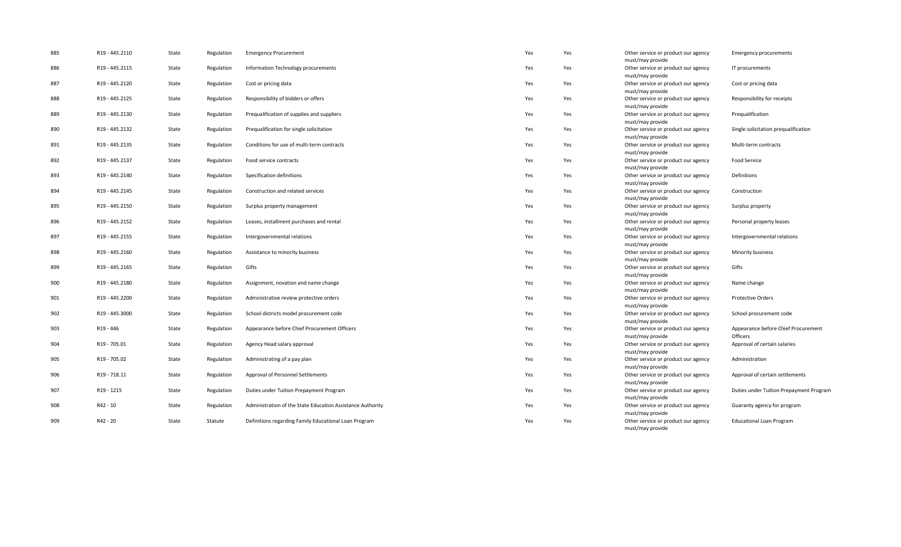| | | | | | | | | |
|---|---|---|---|---|---|---|---|---|
| 885 | R19 - 445.2110 | State | Regulation | Emergency Procurement | Yes | Yes | Other service or product our agency must/may provide | Emergency procurements |
| 886 | R19 - 445.2115 | State | Regulation | Information Technology procurements | Yes | Yes | Other service or product our agency must/may provide | IT procurements |
| 887 | R19 - 445.2120 | State | Regulation | Cost or pricing data | Yes | Yes | Other service or product our agency must/may provide | Cost or pricing data |
| 888 | R19 - 445.2125 | State | Regulation | Responsibility of bidders or offers | Yes | Yes | Other service or product our agency must/may provide | Responsibility for receipts |
| 889 | R19 - 445.2130 | State | Regulation | Prequalification of supplies and suppliers | Yes | Yes | Other service or product our agency must/may provide | Prequalification |
| 890 | R19 - 445.2132 | State | Regulation | Prequalification for single solicitation | Yes | Yes | Other service or product our agency must/may provide | Single solicitation prequalification |
| 891 | R19 - 445.2135 | State | Regulation | Conditions for use of multi-term contracts | Yes | Yes | Other service or product our agency must/may provide | Multi-term contracts |
| 892 | R19 - 445.2137 | State | Regulation | Food service contracts | Yes | Yes | Other service or product our agency must/may provide | Food Service |
| 893 | R19 - 445.2140 | State | Regulation | Specification definitions | Yes | Yes | Other service or product our agency must/may provide | Definitions |
| 894 | R19 - 445.2145 | State | Regulation | Construction and related services | Yes | Yes | Other service or product our agency must/may provide | Construction |
| 895 | R19 - 445.2150 | State | Regulation | Surplus property management | Yes | Yes | Other service or product our agency must/may provide | Surplus property |
| 896 | R19 - 445.2152 | State | Regulation | Leases, installment purchases and rental | Yes | Yes | Other service or product our agency must/may provide | Personal property leases |
| 897 | R19 - 445.2155 | State | Regulation | Intergovernmental relations | Yes | Yes | Other service or product our agency must/may provide | Intergovernmental relations |
| 898 | R19 - 445.2160 | State | Regulation | Assistance to minority business | Yes | Yes | Other service or product our agency must/may provide | Minority business |
| 899 | R19 - 445.2165 | State | Regulation | Gifts | Yes | Yes | Other service or product our agency must/may provide | Gifts |
| 900 | R19 - 445.2180 | State | Regulation | Assignment, novation and name change | Yes | Yes | Other service or product our agency must/may provide | Name change |
| 901 | R19 - 445.2200 | State | Regulation | Administrative review protective orders | Yes | Yes | Other service or product our agency must/may provide | Protective Orders |
| 902 | R19 - 445.3000 | State | Regulation | School districts model procurement code | Yes | Yes | Other service or product our agency must/may provide | School procurement code |
| 903 | R19 - 446 | State | Regulation | Appearance before Chief Procurement Officers | Yes | Yes | Other service or product our agency must/may provide | Appearance before Chief Procurement Officers |
| 904 | R19 - 705.01 | State | Regulation | Agency Head salary approval | Yes | Yes | Other service or product our agency must/may provide | Approval of certain salaries |
| 905 | R19 - 705.02 | State | Regulation | Administrating of a pay plan | Yes | Yes | Other service or product our agency must/may provide | Administration |
| 906 | R19 - 718.11 | State | Regulation | Approval of Personnel Settlements | Yes | Yes | Other service or product our agency must/may provide | Approval of certain settlements |
| 907 | R19 - 1215 | State | Regulation | Duties under Tuition Prepayment Program | Yes | Yes | Other service or product our agency must/may provide | Duties under Tuition Prepayment Program |
| 908 | R42 - 10 | State | Regulation | Administration of the State Education Assistance Authority | Yes | Yes | Other service or product our agency must/may provide | Guaranty agency for program |
| 909 | R42 - 20 | State | Statute | Definitions regarding Family Educational Loan Program | Yes | Yes | Other service or product our agency must/may provide | Educational Loan Program |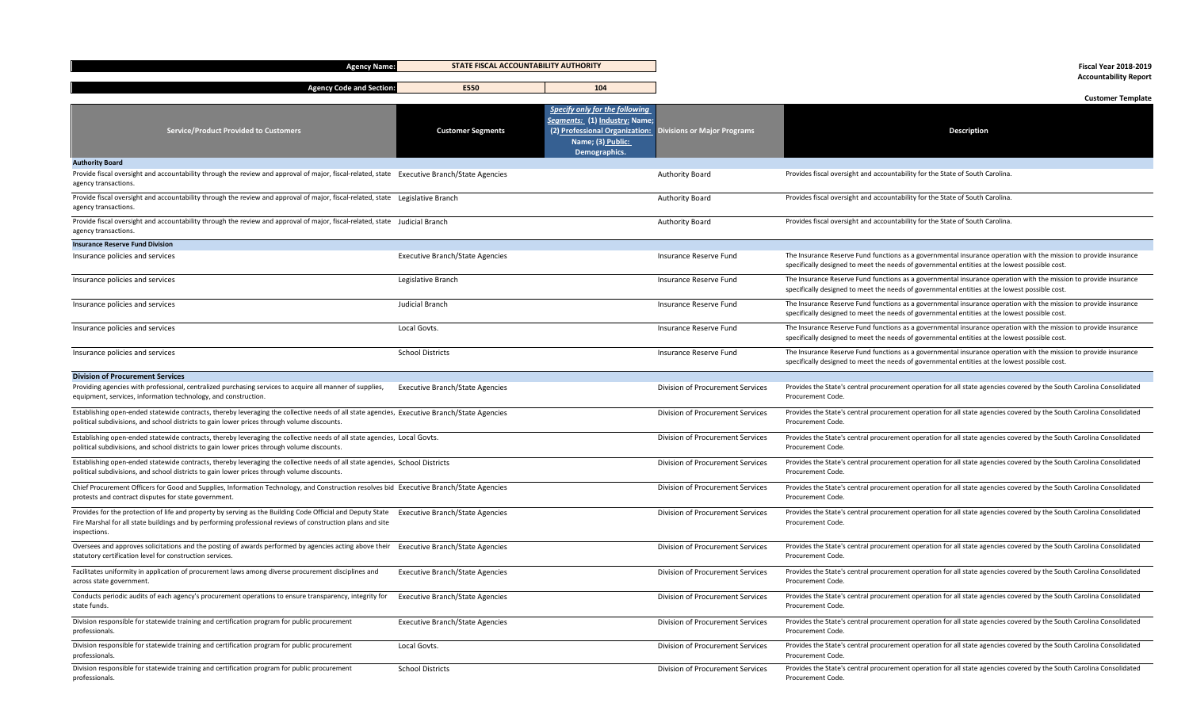| Agency Name: | STATE FISCAL ACCOUNTABILITY AUTHORITY | | | Fiscal Year 2018-2019 Accountability Report |
|---|---|---|---|---|
| Agency Code and Section: | E550 | 104 | | |

**Customer Template**

| Service/Product Provided to Customers | Customer Segments | *Specify only for the following Segments:* (1) Industry: Name; (2) Professional Organization: Name; (3) Public: Demographics. | Divisions or Major Programs | Description |
|---|---|---|---|---|
| **Authority Board** | | | | |
| Provide fiscal oversight and accountability through the review and approval of major, fiscal-related, state agency transactions. | Executive Branch/State Agencies | | Authority Board | Provides fiscal oversight and accountability for the State of South Carolina. |
| Provide fiscal oversight and accountability through the review and approval of major, fiscal-related, state agency transactions. | Legislative Branch | | Authority Board | Provides fiscal oversight and accountability for the State of South Carolina. |
| Provide fiscal oversight and accountability through the review and approval of major, fiscal-related, state agency transactions. | Judicial Branch | | Authority Board | Provides fiscal oversight and accountability for the State of South Carolina. |
| **Insurance Reserve Fund Division** | | | | |
| Insurance policies and services | Executive Branch/State Agencies | | Insurance Reserve Fund | The Insurance Reserve Fund functions as a governmental insurance operation with the mission to provide insurance specifically designed to meet the needs of governmental entities at the lowest possible cost. |
| Insurance policies and services | Legislative Branch | | Insurance Reserve Fund | The Insurance Reserve Fund functions as a governmental insurance operation with the mission to provide insurance specifically designed to meet the needs of governmental entities at the lowest possible cost. |
| Insurance policies and services | Judicial Branch | | Insurance Reserve Fund | The Insurance Reserve Fund functions as a governmental insurance operation with the mission to provide insurance specifically designed to meet the needs of governmental entities at the lowest possible cost. |
| Insurance policies and services | Local Govts. | | Insurance Reserve Fund | The Insurance Reserve Fund functions as a governmental insurance operation with the mission to provide insurance specifically designed to meet the needs of governmental entities at the lowest possible cost. |
| Insurance policies and services | School Districts | | Insurance Reserve Fund | The Insurance Reserve Fund functions as a governmental insurance operation with the mission to provide insurance specifically designed to meet the needs of governmental entities at the lowest possible cost. |
| **Division of Procurement Services** | | | | |
| Providing agencies with professional, centralized purchasing services to acquire all manner of supplies, equipment, services, information technology, and construction. | Executive Branch/State Agencies | | Division of Procurement Services | Provides the State's central procurement operation for all state agencies covered by the South Carolina Consolidated Procurement Code. |
| Establishing open-ended statewide contracts, thereby leveraging the collective needs of all state agencies, political subdivisions, and school districts to gain lower prices through volume discounts. | Executive Branch/State Agencies | | Division of Procurement Services | Provides the State's central procurement operation for all state agencies covered by the South Carolina Consolidated Procurement Code. |
| Establishing open-ended statewide contracts, thereby leveraging the collective needs of all state agencies, political subdivisions, and school districts to gain lower prices through volume discounts. | Local Govts. | | Division of Procurement Services | Provides the State's central procurement operation for all state agencies covered by the South Carolina Consolidated Procurement Code. |
| Establishing open-ended statewide contracts, thereby leveraging the collective needs of all state agencies, political subdivisions, and school districts to gain lower prices through volume discounts. | School Districts | | Division of Procurement Services | Provides the State's central procurement operation for all state agencies covered by the South Carolina Consolidated Procurement Code. |
| Chief Procurement Officers for Good and Supplies, Information Technology, and Construction resolves bid protests and contract disputes for state government. | Executive Branch/State Agencies | | Division of Procurement Services | Provides the State's central procurement operation for all state agencies covered by the South Carolina Consolidated Procurement Code. |
| Provides for the protection of life and property by serving as the Building Code Official and Deputy State Fire Marshal for all state buildings and by performing professional reviews of construction plans and site inspections. | Executive Branch/State Agencies | | Division of Procurement Services | Provides the State's central procurement operation for all state agencies covered by the South Carolina Consolidated Procurement Code. |
| Oversees and approves solicitations and the posting of awards performed by agencies acting above their statutory certification level for construction services. | Executive Branch/State Agencies | | Division of Procurement Services | Provides the State's central procurement operation for all state agencies covered by the South Carolina Consolidated Procurement Code. |
| Facilitates uniformity in application of procurement laws among diverse procurement disciplines and across state government. | Executive Branch/State Agencies | | Division of Procurement Services | Provides the State's central procurement operation for all state agencies covered by the South Carolina Consolidated Procurement Code. |
| Conducts periodic audits of each agency's procurement operations to ensure transparency, integrity for state funds. | Executive Branch/State Agencies | | Division of Procurement Services | Provides the State's central procurement operation for all state agencies covered by the South Carolina Consolidated Procurement Code. |
| Division responsible for statewide training and certification program for public procurement professionals. | Executive Branch/State Agencies | | Division of Procurement Services | Provides the State's central procurement operation for all state agencies covered by the South Carolina Consolidated Procurement Code. |
| Division responsible for statewide training and certification program for public procurement professionals. | Local Govts. | | Division of Procurement Services | Provides the State's central procurement operation for all state agencies covered by the South Carolina Consolidated Procurement Code. |
| Division responsible for statewide training and certification program for public procurement professionals. | School Districts | | Division of Procurement Services | Provides the State's central procurement operation for all state agencies covered by the South Carolina Consolidated Procurement Code. |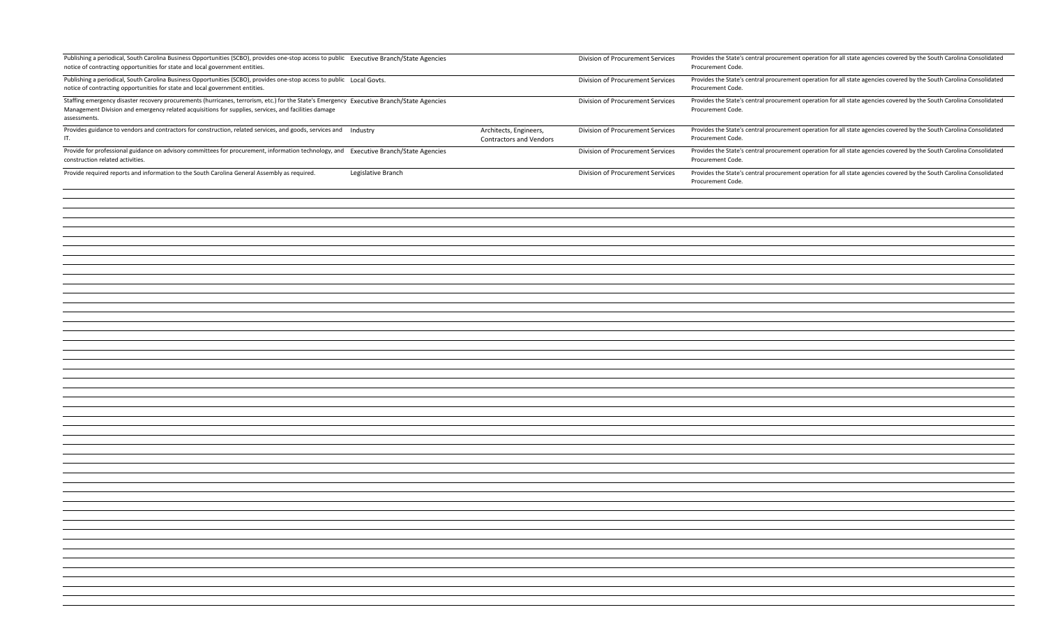| | | | | |
|---|---|---|---|---|
| Publishing a periodical, South Carolina Business Opportunities (SCBO), provides one-stop access to public notice of contracting opportunities for state and local government entities. | Executive Branch/State Agencies | | Division of Procurement Services | Provides the State's central procurement operation for all state agencies covered by the South Carolina Consolidated Procurement Code. |
| Publishing a periodical, South Carolina Business Opportunities (SCBO), provides one-stop access to public notice of contracting opportunities for state and local government entities. | Local Govts. | | Division of Procurement Services | Provides the State's central procurement operation for all state agencies covered by the South Carolina Consolidated Procurement Code. |
| Staffing emergency disaster recovery procurements (hurricanes, terrorism, etc.) for the State's Emergency Management Division and emergency related acquisitions for supplies, services, and facilities damage assessments. | Executive Branch/State Agencies | | Division of Procurement Services | Provides the State's central procurement operation for all state agencies covered by the South Carolina Consolidated Procurement Code. |
| Provides guidance to vendors and contractors for construction, related services, and goods, services and IT. | Industry | Architects, Engineers, Contractors and Vendors | Division of Procurement Services | Provides the State's central procurement operation for all state agencies covered by the South Carolina Consolidated Procurement Code. |
| Provide for professional guidance on advisory committees for procurement, information technology, and construction related activities. | Executive Branch/State Agencies | | Division of Procurement Services | Provides the State's central procurement operation for all state agencies covered by the South Carolina Consolidated Procurement Code. |
| Provide required reports and information to the South Carolina General Assembly as required. | Legislative Branch | | Division of Procurement Services | Provides the State's central procurement operation for all state agencies covered by the South Carolina Consolidated Procurement Code. |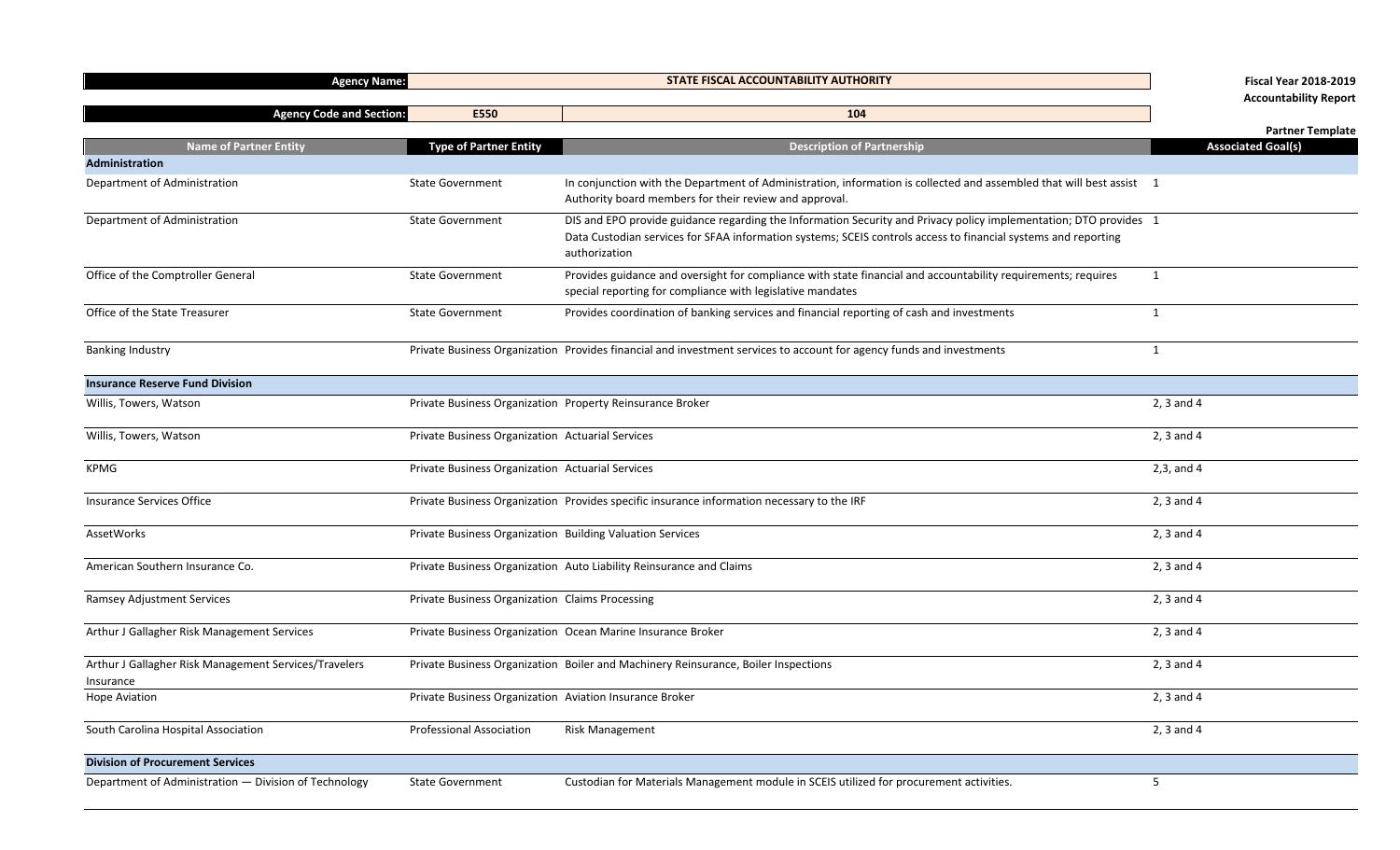| Agency Name: | STATE FISCAL ACCOUNTABILITY AUTHORITY | | Fiscal Year 2018-2019 Accountability Report |
|---|---|---|---|
| Agency Code and Section: | E550 | 104 | Partner Template |

| Name of Partner Entity | Type of Partner Entity | Description of Partnership | Associated Goal(s) |
|---|---|---|---|
| **Administration** | | | |
| Department of Administration | State Government | In conjunction with the Department of Administration, information is collected and assembled that will best assist Authority board members for their review and approval. | 1 |
| Department of Administration | State Government | DIS and EPO provide guidance regarding the Information Security and Privacy policy implementation; DTO provides Data Custodian services for SFAA information systems; SCEIS controls access to financial systems and reporting authorization | 1 |
| Office of the Comptroller General | State Government | Provides guidance and oversight for compliance with state financial and accountability requirements; requires special reporting for compliance with legislative mandates | 1 |
| Office of the State Treasurer | State Government | Provides coordination of banking services and financial reporting of cash and investments | 1 |
| Banking Industry | Private Business Organization | Provides financial and investment services to account for agency funds and investments | 1 |
| **Insurance Reserve Fund Division** | | | |
| Willis, Towers, Watson | Private Business Organization | Property Reinsurance Broker | 2, 3 and 4 |
| Willis, Towers, Watson | Private Business Organization | Actuarial Services | 2, 3 and 4 |
| KPMG | Private Business Organization | Actuarial Services | 2,3, and 4 |
| Insurance Services Office | Private Business Organization | Provides specific insurance information necessary to the IRF | 2, 3 and 4 |
| AssetWorks | Private Business Organization | Building Valuation Services | 2, 3 and 4 |
| American Southern Insurance Co. | Private Business Organization | Auto Liability Reinsurance and Claims | 2, 3 and 4 |
| Ramsey Adjustment Services | Private Business Organization | Claims Processing | 2, 3 and 4 |
| Arthur J Gallagher Risk Management Services | Private Business Organization | Ocean Marine Insurance Broker | 2, 3 and 4 |
| Arthur J Gallagher Risk Management Services/Travelers Insurance | Private Business Organization | Boiler and Machinery Reinsurance, Boiler Inspections | 2, 3 and 4 |
| Hope Aviation | Private Business Organization | Aviation Insurance Broker | 2, 3 and 4 |
| South Carolina Hospital Association | Professional Association | Risk Management | 2, 3 and 4 |
| **Division of Procurement Services** | | | |
| Department of Administration — Division of Technology | State Government | Custodian for Materials Management module in SCEIS utilized for procurement activities. | 5 |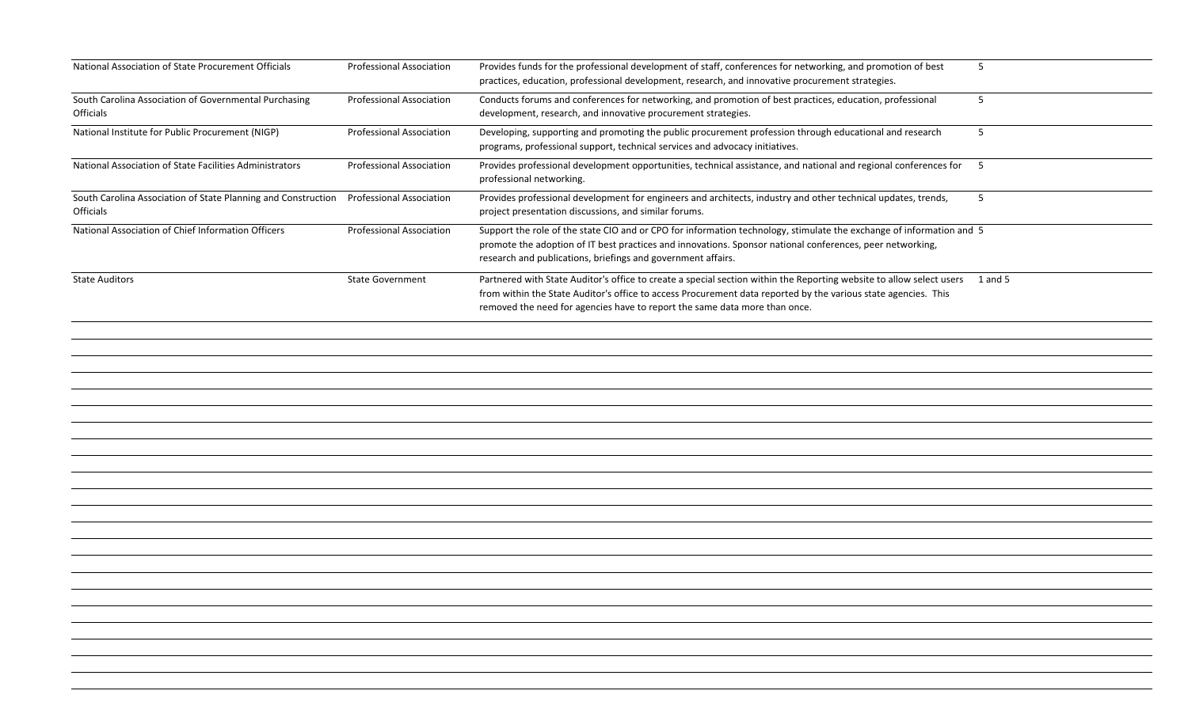| | | | |
|---|---|---|---|
| National Association of State Procurement Officials | Professional Association | Provides funds for the professional development of staff, conferences for networking, and promotion of best practices, education, professional development, research, and innovative procurement strategies. | 5 |
| South Carolina Association of Governmental Purchasing Officials | Professional Association | Conducts forums and conferences for networking, and promotion of best practices, education, professional development, research, and innovative procurement strategies. | 5 |
| National Institute for Public Procurement (NIGP) | Professional Association | Developing, supporting and promoting the public procurement profession through educational and research programs, professional support, technical services and advocacy initiatives. | 5 |
| National Association of State Facilities Administrators | Professional Association | Provides professional development opportunities, technical assistance, and national and regional conferences for professional networking. | 5 |
| South Carolina Association of State Planning and Construction Officials | Professional Association | Provides professional development for engineers and architects, industry and other technical updates, trends, project presentation discussions, and similar forums. | 5 |
| National Association of Chief Information Officers | Professional Association | Support the role of the state CIO and or CPO for information technology, stimulate the exchange of information and promote the adoption of IT best practices and innovations. Sponsor national conferences, peer networking, research and publications, briefings and government affairs. | 5 |
| State Auditors | State Government | Partnered with State Auditor's office to create a special section within the Reporting website to allow select users from within the State Auditor's office to access Procurement data reported by the various state agencies. This removed the need for agencies have to report the same data more than once. | 1 and 5 |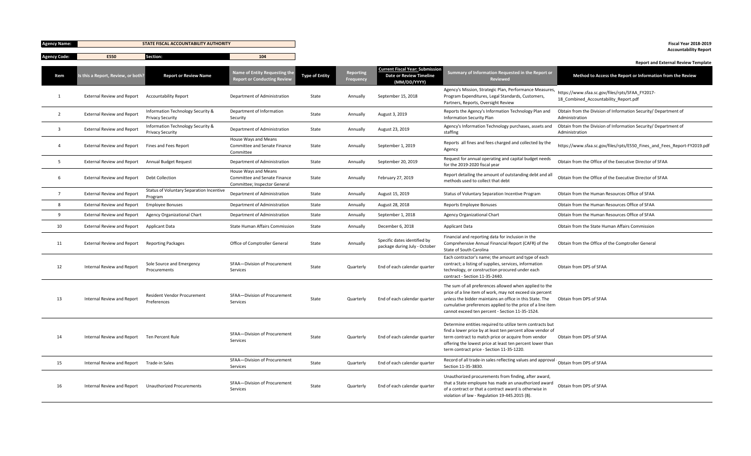**Agency Name:** STATE FISCAL ACCOUNTABILITY AUTHORITY

**Agency Code:** E550 **Section:** 104

**Fiscal Year 2018-2019**
**Accountability Report**

**Report and External Review Template**

| Item | Is this a Report, Review, or both? | Report or Review Name | Name of Entity Requesting the Report or Conducting Review | Type of Entity | Reporting Frequency | Current Fiscal Year: Submission Date or Review Timeline (MM/DD/YYYY) | Summary of Information Requested in the Report or Reviewed | Method to Access the Report or Information from the Review |
|---|---|---|---|---|---|---|---|---|
| 1 | External Review and Report | Accountability Report | Department of Administration | State | Annually | September 15, 2018 | Agency's Mission, Strategic Plan, Performance Measures, Program Expenditures, Legal Standards, Customers, Partners, Reports, Oversight Review | https://www.sfaa.sc.gov/files/rpts/SFAA_FY2017-18_Combined_Accountability_Report.pdf |
| 2 | External Review and Report | Information Technology Security & Privacy Security | Department of Information Security | State | Annually | August 3, 2019 | Reports the Agency's Information Technology Plan and Information Security Plan | Obtain from the Division of Information Security/ Department of Administration |
| 3 | External Review and Report | Information Technology Security & Privacy Security | Department of Administration | State | Annually | August 23, 2019 | Agency's Information Technology purchases, assets and staffing | Obtain from the Division of Information Security/ Department of Administration |
| 4 | External Review and Report | Fines and Fees Report | House Ways and Means Committee and Senate Finance Committee | State | Annually | September 1, 2019 | Reports all fines and fees charged and collected by the Agency | https://www.sfaa.sc.gov/files/rpts/E550_Fines_and_Fees_Report-FY2019.pdf |
| 5 | External Review and Report | Annual Budget Request | Department of Administration | State | Annually | September 20, 2019 | Request for annual operating and capital budget needs for the 2019-2020 fiscal year | Obtain from the Office of the Executive Director of SFAA |
| 6 | External Review and Report | Debt Collection | House Ways and Means Committee and Senate Finance Committee; Inspector General | State | Annually | February 27, 2019 | Report detailing the amount of outstanding debt and all methods used to collect that debt | Obtain from the Office of the Executive Director of SFAA |
| 7 | External Review and Report | Status of Voluntary Separation Incentive Program | Department of Administration | State | Annually | August 15, 2019 | Status of Voluntary Separation Incentive Program | Obtain from the Human Resources Office of SFAA |
| 8 | External Review and Report | Employee Bonuses | Department of Administration | State | Annually | August 28, 2018 | Reports Employee Bonuses | Obtain from the Human Resources Office of SFAA |
| 9 | External Review and Report | Agency Organizational Chart | Department of Administration | State | Annually | September 1, 2018 | Agency Organizational Chart | Obtain from the Human Resources Office of SFAA |
| 10 | External Review and Report | Applicant Data | State Human Affairs Commission | State | Annually | December 6, 2018 | Applicant Data | Obtain from the State Human Affairs Commission |
| 11 | External Review and Report | Reporting Packages | Office of Comptroller General | State | Annually | Specific dates identified by package during July - October | Financial and reporting data for inclusion in the Comprehensive Annual Financial Report (CAFR) of the State of South Carolina | Obtain from the Office of the Comptroller General |
| 12 | Internal Review and Report | Sole Source and Emergency Procurements | SFAA—Division of Procurement Services | State | Quarterly | End of each calendar quarter | Each contractor's name; the amount and type of each contract; a listing of supplies, services, information technology, or construction procured under each contract - Section 11-35-2440. | Obtain from DPS of SFAA |
| 13 | Internal Review and Report | Resident Vendor Procurement Preferences | SFAA—Division of Procurement Services | State | Quarterly | End of each calendar quarter | The sum of all preferences allowed when applied to the price of a line item of work, may not exceed six percent unless the bidder maintains an office in this State. The cumulative preferences applied to the price of a line item cannot exceed ten percent - Section 11-35-1524. | Obtain from DPS of SFAA |
| 14 | Internal Review and Report | Ten Percent Rule | SFAA—Division of Procurement Services | State | Quarterly | End of each calendar quarter | Determine entities required to utilize term contracts but find a lower price by at least ten percent allow vendor of term contract to match price or acquire from vendor offering the lowest price at least ten percent lower than term contract price - Section 11-35-1220. | Obtain from DPS of SFAA |
| 15 | Internal Review and Report | Trade-in Sales | SFAA—Division of Procurement Services | State | Quarterly | End of each calendar quarter | Record of all trade-in sales reflecting values and approval - Section 11-35-3830. | Obtain from DPS of SFAA |
| 16 | Internal Review and Report | Unauthorized Procurements | SFAA—Division of Procurement Services | State | Quarterly | End of each calendar quarter | Unauthorized procurements from finding, after award, that a State employee has made an unauthorized award of a contract or that a contract award is otherwise in violation of law - Regulation 19-445.2015 (B). | Obtain from DPS of SFAA |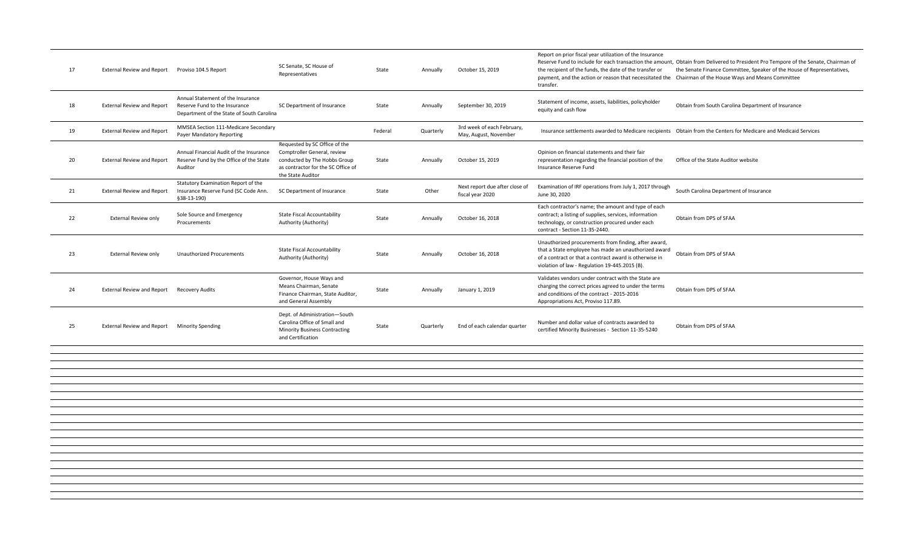| 17 | External Review and Report | Proviso 104.5 Report | SC Senate, SC House of Representatives | State | Annually | October 15, 2019 | Report on prior fiscal year utilization of the Insurance Reserve Fund to include for each transaction the amount, the recipient of the funds, the date of the transfer or payment, and the action or reason that necessitated the transfer. | Obtain from Delivered to President Pro Tempore of the Senate, Chairman of the Senate Finance Committee, Speaker of the House of Representatives, Chairman of the House Ways and Means Committee |
|---|---|---|---|---|---|---|---|---|
| 18 | External Review and Report | Annual Statement of the Insurance Reserve Fund to the Insurance Department of the State of South Carolina | SC Department of Insurance | State | Annually | September 30, 2019 | Statement of income, assets, liabilities, policyholder equity and cash flow | Obtain from South Carolina Department of Insurance |
| 19 | External Review and Report | MMSEA Section 111-Medicare Secondary Payer Mandatory Reporting | | Federal | Quarterly | 3rd week of each February, May, August, November | Insurance settlements awarded to Medicare recipients | Obtain from the Centers for Medicare and Medicaid Services |
| 20 | External Review and Report | Annual Financial Audit of the Insurance Reserve Fund by the Office of the State Auditor | Requested by SC Office of the Comptroller General, review conducted by The Hobbs Group as contractor for the SC Office of the State Auditor | State | Annually | October 15, 2019 | Opinion on financial statements and their fair representation regarding the financial position of the Insurance Reserve Fund | Office of the State Auditor website |
| 21 | External Review and Report | Statutory Examination Report of the Insurance Reserve Fund (SC Code Ann. §38-13-190) | SC Department of Insurance | State | Other | Next report due after close of fiscal year 2020 | Examination of IRF operations from July 1, 2017 through June 30, 2020 | South Carolina Department of Insurance |
| 22 | External Review only | Sole Source and Emergency Procurements | State Fiscal Accountability Authority (Authority) | State | Annually | October 16, 2018 | Each contractor's name; the amount and type of each contract; a listing of supplies, services, information technology, or construction procured under each contract - Section 11-35-2440. | Obtain from DPS of SFAA |
| 23 | External Review only | Unauthorized Procurements | State Fiscal Accountability Authority (Authority) | State | Annually | October 16, 2018 | Unauthorized procurements from finding, after award, that a State employee has made an unauthorized award of a contract or that a contract award is otherwise in violation of law - Regulation 19-445.2015 (B). | Obtain from DPS of SFAA |
| 24 | External Review and Report | Recovery Audits | Governor, House Ways and Means Chairman, Senate Finance Chairman, State Auditor, and General Assembly | State | Annually | January 1, 2019 | Validates vendors under contract with the State are charging the correct prices agreed to under the terms and conditions of the contract - 2015-2016 Appropriations Act, Proviso 117.89. | Obtain from DPS of SFAA |
| 25 | External Review and Report | Minority Spending | Dept. of Administration—South Carolina Office of Small and Minority Business Contracting and Certification | State | Quarterly | End of each calendar quarter | Number and dollar value of contracts awarded to certified Minority Businesses - Section 11-35-5240 | Obtain from DPS of SFAA |